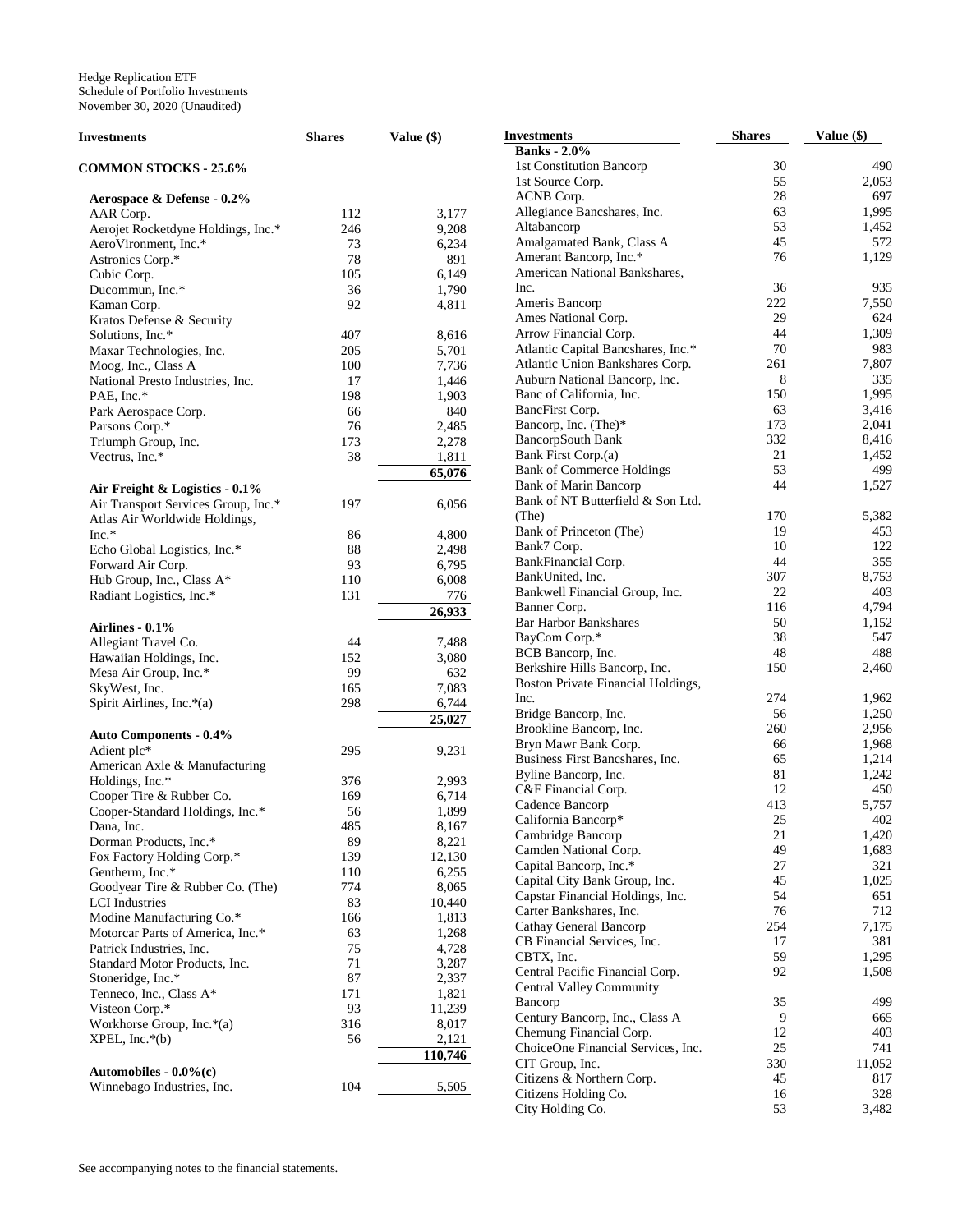Hedge Replication ETF
Schedule of Portfolio Investments
November 30, 2020 (Unaudited)

| Investments | Shares | Value ($) |
|---|---|---|
| **COMMON STOCKS - 25.6%** | | |
| **Aerospace & Defense - 0.2%** | | |
| AAR Corp. | 112 | 3,177 |
| Aerojet Rocketdyne Holdings, Inc.* | 246 | 9,208 |
| AeroVironment, Inc.* | 73 | 6,234 |
| Astronics Corp.* | 78 | 891 |
| Cubic Corp. | 105 | 6,149 |
| Ducommun, Inc.* | 36 | 1,790 |
| Kaman Corp. | 92 | 4,811 |
| Kratos Defense & Security Solutions, Inc.* | 407 | 8,616 |
| Maxar Technologies, Inc. | 205 | 5,701 |
| Moog, Inc., Class A | 100 | 7,736 |
| National Presto Industries, Inc. | 17 | 1,446 |
| PAE, Inc.* | 198 | 1,903 |
| Park Aerospace Corp. | 66 | 840 |
| Parsons Corp.* | 76 | 2,485 |
| Triumph Group, Inc. | 173 | 2,278 |
| Vectrus, Inc.* | 38 | 1,811 |
| | | **65,076** |
| **Air Freight & Logistics - 0.1%** | | |
| Air Transport Services Group, Inc.* | 197 | 6,056 |
| Atlas Air Worldwide Holdings, Inc.* | 86 | 4,800 |
| Echo Global Logistics, Inc.* | 88 | 2,498 |
| Forward Air Corp. | 93 | 6,795 |
| Hub Group, Inc., Class A* | 110 | 6,008 |
| Radiant Logistics, Inc.* | 131 | 776 |
| | | **26,933** |
| **Airlines - 0.1%** | | |
| Allegiant Travel Co. | 44 | 7,488 |
| Hawaiian Holdings, Inc. | 152 | 3,080 |
| Mesa Air Group, Inc.* | 99 | 632 |
| SkyWest, Inc. | 165 | 7,083 |
| Spirit Airlines, Inc.*(a) | 298 | 6,744 |
| | | **25,027** |
| **Auto Components - 0.4%** | | |
| Adient plc* | 295 | 9,231 |
| American Axle & Manufacturing Holdings, Inc.* | 376 | 2,993 |
| Cooper Tire & Rubber Co. | 169 | 6,714 |
| Cooper-Standard Holdings, Inc.* | 56 | 1,899 |
| Dana, Inc. | 485 | 8,167 |
| Dorman Products, Inc.* | 89 | 8,221 |
| Fox Factory Holding Corp.* | 139 | 12,130 |
| Gentherm, Inc.* | 110 | 6,255 |
| Goodyear Tire & Rubber Co. (The) | 774 | 8,065 |
| LCI Industries | 83 | 10,440 |
| Modine Manufacturing Co.* | 166 | 1,813 |
| Motorcar Parts of America, Inc.* | 63 | 1,268 |
| Patrick Industries, Inc. | 75 | 4,728 |
| Standard Motor Products, Inc. | 71 | 3,287 |
| Stoneridge, Inc.* | 87 | 2,337 |
| Tenneco, Inc., Class A* | 171 | 1,821 |
| Visteon Corp.* | 93 | 11,239 |
| Workhorse Group, Inc.*(a) | 316 | 8,017 |
| XPEL, Inc.*(b) | 56 | 2,121 |
| | | **110,746** |
| **Automobiles - 0.0%(c)** | | |
| Winnebago Industries, Inc. | 104 | 5,505 |
| **Banks - 2.0%** | | |
| 1st Constitution Bancorp | 30 | 490 |
| 1st Source Corp. | 55 | 2,053 |
| ACNB Corp. | 28 | 697 |
| Allegiance Bancshares, Inc. | 63 | 1,995 |
| Altabancorp | 53 | 1,452 |
| Amalgamated Bank, Class A | 45 | 572 |
| Amerant Bancorp, Inc.* | 76 | 1,129 |
| American National Bankshares, Inc. | 36 | 935 |
| Ameris Bancorp | 222 | 7,550 |
| Ames National Corp. | 29 | 624 |
| Arrow Financial Corp. | 44 | 1,309 |
| Atlantic Capital Bancshares, Inc.* | 70 | 983 |
| Atlantic Union Bankshares Corp. | 261 | 7,807 |
| Auburn National Bancorp, Inc. | 8 | 335 |
| Banc of California, Inc. | 150 | 1,995 |
| BancFirst Corp. | 63 | 3,416 |
| Bancorp, Inc. (The)* | 173 | 2,041 |
| BancorpSouth Bank | 332 | 8,416 |
| Bank First Corp.(a) | 21 | 1,452 |
| Bank of Commerce Holdings | 53 | 499 |
| Bank of Marin Bancorp | 44 | 1,527 |
| Bank of NT Butterfield & Son Ltd. (The) | 170 | 5,382 |
| Bank of Princeton (The) | 19 | 453 |
| Bank7 Corp. | 10 | 122 |
| BankFinancial Corp. | 44 | 355 |
| BankUnited, Inc. | 307 | 8,753 |
| Bankwell Financial Group, Inc. | 22 | 403 |
| Banner Corp. | 116 | 4,794 |
| Bar Harbor Bankshares | 50 | 1,152 |
| BayCom Corp.* | 38 | 547 |
| BCB Bancorp, Inc. | 48 | 488 |
| Berkshire Hills Bancorp, Inc. | 150 | 2,460 |
| Boston Private Financial Holdings, Inc. | 274 | 1,962 |
| Bridge Bancorp, Inc. | 56 | 1,250 |
| Brookline Bancorp, Inc. | 260 | 2,956 |
| Bryn Mawr Bank Corp. | 66 | 1,968 |
| Business First Bancshares, Inc. | 65 | 1,214 |
| Byline Bancorp, Inc. | 81 | 1,242 |
| C&F Financial Corp. | 12 | 450 |
| Cadence Bancorp | 413 | 5,757 |
| California Bancorp* | 25 | 402 |
| Cambridge Bancorp | 21 | 1,420 |
| Camden National Corp. | 49 | 1,683 |
| Capital Bancorp, Inc.* | 27 | 321 |
| Capital City Bank Group, Inc. | 45 | 1,025 |
| Capstar Financial Holdings, Inc. | 54 | 651 |
| Carter Bankshares, Inc. | 76 | 712 |
| Cathay General Bancorp | 254 | 7,175 |
| CB Financial Services, Inc. | 17 | 381 |
| CBTX, Inc. | 59 | 1,295 |
| Central Pacific Financial Corp. | 92 | 1,508 |
| Central Valley Community Bancorp | 35 | 499 |
| Century Bancorp, Inc., Class A | 9 | 665 |
| Chemung Financial Corp. | 12 | 403 |
| ChoiceOne Financial Services, Inc. | 25 | 741 |
| CIT Group, Inc. | 330 | 11,052 |
| Citizens & Northern Corp. | 45 | 817 |
| Citizens Holding Co. | 16 | 328 |
| City Holding Co. | 53 | 3,482 |

See accompanying notes to the financial statements.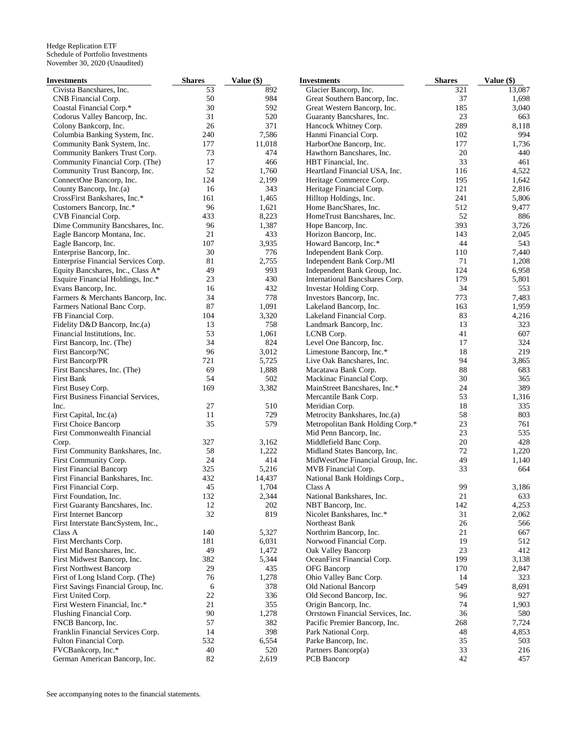Hedge Replication ETF
Schedule of Portfolio Investments
November 30, 2020 (Unaudited)

| Investments | Shares | Value ($) |
|---|---|---|
| Civista Bancshares, Inc. | 53 | 892 |
| CNB Financial Corp. | 50 | 984 |
| Coastal Financial Corp.* | 30 | 592 |
| Codorus Valley Bancorp, Inc. | 31 | 520 |
| Colony Bankcorp, Inc. | 26 | 371 |
| Columbia Banking System, Inc. | 240 | 7,586 |
| Community Bank System, Inc. | 177 | 11,018 |
| Community Bankers Trust Corp. | 73 | 474 |
| Community Financial Corp. (The) | 17 | 466 |
| Community Trust Bancorp, Inc. | 52 | 1,760 |
| ConnectOne Bancorp, Inc. | 124 | 2,199 |
| County Bancorp, Inc.(a) | 16 | 343 |
| CrossFirst Bankshares, Inc.* | 161 | 1,465 |
| Customers Bancorp, Inc.* | 96 | 1,621 |
| CVB Financial Corp. | 433 | 8,223 |
| Dime Community Bancshares, Inc. | 96 | 1,387 |
| Eagle Bancorp Montana, Inc. | 21 | 433 |
| Eagle Bancorp, Inc. | 107 | 3,935 |
| Enterprise Bancorp, Inc. | 30 | 776 |
| Enterprise Financial Services Corp. | 81 | 2,755 |
| Equity Bancshares, Inc., Class A* | 49 | 993 |
| Esquire Financial Holdings, Inc.* | 23 | 430 |
| Evans Bancorp, Inc. | 16 | 432 |
| Farmers & Merchants Bancorp, Inc. | 34 | 778 |
| Farmers National Banc Corp. | 87 | 1,091 |
| FB Financial Corp. | 104 | 3,320 |
| Fidelity D&D Bancorp, Inc.(a) | 13 | 758 |
| Financial Institutions, Inc. | 53 | 1,061 |
| First Bancorp, Inc. (The) | 34 | 824 |
| First Bancorp/NC | 96 | 3,012 |
| First Bancorp/PR | 721 | 5,725 |
| First Bancshares, Inc. (The) | 69 | 1,888 |
| First Bank | 54 | 502 |
| First Busey Corp. | 169 | 3,382 |
| First Business Financial Services, Inc. | 27 | 510 |
| First Capital, Inc.(a) | 11 | 729 |
| First Choice Bancorp | 35 | 579 |
| First Commonwealth Financial Corp. | 327 | 3,162 |
| First Community Bankshares, Inc. | 58 | 1,222 |
| First Community Corp. | 24 | 414 |
| First Financial Bancorp | 325 | 5,216 |
| First Financial Bankshares, Inc. | 432 | 14,437 |
| First Financial Corp. | 45 | 1,704 |
| First Foundation, Inc. | 132 | 2,344 |
| First Guaranty Bancshares, Inc. | 12 | 202 |
| First Internet Bancorp | 32 | 819 |
| First Interstate BancSystem, Inc., Class A | 140 | 5,327 |
| First Merchants Corp. | 181 | 6,031 |
| First Mid Bancshares, Inc. | 49 | 1,472 |
| First Midwest Bancorp, Inc. | 382 | 5,344 |
| First Northwest Bancorp | 29 | 435 |
| First of Long Island Corp. (The) | 76 | 1,278 |
| First Savings Financial Group, Inc. | 6 | 378 |
| First United Corp. | 22 | 336 |
| First Western Financial, Inc.* | 21 | 355 |
| Flushing Financial Corp. | 90 | 1,278 |
| FNCB Bancorp, Inc. | 57 | 382 |
| Franklin Financial Services Corp. | 14 | 398 |
| Fulton Financial Corp. | 532 | 6,554 |
| FVCBankcorp, Inc.* | 40 | 520 |
| German American Bancorp, Inc. | 82 | 2,619 |
| Glacier Bancorp, Inc. | 321 | 13,087 |
| Great Southern Bancorp, Inc. | 37 | 1,698 |
| Great Western Bancorp, Inc. | 185 | 3,040 |
| Guaranty Bancshares, Inc. | 23 | 663 |
| Hancock Whitney Corp. | 289 | 8,118 |
| Hanmi Financial Corp. | 102 | 994 |
| HarborOne Bancorp, Inc. | 177 | 1,736 |
| Hawthorn Bancshares, Inc. | 20 | 440 |
| HBT Financial, Inc. | 33 | 461 |
| Heartland Financial USA, Inc. | 116 | 4,522 |
| Heritage Commerce Corp. | 195 | 1,642 |
| Heritage Financial Corp. | 121 | 2,816 |
| Hilltop Holdings, Inc. | 241 | 5,806 |
| Home BancShares, Inc. | 512 | 9,477 |
| HomeTrust Bancshares, Inc. | 52 | 886 |
| Hope Bancorp, Inc. | 393 | 3,726 |
| Horizon Bancorp, Inc. | 143 | 2,045 |
| Howard Bancorp, Inc.* | 44 | 543 |
| Independent Bank Corp. | 110 | 7,440 |
| Independent Bank Corp./MI | 71 | 1,208 |
| Independent Bank Group, Inc. | 124 | 6,958 |
| International Bancshares Corp. | 179 | 5,801 |
| Investar Holding Corp. | 34 | 553 |
| Investors Bancorp, Inc. | 773 | 7,483 |
| Lakeland Bancorp, Inc. | 163 | 1,959 |
| Lakeland Financial Corp. | 83 | 4,216 |
| Landmark Bancorp, Inc. | 13 | 323 |
| LCNB Corp. | 41 | 607 |
| Level One Bancorp, Inc. | 17 | 324 |
| Limestone Bancorp, Inc.* | 18 | 219 |
| Live Oak Bancshares, Inc. | 94 | 3,865 |
| Macatawa Bank Corp. | 88 | 683 |
| Mackinac Financial Corp. | 30 | 365 |
| MainStreet Bancshares, Inc.* | 24 | 389 |
| Mercantile Bank Corp. | 53 | 1,316 |
| Meridian Corp. | 18 | 335 |
| Metrocity Bankshares, Inc.(a) | 58 | 803 |
| Metropolitan Bank Holding Corp.* | 23 | 761 |
| Mid Penn Bancorp, Inc. | 23 | 535 |
| Middlefield Banc Corp. | 20 | 428 |
| Midland States Bancorp, Inc. | 72 | 1,220 |
| MidWestOne Financial Group, Inc. | 49 | 1,140 |
| MVB Financial Corp. | 33 | 664 |
| National Bank Holdings Corp., Class A | 99 | 3,186 |
| National Bankshares, Inc. | 21 | 633 |
| NBT Bancorp, Inc. | 142 | 4,253 |
| Nicolet Bankshares, Inc.* | 31 | 2,062 |
| Northeast Bank | 26 | 566 |
| Northrim Bancorp, Inc. | 21 | 667 |
| Norwood Financial Corp. | 19 | 512 |
| Oak Valley Bancorp | 23 | 412 |
| OceanFirst Financial Corp. | 199 | 3,138 |
| OFG Bancorp | 170 | 2,847 |
| Ohio Valley Banc Corp. | 14 | 323 |
| Old National Bancorp | 549 | 8,691 |
| Old Second Bancorp, Inc. | 96 | 927 |
| Origin Bancorp, Inc. | 74 | 1,903 |
| Orrstown Financial Services, Inc. | 36 | 580 |
| Pacific Premier Bancorp, Inc. | 268 | 7,724 |
| Park National Corp. | 48 | 4,853 |
| Parke Bancorp, Inc. | 35 | 503 |
| Partners Bancorp(a) | 33 | 216 |
| PCB Bancorp | 42 | 457 |

See accompanying notes to the financial statements.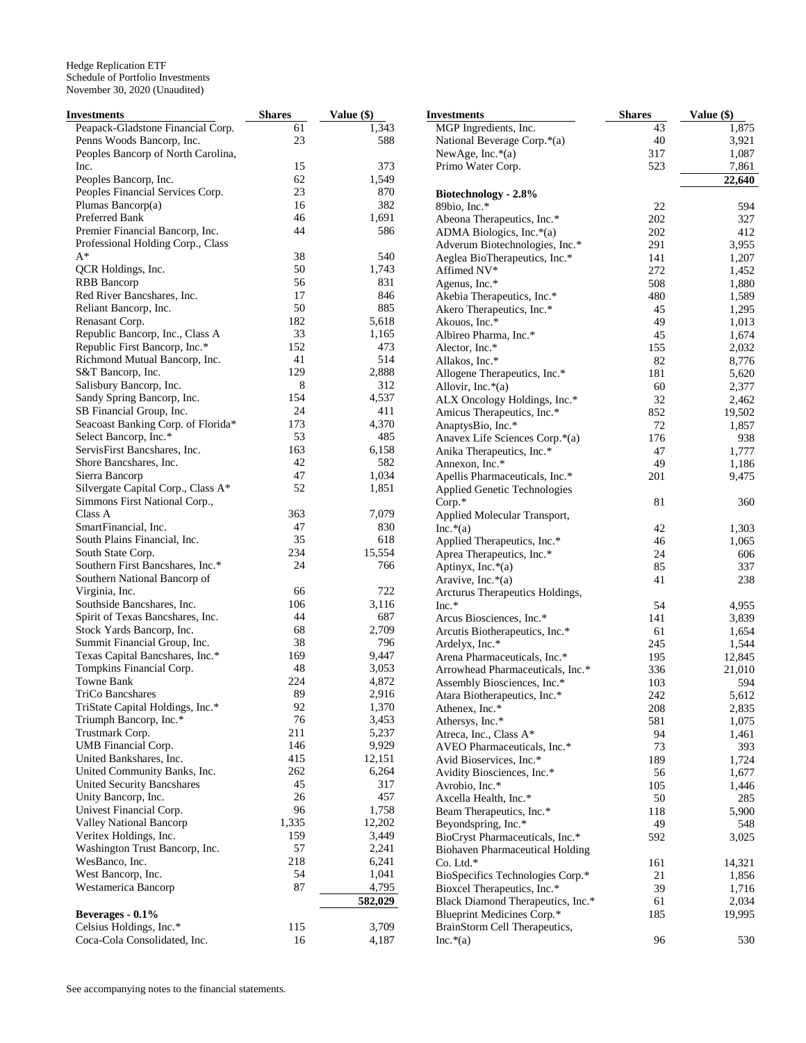Hedge Replication ETF
Schedule of Portfolio Investments
November 30, 2020 (Unaudited)

| Investments | Shares | Value ($) |
|---|---|---|
| Peapack-Gladstone Financial Corp. | 61 | 1,343 |
| Penns Woods Bancorp, Inc. | 23 | 588 |
| Peoples Bancorp of North Carolina, Inc. | 15 | 373 |
| Peoples Bancorp, Inc. | 62 | 1,549 |
| Peoples Financial Services Corp. | 23 | 870 |
| Plumas Bancorp(a) | 16 | 382 |
| Preferred Bank | 46 | 1,691 |
| Premier Financial Bancorp, Inc. | 44 | 586 |
| Professional Holding Corp., Class A* | 38 | 540 |
| QCR Holdings, Inc. | 50 | 1,743 |
| RBB Bancorp | 56 | 831 |
| Red River Bancshares, Inc. | 17 | 846 |
| Reliant Bancorp, Inc. | 50 | 885 |
| Renasant Corp. | 182 | 5,618 |
| Republic Bancorp, Inc., Class A | 33 | 1,165 |
| Republic First Bancorp, Inc.* | 152 | 473 |
| Richmond Mutual Bancorp, Inc. | 41 | 514 |
| S&T Bancorp, Inc. | 129 | 2,888 |
| Salisbury Bancorp, Inc. | 8 | 312 |
| Sandy Spring Bancorp, Inc. | 154 | 4,537 |
| SB Financial Group, Inc. | 24 | 411 |
| Seacoast Banking Corp. of Florida* | 173 | 4,370 |
| Select Bancorp, Inc.* | 53 | 485 |
| ServisFirst Bancshares, Inc. | 163 | 6,158 |
| Shore Bancshares, Inc. | 42 | 582 |
| Sierra Bancorp | 47 | 1,034 |
| Silvergate Capital Corp., Class A* | 52 | 1,851 |
| Simmons First National Corp., Class A | 363 | 7,079 |
| SmartFinancial, Inc. | 47 | 830 |
| South Plains Financial, Inc. | 35 | 618 |
| South State Corp. | 234 | 15,554 |
| Southern First Bancshares, Inc.* | 24 | 766 |
| Southern National Bancorp of Virginia, Inc. | 66 | 722 |
| Southside Bancshares, Inc. | 106 | 3,116 |
| Spirit of Texas Bancshares, Inc. | 44 | 687 |
| Stock Yards Bancorp, Inc. | 68 | 2,709 |
| Summit Financial Group, Inc. | 38 | 796 |
| Texas Capital Bancshares, Inc.* | 169 | 9,447 |
| Tompkins Financial Corp. | 48 | 3,053 |
| Towne Bank | 224 | 4,872 |
| TriCo Bancshares | 89 | 2,916 |
| TriState Capital Holdings, Inc.* | 92 | 1,370 |
| Triumph Bancorp, Inc.* | 76 | 3,453 |
| Trustmark Corp. | 211 | 5,237 |
| UMB Financial Corp. | 146 | 9,929 |
| United Bankshares, Inc. | 415 | 12,151 |
| United Community Banks, Inc. | 262 | 6,264 |
| United Security Bancshares | 45 | 317 |
| Unity Bancorp, Inc. | 26 | 457 |
| Univest Financial Corp. | 96 | 1,758 |
| Valley National Bancorp | 1,335 | 12,202 |
| Veritex Holdings, Inc. | 159 | 3,449 |
| Washington Trust Bancorp, Inc. | 57 | 2,241 |
| WesBanco, Inc. | 218 | 6,241 |
| West Bancorp, Inc. | 54 | 1,041 |
| Westamerica Bancorp | 87 | 4,795 |
| | | **582,029** |
| **Beverages - 0.1%** | | |
| Celsius Holdings, Inc.* | 115 | 3,709 |
| Coca-Cola Consolidated, Inc. | 16 | 4,187 |
| MGP Ingredients, Inc. | 43 | 1,875 |
| National Beverage Corp.*(a) | 40 | 3,921 |
| NewAge, Inc.*(a) | 317 | 1,087 |
| Primo Water Corp. | 523 | 7,861 |
| | | **22,640** |
| **Biotechnology - 2.8%** | | |
| 89bio, Inc.* | 22 | 594 |
| Abeona Therapeutics, Inc.* | 202 | 327 |
| ADMA Biologics, Inc.*(a) | 202 | 412 |
| Adverum Biotechnologies, Inc.* | 291 | 3,955 |
| Aeglea BioTherapeutics, Inc.* | 141 | 1,207 |
| Affimed NV* | 272 | 1,452 |
| Agenus, Inc.* | 508 | 1,880 |
| Akebia Therapeutics, Inc.* | 480 | 1,589 |
| Akero Therapeutics, Inc.* | 45 | 1,295 |
| Akouos, Inc.* | 49 | 1,013 |
| Albireo Pharma, Inc.* | 45 | 1,674 |
| Alector, Inc.* | 155 | 2,032 |
| Allakos, Inc.* | 82 | 8,776 |
| Allogene Therapeutics, Inc.* | 181 | 5,620 |
| Allovir, Inc.*(a) | 60 | 2,377 |
| ALX Oncology Holdings, Inc.* | 32 | 2,462 |
| Amicus Therapeutics, Inc.* | 852 | 19,502 |
| AnaptysBio, Inc.* | 72 | 1,857 |
| Anavex Life Sciences Corp.*(a) | 176 | 938 |
| Anika Therapeutics, Inc.* | 47 | 1,777 |
| Annexon, Inc.* | 49 | 1,186 |
| Apellis Pharmaceuticals, Inc.* | 201 | 9,475 |
| Applied Genetic Technologies Corp.* | 81 | 360 |
| Applied Molecular Transport, Inc.*(a) | 42 | 1,303 |
| Applied Therapeutics, Inc.* | 46 | 1,065 |
| Aprea Therapeutics, Inc.* | 24 | 606 |
| Aptinyx, Inc.*(a) | 85 | 337 |
| Aravive, Inc.*(a) | 41 | 238 |
| Arcturus Therapeutics Holdings, Inc.* | 54 | 4,955 |
| Arcus Biosciences, Inc.* | 141 | 3,839 |
| Arcutis Biotherapeutics, Inc.* | 61 | 1,654 |
| Ardelyx, Inc.* | 245 | 1,544 |
| Arena Pharmaceuticals, Inc.* | 195 | 12,845 |
| Arrowhead Pharmaceuticals, Inc.* | 336 | 21,010 |
| Assembly Biosciences, Inc.* | 103 | 594 |
| Atara Biotherapeutics, Inc.* | 242 | 5,612 |
| Athenex, Inc.* | 208 | 2,835 |
| Athersys, Inc.* | 581 | 1,075 |
| Atreca, Inc., Class A* | 94 | 1,461 |
| AVEO Pharmaceuticals, Inc.* | 73 | 393 |
| Avid Bioservices, Inc.* | 189 | 1,724 |
| Avidity Biosciences, Inc.* | 56 | 1,677 |
| Avrobio, Inc.* | 105 | 1,446 |
| Axcella Health, Inc.* | 50 | 285 |
| Beam Therapeutics, Inc.* | 118 | 5,900 |
| Beyondspring, Inc.* | 49 | 548 |
| BioCryst Pharmaceuticals, Inc.* | 592 | 3,025 |
| Biohaven Pharmaceutical Holding Co. Ltd.* | 161 | 14,321 |
| BioSpecifics Technologies Corp.* | 21 | 1,856 |
| Bioxcel Therapeutics, Inc.* | 39 | 1,716 |
| Black Diamond Therapeutics, Inc.* | 61 | 2,034 |
| Blueprint Medicines Corp.* | 185 | 19,995 |
| BrainStorm Cell Therapeutics, Inc.*(a) | 96 | 530 |

See accompanying notes to the financial statements.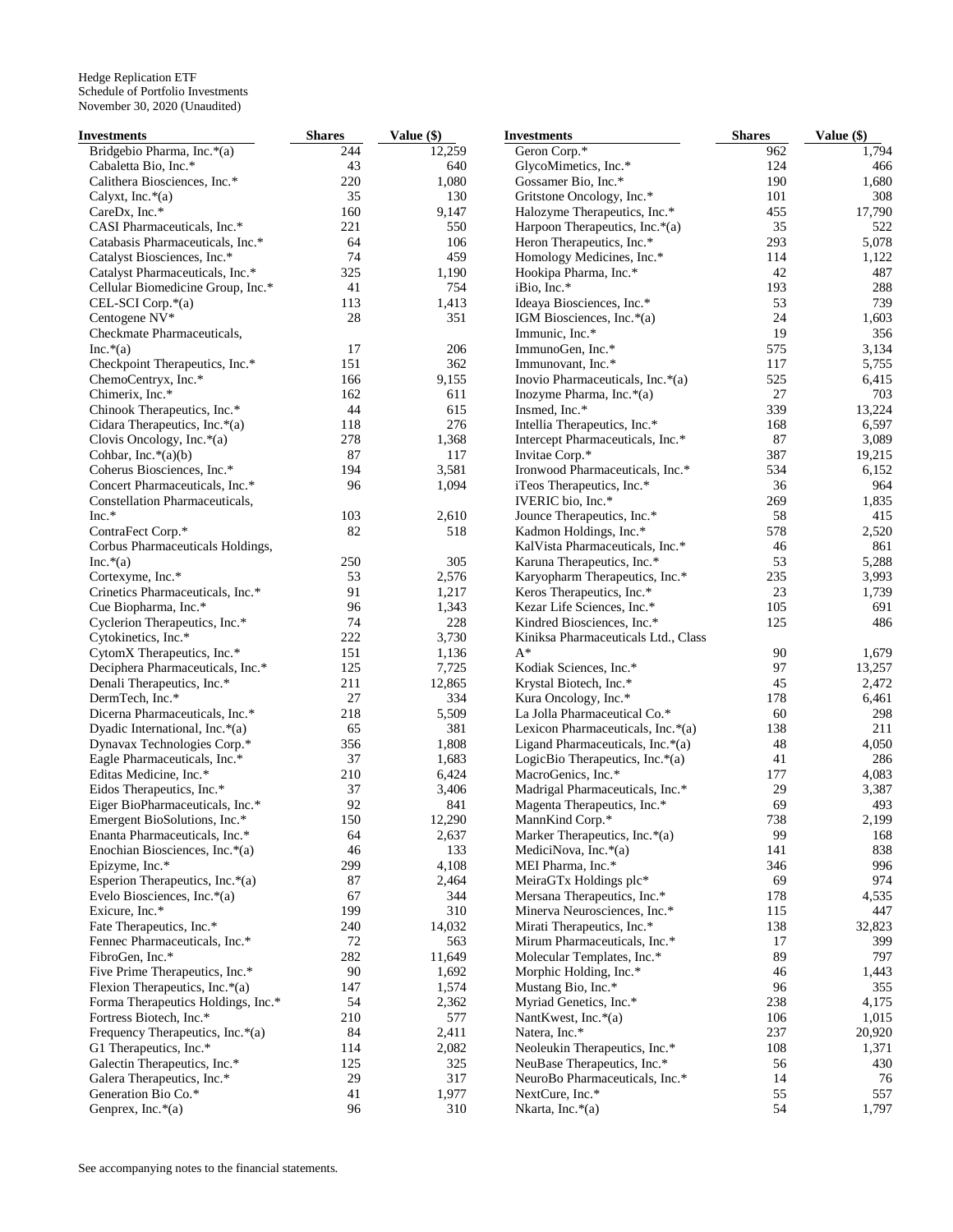Hedge Replication ETF
Schedule of Portfolio Investments
November 30, 2020 (Unaudited)

| Investments | Shares | Value ($) |
|---|---|---|
| Bridgebio Pharma, Inc.*(a) | 244 | 12,259 |
| Cabaletta Bio, Inc.* | 43 | 640 |
| Calithera Biosciences, Inc.* | 220 | 1,080 |
| Calyxt, Inc.*(a) | 35 | 130 |
| CareDx, Inc.* | 160 | 9,147 |
| CASI Pharmaceuticals, Inc.* | 221 | 550 |
| Catabasis Pharmaceuticals, Inc.* | 64 | 106 |
| Catalyst Biosciences, Inc.* | 74 | 459 |
| Catalyst Pharmaceuticals, Inc.* | 325 | 1,190 |
| Cellular Biomedicine Group, Inc.* | 41 | 754 |
| CEL-SCI Corp.*(a) | 113 | 1,413 |
| Centogene NV* | 28 | 351 |
| Checkmate Pharmaceuticals, Inc.*(a) | 17 | 206 |
| Checkpoint Therapeutics, Inc.* | 151 | 362 |
| ChemoCentryx, Inc.* | 166 | 9,155 |
| Chimerix, Inc.* | 162 | 611 |
| Chinook Therapeutics, Inc.* | 44 | 615 |
| Cidara Therapeutics, Inc.*(a) | 118 | 276 |
| Clovis Oncology, Inc.*(a) | 278 | 1,368 |
| Cohbar, Inc.*(a)(b) | 87 | 117 |
| Coherus Biosciences, Inc.* | 194 | 3,581 |
| Concert Pharmaceuticals, Inc.* | 96 | 1,094 |
| Constellation Pharmaceuticals, Inc.* | 103 | 2,610 |
| ContraFect Corp.* | 82 | 518 |
| Corbus Pharmaceuticals Holdings, Inc.*(a) | 250 | 305 |
| Cortexyme, Inc.* | 53 | 2,576 |
| Crinetics Pharmaceuticals, Inc.* | 91 | 1,217 |
| Cue Biopharma, Inc.* | 96 | 1,343 |
| Cyclerion Therapeutics, Inc.* | 74 | 228 |
| Cytokinetics, Inc.* | 222 | 3,730 |
| CytomX Therapeutics, Inc.* | 151 | 1,136 |
| Deciphera Pharmaceuticals, Inc.* | 125 | 7,725 |
| Denali Therapeutics, Inc.* | 211 | 12,865 |
| DermTech, Inc.* | 27 | 334 |
| Dicerna Pharmaceuticals, Inc.* | 218 | 5,509 |
| Dyadic International, Inc.*(a) | 65 | 381 |
| Dynavax Technologies Corp.* | 356 | 1,808 |
| Eagle Pharmaceuticals, Inc.* | 37 | 1,683 |
| Editas Medicine, Inc.* | 210 | 6,424 |
| Eidos Therapeutics, Inc.* | 37 | 3,406 |
| Eiger BioPharmaceuticals, Inc.* | 92 | 841 |
| Emergent BioSolutions, Inc.* | 150 | 12,290 |
| Enanta Pharmaceuticals, Inc.* | 64 | 2,637 |
| Enochian Biosciences, Inc.*(a) | 46 | 133 |
| Epizyme, Inc.* | 299 | 4,108 |
| Esperion Therapeutics, Inc.*(a) | 87 | 2,464 |
| Evelo Biosciences, Inc.*(a) | 67 | 344 |
| Exicure, Inc.* | 199 | 310 |
| Fate Therapeutics, Inc.* | 240 | 14,032 |
| Fennec Pharmaceuticals, Inc.* | 72 | 563 |
| FibroGen, Inc.* | 282 | 11,649 |
| Five Prime Therapeutics, Inc.* | 90 | 1,692 |
| Flexion Therapeutics, Inc.*(a) | 147 | 1,574 |
| Forma Therapeutics Holdings, Inc.* | 54 | 2,362 |
| Fortress Biotech, Inc.* | 210 | 577 |
| Frequency Therapeutics, Inc.*(a) | 84 | 2,411 |
| G1 Therapeutics, Inc.* | 114 | 2,082 |
| Galectin Therapeutics, Inc.* | 125 | 325 |
| Galera Therapeutics, Inc.* | 29 | 317 |
| Generation Bio Co.* | 41 | 1,977 |
| Genprex, Inc.*(a) | 96 | 310 |
| Geron Corp.* | 962 | 1,794 |
| GlycoMimetics, Inc.* | 124 | 466 |
| Gossamer Bio, Inc.* | 190 | 1,680 |
| Gritstone Oncology, Inc.* | 101 | 308 |
| Halozyme Therapeutics, Inc.* | 455 | 17,790 |
| Harpoon Therapeutics, Inc.*(a) | 35 | 522 |
| Heron Therapeutics, Inc.* | 293 | 5,078 |
| Homology Medicines, Inc.* | 114 | 1,122 |
| Hookipa Pharma, Inc.* | 42 | 487 |
| iBio, Inc.* | 193 | 288 |
| Ideaya Biosciences, Inc.* | 53 | 739 |
| IGM Biosciences, Inc.*(a) | 24 | 1,603 |
| Immunic, Inc.* | 19 | 356 |
| ImmunoGen, Inc.* | 575 | 3,134 |
| Immunovant, Inc.* | 117 | 5,755 |
| Inovio Pharmaceuticals, Inc.*(a) | 525 | 6,415 |
| Inozyme Pharma, Inc.*(a) | 27 | 703 |
| Insmed, Inc.* | 339 | 13,224 |
| Intellia Therapeutics, Inc.* | 168 | 6,597 |
| Intercept Pharmaceuticals, Inc.* | 87 | 3,089 |
| Invitae Corp.* | 387 | 19,215 |
| Ironwood Pharmaceuticals, Inc.* | 534 | 6,152 |
| iTeos Therapeutics, Inc.* | 36 | 964 |
| IVERIC bio, Inc.* | 269 | 1,835 |
| Jounce Therapeutics, Inc.* | 58 | 415 |
| Kadmon Holdings, Inc.* | 578 | 2,520 |
| KalVista Pharmaceuticals, Inc.* | 46 | 861 |
| Karuna Therapeutics, Inc.* | 53 | 5,288 |
| Karyopharm Therapeutics, Inc.* | 235 | 3,993 |
| Keros Therapeutics, Inc.* | 23 | 1,739 |
| Kezar Life Sciences, Inc.* | 105 | 691 |
| Kindred Biosciences, Inc.* | 125 | 486 |
| Kiniksa Pharmaceuticals Ltd., Class A* | 90 | 1,679 |
| Kodiak Sciences, Inc.* | 97 | 13,257 |
| Krystal Biotech, Inc.* | 45 | 2,472 |
| Kura Oncology, Inc.* | 178 | 6,461 |
| La Jolla Pharmaceutical Co.* | 60 | 298 |
| Lexicon Pharmaceuticals, Inc.*(a) | 138 | 211 |
| Ligand Pharmaceuticals, Inc.*(a) | 48 | 4,050 |
| LogicBio Therapeutics, Inc.*(a) | 41 | 286 |
| MacroGenics, Inc.* | 177 | 4,083 |
| Madrigal Pharmaceuticals, Inc.* | 29 | 3,387 |
| Magenta Therapeutics, Inc.* | 69 | 493 |
| MannKind Corp.* | 738 | 2,199 |
| Marker Therapeutics, Inc.*(a) | 99 | 168 |
| MediciNova, Inc.*(a) | 141 | 838 |
| MEI Pharma, Inc.* | 346 | 996 |
| MeiraGTx Holdings plc* | 69 | 974 |
| Mersana Therapeutics, Inc.* | 178 | 4,535 |
| Minerva Neurosciences, Inc.* | 115 | 447 |
| Mirati Therapeutics, Inc.* | 138 | 32,823 |
| Mirum Pharmaceuticals, Inc.* | 17 | 399 |
| Molecular Templates, Inc.* | 89 | 797 |
| Morphic Holding, Inc.* | 46 | 1,443 |
| Mustang Bio, Inc.* | 96 | 355 |
| Myriad Genetics, Inc.* | 238 | 4,175 |
| NantKwest, Inc.*(a) | 106 | 1,015 |
| Natera, Inc.* | 237 | 20,920 |
| Neoleukin Therapeutics, Inc.* | 108 | 1,371 |
| NeuBase Therapeutics, Inc.* | 56 | 430 |
| NeuroBo Pharmaceuticals, Inc.* | 14 | 76 |
| NextCure, Inc.* | 55 | 557 |
| Nkarta, Inc.*(a) | 54 | 1,797 |

See accompanying notes to the financial statements.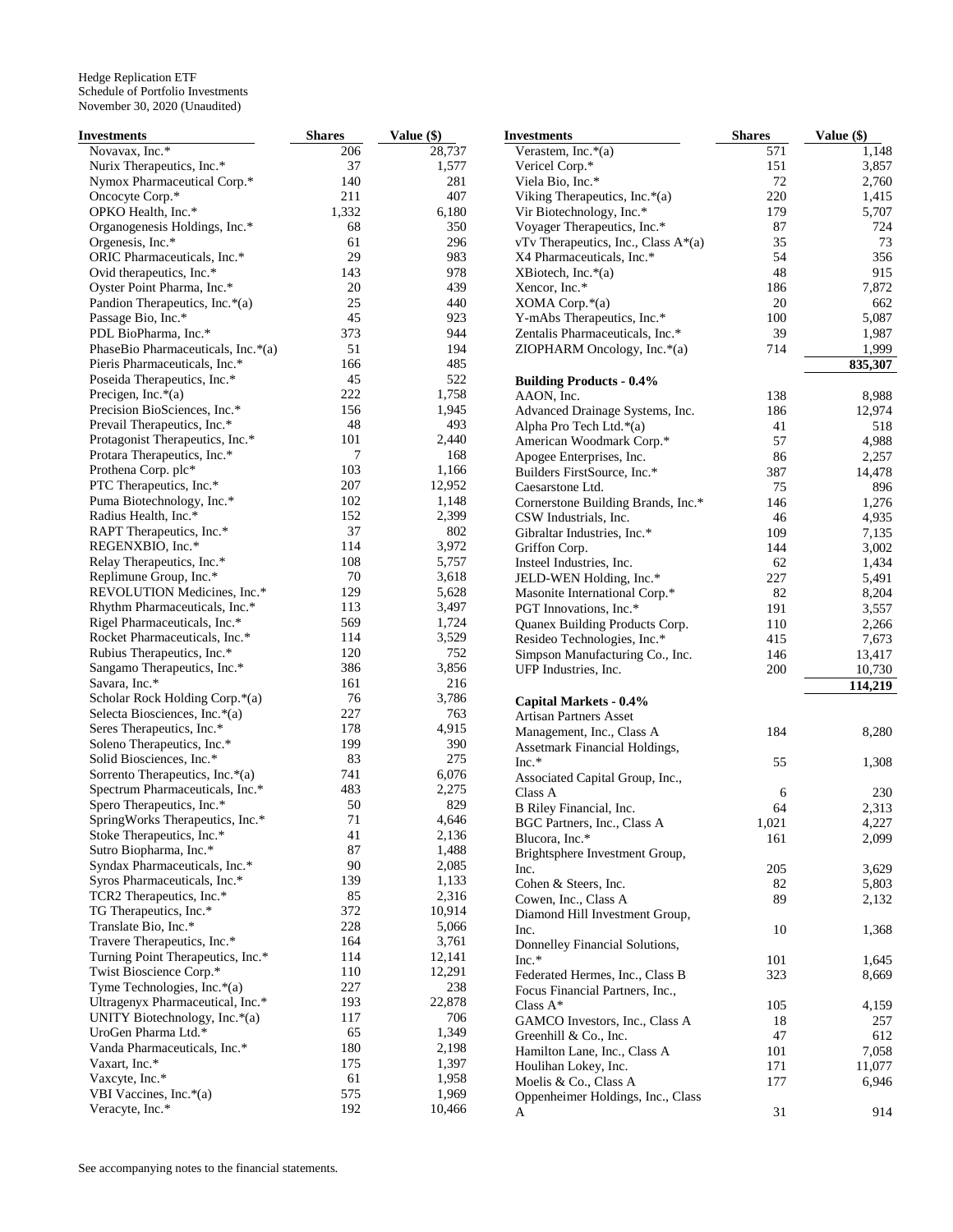Hedge Replication ETF
Schedule of Portfolio Investments
November 30, 2020 (Unaudited)

| Investments | Shares | Value ($) |
|---|---|---|
| Novavax, Inc.* | 206 | 28,737 |
| Nurix Therapeutics, Inc.* | 37 | 1,577 |
| Nymox Pharmaceutical Corp.* | 140 | 281 |
| Oncocyte Corp.* | 211 | 407 |
| OPKO Health, Inc.* | 1,332 | 6,180 |
| Organogenesis Holdings, Inc.* | 68 | 350 |
| Orgenesis, Inc.* | 61 | 296 |
| ORIC Pharmaceuticals, Inc.* | 29 | 983 |
| Ovid therapeutics, Inc.* | 143 | 978 |
| Oyster Point Pharma, Inc.* | 20 | 439 |
| Pandion Therapeutics, Inc.*(a) | 25 | 440 |
| Passage Bio, Inc.* | 45 | 923 |
| PDL BioPharma, Inc.* | 373 | 944 |
| PhaseBio Pharmaceuticals, Inc.*(a) | 51 | 194 |
| Pieris Pharmaceuticals, Inc.* | 166 | 485 |
| Poseida Therapeutics, Inc.* | 45 | 522 |
| Precigen, Inc.*(a) | 222 | 1,758 |
| Precision BioSciences, Inc.* | 156 | 1,945 |
| Prevail Therapeutics, Inc.* | 48 | 493 |
| Protagonist Therapeutics, Inc.* | 101 | 2,440 |
| Protara Therapeutics, Inc.* | 7 | 168 |
| Prothena Corp. plc* | 103 | 1,166 |
| PTC Therapeutics, Inc.* | 207 | 12,952 |
| Puma Biotechnology, Inc.* | 102 | 1,148 |
| Radius Health, Inc.* | 152 | 2,399 |
| RAPT Therapeutics, Inc.* | 37 | 802 |
| REGENXBIO, Inc.* | 114 | 3,972 |
| Relay Therapeutics, Inc.* | 108 | 5,757 |
| Replimune Group, Inc.* | 70 | 3,618 |
| REVOLUTION Medicines, Inc.* | 129 | 5,628 |
| Rhythm Pharmaceuticals, Inc.* | 113 | 3,497 |
| Rigel Pharmaceuticals, Inc.* | 569 | 1,724 |
| Rocket Pharmaceuticals, Inc.* | 114 | 3,529 |
| Rubius Therapeutics, Inc.* | 120 | 752 |
| Sangamo Therapeutics, Inc.* | 386 | 3,856 |
| Savara, Inc.* | 161 | 216 |
| Scholar Rock Holding Corp.*(a) | 76 | 3,786 |
| Selecta Biosciences, Inc.*(a) | 227 | 763 |
| Seres Therapeutics, Inc.* | 178 | 4,915 |
| Soleno Therapeutics, Inc.* | 199 | 390 |
| Solid Biosciences, Inc.* | 83 | 275 |
| Sorrento Therapeutics, Inc.*(a) | 741 | 6,076 |
| Spectrum Pharmaceuticals, Inc.* | 483 | 2,275 |
| Spero Therapeutics, Inc.* | 50 | 829 |
| SpringWorks Therapeutics, Inc.* | 71 | 4,646 |
| Stoke Therapeutics, Inc.* | 41 | 2,136 |
| Sutro Biopharma, Inc.* | 87 | 1,488 |
| Syndax Pharmaceuticals, Inc.* | 90 | 2,085 |
| Syros Pharmaceuticals, Inc.* | 139 | 1,133 |
| TCR2 Therapeutics, Inc.* | 85 | 2,316 |
| TG Therapeutics, Inc.* | 372 | 10,914 |
| Translate Bio, Inc.* | 228 | 5,066 |
| Travere Therapeutics, Inc.* | 164 | 3,761 |
| Turning Point Therapeutics, Inc.* | 114 | 12,141 |
| Twist Bioscience Corp.* | 110 | 12,291 |
| Tyme Technologies, Inc.*(a) | 227 | 238 |
| Ultragenyx Pharmaceutical, Inc.* | 193 | 22,878 |
| UNITY Biotechnology, Inc.*(a) | 117 | 706 |
| UroGen Pharma Ltd.* | 65 | 1,349 |
| Vanda Pharmaceuticals, Inc.* | 180 | 2,198 |
| Vaxart, Inc.* | 175 | 1,397 |
| Vaxcyte, Inc.* | 61 | 1,958 |
| VBI Vaccines, Inc.*(a) | 575 | 1,969 |
| Veracyte, Inc.* | 192 | 10,466 |
| Verastem, Inc.*(a) | 571 | 1,148 |
| Vericel Corp.* | 151 | 3,857 |
| Viela Bio, Inc.* | 72 | 2,760 |
| Viking Therapeutics, Inc.*(a) | 220 | 1,415 |
| Vir Biotechnology, Inc.* | 179 | 5,707 |
| Voyager Therapeutics, Inc.* | 87 | 724 |
| vTv Therapeutics, Inc., Class A*(a) | 35 | 73 |
| X4 Pharmaceuticals, Inc.* | 54 | 356 |
| XBiotech, Inc.*(a) | 48 | 915 |
| Xencor, Inc.* | 186 | 7,872 |
| XOMA Corp.*(a) | 20 | 662 |
| Y-mAbs Therapeutics, Inc.* | 100 | 5,087 |
| Zentalis Pharmaceuticals, Inc.* | 39 | 1,987 |
| ZIOPHARM Oncology, Inc.*(a) | 714 | 1,999 |
| | | **835,307** |
| **Building Products - 0.4%** | | |
| AAON, Inc. | 138 | 8,988 |
| Advanced Drainage Systems, Inc. | 186 | 12,974 |
| Alpha Pro Tech Ltd.*(a) | 41 | 518 |
| American Woodmark Corp.* | 57 | 4,988 |
| Apogee Enterprises, Inc. | 86 | 2,257 |
| Builders FirstSource, Inc.* | 387 | 14,478 |
| Caesarstone Ltd. | 75 | 896 |
| Cornerstone Building Brands, Inc.* | 146 | 1,276 |
| CSW Industrials, Inc. | 46 | 4,935 |
| Gibraltar Industries, Inc.* | 109 | 7,135 |
| Griffon Corp. | 144 | 3,002 |
| Insteel Industries, Inc. | 62 | 1,434 |
| JELD-WEN Holding, Inc.* | 227 | 5,491 |
| Masonite International Corp.* | 82 | 8,204 |
| PGT Innovations, Inc.* | 191 | 3,557 |
| Quanex Building Products Corp. | 110 | 2,266 |
| Resideo Technologies, Inc.* | 415 | 7,673 |
| Simpson Manufacturing Co., Inc. | 146 | 13,417 |
| UFP Industries, Inc. | 200 | 10,730 |
| | | **114,219** |
| **Capital Markets - 0.4%** | | |
| Artisan Partners Asset Management, Inc., Class A | 184 | 8,280 |
| Assetmark Financial Holdings, Inc.* | 55 | 1,308 |
| Associated Capital Group, Inc., Class A | 6 | 230 |
| B Riley Financial, Inc. | 64 | 2,313 |
| BGC Partners, Inc., Class A | 1,021 | 4,227 |
| Blucora, Inc.* | 161 | 2,099 |
| Brightsphere Investment Group, Inc. | 205 | 3,629 |
| Cohen & Steers, Inc. | 82 | 5,803 |
| Cowen, Inc., Class A | 89 | 2,132 |
| Diamond Hill Investment Group, Inc. | 10 | 1,368 |
| Donnelley Financial Solutions, Inc.* | 101 | 1,645 |
| Federated Hermes, Inc., Class B | 323 | 8,669 |
| Focus Financial Partners, Inc., Class A* | 105 | 4,159 |
| GAMCO Investors, Inc., Class A | 18 | 257 |
| Greenhill & Co., Inc. | 47 | 612 |
| Hamilton Lane, Inc., Class A | 101 | 7,058 |
| Houlihan Lokey, Inc. | 171 | 11,077 |
| Moelis & Co., Class A | 177 | 6,946 |
| Oppenheimer Holdings, Inc., Class A | 31 | 914 |

See accompanying notes to the financial statements.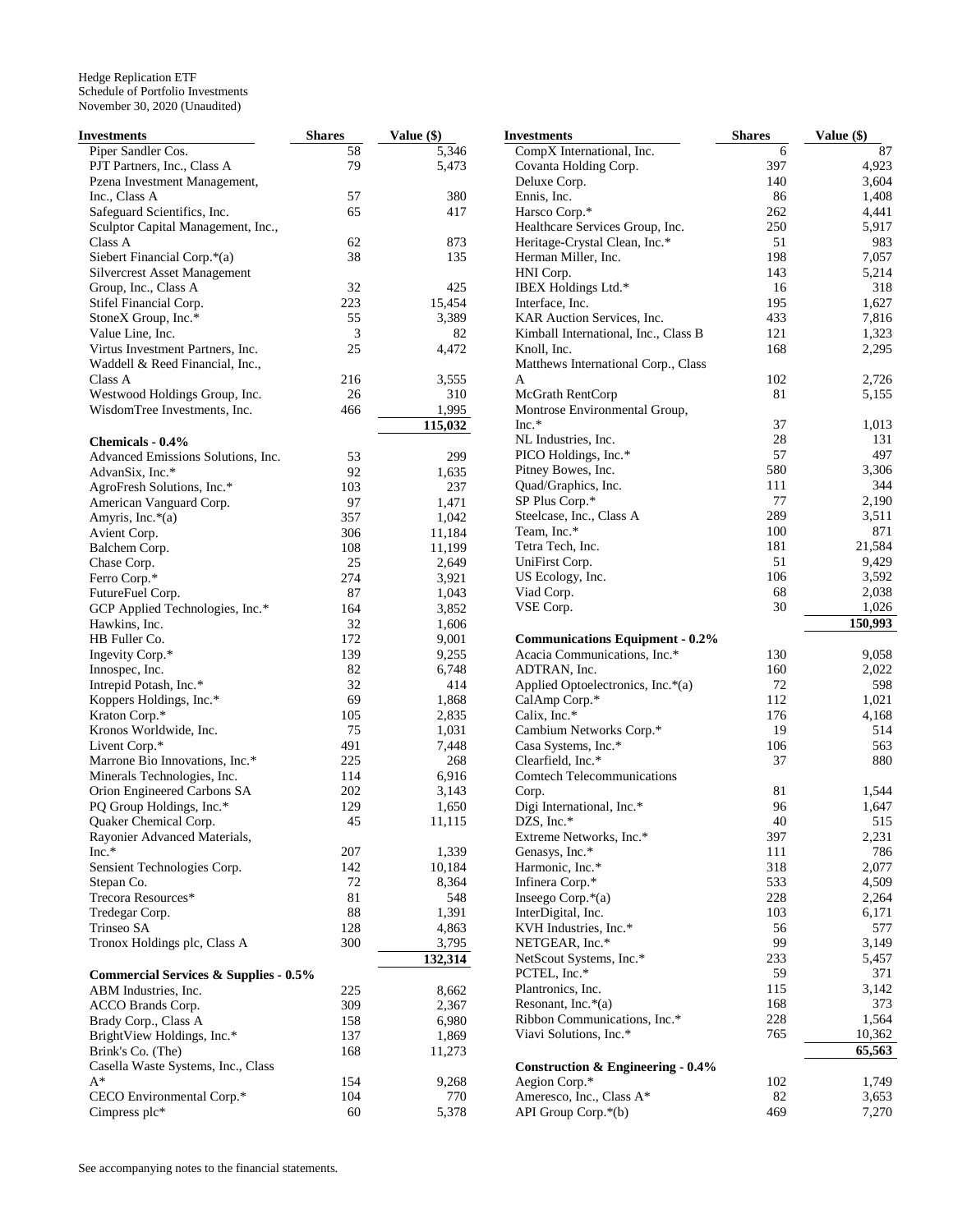Hedge Replication ETF
Schedule of Portfolio Investments
November 30, 2020 (Unaudited)

| Investments | Shares | Value ($) |
|---|---|---|
| Piper Sandler Cos. | 58 | 5,346 |
| PJT Partners, Inc., Class A | 79 | 5,473 |
| Pzena Investment Management, Inc., Class A | 57 | 380 |
| Safeguard Scientifics, Inc. | 65 | 417 |
| Sculptor Capital Management, Inc., Class A | 62 | 873 |
| Siebert Financial Corp.*(a) | 38 | 135 |
| Silvercrest Asset Management Group, Inc., Class A | 32 | 425 |
| Stifel Financial Corp. | 223 | 15,454 |
| StoneX Group, Inc.* | 55 | 3,389 |
| Value Line, Inc. | 3 | 82 |
| Virtus Investment Partners, Inc. | 25 | 4,472 |
| Waddell & Reed Financial, Inc., Class A | 216 | 3,555 |
| Westwood Holdings Group, Inc. | 26 | 310 |
| WisdomTree Investments, Inc. | 466 | 1,995 |
| | | **115,032** |
| **Chemicals - 0.4%** | | |
| Advanced Emissions Solutions, Inc. | 53 | 299 |
| AdvanSix, Inc.* | 92 | 1,635 |
| AgroFresh Solutions, Inc.* | 103 | 237 |
| American Vanguard Corp. | 97 | 1,471 |
| Amyris, Inc.*(a) | 357 | 1,042 |
| Avient Corp. | 306 | 11,184 |
| Balchem Corp. | 108 | 11,199 |
| Chase Corp. | 25 | 2,649 |
| Ferro Corp.* | 274 | 3,921 |
| FutureFuel Corp. | 87 | 1,043 |
| GCP Applied Technologies, Inc.* | 164 | 3,852 |
| Hawkins, Inc. | 32 | 1,606 |
| HB Fuller Co. | 172 | 9,001 |
| Ingevity Corp.* | 139 | 9,255 |
| Innospec, Inc. | 82 | 6,748 |
| Intrepid Potash, Inc.* | 32 | 414 |
| Koppers Holdings, Inc.* | 69 | 1,868 |
| Kraton Corp.* | 105 | 2,835 |
| Kronos Worldwide, Inc. | 75 | 1,031 |
| Livent Corp.* | 491 | 7,448 |
| Marrone Bio Innovations, Inc.* | 225 | 268 |
| Minerals Technologies, Inc. | 114 | 6,916 |
| Orion Engineered Carbons SA | 202 | 3,143 |
| PQ Group Holdings, Inc.* | 129 | 1,650 |
| Quaker Chemical Corp. | 45 | 11,115 |
| Rayonier Advanced Materials, Inc.* | 207 | 1,339 |
| Sensient Technologies Corp. | 142 | 10,184 |
| Stepan Co. | 72 | 8,364 |
| Trecora Resources* | 81 | 548 |
| Tredegar Corp. | 88 | 1,391 |
| Trinseo SA | 128 | 4,863 |
| Tronox Holdings plc, Class A | 300 | 3,795 |
| | | **132,314** |
| **Commercial Services & Supplies - 0.5%** | | |
| ABM Industries, Inc. | 225 | 8,662 |
| ACCO Brands Corp. | 309 | 2,367 |
| Brady Corp., Class A | 158 | 6,980 |
| BrightView Holdings, Inc.* | 137 | 1,869 |
| Brink's Co. (The) | 168 | 11,273 |
| Casella Waste Systems, Inc., Class A* | 154 | 9,268 |
| CECO Environmental Corp.* | 104 | 770 |
| Cimpress plc* | 60 | 5,378 |
| CompX International, Inc. | 6 | 87 |
| Covanta Holding Corp. | 397 | 4,923 |
| Deluxe Corp. | 140 | 3,604 |
| Ennis, Inc. | 86 | 1,408 |
| Harsco Corp.* | 262 | 4,441 |
| Healthcare Services Group, Inc. | 250 | 5,917 |
| Heritage-Crystal Clean, Inc.* | 51 | 983 |
| Herman Miller, Inc. | 198 | 7,057 |
| HNI Corp. | 143 | 5,214 |
| IBEX Holdings Ltd.* | 16 | 318 |
| Interface, Inc. | 195 | 1,627 |
| KAR Auction Services, Inc. | 433 | 7,816 |
| Kimball International, Inc., Class B | 121 | 1,323 |
| Knoll, Inc. | 168 | 2,295 |
| Matthews International Corp., Class A | 102 | 2,726 |
| McGrath RentCorp | 81 | 5,155 |
| Montrose Environmental Group, Inc.* | 37 | 1,013 |
| NL Industries, Inc. | 28 | 131 |
| PICO Holdings, Inc.* | 57 | 497 |
| Pitney Bowes, Inc. | 580 | 3,306 |
| Quad/Graphics, Inc. | 111 | 344 |
| SP Plus Corp.* | 77 | 2,190 |
| Steelcase, Inc., Class A | 289 | 3,511 |
| Team, Inc.* | 100 | 871 |
| Tetra Tech, Inc. | 181 | 21,584 |
| UniFirst Corp. | 51 | 9,429 |
| US Ecology, Inc. | 106 | 3,592 |
| Viad Corp. | 68 | 2,038 |
| VSE Corp. | 30 | 1,026 |
| | | **150,993** |
| **Communications Equipment - 0.2%** | | |
| Acacia Communications, Inc.* | 130 | 9,058 |
| ADTRAN, Inc. | 160 | 2,022 |
| Applied Optoelectronics, Inc.*(a) | 72 | 598 |
| CalAmp Corp.* | 112 | 1,021 |
| Calix, Inc.* | 176 | 4,168 |
| Cambium Networks Corp.* | 19 | 514 |
| Casa Systems, Inc.* | 106 | 563 |
| Clearfield, Inc.* | 37 | 880 |
| Comtech Telecommunications Corp. | 81 | 1,544 |
| Digi International, Inc.* | 96 | 1,647 |
| DZS, Inc.* | 40 | 515 |
| Extreme Networks, Inc.* | 397 | 2,231 |
| Genasys, Inc.* | 111 | 786 |
| Harmonic, Inc.* | 318 | 2,077 |
| Infinera Corp.* | 533 | 4,509 |
| Inseego Corp.*(a) | 228 | 2,264 |
| InterDigital, Inc. | 103 | 6,171 |
| KVH Industries, Inc.* | 56 | 577 |
| NETGEAR, Inc.* | 99 | 3,149 |
| NetScout Systems, Inc.* | 233 | 5,457 |
| PCTEL, Inc.* | 59 | 371 |
| Plantronics, Inc. | 115 | 3,142 |
| Resonant, Inc.*(a) | 168 | 373 |
| Ribbon Communications, Inc.* | 228 | 1,564 |
| Viavi Solutions, Inc.* | 765 | 10,362 |
| | | **65,563** |
| **Construction & Engineering - 0.4%** | | |
| Aegion Corp.* | 102 | 1,749 |
| Ameresco, Inc., Class A* | 82 | 3,653 |
| API Group Corp.*(b) | 469 | 7,270 |

See accompanying notes to the financial statements.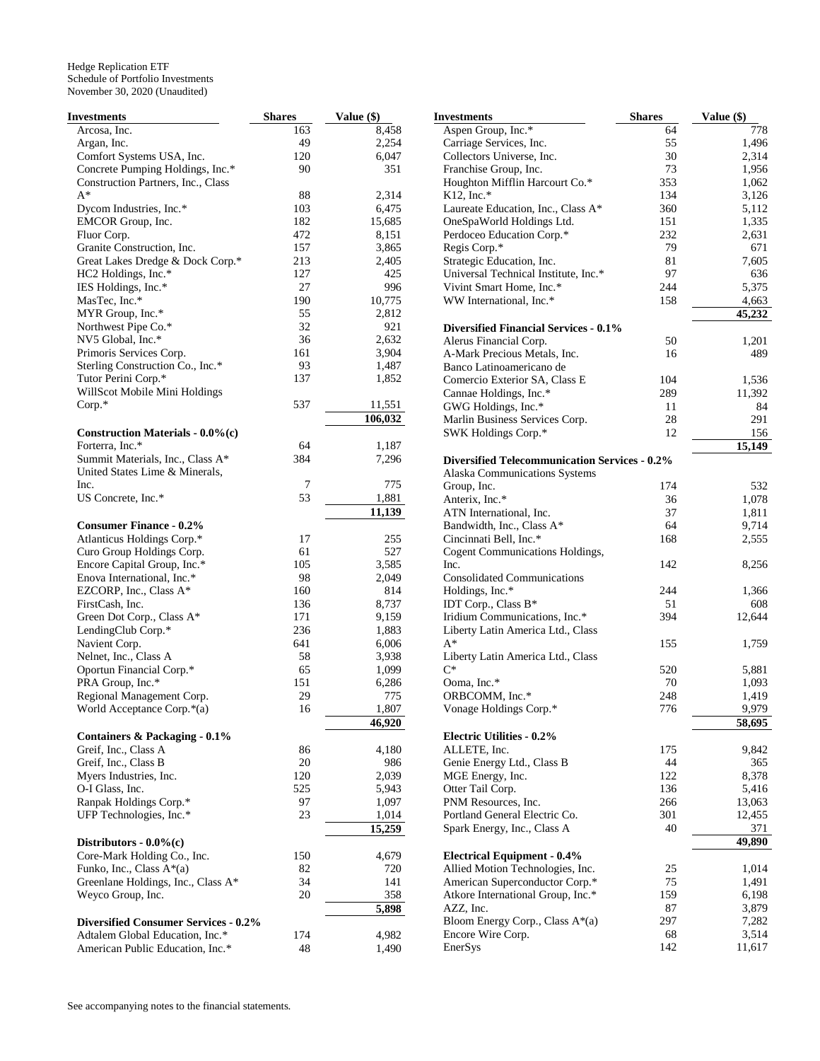Hedge Replication ETF
Schedule of Portfolio Investments
November 30, 2020 (Unaudited)

| Investments | Shares | Value ($) |
|---|---|---|
| Arcosa, Inc. | 163 | 8,458 |
| Argan, Inc. | 49 | 2,254 |
| Comfort Systems USA, Inc. | 120 | 6,047 |
| Concrete Pumping Holdings, Inc.* | 90 | 351 |
| Construction Partners, Inc., Class A* | 88 | 2,314 |
| Dycom Industries, Inc.* | 103 | 6,475 |
| EMCOR Group, Inc. | 182 | 15,685 |
| Fluor Corp. | 472 | 8,151 |
| Granite Construction, Inc. | 157 | 3,865 |
| Great Lakes Dredge & Dock Corp.* | 213 | 2,405 |
| HC2 Holdings, Inc.* | 127 | 425 |
| IES Holdings, Inc.* | 27 | 996 |
| MasTec, Inc.* | 190 | 10,775 |
| MYR Group, Inc.* | 55 | 2,812 |
| Northwest Pipe Co.* | 32 | 921 |
| NV5 Global, Inc.* | 36 | 2,632 |
| Primoris Services Corp. | 161 | 3,904 |
| Sterling Construction Co., Inc.* | 93 | 1,487 |
| Tutor Perini Corp.* | 137 | 1,852 |
| WillScot Mobile Mini Holdings Corp.* | 537 | 11,551 |
| | | **106,032** |
| **Construction Materials - 0.0%(c)** | | |
| Forterra, Inc.* | 64 | 1,187 |
| Summit Materials, Inc., Class A* | 384 | 7,296 |
| United States Lime & Minerals, Inc. | 7 | 775 |
| US Concrete, Inc.* | 53 | 1,881 |
| | | **11,139** |
| **Consumer Finance - 0.2%** | | |
| Atlanticus Holdings Corp.* | 17 | 255 |
| Curo Group Holdings Corp. | 61 | 527 |
| Encore Capital Group, Inc.* | 105 | 3,585 |
| Enova International, Inc.* | 98 | 2,049 |
| EZCORP, Inc., Class A* | 160 | 814 |
| FirstCash, Inc. | 136 | 8,737 |
| Green Dot Corp., Class A* | 171 | 9,159 |
| LendingClub Corp.* | 236 | 1,883 |
| Navient Corp. | 641 | 6,006 |
| Nelnet, Inc., Class A | 58 | 3,938 |
| Oportun Financial Corp.* | 65 | 1,099 |
| PRA Group, Inc.* | 151 | 6,286 |
| Regional Management Corp. | 29 | 775 |
| World Acceptance Corp.*(a) | 16 | 1,807 |
| | | **46,920** |
| **Containers & Packaging - 0.1%** | | |
| Greif, Inc., Class A | 86 | 4,180 |
| Greif, Inc., Class B | 20 | 986 |
| Myers Industries, Inc. | 120 | 2,039 |
| O-I Glass, Inc. | 525 | 5,943 |
| Ranpak Holdings Corp.* | 97 | 1,097 |
| UFP Technologies, Inc.* | 23 | 1,014 |
| | | **15,259** |
| **Distributors - 0.0%(c)** | | |
| Core-Mark Holding Co., Inc. | 150 | 4,679 |
| Funko, Inc., Class A*(a) | 82 | 720 |
| Greenlane Holdings, Inc., Class A* | 34 | 141 |
| Weyco Group, Inc. | 20 | 358 |
| | | **5,898** |
| **Diversified Consumer Services - 0.2%** | | |
| Adtalem Global Education, Inc.* | 174 | 4,982 |
| American Public Education, Inc.* | 48 | 1,490 |
| Aspen Group, Inc.* | 64 | 778 |
| Carriage Services, Inc. | 55 | 1,496 |
| Collectors Universe, Inc. | 30 | 2,314 |
| Franchise Group, Inc. | 73 | 1,956 |
| Houghton Mifflin Harcourt Co.* | 353 | 1,062 |
| K12, Inc.* | 134 | 3,126 |
| Laureate Education, Inc., Class A* | 360 | 5,112 |
| OneSpaWorld Holdings Ltd. | 151 | 1,335 |
| Perdoceo Education Corp.* | 232 | 2,631 |
| Regis Corp.* | 79 | 671 |
| Strategic Education, Inc. | 81 | 7,605 |
| Universal Technical Institute, Inc.* | 97 | 636 |
| Vivint Smart Home, Inc.* | 244 | 5,375 |
| WW International, Inc.* | 158 | 4,663 |
| | | **45,232** |
| **Diversified Financial Services - 0.1%** | | |
| Alerus Financial Corp. | 50 | 1,201 |
| A-Mark Precious Metals, Inc. | 16 | 489 |
| Banco Latinoamericano de Comercio Exterior SA, Class E | 104 | 1,536 |
| Cannae Holdings, Inc.* | 289 | 11,392 |
| GWG Holdings, Inc.* | 11 | 84 |
| Marlin Business Services Corp. | 28 | 291 |
| SWK Holdings Corp.* | 12 | 156 |
| | | **15,149** |
| **Diversified Telecommunication Services - 0.2%** | | |
| Alaska Communications Systems Group, Inc. | 174 | 532 |
| Anterix, Inc.* | 36 | 1,078 |
| ATN International, Inc. | 37 | 1,811 |
| Bandwidth, Inc., Class A* | 64 | 9,714 |
| Cincinnati Bell, Inc.* | 168 | 2,555 |
| Cogent Communications Holdings, Inc. | 142 | 8,256 |
| Consolidated Communications Holdings, Inc.* | 244 | 1,366 |
| IDT Corp., Class B* | 51 | 608 |
| Iridium Communications, Inc.* | 394 | 12,644 |
| Liberty Latin America Ltd., Class A* | 155 | 1,759 |
| Liberty Latin America Ltd., Class C* | 520 | 5,881 |
| Ooma, Inc.* | 70 | 1,093 |
| ORBCOMM, Inc.* | 248 | 1,419 |
| Vonage Holdings Corp.* | 776 | 9,979 |
| | | **58,695** |
| **Electric Utilities - 0.2%** | | |
| ALLETE, Inc. | 175 | 9,842 |
| Genie Energy Ltd., Class B | 44 | 365 |
| MGE Energy, Inc. | 122 | 8,378 |
| Otter Tail Corp. | 136 | 5,416 |
| PNM Resources, Inc. | 266 | 13,063 |
| Portland General Electric Co. | 301 | 12,455 |
| Spark Energy, Inc., Class A | 40 | 371 |
| | | **49,890** |
| **Electrical Equipment - 0.4%** | | |
| Allied Motion Technologies, Inc. | 25 | 1,014 |
| American Superconductor Corp.* | 75 | 1,491 |
| Atkore International Group, Inc.* | 159 | 6,198 |
| AZZ, Inc. | 87 | 3,879 |
| Bloom Energy Corp., Class A*(a) | 297 | 7,282 |
| Encore Wire Corp. | 68 | 3,514 |
| EnerSys | 142 | 11,617 |

See accompanying notes to the financial statements.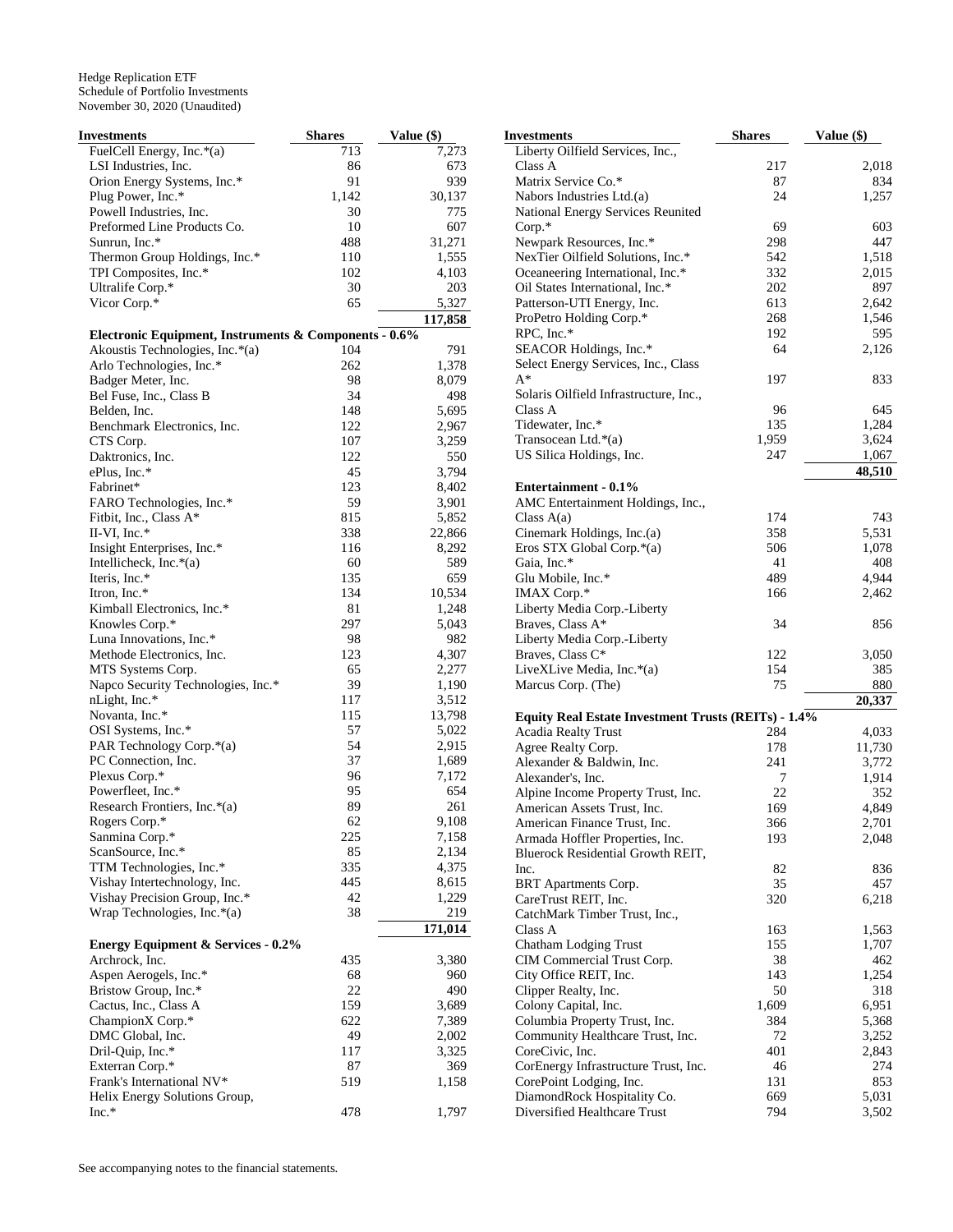Hedge Replication ETF
Schedule of Portfolio Investments
November 30, 2020 (Unaudited)

| Investments | Shares | Value ($) |
|---|---|---|
| FuelCell Energy, Inc.*(a) | 713 | 7,273 |
| LSI Industries, Inc. | 86 | 673 |
| Orion Energy Systems, Inc.* | 91 | 939 |
| Plug Power, Inc.* | 1,142 | 30,137 |
| Powell Industries, Inc. | 30 | 775 |
| Preformed Line Products Co. | 10 | 607 |
| Sunrun, Inc.* | 488 | 31,271 |
| Thermon Group Holdings, Inc.* | 110 | 1,555 |
| TPI Composites, Inc.* | 102 | 4,103 |
| Ultralife Corp.* | 30 | 203 |
| Vicor Corp.* | 65 | 5,327 |
| | | 117,858 |
| **Electronic Equipment, Instruments & Components - 0.6%** | | |
| Akoustis Technologies, Inc.*(a) | 104 | 791 |
| Arlo Technologies, Inc.* | 262 | 1,378 |
| Badger Meter, Inc. | 98 | 8,079 |
| Bel Fuse, Inc., Class B | 34 | 498 |
| Belden, Inc. | 148 | 5,695 |
| Benchmark Electronics, Inc. | 122 | 2,967 |
| CTS Corp. | 107 | 3,259 |
| Daktronics, Inc. | 122 | 550 |
| ePlus, Inc.* | 45 | 3,794 |
| Fabrinet* | 123 | 8,402 |
| FARO Technologies, Inc.* | 59 | 3,901 |
| Fitbit, Inc., Class A* | 815 | 5,852 |
| II-VI, Inc.* | 338 | 22,866 |
| Insight Enterprises, Inc.* | 116 | 8,292 |
| Intellicheck, Inc.*(a) | 60 | 589 |
| Iteris, Inc.* | 135 | 659 |
| Itron, Inc.* | 134 | 10,534 |
| Kimball Electronics, Inc.* | 81 | 1,248 |
| Knowles Corp.* | 297 | 5,043 |
| Luna Innovations, Inc.* | 98 | 982 |
| Methode Electronics, Inc. | 123 | 4,307 |
| MTS Systems Corp. | 65 | 2,277 |
| Napco Security Technologies, Inc.* | 39 | 1,190 |
| nLight, Inc.* | 117 | 3,512 |
| Novanta, Inc.* | 115 | 13,798 |
| OSI Systems, Inc.* | 57 | 5,022 |
| PAR Technology Corp.*(a) | 54 | 2,915 |
| PC Connection, Inc. | 37 | 1,689 |
| Plexus Corp.* | 96 | 7,172 |
| Powerfleet, Inc.* | 95 | 654 |
| Research Frontiers, Inc.*(a) | 89 | 261 |
| Rogers Corp.* | 62 | 9,108 |
| Sanmina Corp.* | 225 | 7,158 |
| ScanSource, Inc.* | 85 | 2,134 |
| TTM Technologies, Inc.* | 335 | 4,375 |
| Vishay Intertechnology, Inc. | 445 | 8,615 |
| Vishay Precision Group, Inc.* | 42 | 1,229 |
| Wrap Technologies, Inc.*(a) | 38 | 219 |
| | | 171,014 |
| **Energy Equipment & Services - 0.2%** | | |
| Archrock, Inc. | 435 | 3,380 |
| Aspen Aerogels, Inc.* | 68 | 960 |
| Bristow Group, Inc.* | 22 | 490 |
| Cactus, Inc., Class A | 159 | 3,689 |
| ChampionX Corp.* | 622 | 7,389 |
| DMC Global, Inc. | 49 | 2,002 |
| Dril-Quip, Inc.* | 117 | 3,325 |
| Exterran Corp.* | 87 | 369 |
| Frank's International NV* | 519 | 1,158 |
| Helix Energy Solutions Group, Inc.* | 478 | 1,797 |
| Liberty Oilfield Services, Inc., Class A | 217 | 2,018 |
| Matrix Service Co.* | 87 | 834 |
| Nabors Industries Ltd.(a) | 24 | 1,257 |
| National Energy Services Reunited Corp.* | 69 | 603 |
| Newpark Resources, Inc.* | 298 | 447 |
| NexTier Oilfield Solutions, Inc.* | 542 | 1,518 |
| Oceaneering International, Inc.* | 332 | 2,015 |
| Oil States International, Inc.* | 202 | 897 |
| Patterson-UTI Energy, Inc. | 613 | 2,642 |
| ProPetro Holding Corp.* | 268 | 1,546 |
| RPC, Inc.* | 192 | 595 |
| SEACOR Holdings, Inc.* | 64 | 2,126 |
| Select Energy Services, Inc., Class A* | 197 | 833 |
| Solaris Oilfield Infrastructure, Inc., Class A | 96 | 645 |
| Tidewater, Inc.* | 135 | 1,284 |
| Transocean Ltd.*(a) | 1,959 | 3,624 |
| US Silica Holdings, Inc. | 247 | 1,067 |
| | | 48,510 |
| **Entertainment - 0.1%** | | |
| AMC Entertainment Holdings, Inc., Class A(a) | 174 | 743 |
| Cinemark Holdings, Inc.(a) | 358 | 5,531 |
| Eros STX Global Corp.*(a) | 506 | 1,078 |
| Gaia, Inc.* | 41 | 408 |
| Glu Mobile, Inc.* | 489 | 4,944 |
| IMAX Corp.* | 166 | 2,462 |
| Liberty Media Corp.-Liberty Braves, Class A* | 34 | 856 |
| Liberty Media Corp.-Liberty Braves, Class C* | 122 | 3,050 |
| LiveXLive Media, Inc.*(a) | 154 | 385 |
| Marcus Corp. (The) | 75 | 880 |
| | | 20,337 |
| **Equity Real Estate Investment Trusts (REITs) - 1.4%** | | |
| Acadia Realty Trust | 284 | 4,033 |
| Agree Realty Corp. | 178 | 11,730 |
| Alexander & Baldwin, Inc. | 241 | 3,772 |
| Alexander's, Inc. | 7 | 1,914 |
| Alpine Income Property Trust, Inc. | 22 | 352 |
| American Assets Trust, Inc. | 169 | 4,849 |
| American Finance Trust, Inc. | 366 | 2,701 |
| Armada Hoffler Properties, Inc. | 193 | 2,048 |
| Bluerock Residential Growth REIT, Inc. | 82 | 836 |
| BRT Apartments Corp. | 35 | 457 |
| CareTrust REIT, Inc. | 320 | 6,218 |
| CatchMark Timber Trust, Inc., Class A | 163 | 1,563 |
| Chatham Lodging Trust | 155 | 1,707 |
| CIM Commercial Trust Corp. | 38 | 462 |
| City Office REIT, Inc. | 143 | 1,254 |
| Clipper Realty, Inc. | 50 | 318 |
| Colony Capital, Inc. | 1,609 | 6,951 |
| Columbia Property Trust, Inc. | 384 | 5,368 |
| Community Healthcare Trust, Inc. | 72 | 3,252 |
| CoreCivic, Inc. | 401 | 2,843 |
| CorEnergy Infrastructure Trust, Inc. | 46 | 274 |
| CorePoint Lodging, Inc. | 131 | 853 |
| DiamondRock Hospitality Co. | 669 | 5,031 |
| Diversified Healthcare Trust | 794 | 3,502 |

See accompanying notes to the financial statements.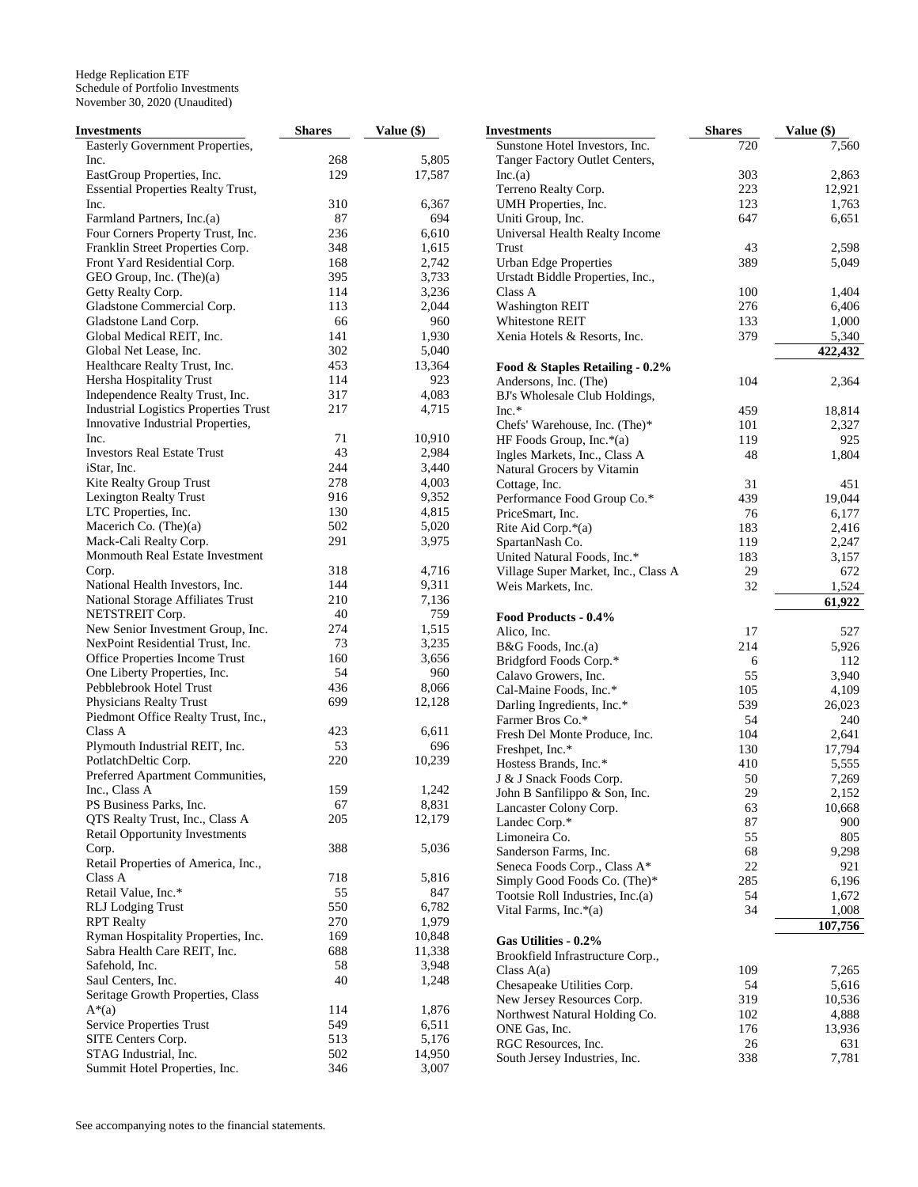Hedge Replication ETF
Schedule of Portfolio Investments
November 30, 2020 (Unaudited)

| Investments | Shares | Value ($) |
|---|---|---|
| Easterly Government Properties, Inc. | 268 | 5,805 |
| EastGroup Properties, Inc. | 129 | 17,587 |
| Essential Properties Realty Trust, Inc. | 310 | 6,367 |
| Farmland Partners, Inc.(a) | 87 | 694 |
| Four Corners Property Trust, Inc. | 236 | 6,610 |
| Franklin Street Properties Corp. | 348 | 1,615 |
| Front Yard Residential Corp. | 168 | 2,742 |
| GEO Group, Inc. (The)(a) | 395 | 3,733 |
| Getty Realty Corp. | 114 | 3,236 |
| Gladstone Commercial Corp. | 113 | 2,044 |
| Gladstone Land Corp. | 66 | 960 |
| Global Medical REIT, Inc. | 141 | 1,930 |
| Global Net Lease, Inc. | 302 | 5,040 |
| Healthcare Realty Trust, Inc. | 453 | 13,364 |
| Hersha Hospitality Trust | 114 | 923 |
| Independence Realty Trust, Inc. | 317 | 4,083 |
| Industrial Logistics Properties Trust | 217 | 4,715 |
| Innovative Industrial Properties, Inc. | 71 | 10,910 |
| Investors Real Estate Trust | 43 | 2,984 |
| iStar, Inc. | 244 | 3,440 |
| Kite Realty Group Trust | 278 | 4,003 |
| Lexington Realty Trust | 916 | 9,352 |
| LTC Properties, Inc. | 130 | 4,815 |
| Macerich Co. (The)(a) | 502 | 5,020 |
| Mack-Cali Realty Corp. | 291 | 3,975 |
| Monmouth Real Estate Investment Corp. | 318 | 4,716 |
| National Health Investors, Inc. | 144 | 9,311 |
| National Storage Affiliates Trust | 210 | 7,136 |
| NETSTREIT Corp. | 40 | 759 |
| New Senior Investment Group, Inc. | 274 | 1,515 |
| NexPoint Residential Trust, Inc. | 73 | 3,235 |
| Office Properties Income Trust | 160 | 3,656 |
| One Liberty Properties, Inc. | 54 | 960 |
| Pebblebrook Hotel Trust | 436 | 8,066 |
| Physicians Realty Trust | 699 | 12,128 |
| Piedmont Office Realty Trust, Inc., Class A | 423 | 6,611 |
| Plymouth Industrial REIT, Inc. | 53 | 696 |
| PotlatchDeltic Corp. | 220 | 10,239 |
| Preferred Apartment Communities, Inc., Class A | 159 | 1,242 |
| PS Business Parks, Inc. | 67 | 8,831 |
| QTS Realty Trust, Inc., Class A | 205 | 12,179 |
| Retail Opportunity Investments Corp. | 388 | 5,036 |
| Retail Properties of America, Inc., Class A | 718 | 5,816 |
| Retail Value, Inc.* | 55 | 847 |
| RLJ Lodging Trust | 550 | 6,782 |
| RPT Realty | 270 | 1,979 |
| Ryman Hospitality Properties, Inc. | 169 | 10,848 |
| Sabra Health Care REIT, Inc. | 688 | 11,338 |
| Safehold, Inc. | 58 | 3,948 |
| Saul Centers, Inc. | 40 | 1,248 |
| Seritage Growth Properties, Class A*(a) | 114 | 1,876 |
| Service Properties Trust | 549 | 6,511 |
| SITE Centers Corp. | 513 | 5,176 |
| STAG Industrial, Inc. | 502 | 14,950 |
| Summit Hotel Properties, Inc. | 346 | 3,007 |
| Sunstone Hotel Investors, Inc. | 720 | 7,560 |
| Tanger Factory Outlet Centers, Inc.(a) | 303 | 2,863 |
| Terreno Realty Corp. | 223 | 12,921 |
| UMH Properties, Inc. | 123 | 1,763 |
| Uniti Group, Inc. | 647 | 6,651 |
| Universal Health Realty Income Trust | 43 | 2,598 |
| Urban Edge Properties | 389 | 5,049 |
| Urstadt Biddle Properties, Inc., Class A | 100 | 1,404 |
| Washington REIT | 276 | 6,406 |
| Whitestone REIT | 133 | 1,000 |
| Xenia Hotels & Resorts, Inc. | 379 | 5,340 |
| | | **422,432** |
| **Food & Staples Retailing - 0.2%** | | |
| Andersons, Inc. (The) | 104 | 2,364 |
| BJ's Wholesale Club Holdings, Inc.* | 459 | 18,814 |
| Chefs' Warehouse, Inc. (The)* | 101 | 2,327 |
| HF Foods Group, Inc.*(a) | 119 | 925 |
| Ingles Markets, Inc., Class A | 48 | 1,804 |
| Natural Grocers by Vitamin Cottage, Inc. | 31 | 451 |
| Performance Food Group Co.* | 439 | 19,044 |
| PriceSmart, Inc. | 76 | 6,177 |
| Rite Aid Corp.*(a) | 183 | 2,416 |
| SpartanNash Co. | 119 | 2,247 |
| United Natural Foods, Inc.* | 183 | 3,157 |
| Village Super Market, Inc., Class A | 29 | 672 |
| Weis Markets, Inc. | 32 | 1,524 |
| | | **61,922** |
| **Food Products - 0.4%** | | |
| Alico, Inc. | 17 | 527 |
| B&G Foods, Inc.(a) | 214 | 5,926 |
| Bridgford Foods Corp.* | 6 | 112 |
| Calavo Growers, Inc. | 55 | 3,940 |
| Cal-Maine Foods, Inc.* | 105 | 4,109 |
| Darling Ingredients, Inc.* | 539 | 26,023 |
| Farmer Bros Co.* | 54 | 240 |
| Fresh Del Monte Produce, Inc. | 104 | 2,641 |
| Freshpet, Inc.* | 130 | 17,794 |
| Hostess Brands, Inc.* | 410 | 5,555 |
| J & J Snack Foods Corp. | 50 | 7,269 |
| John B Sanfilippo & Son, Inc. | 29 | 2,152 |
| Lancaster Colony Corp. | 63 | 10,668 |
| Landec Corp.* | 87 | 900 |
| Limoneira Co. | 55 | 805 |
| Sanderson Farms, Inc. | 68 | 9,298 |
| Seneca Foods Corp., Class A* | 22 | 921 |
| Simply Good Foods Co. (The)* | 285 | 6,196 |
| Tootsie Roll Industries, Inc.(a) | 54 | 1,672 |
| Vital Farms, Inc.*(a) | 34 | 1,008 |
| | | **107,756** |
| **Gas Utilities - 0.2%** | | |
| Brookfield Infrastructure Corp., Class A(a) | 109 | 7,265 |
| Chesapeake Utilities Corp. | 54 | 5,616 |
| New Jersey Resources Corp. | 319 | 10,536 |
| Northwest Natural Holding Co. | 102 | 4,888 |
| ONE Gas, Inc. | 176 | 13,936 |
| RGC Resources, Inc. | 26 | 631 |
| South Jersey Industries, Inc. | 338 | 7,781 |

See accompanying notes to the financial statements.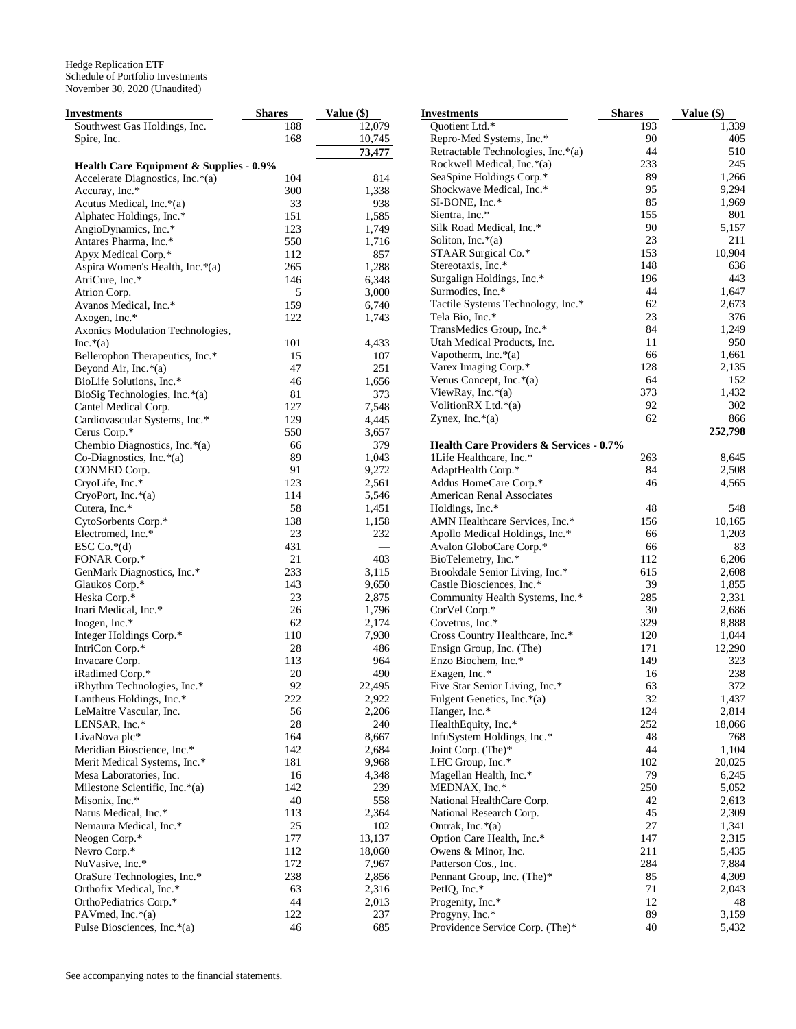Hedge Replication ETF
Schedule of Portfolio Investments
November 30, 2020 (Unaudited)

| Investments | Shares | Value ($) |
|---|---|---|
| Southwest Gas Holdings, Inc. | 188 | 12,079 |
| Spire, Inc. | 168 | 10,745 |
| | | 73,477 |
| **Health Care Equipment & Supplies - 0.9%** | | |
| Accelerate Diagnostics, Inc.*(a) | 104 | 814 |
| Accuray, Inc.* | 300 | 1,338 |
| Acutus Medical, Inc.*(a) | 33 | 938 |
| Alphatec Holdings, Inc.* | 151 | 1,585 |
| AngioDynamics, Inc.* | 123 | 1,749 |
| Antares Pharma, Inc.* | 550 | 1,716 |
| Apyx Medical Corp.* | 112 | 857 |
| Aspira Women's Health, Inc.*(a) | 265 | 1,288 |
| AtriCure, Inc.* | 146 | 6,348 |
| Atrion Corp. | 5 | 3,000 |
| Avanos Medical, Inc.* | 159 | 6,740 |
| Axogen, Inc.* | 122 | 1,743 |
| Axonics Modulation Technologies, Inc.*(a) | 101 | 4,433 |
| Bellerophon Therapeutics, Inc.* | 15 | 107 |
| Beyond Air, Inc.*(a) | 47 | 251 |
| BioLife Solutions, Inc.* | 46 | 1,656 |
| BioSig Technologies, Inc.*(a) | 81 | 373 |
| Cantel Medical Corp. | 127 | 7,548 |
| Cardiovascular Systems, Inc.* | 129 | 4,445 |
| Cerus Corp.* | 550 | 3,657 |
| Chembio Diagnostics, Inc.*(a) | 66 | 379 |
| Co-Diagnostics, Inc.*(a) | 89 | 1,043 |
| CONMED Corp. | 91 | 9,272 |
| CryoLife, Inc.* | 123 | 2,561 |
| CryoPort, Inc.*(a) | 114 | 5,546 |
| Cutera, Inc.* | 58 | 1,451 |
| CytoSorbents Corp.* | 138 | 1,158 |
| Electromed, Inc.* | 23 | 232 |
| ESC Co.*(d) | 431 | — |
| FONAR Corp.* | 21 | 403 |
| GenMark Diagnostics, Inc.* | 233 | 3,115 |
| Glaukos Corp.* | 143 | 9,650 |
| Heska Corp.* | 23 | 2,875 |
| Inari Medical, Inc.* | 26 | 1,796 |
| Inogen, Inc.* | 62 | 2,174 |
| Integer Holdings Corp.* | 110 | 7,930 |
| IntriCon Corp.* | 28 | 486 |
| Invacare Corp. | 113 | 964 |
| iRadimed Corp.* | 20 | 490 |
| iRhythm Technologies, Inc.* | 92 | 22,495 |
| Lantheus Holdings, Inc.* | 222 | 2,922 |
| LeMaitre Vascular, Inc. | 56 | 2,206 |
| LENSAR, Inc.* | 28 | 240 |
| LivaNova plc* | 164 | 8,667 |
| Meridian Bioscience, Inc.* | 142 | 2,684 |
| Merit Medical Systems, Inc.* | 181 | 9,968 |
| Mesa Laboratories, Inc. | 16 | 4,348 |
| Milestone Scientific, Inc.*(a) | 142 | 239 |
| Misonix, Inc.* | 40 | 558 |
| Natus Medical, Inc.* | 113 | 2,364 |
| Nemaura Medical, Inc.* | 25 | 102 |
| Neogen Corp.* | 177 | 13,137 |
| Nevro Corp.* | 112 | 18,060 |
| NuVasive, Inc.* | 172 | 7,967 |
| OraSure Technologies, Inc.* | 238 | 2,856 |
| Orthofix Medical, Inc.* | 63 | 2,316 |
| OrthoPediatrics Corp.* | 44 | 2,013 |
| PAVmed, Inc.*(a) | 122 | 237 |
| Pulse Biosciences, Inc.*(a) | 46 | 685 |
| Quotient Ltd.* | 193 | 1,339 |
| Repro-Med Systems, Inc.* | 90 | 405 |
| Retractable Technologies, Inc.*(a) | 44 | 510 |
| Rockwell Medical, Inc.*(a) | 233 | 245 |
| SeaSpine Holdings Corp.* | 89 | 1,266 |
| Shockwave Medical, Inc.* | 95 | 9,294 |
| SI-BONE, Inc.* | 85 | 1,969 |
| Sientra, Inc.* | 155 | 801 |
| Silk Road Medical, Inc.* | 90 | 5,157 |
| Soliton, Inc.*(a) | 23 | 211 |
| STAAR Surgical Co.* | 153 | 10,904 |
| Stereotaxis, Inc.* | 148 | 636 |
| Surgalign Holdings, Inc.* | 196 | 443 |
| Surmodics, Inc.* | 44 | 1,647 |
| Tactile Systems Technology, Inc.* | 62 | 2,673 |
| Tela Bio, Inc.* | 23 | 376 |
| TransMedics Group, Inc.* | 84 | 1,249 |
| Utah Medical Products, Inc. | 11 | 950 |
| Vapotherm, Inc.*(a) | 66 | 1,661 |
| Varex Imaging Corp.* | 128 | 2,135 |
| Venus Concept, Inc.*(a) | 64 | 152 |
| ViewRay, Inc.*(a) | 373 | 1,432 |
| VolitionRX Ltd.*(a) | 92 | 302 |
| Zynex, Inc.*(a) | 62 | 866 |
| | | 252,798 |
| **Health Care Providers & Services - 0.7%** | | |
| 1Life Healthcare, Inc.* | 263 | 8,645 |
| AdaptHealth Corp.* | 84 | 2,508 |
| Addus HomeCare Corp.* | 46 | 4,565 |
| American Renal Associates Holdings, Inc.* | 48 | 548 |
| AMN Healthcare Services, Inc.* | 156 | 10,165 |
| Apollo Medical Holdings, Inc.* | 66 | 1,203 |
| Avalon GloboCare Corp.* | 66 | 83 |
| BioTelemetry, Inc.* | 112 | 6,206 |
| Brookdale Senior Living, Inc.* | 615 | 2,608 |
| Castle Biosciences, Inc.* | 39 | 1,855 |
| Community Health Systems, Inc.* | 285 | 2,331 |
| CorVel Corp.* | 30 | 2,686 |
| Covetrus, Inc.* | 329 | 8,888 |
| Cross Country Healthcare, Inc.* | 120 | 1,044 |
| Ensign Group, Inc. (The) | 171 | 12,290 |
| Enzo Biochem, Inc.* | 149 | 323 |
| Exagen, Inc.* | 16 | 238 |
| Five Star Senior Living, Inc.* | 63 | 372 |
| Fulgent Genetics, Inc.*(a) | 32 | 1,437 |
| Hanger, Inc.* | 124 | 2,814 |
| HealthEquity, Inc.* | 252 | 18,066 |
| InfuSystem Holdings, Inc.* | 48 | 768 |
| Joint Corp. (The)* | 44 | 1,104 |
| LHC Group, Inc.* | 102 | 20,025 |
| Magellan Health, Inc.* | 79 | 6,245 |
| MEDNAX, Inc.* | 250 | 5,052 |
| National HealthCare Corp. | 42 | 2,613 |
| National Research Corp. | 45 | 2,309 |
| Ontrak, Inc.*(a) | 27 | 1,341 |
| Option Care Health, Inc.* | 147 | 2,315 |
| Owens & Minor, Inc. | 211 | 5,435 |
| Patterson Cos., Inc. | 284 | 7,884 |
| Pennant Group, Inc. (The)* | 85 | 4,309 |
| PetIQ, Inc.* | 71 | 2,043 |
| Progenity, Inc.* | 12 | 48 |
| Progyny, Inc.* | 89 | 3,159 |
| Providence Service Corp. (The)* | 40 | 5,432 |

See accompanying notes to the financial statements.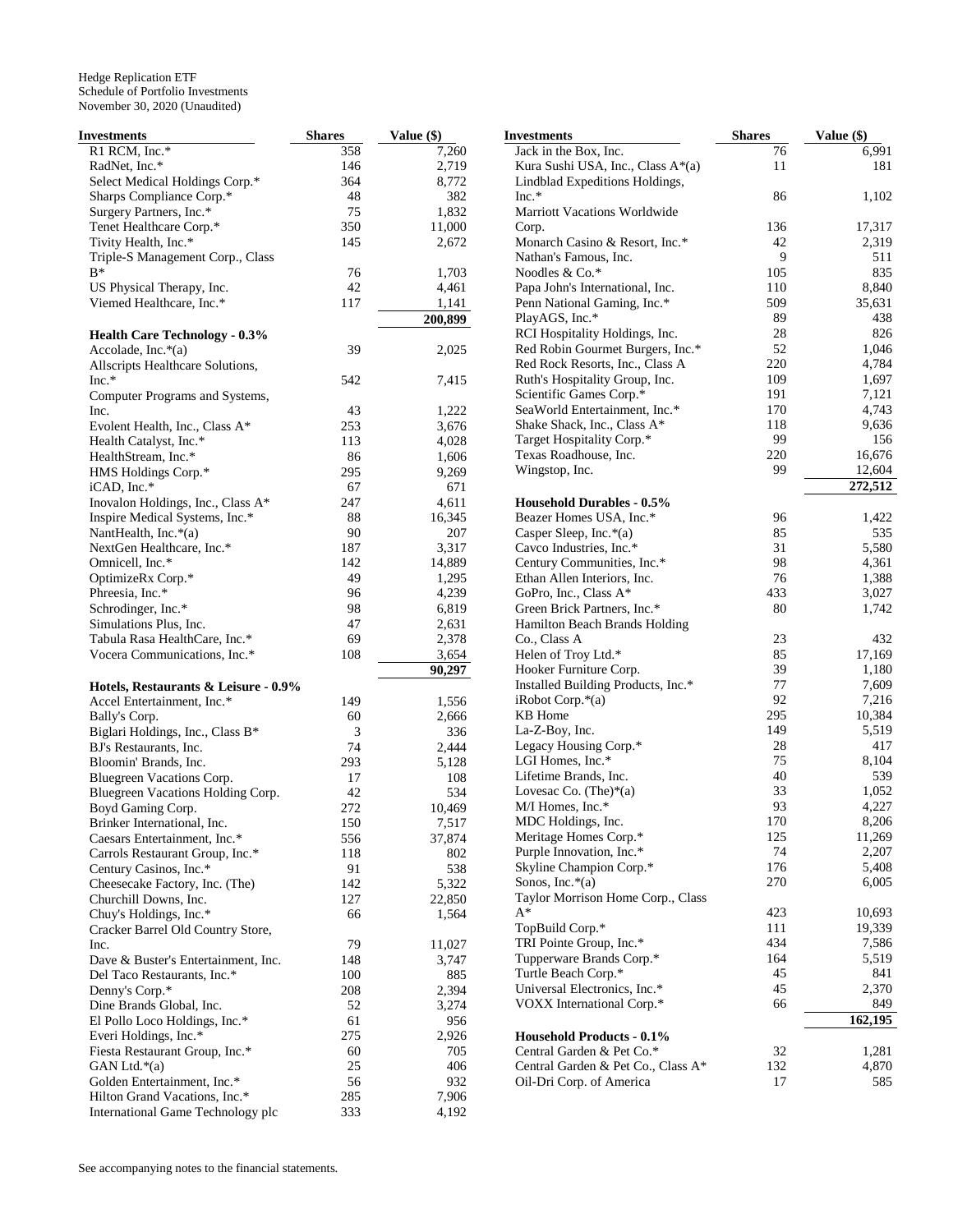Hedge Replication ETF
Schedule of Portfolio Investments
November 30, 2020 (Unaudited)

| Investments | Shares | Value ($) |
|---|---|---|
| R1 RCM, Inc.* | 358 | 7,260 |
| RadNet, Inc.* | 146 | 2,719 |
| Select Medical Holdings Corp.* | 364 | 8,772 |
| Sharps Compliance Corp.* | 48 | 382 |
| Surgery Partners, Inc.* | 75 | 1,832 |
| Tenet Healthcare Corp.* | 350 | 11,000 |
| Tivity Health, Inc.* | 145 | 2,672 |
| Triple-S Management Corp., Class B* | 76 | 1,703 |
| US Physical Therapy, Inc. | 42 | 4,461 |
| Viemed Healthcare, Inc.* | 117 | 1,141 |
| | | 200,899 |
| **Health Care Technology - 0.3%** | | |
| Accolade, Inc.*(a) | 39 | 2,025 |
| Allscripts Healthcare Solutions, Inc.* | 542 | 7,415 |
| Computer Programs and Systems, Inc. | 43 | 1,222 |
| Evolent Health, Inc., Class A* | 253 | 3,676 |
| Health Catalyst, Inc.* | 113 | 4,028 |
| HealthStream, Inc.* | 86 | 1,606 |
| HMS Holdings Corp.* | 295 | 9,269 |
| iCAD, Inc.* | 67 | 671 |
| Inovalon Holdings, Inc., Class A* | 247 | 4,611 |
| Inspire Medical Systems, Inc.* | 88 | 16,345 |
| NantHealth, Inc.*(a) | 90 | 207 |
| NextGen Healthcare, Inc.* | 187 | 3,317 |
| Omnicell, Inc.* | 142 | 14,889 |
| OptimizeRx Corp.* | 49 | 1,295 |
| Phreesia, Inc.* | 96 | 4,239 |
| Schrodinger, Inc.* | 98 | 6,819 |
| Simulations Plus, Inc. | 47 | 2,631 |
| Tabula Rasa HealthCare, Inc.* | 69 | 2,378 |
| Vocera Communications, Inc.* | 108 | 3,654 |
| | | 90,297 |
| **Hotels, Restaurants & Leisure - 0.9%** | | |
| Accel Entertainment, Inc.* | 149 | 1,556 |
| Bally's Corp. | 60 | 2,666 |
| Biglari Holdings, Inc., Class B* | 3 | 336 |
| BJ's Restaurants, Inc. | 74 | 2,444 |
| Bloomin' Brands, Inc. | 293 | 5,128 |
| Bluegreen Vacations Corp. | 17 | 108 |
| Bluegreen Vacations Holding Corp. | 42 | 534 |
| Boyd Gaming Corp. | 272 | 10,469 |
| Brinker International, Inc. | 150 | 7,517 |
| Caesars Entertainment, Inc.* | 556 | 37,874 |
| Carrols Restaurant Group, Inc.* | 118 | 802 |
| Century Casinos, Inc.* | 91 | 538 |
| Cheesecake Factory, Inc. (The) | 142 | 5,322 |
| Churchill Downs, Inc. | 127 | 22,850 |
| Chuy's Holdings, Inc.* | 66 | 1,564 |
| Cracker Barrel Old Country Store, Inc. | 79 | 11,027 |
| Dave & Buster's Entertainment, Inc. | 148 | 3,747 |
| Del Taco Restaurants, Inc.* | 100 | 885 |
| Denny's Corp.* | 208 | 2,394 |
| Dine Brands Global, Inc. | 52 | 3,274 |
| El Pollo Loco Holdings, Inc.* | 61 | 956 |
| Everi Holdings, Inc.* | 275 | 2,926 |
| Fiesta Restaurant Group, Inc.* | 60 | 705 |
| GAN Ltd.*(a) | 25 | 406 |
| Golden Entertainment, Inc.* | 56 | 932 |
| Hilton Grand Vacations, Inc.* | 285 | 7,906 |
| International Game Technology plc | 333 | 4,192 |
| Jack in the Box, Inc. | 76 | 6,991 |
| Kura Sushi USA, Inc., Class A*(a) | 11 | 181 |
| Lindblad Expeditions Holdings, Inc.* | 86 | 1,102 |
| Marriott Vacations Worldwide Corp. | 136 | 17,317 |
| Monarch Casino & Resort, Inc.* | 42 | 2,319 |
| Nathan's Famous, Inc. | 9 | 511 |
| Noodles & Co.* | 105 | 835 |
| Papa John's International, Inc. | 110 | 8,840 |
| Penn National Gaming, Inc.* | 509 | 35,631 |
| PlayAGS, Inc.* | 89 | 438 |
| RCI Hospitality Holdings, Inc. | 28 | 826 |
| Red Robin Gourmet Burgers, Inc.* | 52 | 1,046 |
| Red Rock Resorts, Inc., Class A | 220 | 4,784 |
| Ruth's Hospitality Group, Inc. | 109 | 1,697 |
| Scientific Games Corp.* | 191 | 7,121 |
| SeaWorld Entertainment, Inc.* | 170 | 4,743 |
| Shake Shack, Inc., Class A* | 118 | 9,636 |
| Target Hospitality Corp.* | 99 | 156 |
| Texas Roadhouse, Inc. | 220 | 16,676 |
| Wingstop, Inc. | 99 | 12,604 |
| | | 272,512 |
| **Household Durables - 0.5%** | | |
| Beazer Homes USA, Inc.* | 96 | 1,422 |
| Casper Sleep, Inc.*(a) | 85 | 535 |
| Cavco Industries, Inc.* | 31 | 5,580 |
| Century Communities, Inc.* | 98 | 4,361 |
| Ethan Allen Interiors, Inc. | 76 | 1,388 |
| GoPro, Inc., Class A* | 433 | 3,027 |
| Green Brick Partners, Inc.* | 80 | 1,742 |
| Hamilton Beach Brands Holding Co., Class A | 23 | 432 |
| Helen of Troy Ltd.* | 85 | 17,169 |
| Hooker Furniture Corp. | 39 | 1,180 |
| Installed Building Products, Inc.* | 77 | 7,609 |
| iRobot Corp.*(a) | 92 | 7,216 |
| KB Home | 295 | 10,384 |
| La-Z-Boy, Inc. | 149 | 5,519 |
| Legacy Housing Corp.* | 28 | 417 |
| LGI Homes, Inc.* | 75 | 8,104 |
| Lifetime Brands, Inc. | 40 | 539 |
| Lovesac Co. (The)*(a) | 33 | 1,052 |
| M/I Homes, Inc.* | 93 | 4,227 |
| MDC Holdings, Inc. | 170 | 8,206 |
| Meritage Homes Corp.* | 125 | 11,269 |
| Purple Innovation, Inc.* | 74 | 2,207 |
| Skyline Champion Corp.* | 176 | 5,408 |
| Sonos, Inc.*(a) | 270 | 6,005 |
| Taylor Morrison Home Corp., Class A* | 423 | 10,693 |
| TopBuild Corp.* | 111 | 19,339 |
| TRI Pointe Group, Inc.* | 434 | 7,586 |
| Tupperware Brands Corp.* | 164 | 5,519 |
| Turtle Beach Corp.* | 45 | 841 |
| Universal Electronics, Inc.* | 45 | 2,370 |
| VOXX International Corp.* | 66 | 849 |
| | | 162,195 |
| **Household Products - 0.1%** | | |
| Central Garden & Pet Co.* | 32 | 1,281 |
| Central Garden & Pet Co., Class A* | 132 | 4,870 |
| Oil-Dri Corp. of America | 17 | 585 |

See accompanying notes to the financial statements.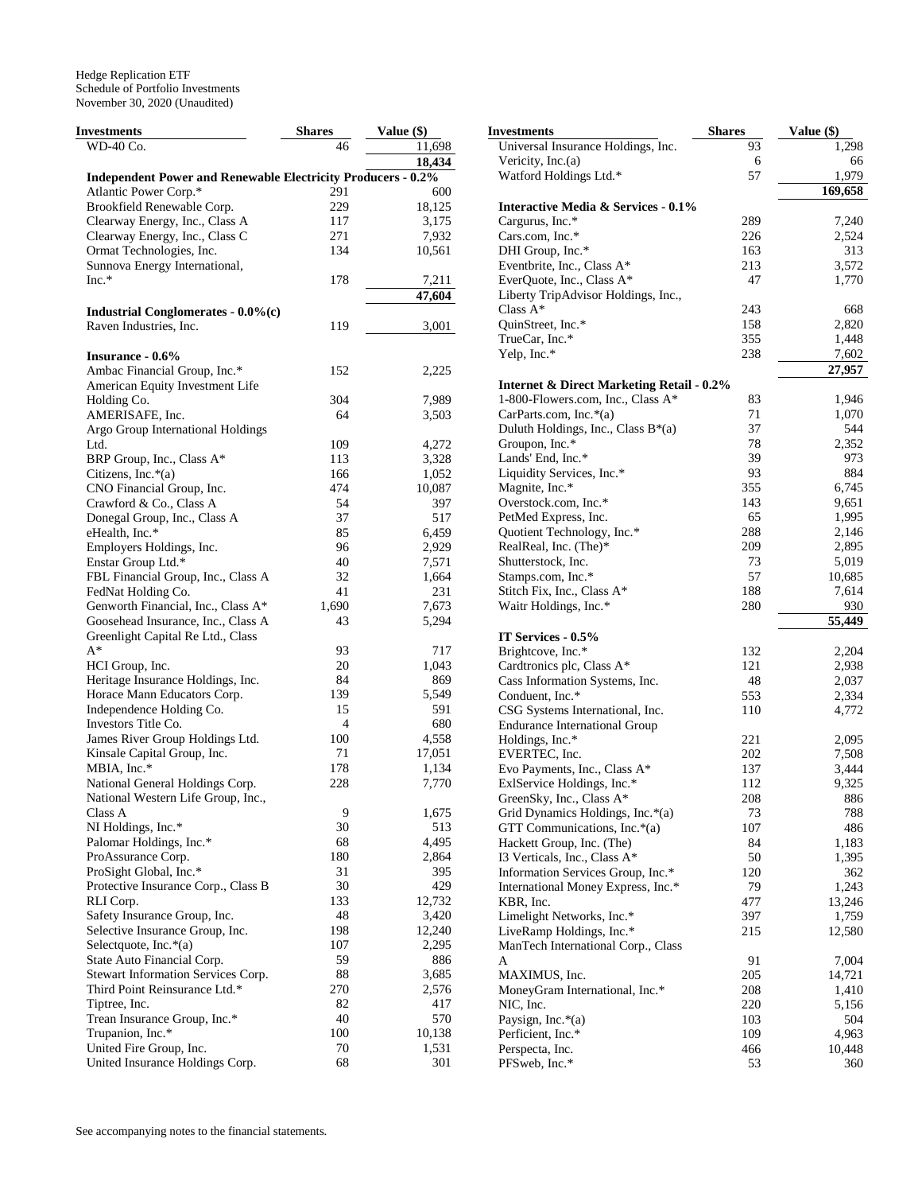Hedge Replication ETF
Schedule of Portfolio Investments
November 30, 2020 (Unaudited)

| Investments | Shares | Value ($) |
|---|---|---|
| WD-40 Co. | 46 | 11,698 |
| | | 18,434 |
| **Independent Power and Renewable Electricity Producers - 0.2%** | | |
| Atlantic Power Corp.* | 291 | 600 |
| Brookfield Renewable Corp. | 229 | 18,125 |
| Clearway Energy, Inc., Class A | 117 | 3,175 |
| Clearway Energy, Inc., Class C | 271 | 7,932 |
| Ormat Technologies, Inc. | 134 | 10,561 |
| Sunnova Energy International, Inc.* | 178 | 7,211 |
| | | 47,604 |
| **Industrial Conglomerates - 0.0%(c)** | | |
| Raven Industries, Inc. | 119 | 3,001 |
| **Insurance - 0.6%** | | |
| Ambac Financial Group, Inc.* | 152 | 2,225 |
| American Equity Investment Life Holding Co. | 304 | 7,989 |
| AMERISAFE, Inc. | 64 | 3,503 |
| Argo Group International Holdings Ltd. | 109 | 4,272 |
| BRP Group, Inc., Class A* | 113 | 3,328 |
| Citizens, Inc.*(a) | 166 | 1,052 |
| CNO Financial Group, Inc. | 474 | 10,087 |
| Crawford & Co., Class A | 54 | 397 |
| Donegal Group, Inc., Class A | 37 | 517 |
| eHealth, Inc.* | 85 | 6,459 |
| Employers Holdings, Inc. | 96 | 2,929 |
| Enstar Group Ltd.* | 40 | 7,571 |
| FBL Financial Group, Inc., Class A | 32 | 1,664 |
| FedNat Holding Co. | 41 | 231 |
| Genworth Financial, Inc., Class A* | 1,690 | 7,673 |
| Goosehead Insurance, Inc., Class A | 43 | 5,294 |
| Greenlight Capital Re Ltd., Class A* | 93 | 717 |
| HCI Group, Inc. | 20 | 1,043 |
| Heritage Insurance Holdings, Inc. | 84 | 869 |
| Horace Mann Educators Corp. | 139 | 5,549 |
| Independence Holding Co. | 15 | 591 |
| Investors Title Co. | 4 | 680 |
| James River Group Holdings Ltd. | 100 | 4,558 |
| Kinsale Capital Group, Inc. | 71 | 17,051 |
| MBIA, Inc.* | 178 | 1,134 |
| National General Holdings Corp. | 228 | 7,770 |
| National Western Life Group, Inc., Class A | 9 | 1,675 |
| NI Holdings, Inc.* | 30 | 513 |
| Palomar Holdings, Inc.* | 68 | 4,495 |
| ProAssurance Corp. | 180 | 2,864 |
| ProSight Global, Inc.* | 31 | 395 |
| Protective Insurance Corp., Class B | 30 | 429 |
| RLI Corp. | 133 | 12,732 |
| Safety Insurance Group, Inc. | 48 | 3,420 |
| Selective Insurance Group, Inc. | 198 | 12,240 |
| Selectquote, Inc.*(a) | 107 | 2,295 |
| State Auto Financial Corp. | 59 | 886 |
| Stewart Information Services Corp. | 88 | 3,685 |
| Third Point Reinsurance Ltd.* | 270 | 2,576 |
| Tiptree, Inc. | 82 | 417 |
| Trean Insurance Group, Inc.* | 40 | 570 |
| Trupanion, Inc.* | 100 | 10,138 |
| United Fire Group, Inc. | 70 | 1,531 |
| United Insurance Holdings Corp. | 68 | 301 |
| Universal Insurance Holdings, Inc. | 93 | 1,298 |
| Vericity, Inc.(a) | 6 | 66 |
| Watford Holdings Ltd.* | 57 | 1,979 |
| | | 169,658 |
| **Interactive Media & Services - 0.1%** | | |
| Cargurus, Inc.* | 289 | 7,240 |
| Cars.com, Inc.* | 226 | 2,524 |
| DHI Group, Inc.* | 163 | 313 |
| Eventbrite, Inc., Class A* | 213 | 3,572 |
| EverQuote, Inc., Class A* | 47 | 1,770 |
| Liberty TripAdvisor Holdings, Inc., Class A* | 243 | 668 |
| QuinStreet, Inc.* | 158 | 2,820 |
| TrueCar, Inc.* | 355 | 1,448 |
| Yelp, Inc.* | 238 | 7,602 |
| | | 27,957 |
| **Internet & Direct Marketing Retail - 0.2%** | | |
| 1-800-Flowers.com, Inc., Class A* | 83 | 1,946 |
| CarParts.com, Inc.*(a) | 71 | 1,070 |
| Duluth Holdings, Inc., Class B*(a) | 37 | 544 |
| Groupon, Inc.* | 78 | 2,352 |
| Lands' End, Inc.* | 39 | 973 |
| Liquidity Services, Inc.* | 93 | 884 |
| Magnite, Inc.* | 355 | 6,745 |
| Overstock.com, Inc.* | 143 | 9,651 |
| PetMed Express, Inc. | 65 | 1,995 |
| Quotient Technology, Inc.* | 288 | 2,146 |
| RealReal, Inc. (The)* | 209 | 2,895 |
| Shutterstock, Inc. | 73 | 5,019 |
| Stamps.com, Inc.* | 57 | 10,685 |
| Stitch Fix, Inc., Class A* | 188 | 7,614 |
| Waitr Holdings, Inc.* | 280 | 930 |
| | | 55,449 |
| **IT Services - 0.5%** | | |
| Brightcove, Inc.* | 132 | 2,204 |
| Cardtronics plc, Class A* | 121 | 2,938 |
| Cass Information Systems, Inc. | 48 | 2,037 |
| Conduent, Inc.* | 553 | 2,334 |
| CSG Systems International, Inc. | 110 | 4,772 |
| Endurance International Group Holdings, Inc.* | 221 | 2,095 |
| EVERTEC, Inc. | 202 | 7,508 |
| Evo Payments, Inc., Class A* | 137 | 3,444 |
| ExlService Holdings, Inc.* | 112 | 9,325 |
| GreenSky, Inc., Class A* | 208 | 886 |
| Grid Dynamics Holdings, Inc.*(a) | 73 | 788 |
| GTT Communications, Inc.*(a) | 107 | 486 |
| Hackett Group, Inc. (The) | 84 | 1,183 |
| I3 Verticals, Inc., Class A* | 50 | 1,395 |
| Information Services Group, Inc.* | 120 | 362 |
| International Money Express, Inc.* | 79 | 1,243 |
| KBR, Inc. | 477 | 13,246 |
| Limelight Networks, Inc.* | 397 | 1,759 |
| LiveRamp Holdings, Inc.* | 215 | 12,580 |
| ManTech International Corp., Class A | 91 | 7,004 |
| MAXIMUS, Inc. | 205 | 14,721 |
| MoneyGram International, Inc.* | 208 | 1,410 |
| NIC, Inc. | 220 | 5,156 |
| Paysign, Inc.*(a) | 103 | 504 |
| Perficient, Inc.* | 109 | 4,963 |
| Perspecta, Inc. | 466 | 10,448 |
| PFSweb, Inc.* | 53 | 360 |

See accompanying notes to the financial statements.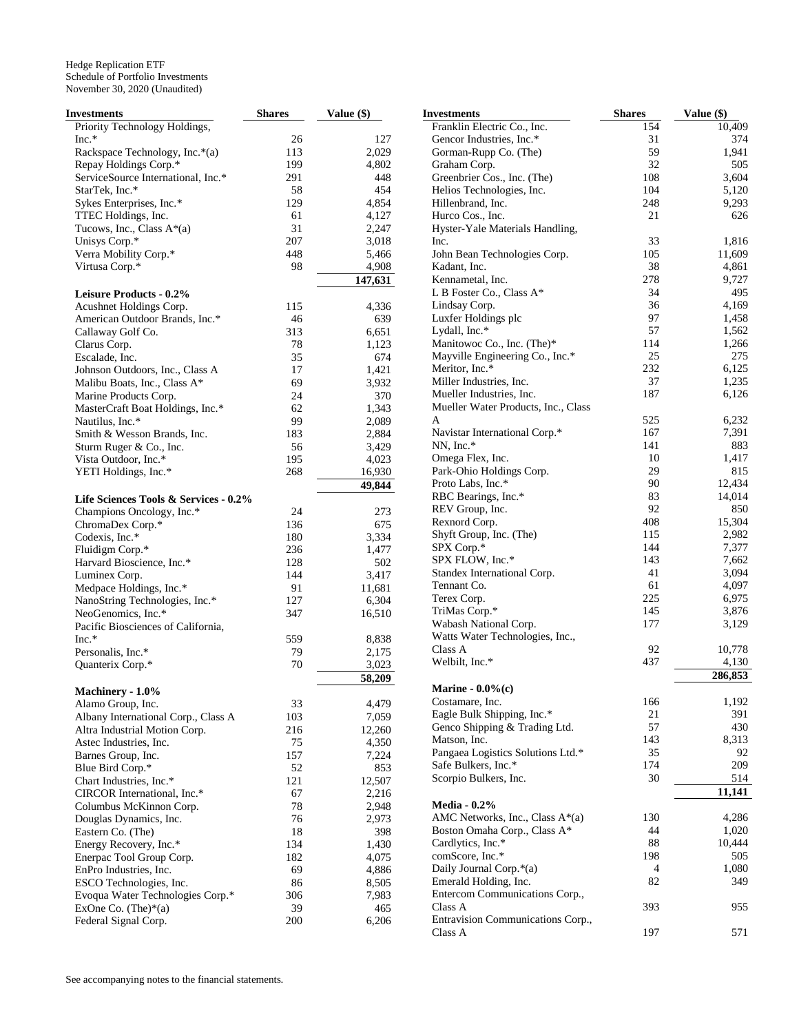Hedge Replication ETF
Schedule of Portfolio Investments
November 30, 2020 (Unaudited)

| Investments | Shares | Value ($) |
|---|---|---|
| Priority Technology Holdings, Inc.* | 26 | 127 |
| Rackspace Technology, Inc.*(a) | 113 | 2,029 |
| Repay Holdings Corp.* | 199 | 4,802 |
| ServiceSource International, Inc.* | 291 | 448 |
| StarTek, Inc.* | 58 | 454 |
| Sykes Enterprises, Inc.* | 129 | 4,854 |
| TTEC Holdings, Inc. | 61 | 4,127 |
| Tucows, Inc., Class A*(a) | 31 | 2,247 |
| Unisys Corp.* | 207 | 3,018 |
| Verra Mobility Corp.* | 448 | 5,466 |
| Virtusa Corp.* | 98 | 4,908 |
| | | **147,631** |
| **Leisure Products - 0.2%** | | |
| Acushnet Holdings Corp. | 115 | 4,336 |
| American Outdoor Brands, Inc.* | 46 | 639 |
| Callaway Golf Co. | 313 | 6,651 |
| Clarus Corp. | 78 | 1,123 |
| Escalade, Inc. | 35 | 674 |
| Johnson Outdoors, Inc., Class A | 17 | 1,421 |
| Malibu Boats, Inc., Class A* | 69 | 3,932 |
| Marine Products Corp. | 24 | 370 |
| MasterCraft Boat Holdings, Inc.* | 62 | 1,343 |
| Nautilus, Inc.* | 99 | 2,089 |
| Smith & Wesson Brands, Inc. | 183 | 2,884 |
| Sturm Ruger & Co., Inc. | 56 | 3,429 |
| Vista Outdoor, Inc.* | 195 | 4,023 |
| YETI Holdings, Inc.* | 268 | 16,930 |
| | | **49,844** |
| **Life Sciences Tools & Services - 0.2%** | | |
| Champions Oncology, Inc.* | 24 | 273 |
| ChromaDex Corp.* | 136 | 675 |
| Codexis, Inc.* | 180 | 3,334 |
| Fluidigm Corp.* | 236 | 1,477 |
| Harvard Bioscience, Inc.* | 128 | 502 |
| Luminex Corp. | 144 | 3,417 |
| Medpace Holdings, Inc.* | 91 | 11,681 |
| NanoString Technologies, Inc.* | 127 | 6,304 |
| NeoGenomics, Inc.* | 347 | 16,510 |
| Pacific Biosciences of California, Inc.* | 559 | 8,838 |
| Personalis, Inc.* | 79 | 2,175 |
| Quanterix Corp.* | 70 | 3,023 |
| | | **58,209** |
| **Machinery - 1.0%** | | |
| Alamo Group, Inc. | 33 | 4,479 |
| Albany International Corp., Class A | 103 | 7,059 |
| Altra Industrial Motion Corp. | 216 | 12,260 |
| Astec Industries, Inc. | 75 | 4,350 |
| Barnes Group, Inc. | 157 | 7,224 |
| Blue Bird Corp.* | 52 | 853 |
| Chart Industries, Inc.* | 121 | 12,507 |
| CIRCOR International, Inc.* | 67 | 2,216 |
| Columbus McKinnon Corp. | 78 | 2,948 |
| Douglas Dynamics, Inc. | 76 | 2,973 |
| Eastern Co. (The) | 18 | 398 |
| Energy Recovery, Inc.* | 134 | 1,430 |
| Enerpac Tool Group Corp. | 182 | 4,075 |
| EnPro Industries, Inc. | 69 | 4,886 |
| ESCO Technologies, Inc. | 86 | 8,505 |
| Evoqua Water Technologies Corp.* | 306 | 7,983 |
| ExOne Co. (The)*(a) | 39 | 465 |
| Federal Signal Corp. | 200 | 6,206 |
| Franklin Electric Co., Inc. | 154 | 10,409 |
| Gencor Industries, Inc.* | 31 | 374 |
| Gorman-Rupp Co. (The) | 59 | 1,941 |
| Graham Corp. | 32 | 505 |
| Greenbrier Cos., Inc. (The) | 108 | 3,604 |
| Helios Technologies, Inc. | 104 | 5,120 |
| Hillenbrand, Inc. | 248 | 9,293 |
| Hurco Cos., Inc. | 21 | 626 |
| Hyster-Yale Materials Handling, Inc. | 33 | 1,816 |
| John Bean Technologies Corp. | 105 | 11,609 |
| Kadant, Inc. | 38 | 4,861 |
| Kennametal, Inc. | 278 | 9,727 |
| L B Foster Co., Class A* | 34 | 495 |
| Lindsay Corp. | 36 | 4,169 |
| Luxfer Holdings plc | 97 | 1,458 |
| Lydall, Inc.* | 57 | 1,562 |
| Manitowoc Co., Inc. (The)* | 114 | 1,266 |
| Mayville Engineering Co., Inc.* | 25 | 275 |
| Meritor, Inc.* | 232 | 6,125 |
| Miller Industries, Inc. | 37 | 1,235 |
| Mueller Industries, Inc. | 187 | 6,126 |
| Mueller Water Products, Inc., Class A | 525 | 6,232 |
| Navistar International Corp.* | 167 | 7,391 |
| NN, Inc.* | 141 | 883 |
| Omega Flex, Inc. | 10 | 1,417 |
| Park-Ohio Holdings Corp. | 29 | 815 |
| Proto Labs, Inc.* | 90 | 12,434 |
| RBC Bearings, Inc.* | 83 | 14,014 |
| REV Group, Inc. | 92 | 850 |
| Rexnord Corp. | 408 | 15,304 |
| Shyft Group, Inc. (The) | 115 | 2,982 |
| SPX Corp.* | 144 | 7,377 |
| SPX FLOW, Inc.* | 143 | 7,662 |
| Standex International Corp. | 41 | 3,094 |
| Tennant Co. | 61 | 4,097 |
| Terex Corp. | 225 | 6,975 |
| TriMas Corp.* | 145 | 3,876 |
| Wabash National Corp. | 177 | 3,129 |
| Watts Water Technologies, Inc., Class A | 92 | 10,778 |
| Welbilt, Inc.* | 437 | 4,130 |
| | | **286,853** |
| **Marine - 0.0%(c)** | | |
| Costamare, Inc. | 166 | 1,192 |
| Eagle Bulk Shipping, Inc.* | 21 | 391 |
| Genco Shipping & Trading Ltd. | 57 | 430 |
| Matson, Inc. | 143 | 8,313 |
| Pangaea Logistics Solutions Ltd.* | 35 | 92 |
| Safe Bulkers, Inc.* | 174 | 209 |
| Scorpio Bulkers, Inc. | 30 | 514 |
| | | **11,141** |
| **Media - 0.2%** | | |
| AMC Networks, Inc., Class A*(a) | 130 | 4,286 |
| Boston Omaha Corp., Class A* | 44 | 1,020 |
| Cardlytics, Inc.* | 88 | 10,444 |
| comScore, Inc.* | 198 | 505 |
| Daily Journal Corp.*(a) | 4 | 1,080 |
| Emerald Holding, Inc. | 82 | 349 |
| Entercom Communications Corp., Class A | 393 | 955 |
| Entravision Communications Corp., Class A | 197 | 571 |

See accompanying notes to the financial statements.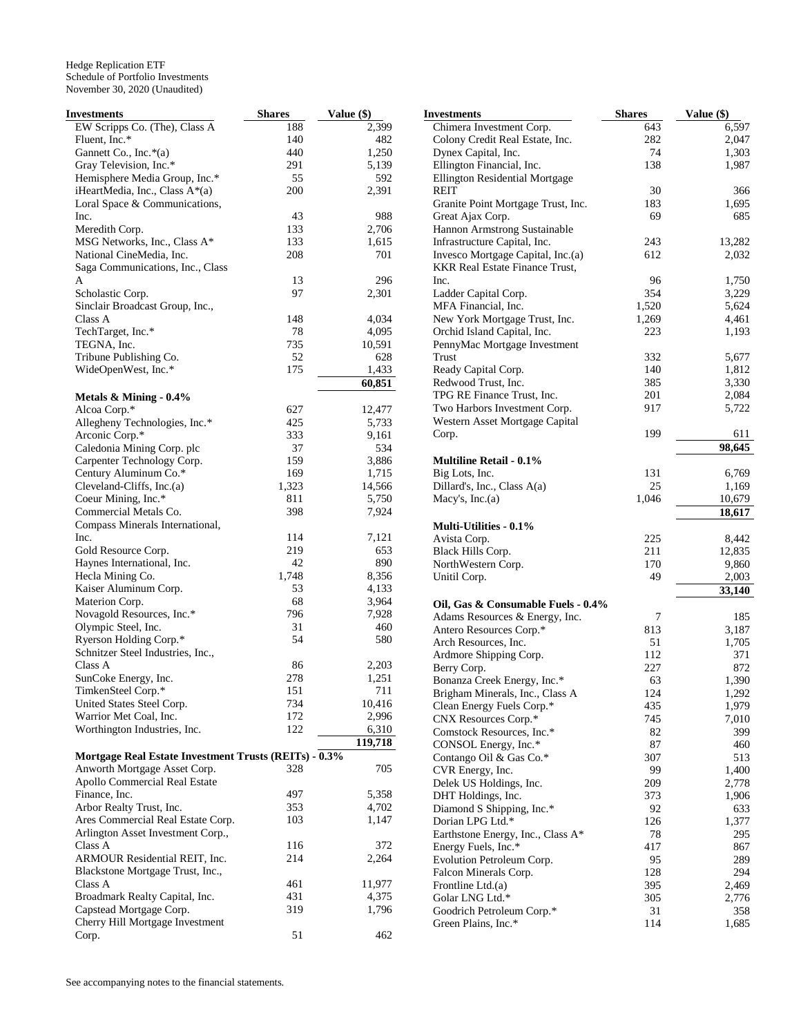Hedge Replication ETF
Schedule of Portfolio Investments
November 30, 2020 (Unaudited)

| Investments | Shares | Value ($) |
|---|---|---|
| EW Scripps Co. (The), Class A | 188 | 2,399 |
| Fluent, Inc.* | 140 | 482 |
| Gannett Co., Inc.*(a) | 440 | 1,250 |
| Gray Television, Inc.* | 291 | 5,139 |
| Hemisphere Media Group, Inc.* | 55 | 592 |
| iHeartMedia, Inc., Class A*(a) | 200 | 2,391 |
| Loral Space & Communications, Inc. | 43 | 988 |
| Meredith Corp. | 133 | 2,706 |
| MSG Networks, Inc., Class A* | 133 | 1,615 |
| National CineMedia, Inc. | 208 | 701 |
| Saga Communications, Inc., Class A | 13 | 296 |
| Scholastic Corp. | 97 | 2,301 |
| Sinclair Broadcast Group, Inc., Class A | 148 | 4,034 |
| TechTarget, Inc.* | 78 | 4,095 |
| TEGNA, Inc. | 735 | 10,591 |
| Tribune Publishing Co. | 52 | 628 |
| WideOpenWest, Inc.* | 175 | 1,433 |
| | | **60,851** |
| **Metals & Mining - 0.4%** | | |
| Alcoa Corp.* | 627 | 12,477 |
| Allegheny Technologies, Inc.* | 425 | 5,733 |
| Arconic Corp.* | 333 | 9,161 |
| Caledonia Mining Corp. plc | 37 | 534 |
| Carpenter Technology Corp. | 159 | 3,886 |
| Century Aluminum Co.* | 169 | 1,715 |
| Cleveland-Cliffs, Inc.(a) | 1,323 | 14,566 |
| Coeur Mining, Inc.* | 811 | 5,750 |
| Commercial Metals Co. | 398 | 7,924 |
| Compass Minerals International, Inc. | 114 | 7,121 |
| Gold Resource Corp. | 219 | 653 |
| Haynes International, Inc. | 42 | 890 |
| Hecla Mining Co. | 1,748 | 8,356 |
| Kaiser Aluminum Corp. | 53 | 4,133 |
| Materion Corp. | 68 | 3,964 |
| Novagold Resources, Inc.* | 796 | 7,928 |
| Olympic Steel, Inc. | 31 | 460 |
| Ryerson Holding Corp.* | 54 | 580 |
| Schnitzer Steel Industries, Inc., Class A | 86 | 2,203 |
| SunCoke Energy, Inc. | 278 | 1,251 |
| TimkenSteel Corp.* | 151 | 711 |
| United States Steel Corp. | 734 | 10,416 |
| Warrior Met Coal, Inc. | 172 | 2,996 |
| Worthington Industries, Inc. | 122 | 6,310 |
| | | **119,718** |
| **Mortgage Real Estate Investment Trusts (REITs) - 0.3%** | | |
| Anworth Mortgage Asset Corp. | 328 | 705 |
| Apollo Commercial Real Estate Finance, Inc. | 497 | 5,358 |
| Arbor Realty Trust, Inc. | 353 | 4,702 |
| Ares Commercial Real Estate Corp. | 103 | 1,147 |
| Arlington Asset Investment Corp., Class A | 116 | 372 |
| ARMOUR Residential REIT, Inc. | 214 | 2,264 |
| Blackstone Mortgage Trust, Inc., Class A | 461 | 11,977 |
| Broadmark Realty Capital, Inc. | 431 | 4,375 |
| Capstead Mortgage Corp. | 319 | 1,796 |
| Cherry Hill Mortgage Investment Corp. | 51 | 462 |
| Chimera Investment Corp. | 643 | 6,597 |
| Colony Credit Real Estate, Inc. | 282 | 2,047 |
| Dynex Capital, Inc. | 74 | 1,303 |
| Ellington Financial, Inc. | 138 | 1,987 |
| Ellington Residential Mortgage REIT | 30 | 366 |
| Granite Point Mortgage Trust, Inc. | 183 | 1,695 |
| Great Ajax Corp. | 69 | 685 |
| Hannon Armstrong Sustainable Infrastructure Capital, Inc. | 243 | 13,282 |
| Invesco Mortgage Capital, Inc.(a) | 612 | 2,032 |
| KKR Real Estate Finance Trust, Inc. | 96 | 1,750 |
| Ladder Capital Corp. | 354 | 3,229 |
| MFA Financial, Inc. | 1,520 | 5,624 |
| New York Mortgage Trust, Inc. | 1,269 | 4,461 |
| Orchid Island Capital, Inc. | 223 | 1,193 |
| PennyMac Mortgage Investment Trust | 332 | 5,677 |
| Ready Capital Corp. | 140 | 1,812 |
| Redwood Trust, Inc. | 385 | 3,330 |
| TPG RE Finance Trust, Inc. | 201 | 2,084 |
| Two Harbors Investment Corp. | 917 | 5,722 |
| Western Asset Mortgage Capital Corp. | 199 | 611 |
| | | **98,645** |
| **Multiline Retail - 0.1%** | | |
| Big Lots, Inc. | 131 | 6,769 |
| Dillard's, Inc., Class A(a) | 25 | 1,169 |
| Macy's, Inc.(a) | 1,046 | 10,679 |
| | | **18,617** |
| **Multi-Utilities - 0.1%** | | |
| Avista Corp. | 225 | 8,442 |
| Black Hills Corp. | 211 | 12,835 |
| NorthWestern Corp. | 170 | 9,860 |
| Unitil Corp. | 49 | 2,003 |
| | | **33,140** |
| **Oil, Gas & Consumable Fuels - 0.4%** | | |
| Adams Resources & Energy, Inc. | 7 | 185 |
| Antero Resources Corp.* | 813 | 3,187 |
| Arch Resources, Inc. | 51 | 1,705 |
| Ardmore Shipping Corp. | 112 | 371 |
| Berry Corp. | 227 | 872 |
| Bonanza Creek Energy, Inc.* | 63 | 1,390 |
| Brigham Minerals, Inc., Class A | 124 | 1,292 |
| Clean Energy Fuels Corp.* | 435 | 1,979 |
| CNX Resources Corp.* | 745 | 7,010 |
| Comstock Resources, Inc.* | 82 | 399 |
| CONSOL Energy, Inc.* | 87 | 460 |
| Contango Oil & Gas Co.* | 307 | 513 |
| CVR Energy, Inc. | 99 | 1,400 |
| Delek US Holdings, Inc. | 209 | 2,778 |
| DHT Holdings, Inc. | 373 | 1,906 |
| Diamond S Shipping, Inc.* | 92 | 633 |
| Dorian LPG Ltd.* | 126 | 1,377 |
| Earthstone Energy, Inc., Class A* | 78 | 295 |
| Energy Fuels, Inc.* | 417 | 867 |
| Evolution Petroleum Corp. | 95 | 289 |
| Falcon Minerals Corp. | 128 | 294 |
| Frontline Ltd.(a) | 395 | 2,469 |
| Golar LNG Ltd.* | 305 | 2,776 |
| Goodrich Petroleum Corp.* | 31 | 358 |
| Green Plains, Inc.* | 114 | 1,685 |

See accompanying notes to the financial statements.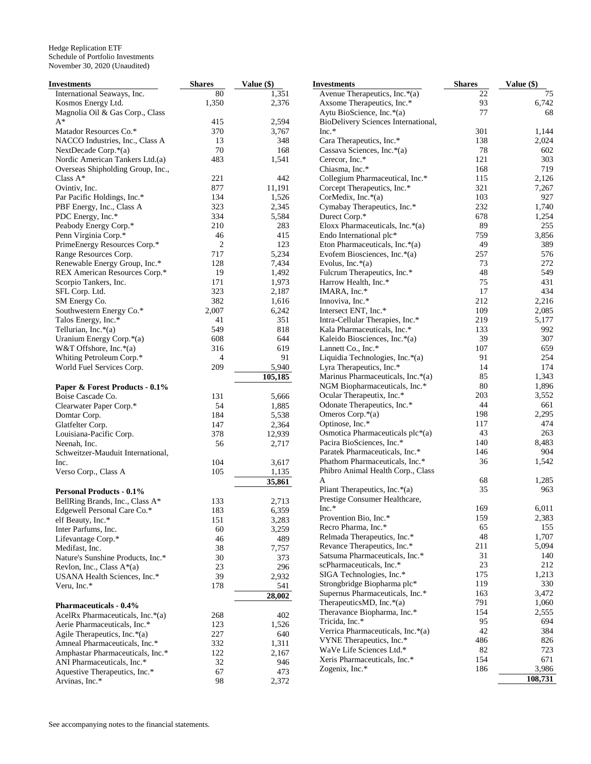Hedge Replication ETF
Schedule of Portfolio Investments
November 30, 2020 (Unaudited)

| Investments | Shares | Value ($) |
|---|---|---|
| International Seaways, Inc. | 80 | 1,351 |
| Kosmos Energy Ltd. | 1,350 | 2,376 |
| Magnolia Oil & Gas Corp., Class A* | 415 | 2,594 |
| Matador Resources Co.* | 370 | 3,767 |
| NACCO Industries, Inc., Class A | 13 | 348 |
| NextDecade Corp.*(a) | 70 | 168 |
| Nordic American Tankers Ltd.(a) | 483 | 1,541 |
| Overseas Shipholding Group, Inc., Class A* | 221 | 442 |
| Ovintiv, Inc. | 877 | 11,191 |
| Par Pacific Holdings, Inc.* | 134 | 1,526 |
| PBF Energy, Inc., Class A | 323 | 2,345 |
| PDC Energy, Inc.* | 334 | 5,584 |
| Peabody Energy Corp.* | 210 | 283 |
| Penn Virginia Corp.* | 46 | 415 |
| PrimeEnergy Resources Corp.* | 2 | 123 |
| Range Resources Corp. | 717 | 5,234 |
| Renewable Energy Group, Inc.* | 128 | 7,434 |
| REX American Resources Corp.* | 19 | 1,492 |
| Scorpio Tankers, Inc. | 171 | 1,973 |
| SFL Corp. Ltd. | 323 | 2,187 |
| SM Energy Co. | 382 | 1,616 |
| Southwestern Energy Co.* | 2,007 | 6,242 |
| Talos Energy, Inc.* | 41 | 351 |
| Tellurian, Inc.*(a) | 549 | 818 |
| Uranium Energy Corp.*(a) | 608 | 644 |
| W&T Offshore, Inc.*(a) | 316 | 619 |
| Whiting Petroleum Corp.* | 4 | 91 |
| World Fuel Services Corp. | 209 | 5,940 |
| | | **105,185** |
| **Paper & Forest Products - 0.1%** | | |
| Boise Cascade Co. | 131 | 5,666 |
| Clearwater Paper Corp.* | 54 | 1,885 |
| Domtar Corp. | 184 | 5,538 |
| Glatfelter Corp. | 147 | 2,364 |
| Louisiana-Pacific Corp. | 378 | 12,939 |
| Neenah, Inc. | 56 | 2,717 |
| Schweitzer-Mauduit International, Inc. | 104 | 3,617 |
| Verso Corp., Class A | 105 | 1,135 |
| | | **35,861** |
| **Personal Products - 0.1%** | | |
| BellRing Brands, Inc., Class A* | 133 | 2,713 |
| Edgewell Personal Care Co.* | 183 | 6,359 |
| elf Beauty, Inc.* | 151 | 3,283 |
| Inter Parfums, Inc. | 60 | 3,259 |
| Lifevantage Corp.* | 46 | 489 |
| Medifast, Inc. | 38 | 7,757 |
| Nature's Sunshine Products, Inc.* | 30 | 373 |
| Revlon, Inc., Class A*(a) | 23 | 296 |
| USANA Health Sciences, Inc.* | 39 | 2,932 |
| Veru, Inc.* | 178 | 541 |
| | | **28,002** |
| **Pharmaceuticals - 0.4%** | | |
| AcelRx Pharmaceuticals, Inc.*(a) | 268 | 402 |
| Aerie Pharmaceuticals, Inc.* | 123 | 1,526 |
| Agile Therapeutics, Inc.*(a) | 227 | 640 |
| Amneal Pharmaceuticals, Inc.* | 332 | 1,311 |
| Amphastar Pharmaceuticals, Inc.* | 122 | 2,167 |
| ANI Pharmaceuticals, Inc.* | 32 | 946 |
| Aquestive Therapeutics, Inc.* | 67 | 473 |
| Arvinas, Inc.* | 98 | 2,372 |
| Avenue Therapeutics, Inc.*(a) | 22 | 75 |
| Axsome Therapeutics, Inc.* | 93 | 6,742 |
| Aytu BioScience, Inc.*(a) | 77 | 68 |
| BioDelivery Sciences International, Inc.* | 301 | 1,144 |
| Cara Therapeutics, Inc.* | 138 | 2,024 |
| Cassava Sciences, Inc.*(a) | 78 | 602 |
| Cerecor, Inc.* | 121 | 303 |
| Chiasma, Inc.* | 168 | 719 |
| Collegium Pharmaceutical, Inc.* | 115 | 2,126 |
| Corcept Therapeutics, Inc.* | 321 | 7,267 |
| CorMedix, Inc.*(a) | 103 | 927 |
| Cymabay Therapeutics, Inc.* | 232 | 1,740 |
| Durect Corp.* | 678 | 1,254 |
| Eloxx Pharmaceuticals, Inc.*(a) | 89 | 255 |
| Endo International plc* | 759 | 3,856 |
| Eton Pharmaceuticals, Inc.*(a) | 49 | 389 |
| Evofem Biosciences, Inc.*(a) | 257 | 576 |
| Evolus, Inc.*(a) | 73 | 272 |
| Fulcrum Therapeutics, Inc.* | 48 | 549 |
| Harrow Health, Inc.* | 75 | 431 |
| IMARA, Inc.* | 17 | 434 |
| Innoviva, Inc.* | 212 | 2,216 |
| Intersect ENT, Inc.* | 109 | 2,085 |
| Intra-Cellular Therapies, Inc.* | 219 | 5,177 |
| Kala Pharmaceuticals, Inc.* | 133 | 992 |
| Kaleido Biosciences, Inc.*(a) | 39 | 307 |
| Lannett Co., Inc.* | 107 | 659 |
| Liquidia Technologies, Inc.*(a) | 91 | 254 |
| Lyra Therapeutics, Inc.* | 14 | 174 |
| Marinus Pharmaceuticals, Inc.*(a) | 85 | 1,343 |
| NGM Biopharmaceuticals, Inc.* | 80 | 1,896 |
| Ocular Therapeutix, Inc.* | 203 | 3,552 |
| Odonate Therapeutics, Inc.* | 44 | 661 |
| Omeros Corp.*(a) | 198 | 2,295 |
| Optinose, Inc.* | 117 | 474 |
| Osmotica Pharmaceuticals plc*(a) | 43 | 263 |
| Pacira BioSciences, Inc.* | 140 | 8,483 |
| Paratek Pharmaceuticals, Inc.* | 146 | 904 |
| Phathom Pharmaceuticals, Inc.* | 36 | 1,542 |
| Phibro Animal Health Corp., Class A | 68 | 1,285 |
| Pliant Therapeutics, Inc.*(a) | 35 | 963 |
| Prestige Consumer Healthcare, Inc.* | 169 | 6,011 |
| Provention Bio, Inc.* | 159 | 2,383 |
| Recro Pharma, Inc.* | 65 | 155 |
| Relmada Therapeutics, Inc.* | 48 | 1,707 |
| Revance Therapeutics, Inc.* | 211 | 5,094 |
| Satsuma Pharmaceuticals, Inc.* | 31 | 140 |
| scPharmaceuticals, Inc.* | 23 | 212 |
| SIGA Technologies, Inc.* | 175 | 1,213 |
| Strongbridge Biopharma plc* | 119 | 330 |
| Supernus Pharmaceuticals, Inc.* | 163 | 3,472 |
| TherapeuticsMD, Inc.*(a) | 791 | 1,060 |
| Theravance Biopharma, Inc.* | 154 | 2,555 |
| Tricida, Inc.* | 95 | 694 |
| Verrica Pharmaceuticals, Inc.*(a) | 42 | 384 |
| VYNE Therapeutics, Inc.* | 486 | 826 |
| WaVe Life Sciences Ltd.* | 82 | 723 |
| Xeris Pharmaceuticals, Inc.* | 154 | 671 |
| Zogenix, Inc.* | 186 | 3,986 |
| | | **108,731** |

See accompanying notes to the financial statements.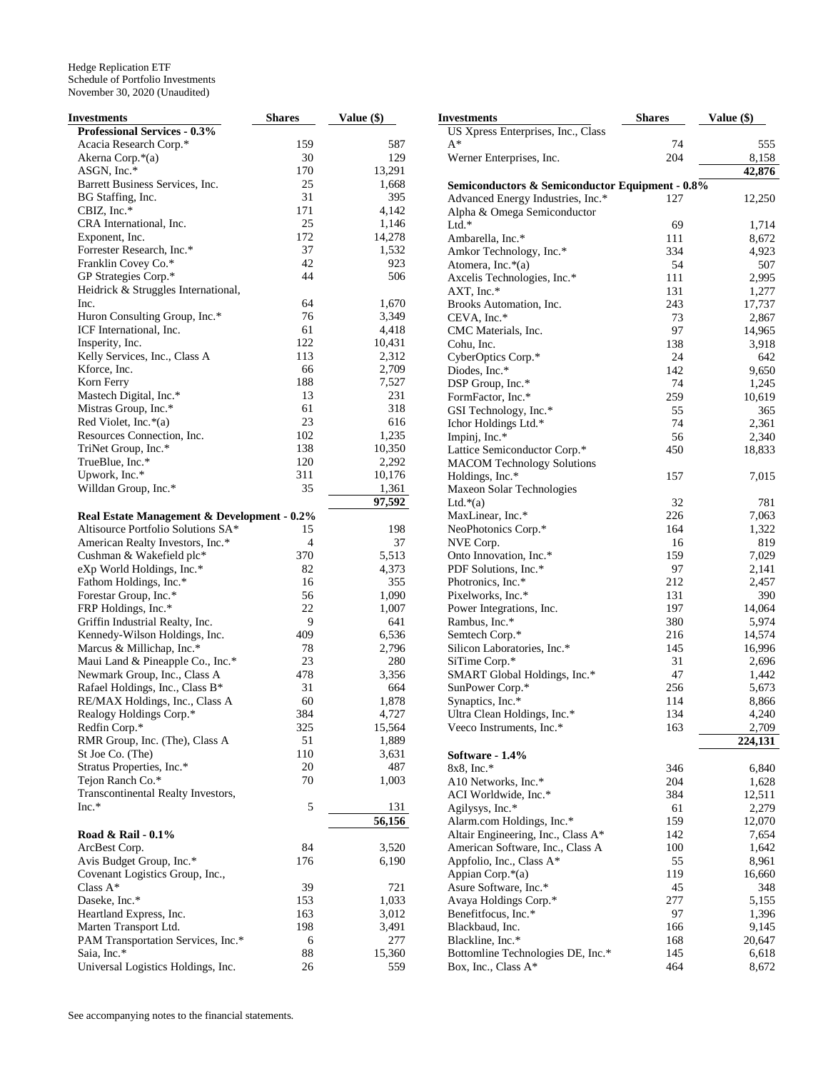Hedge Replication ETF
Schedule of Portfolio Investments
November 30, 2020 (Unaudited)

| Investments | Shares | Value ($) |
|---|---|---|
| **Professional Services - 0.3%** | | |
| Acacia Research Corp.* | 159 | 587 |
| Akerna Corp.*(a) | 30 | 129 |
| ASGN, Inc.* | 170 | 13,291 |
| Barrett Business Services, Inc. | 25 | 1,668 |
| BG Staffing, Inc. | 31 | 395 |
| CBIZ, Inc.* | 171 | 4,142 |
| CRA International, Inc. | 25 | 1,146 |
| Exponent, Inc. | 172 | 14,278 |
| Forrester Research, Inc.* | 37 | 1,532 |
| Franklin Covey Co.* | 42 | 923 |
| GP Strategies Corp.* | 44 | 506 |
| Heidrick & Struggles International, Inc. | 64 | 1,670 |
| Huron Consulting Group, Inc.* | 76 | 3,349 |
| ICF International, Inc. | 61 | 4,418 |
| Insperity, Inc. | 122 | 10,431 |
| Kelly Services, Inc., Class A | 113 | 2,312 |
| Kforce, Inc. | 66 | 2,709 |
| Korn Ferry | 188 | 7,527 |
| Mastech Digital, Inc.* | 13 | 231 |
| Mistras Group, Inc.* | 61 | 318 |
| Red Violet, Inc.*(a) | 23 | 616 |
| Resources Connection, Inc. | 102 | 1,235 |
| TriNet Group, Inc.* | 138 | 10,350 |
| TrueBlue, Inc.* | 120 | 2,292 |
| Upwork, Inc.* | 311 | 10,176 |
| Willdan Group, Inc.* | 35 | 1,361 |
| | | **97,592** |
| **Real Estate Management & Development - 0.2%** | | |
| Altisource Portfolio Solutions SA* | 15 | 198 |
| American Realty Investors, Inc.* | 4 | 37 |
| Cushman & Wakefield plc* | 370 | 5,513 |
| eXp World Holdings, Inc.* | 82 | 4,373 |
| Fathom Holdings, Inc.* | 16 | 355 |
| Forestar Group, Inc.* | 56 | 1,090 |
| FRP Holdings, Inc.* | 22 | 1,007 |
| Griffin Industrial Realty, Inc. | 9 | 641 |
| Kennedy-Wilson Holdings, Inc. | 409 | 6,536 |
| Marcus & Millichap, Inc.* | 78 | 2,796 |
| Maui Land & Pineapple Co., Inc.* | 23 | 280 |
| Newmark Group, Inc., Class A | 478 | 3,356 |
| Rafael Holdings, Inc., Class B* | 31 | 664 |
| RE/MAX Holdings, Inc., Class A | 60 | 1,878 |
| Realogy Holdings Corp.* | 384 | 4,727 |
| Redfin Corp.* | 325 | 15,564 |
| RMR Group, Inc. (The), Class A | 51 | 1,889 |
| St Joe Co. (The) | 110 | 3,631 |
| Stratus Properties, Inc.* | 20 | 487 |
| Tejon Ranch Co.* | 70 | 1,003 |
| Transcontinental Realty Investors, Inc.* | 5 | 131 |
| | | **56,156** |
| **Road & Rail - 0.1%** | | |
| ArcBest Corp. | 84 | 3,520 |
| Avis Budget Group, Inc.* | 176 | 6,190 |
| Covenant Logistics Group, Inc., Class A* | 39 | 721 |
| Daseke, Inc.* | 153 | 1,033 |
| Heartland Express, Inc. | 163 | 3,012 |
| Marten Transport Ltd. | 198 | 3,491 |
| PAM Transportation Services, Inc.* | 6 | 277 |
| Saia, Inc.* | 88 | 15,360 |
| Universal Logistics Holdings, Inc. | 26 | 559 |
| US Xpress Enterprises, Inc., Class A* | 74 | 555 |
| Werner Enterprises, Inc. | 204 | 8,158 |
| | | **42,876** |
| **Semiconductors & Semiconductor Equipment - 0.8%** | | |
| Advanced Energy Industries, Inc.* | 127 | 12,250 |
| Alpha & Omega Semiconductor Ltd.* | 69 | 1,714 |
| Ambarella, Inc.* | 111 | 8,672 |
| Amkor Technology, Inc.* | 334 | 4,923 |
| Atomera, Inc.*(a) | 54 | 507 |
| Axcelis Technologies, Inc.* | 111 | 2,995 |
| AXT, Inc.* | 131 | 1,277 |
| Brooks Automation, Inc. | 243 | 17,737 |
| CEVA, Inc.* | 73 | 2,867 |
| CMC Materials, Inc. | 97 | 14,965 |
| Cohu, Inc. | 138 | 3,918 |
| CyberOptics Corp.* | 24 | 642 |
| Diodes, Inc.* | 142 | 9,650 |
| DSP Group, Inc.* | 74 | 1,245 |
| FormFactor, Inc.* | 259 | 10,619 |
| GSI Technology, Inc.* | 55 | 365 |
| Ichor Holdings Ltd.* | 74 | 2,361 |
| Impinj, Inc.* | 56 | 2,340 |
| Lattice Semiconductor Corp.* | 450 | 18,833 |
| MACOM Technology Solutions Holdings, Inc.* | 157 | 7,015 |
| Maxeon Solar Technologies Ltd.*(a) | 32 | 781 |
| MaxLinear, Inc.* | 226 | 7,063 |
| NeoPhotonics Corp.* | 164 | 1,322 |
| NVE Corp. | 16 | 819 |
| Onto Innovation, Inc.* | 159 | 7,029 |
| PDF Solutions, Inc.* | 97 | 2,141 |
| Photronics, Inc.* | 212 | 2,457 |
| Pixelworks, Inc.* | 131 | 390 |
| Power Integrations, Inc. | 197 | 14,064 |
| Rambus, Inc.* | 380 | 5,974 |
| Semtech Corp.* | 216 | 14,574 |
| Silicon Laboratories, Inc.* | 145 | 16,996 |
| SiTime Corp.* | 31 | 2,696 |
| SMART Global Holdings, Inc.* | 47 | 1,442 |
| SunPower Corp.* | 256 | 5,673 |
| Synaptics, Inc.* | 114 | 8,866 |
| Ultra Clean Holdings, Inc.* | 134 | 4,240 |
| Veeco Instruments, Inc.* | 163 | 2,709 |
| | | **224,131** |
| **Software - 1.4%** | | |
| 8x8, Inc.* | 346 | 6,840 |
| A10 Networks, Inc.* | 204 | 1,628 |
| ACI Worldwide, Inc.* | 384 | 12,511 |
| Agilysys, Inc.* | 61 | 2,279 |
| Alarm.com Holdings, Inc.* | 159 | 12,070 |
| Altair Engineering, Inc., Class A* | 142 | 7,654 |
| American Software, Inc., Class A | 100 | 1,642 |
| Appfolio, Inc., Class A* | 55 | 8,961 |
| Appian Corp.*(a) | 119 | 16,660 |
| Asure Software, Inc.* | 45 | 348 |
| Avaya Holdings Corp.* | 277 | 5,155 |
| Benefitfocus, Inc.* | 97 | 1,396 |
| Blackbaud, Inc. | 166 | 9,145 |
| Blackline, Inc.* | 168 | 20,647 |
| Bottomline Technologies DE, Inc.* | 145 | 6,618 |
| Box, Inc., Class A* | 464 | 8,672 |

See accompanying notes to the financial statements.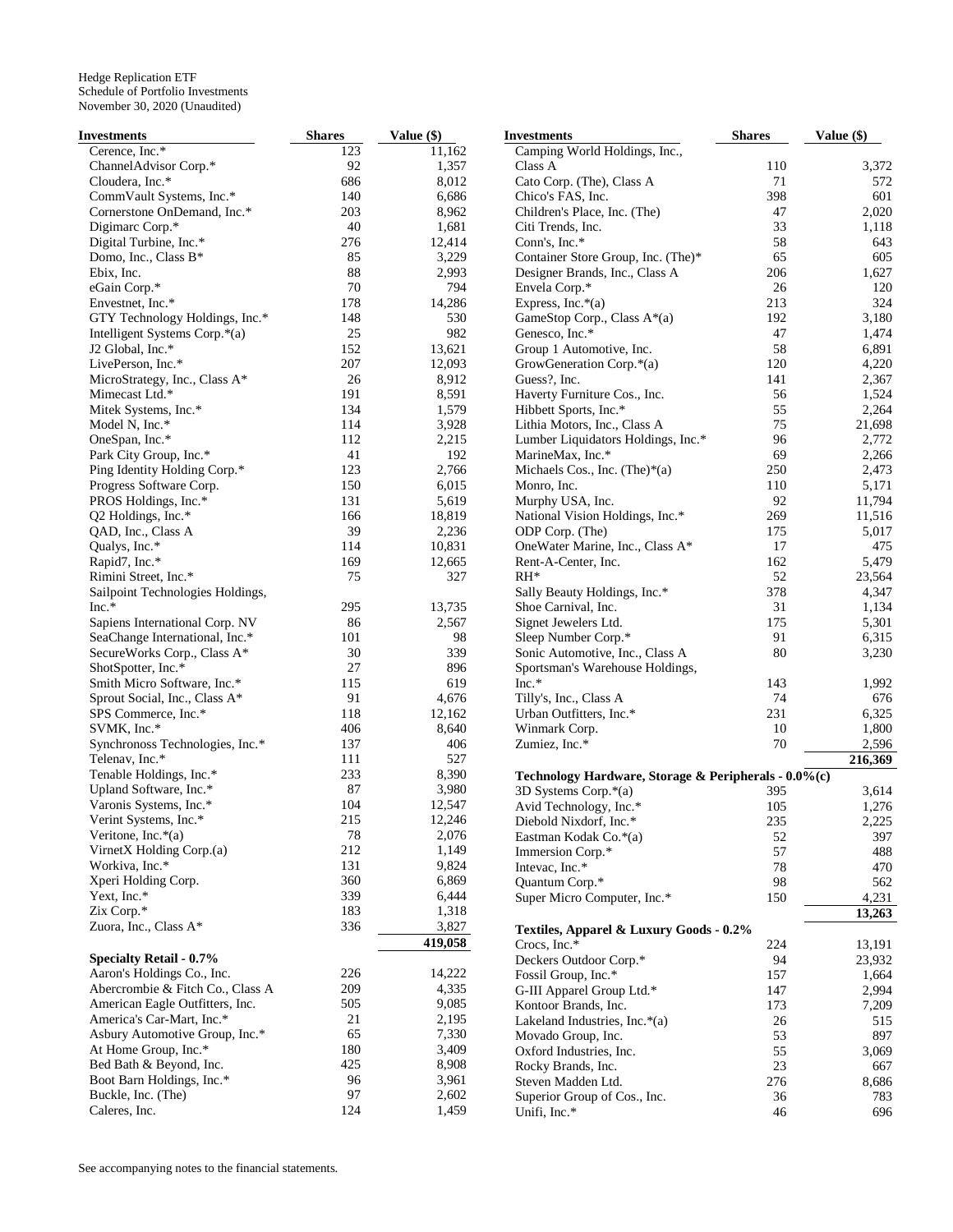Hedge Replication ETF
Schedule of Portfolio Investments
November 30, 2020 (Unaudited)

| Investments | Shares | Value ($) |
|---|---|---|
| Cerence, Inc.* | 123 | 11,162 |
| ChannelAdvisor Corp.* | 92 | 1,357 |
| Cloudera, Inc.* | 686 | 8,012 |
| CommVault Systems, Inc.* | 140 | 6,686 |
| Cornerstone OnDemand, Inc.* | 203 | 8,962 |
| Digimarc Corp.* | 40 | 1,681 |
| Digital Turbine, Inc.* | 276 | 12,414 |
| Domo, Inc., Class B* | 85 | 3,229 |
| Ebix, Inc. | 88 | 2,993 |
| eGain Corp.* | 70 | 794 |
| Envestnet, Inc.* | 178 | 14,286 |
| GTY Technology Holdings, Inc.* | 148 | 530 |
| Intelligent Systems Corp.*(a) | 25 | 982 |
| J2 Global, Inc.* | 152 | 13,621 |
| LivePerson, Inc.* | 207 | 12,093 |
| MicroStrategy, Inc., Class A* | 26 | 8,912 |
| Mimecast Ltd.* | 191 | 8,591 |
| Mitek Systems, Inc.* | 134 | 1,579 |
| Model N, Inc.* | 114 | 3,928 |
| OneSpan, Inc.* | 112 | 2,215 |
| Park City Group, Inc.* | 41 | 192 |
| Ping Identity Holding Corp.* | 123 | 2,766 |
| Progress Software Corp. | 150 | 6,015 |
| PROS Holdings, Inc.* | 131 | 5,619 |
| Q2 Holdings, Inc.* | 166 | 18,819 |
| QAD, Inc., Class A | 39 | 2,236 |
| Qualys, Inc.* | 114 | 10,831 |
| Rapid7, Inc.* | 169 | 12,665 |
| Rimini Street, Inc.* | 75 | 327 |
| Sailpoint Technologies Holdings, Inc.* | 295 | 13,735 |
| Sapiens International Corp. NV | 86 | 2,567 |
| SeaChange International, Inc.* | 101 | 98 |
| SecureWorks Corp., Class A* | 30 | 339 |
| ShotSpotter, Inc.* | 27 | 896 |
| Smith Micro Software, Inc.* | 115 | 619 |
| Sprout Social, Inc., Class A* | 91 | 4,676 |
| SPS Commerce, Inc.* | 118 | 12,162 |
| SVMK, Inc.* | 406 | 8,640 |
| Synchronoss Technologies, Inc.* | 137 | 406 |
| Telenav, Inc.* | 111 | 527 |
| Tenable Holdings, Inc.* | 233 | 8,390 |
| Upland Software, Inc.* | 87 | 3,980 |
| Varonis Systems, Inc.* | 104 | 12,547 |
| Verint Systems, Inc.* | 215 | 12,246 |
| Veritone, Inc.*(a) | 78 | 2,076 |
| VirnetX Holding Corp.(a) | 212 | 1,149 |
| Workiva, Inc.* | 131 | 9,824 |
| Xperi Holding Corp. | 360 | 6,869 |
| Yext, Inc.* | 339 | 6,444 |
| Zix Corp.* | 183 | 1,318 |
| Zuora, Inc., Class A* | 336 | 3,827 |
| | | **419,058** |
| **Specialty Retail - 0.7%** | | |
| Aaron's Holdings Co., Inc. | 226 | 14,222 |
| Abercrombie & Fitch Co., Class A | 209 | 4,335 |
| American Eagle Outfitters, Inc. | 505 | 9,085 |
| America's Car-Mart, Inc.* | 21 | 2,195 |
| Asbury Automotive Group, Inc.* | 65 | 7,330 |
| At Home Group, Inc.* | 180 | 3,409 |
| Bed Bath & Beyond, Inc. | 425 | 8,908 |
| Boot Barn Holdings, Inc.* | 96 | 3,961 |
| Buckle, Inc. (The) | 97 | 2,602 |
| Caleres, Inc. | 124 | 1,459 |
| Camping World Holdings, Inc., Class A | 110 | 3,372 |
| Cato Corp. (The), Class A | 71 | 572 |
| Chico's FAS, Inc. | 398 | 601 |
| Children's Place, Inc. (The) | 47 | 2,020 |
| Citi Trends, Inc. | 33 | 1,118 |
| Conn's, Inc.* | 58 | 643 |
| Container Store Group, Inc. (The)* | 65 | 605 |
| Designer Brands, Inc., Class A | 206 | 1,627 |
| Envela Corp.* | 26 | 120 |
| Express, Inc.*(a) | 213 | 324 |
| GameStop Corp., Class A*(a) | 192 | 3,180 |
| Genesco, Inc.* | 47 | 1,474 |
| Group 1 Automotive, Inc. | 58 | 6,891 |
| GrowGeneration Corp.*(a) | 120 | 4,220 |
| Guess?, Inc. | 141 | 2,367 |
| Haverty Furniture Cos., Inc. | 56 | 1,524 |
| Hibbett Sports, Inc.* | 55 | 2,264 |
| Lithia Motors, Inc., Class A | 75 | 21,698 |
| Lumber Liquidators Holdings, Inc.* | 96 | 2,772 |
| MarineMax, Inc.* | 69 | 2,266 |
| Michaels Cos., Inc. (The)*(a) | 250 | 2,473 |
| Monro, Inc. | 110 | 5,171 |
| Murphy USA, Inc. | 92 | 11,794 |
| National Vision Holdings, Inc.* | 269 | 11,516 |
| ODP Corp. (The) | 175 | 5,017 |
| OneWater Marine, Inc., Class A* | 17 | 475 |
| Rent-A-Center, Inc. | 162 | 5,479 |
| RH* | 52 | 23,564 |
| Sally Beauty Holdings, Inc.* | 378 | 4,347 |
| Shoe Carnival, Inc. | 31 | 1,134 |
| Signet Jewelers Ltd. | 175 | 5,301 |
| Sleep Number Corp.* | 91 | 6,315 |
| Sonic Automotive, Inc., Class A | 80 | 3,230 |
| Sportsman's Warehouse Holdings, Inc.* | 143 | 1,992 |
| Tilly's, Inc., Class A | 74 | 676 |
| Urban Outfitters, Inc.* | 231 | 6,325 |
| Winmark Corp. | 10 | 1,800 |
| Zumiez, Inc.* | 70 | 2,596 |
| | | **216,369** |
| **Technology Hardware, Storage & Peripherals - 0.0%(c)** | | |
| 3D Systems Corp.*(a) | 395 | 3,614 |
| Avid Technology, Inc.* | 105 | 1,276 |
| Diebold Nixdorf, Inc.* | 235 | 2,225 |
| Eastman Kodak Co.*(a) | 52 | 397 |
| Immersion Corp.* | 57 | 488 |
| Intevac, Inc.* | 78 | 470 |
| Quantum Corp.* | 98 | 562 |
| Super Micro Computer, Inc.* | 150 | 4,231 |
| | | **13,263** |
| **Textiles, Apparel & Luxury Goods - 0.2%** | | |
| Crocs, Inc.* | 224 | 13,191 |
| Deckers Outdoor Corp.* | 94 | 23,932 |
| Fossil Group, Inc.* | 157 | 1,664 |
| G-III Apparel Group Ltd.* | 147 | 2,994 |
| Kontoor Brands, Inc. | 173 | 7,209 |
| Lakeland Industries, Inc.*(a) | 26 | 515 |
| Movado Group, Inc. | 53 | 897 |
| Oxford Industries, Inc. | 55 | 3,069 |
| Rocky Brands, Inc. | 23 | 667 |
| Steven Madden Ltd. | 276 | 8,686 |
| Superior Group of Cos., Inc. | 36 | 783 |
| Unifi, Inc.* | 46 | 696 |

See accompanying notes to the financial statements.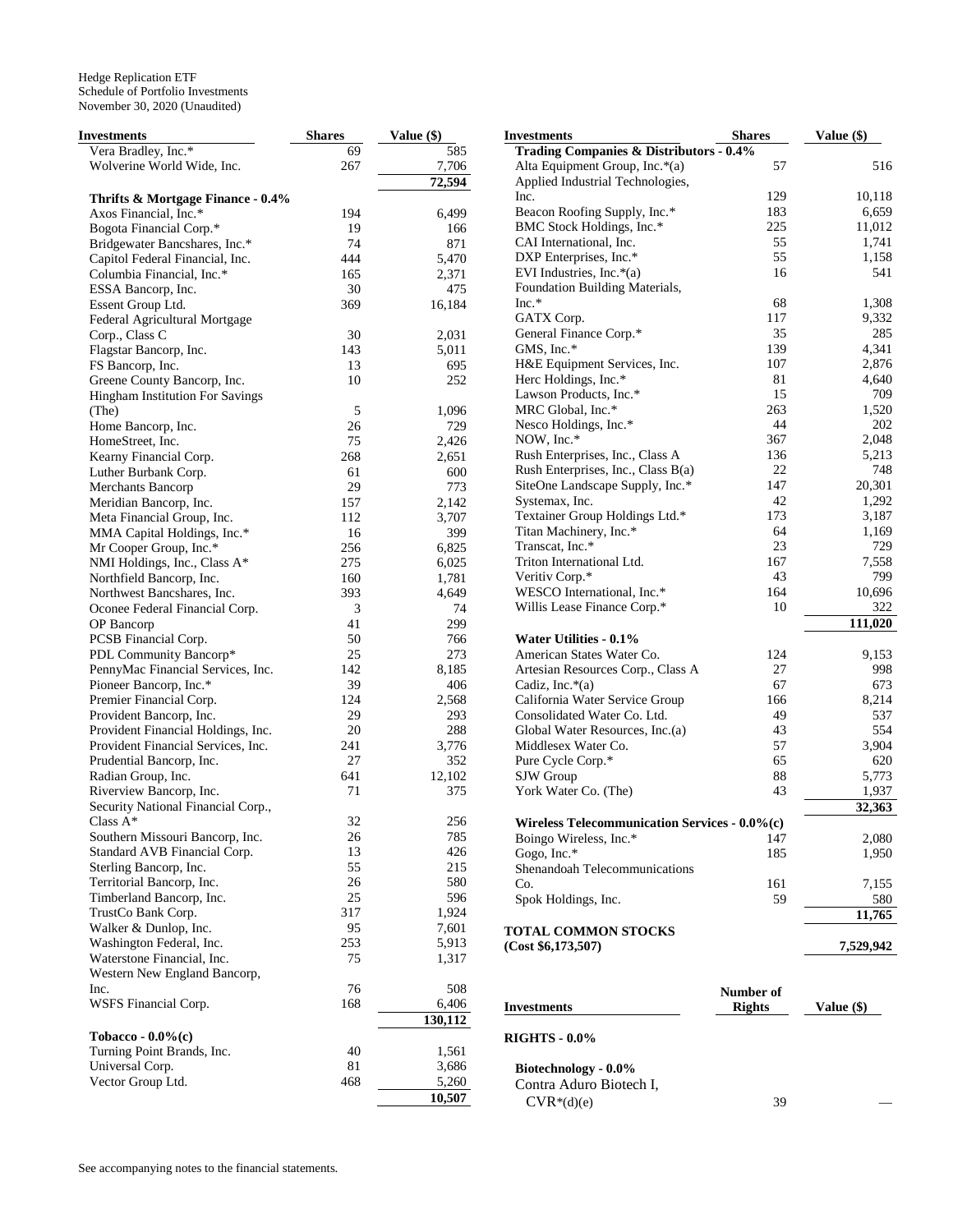Hedge Replication ETF
Schedule of Portfolio Investments
November 30, 2020 (Unaudited)

| Investments | Shares | Value ($) |
|---|---|---|
| Vera Bradley, Inc.* | 69 | 585 |
| Wolverine World Wide, Inc. | 267 | 7,706 |
| | | **72,594** |
| **Thrifts & Mortgage Finance - 0.4%** | | |
| Axos Financial, Inc.* | 194 | 6,499 |
| Bogota Financial Corp.* | 19 | 166 |
| Bridgewater Bancshares, Inc.* | 74 | 871 |
| Capitol Federal Financial, Inc. | 444 | 5,470 |
| Columbia Financial, Inc.* | 165 | 2,371 |
| ESSA Bancorp, Inc. | 30 | 475 |
| Essent Group Ltd. | 369 | 16,184 |
| Federal Agricultural Mortgage Corp., Class C | 30 | 2,031 |
| Flagstar Bancorp, Inc. | 143 | 5,011 |
| FS Bancorp, Inc. | 13 | 695 |
| Greene County Bancorp, Inc. | 10 | 252 |
| Hingham Institution For Savings (The) | 5 | 1,096 |
| Home Bancorp, Inc. | 26 | 729 |
| HomeStreet, Inc. | 75 | 2,426 |
| Kearny Financial Corp. | 268 | 2,651 |
| Luther Burbank Corp. | 61 | 600 |
| Merchants Bancorp | 29 | 773 |
| Meridian Bancorp, Inc. | 157 | 2,142 |
| Meta Financial Group, Inc. | 112 | 3,707 |
| MMA Capital Holdings, Inc.* | 16 | 399 |
| Mr Cooper Group, Inc.* | 256 | 6,825 |
| NMI Holdings, Inc., Class A* | 275 | 6,025 |
| Northfield Bancorp, Inc. | 160 | 1,781 |
| Northwest Bancshares, Inc. | 393 | 4,649 |
| Oconee Federal Financial Corp. | 3 | 74 |
| OP Bancorp | 41 | 299 |
| PCSB Financial Corp. | 50 | 766 |
| PDL Community Bancorp* | 25 | 273 |
| PennyMac Financial Services, Inc. | 142 | 8,185 |
| Pioneer Bancorp, Inc.* | 39 | 406 |
| Premier Financial Corp. | 124 | 2,568 |
| Provident Bancorp, Inc. | 29 | 293 |
| Provident Financial Holdings, Inc. | 20 | 288 |
| Provident Financial Services, Inc. | 241 | 3,776 |
| Prudential Bancorp, Inc. | 27 | 352 |
| Radian Group, Inc. | 641 | 12,102 |
| Riverview Bancorp, Inc. | 71 | 375 |
| Security National Financial Corp., Class A* | 32 | 256 |
| Southern Missouri Bancorp, Inc. | 26 | 785 |
| Standard AVB Financial Corp. | 13 | 426 |
| Sterling Bancorp, Inc. | 55 | 215 |
| Territorial Bancorp, Inc. | 26 | 580 |
| Timberland Bancorp, Inc. | 25 | 596 |
| TrustCo Bank Corp. | 317 | 1,924 |
| Walker & Dunlop, Inc. | 95 | 7,601 |
| Washington Federal, Inc. | 253 | 5,913 |
| Waterstone Financial, Inc. | 75 | 1,317 |
| Western New England Bancorp, Inc. | 76 | 508 |
| WSFS Financial Corp. | 168 | 6,406 |
| | | **130,112** |
| **Tobacco - 0.0%(c)** | | |
| Turning Point Brands, Inc. | 40 | 1,561 |
| Universal Corp. | 81 | 3,686 |
| Vector Group Ltd. | 468 | 5,260 |
| | | **10,507** |
| **Trading Companies & Distributors - 0.4%** | | |
| Alta Equipment Group, Inc.*(a) | 57 | 516 |
| Applied Industrial Technologies, Inc. | 129 | 10,118 |
| Beacon Roofing Supply, Inc.* | 183 | 6,659 |
| BMC Stock Holdings, Inc.* | 225 | 11,012 |
| CAI International, Inc. | 55 | 1,741 |
| DXP Enterprises, Inc.* | 55 | 1,158 |
| EVI Industries, Inc.*(a) | 16 | 541 |
| Foundation Building Materials, Inc.* | 68 | 1,308 |
| GATX Corp. | 117 | 9,332 |
| General Finance Corp.* | 35 | 285 |
| GMS, Inc.* | 139 | 4,341 |
| H&E Equipment Services, Inc. | 107 | 2,876 |
| Herc Holdings, Inc.* | 81 | 4,640 |
| Lawson Products, Inc.* | 15 | 709 |
| MRC Global, Inc.* | 263 | 1,520 |
| Nesco Holdings, Inc.* | 44 | 202 |
| NOW, Inc.* | 367 | 2,048 |
| Rush Enterprises, Inc., Class A | 136 | 5,213 |
| Rush Enterprises, Inc., Class B(a) | 22 | 748 |
| SiteOne Landscape Supply, Inc.* | 147 | 20,301 |
| Systemax, Inc. | 42 | 1,292 |
| Textainer Group Holdings Ltd.* | 173 | 3,187 |
| Titan Machinery, Inc.* | 64 | 1,169 |
| Transcat, Inc.* | 23 | 729 |
| Triton International Ltd. | 167 | 7,558 |
| Veritiv Corp.* | 43 | 799 |
| WESCO International, Inc.* | 164 | 10,696 |
| Willis Lease Finance Corp.* | 10 | 322 |
| | | **111,020** |
| **Water Utilities - 0.1%** | | |
| American States Water Co. | 124 | 9,153 |
| Artesian Resources Corp., Class A | 27 | 998 |
| Cadiz, Inc.*(a) | 67 | 673 |
| California Water Service Group | 166 | 8,214 |
| Consolidated Water Co. Ltd. | 49 | 537 |
| Global Water Resources, Inc.(a) | 43 | 554 |
| Middlesex Water Co. | 57 | 3,904 |
| Pure Cycle Corp.* | 65 | 620 |
| SJW Group | 88 | 5,773 |
| York Water Co. (The) | 43 | 1,937 |
| | | **32,363** |
| **Wireless Telecommunication Services - 0.0%(c)** | | |
| Boingo Wireless, Inc.* | 147 | 2,080 |
| Gogo, Inc.* | 185 | 1,950 |
| Shenandoah Telecommunications Co. | 161 | 7,155 |
| Spok Holdings, Inc. | 59 | 580 |
| | | **11,765** |
| **TOTAL COMMON STOCKS (Cost $6,173,507)** | | **7,529,942** |

| Investments | Number of Rights | Value ($) |
|---|---|---|
| **RIGHTS - 0.0%** | | |
| **Biotechnology - 0.0%** | | |
| Contra Aduro Biotech I, CVR*(d)(e) | 39 | — |

See accompanying notes to the financial statements.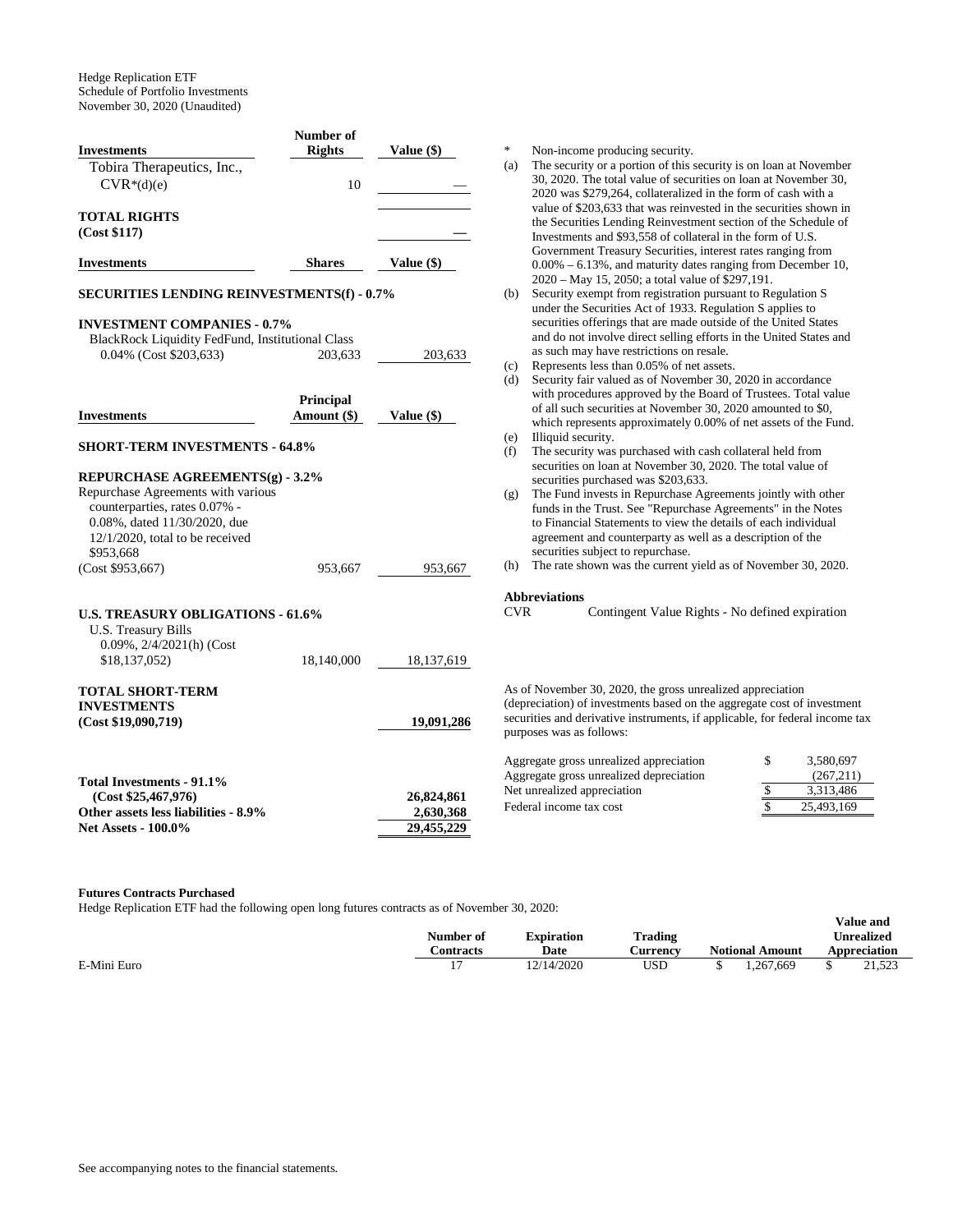Hedge Replication ETF
Schedule of Portfolio Investments
November 30, 2020 (Unaudited)

| Investments | Number of Rights | Value ($) |
|---|---|---|
| Tobira Therapeutics, Inc., CVR*(d)(e) | 10 | — |
| **TOTAL RIGHTS (Cost $117)** | | **—** |

| Investments | Shares | Value ($) |
|---|---|---|
| **SECURITIES LENDING REINVESTMENTS(f) - 0.7%** | | |
| **INVESTMENT COMPANIES - 0.7%** | | |
| BlackRock Liquidity FedFund, Institutional Class 0.04% (Cost $203,633) | 203,633 | 203,633 |

| Investments | Principal Amount ($) | Value ($) |
|---|---|---|
| **SHORT-TERM INVESTMENTS - 64.8%** | | |
| **REPURCHASE AGREEMENTS(g) - 3.2%** | | |
| Repurchase Agreements with various counterparties, rates 0.07% - 0.08%, dated 11/30/2020, due 12/1/2020, total to be received $953,668 (Cost $953,667) | 953,667 | 953,667 |
| **U.S. TREASURY OBLIGATIONS - 61.6%** | | |
| U.S. Treasury Bills 0.09%, 2/4/2021(h) (Cost $18,137,052) | 18,140,000 | 18,137,619 |
| **TOTAL SHORT-TERM INVESTMENTS (Cost $19,090,719)** | | **19,091,286** |
| **Total Investments - 91.1% (Cost $25,467,976)** | | **26,824,861** |
| **Other assets less liabilities - 8.9%** | | **2,630,368** |
| **Net Assets - 100.0%** | | **29,455,229** |

\* Non-income producing security.

(a) The security or a portion of this security is on loan at November 30, 2020. The total value of securities on loan at November 30, 2020 was $279,264, collateralized in the form of cash with a value of $203,633 that was reinvested in the securities shown in the Securities Lending Reinvestment section of the Schedule of Investments and $93,558 of collateral in the form of U.S. Government Treasury Securities, interest rates ranging from 0.00% – 6.13%, and maturity dates ranging from December 10, 2020 – May 15, 2050; a total value of $297,191.

(b) Security exempt from registration pursuant to Regulation S under the Securities Act of 1933. Regulation S applies to securities offerings that are made outside of the United States and do not involve direct selling efforts in the United States and as such may have restrictions on resale.

(c) Represents less than 0.05% of net assets.

(d) Security fair valued as of November 30, 2020 in accordance with procedures approved by the Board of Trustees. Total value of all such securities at November 30, 2020 amounted to $0, which represents approximately 0.00% of net assets of the Fund.

(e) Illiquid security.

(f) The security was purchased with cash collateral held from securities on loan at November 30, 2020. The total value of securities purchased was $203,633.

(g) The Fund invests in Repurchase Agreements jointly with other funds in the Trust. See "Repurchase Agreements" in the Notes to Financial Statements to view the details of each individual agreement and counterparty as well as a description of the securities subject to repurchase.

(h) The rate shown was the current yield as of November 30, 2020.

**Abbreviations**

CVR Contingent Value Rights - No defined expiration

As of November 30, 2020, the gross unrealized appreciation (depreciation) of investments based on the aggregate cost of investment securities and derivative instruments, if applicable, for federal income tax purposes was as follows:

| | |
|---|---|
| Aggregate gross unrealized appreciation | $ 3,580,697 |
| Aggregate gross unrealized depreciation | (267,211) |
| Net unrealized appreciation | $ 3,313,486 |
| Federal income tax cost | $ 25,493,169 |

**Futures Contracts Purchased**

Hedge Replication ETF had the following open long futures contracts as of November 30, 2020:

| | Number of Contracts | Expiration Date | Trading Currency | Notional Amount | Value and Unrealized Appreciation |
|---|---|---|---|---|---|
| E-Mini Euro | 17 | 12/14/2020 | USD | $ 1,267,669 | $ 21,523 |

See accompanying notes to the financial statements.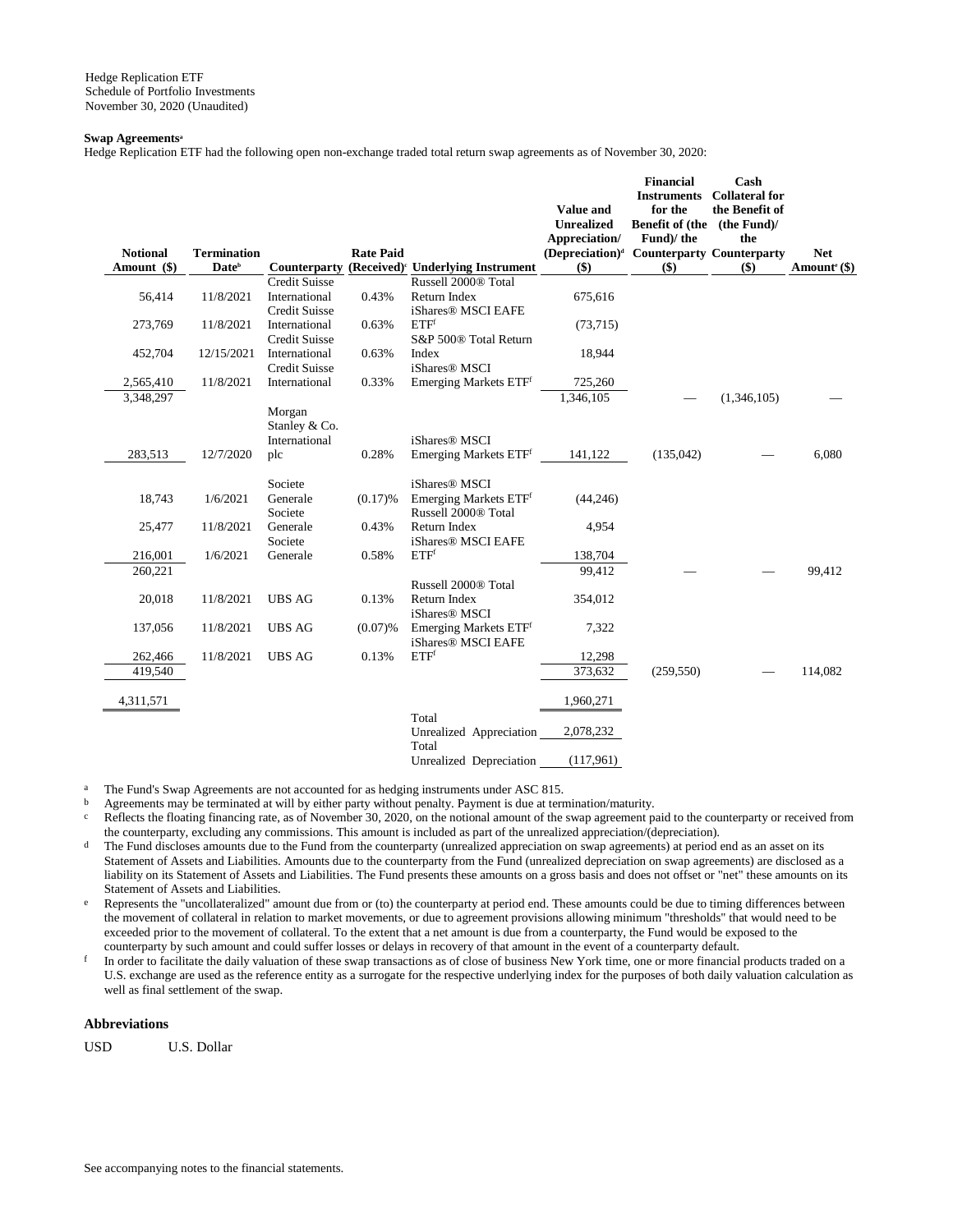Hedge Replication ETF
Schedule of Portfolio Investments
November 30, 2020 (Unaudited)

**Swap Agreements**[a]

Hedge Replication ETF had the following open non-exchange traded total return swap agreements as of November 30, 2020:

| Notional Amount ($) | Termination Date[b] | Counterparty | Rate Paid (Received)[c] | Underlying Instrument | Value and Unrealized Appreciation/ (Depreciation)[d] ($) | Financial Instruments for the Benefit of (the Fund)/ the Counterparty ($) | Cash Collateral for the Benefit of (the Fund)/ the Counterparty ($) | Net Amount[e] ($) |
|---|---|---|---|---|---|---|---|---|
| 56,414 | 11/8/2021 | Credit Suisse International | 0.43% | Russell 2000® Total Return Index | 675,616 | | | |
| 273,769 | 11/8/2021 | Credit Suisse International | 0.63% | iShares® MSCI EAFE ETF[f] | (73,715) | | | |
| 452,704 | 12/15/2021 | Credit Suisse International | 0.63% | S&P 500® Total Return Index | 18,944 | | | |
| 2,565,410 | 11/8/2021 | Credit Suisse International | 0.33% | iShares® MSCI Emerging Markets ETF[f] | 725,260 | | | |
| 3,348,297 | | | | | 1,346,105 | — | (1,346,105) | — |
| 283,513 | 12/7/2020 | Morgan Stanley & Co. International plc | 0.28% | iShares® MSCI Emerging Markets ETF[f] | 141,122 | (135,042) | — | 6,080 |
| 18,743 | 1/6/2021 | Societe Generale | (0.17)% | iShares® MSCI Emerging Markets ETF[f] | (44,246) | | | |
| 25,477 | 11/8/2021 | Societe Generale | 0.43% | Russell 2000® Total Return Index | 4,954 | | | |
| 216,001 | 1/6/2021 | Societe Generale | 0.58% | iShares® MSCI EAFE ETF[f] | 138,704 | | | |
| 260,221 | | | | | 99,412 | — | — | 99,412 |
| 20,018 | 11/8/2021 | UBS AG | 0.13% | Russell 2000® Total Return Index | 354,012 | | | |
| 137,056 | 11/8/2021 | UBS AG | (0.07)% | iShares® MSCI Emerging Markets ETF[f] | 7,322 | | | |
| 262,466 | 11/8/2021 | UBS AG | 0.13% | iShares® MSCI EAFE ETF[f] | 12,298 | | | |
| 419,540 | | | | | 373,632 | (259,550) | — | 114,082 |
| 4,311,571 | | | | | 1,960,271 | | | |
| | | | | Total Unrealized Appreciation | 2,078,232 | | | |
| | | | | Total Unrealized Depreciation | (117,961) | | | |

[a] The Fund's Swap Agreements are not accounted for as hedging instruments under ASC 815.

[b] Agreements may be terminated at will by either party without penalty. Payment is due at termination/maturity.

[c] Reflects the floating financing rate, as of November 30, 2020, on the notional amount of the swap agreement paid to the counterparty or received from the counterparty, excluding any commissions. This amount is included as part of the unrealized appreciation/(depreciation).

[d] The Fund discloses amounts due to the Fund from the counterparty (unrealized appreciation on swap agreements) at period end as an asset on its Statement of Assets and Liabilities. Amounts due to the counterparty from the Fund (unrealized depreciation on swap agreements) are disclosed as a liability on its Statement of Assets and Liabilities. The Fund presents these amounts on a gross basis and does not offset or "net" these amounts on its Statement of Assets and Liabilities.

[e] Represents the "uncollateralized" amount due from or (to) the counterparty at period end. These amounts could be due to timing differences between the movement of collateral in relation to market movements, or due to agreement provisions allowing minimum "thresholds" that would need to be exceeded prior to the movement of collateral. To the extent that a net amount is due from a counterparty, the Fund would be exposed to the counterparty by such amount and could suffer losses or delays in recovery of that amount in the event of a counterparty default.

[f] In order to facilitate the daily valuation of these swap transactions as of close of business New York time, one or more financial products traded on a U.S. exchange are used as the reference entity as a surrogate for the respective underlying index for the purposes of both daily valuation calculation as well as final settlement of the swap.

### Abbreviations

USD U.S. Dollar

See accompanying notes to the financial statements.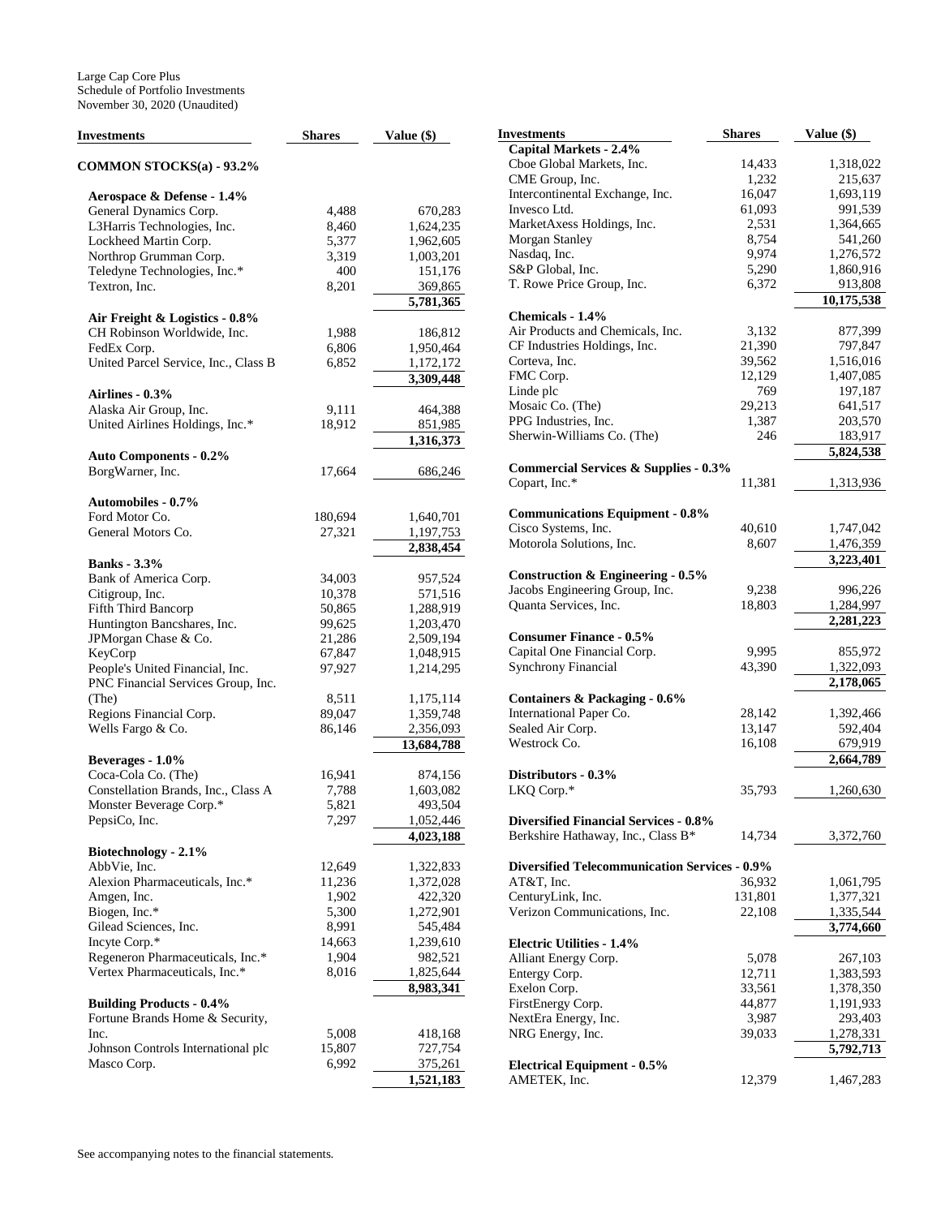Large Cap Core Plus
Schedule of Portfolio Investments
November 30, 2020 (Unaudited)

| Investments | Shares | Value ($) |
|---|---|---|
| **COMMON STOCKS(a) - 93.2%** | | |
| **Aerospace & Defense - 1.4%** | | |
| General Dynamics Corp. | 4,488 | 670,283 |
| L3Harris Technologies, Inc. | 8,460 | 1,624,235 |
| Lockheed Martin Corp. | 5,377 | 1,962,605 |
| Northrop Grumman Corp. | 3,319 | 1,003,201 |
| Teledyne Technologies, Inc.* | 400 | 151,176 |
| Textron, Inc. | 8,201 | 369,865 |
| | | 5,781,365 |
| **Air Freight & Logistics - 0.8%** | | |
| CH Robinson Worldwide, Inc. | 1,988 | 186,812 |
| FedEx Corp. | 6,806 | 1,950,464 |
| United Parcel Service, Inc., Class B | 6,852 | 1,172,172 |
| | | 3,309,448 |
| **Airlines - 0.3%** | | |
| Alaska Air Group, Inc. | 9,111 | 464,388 |
| United Airlines Holdings, Inc.* | 18,912 | 851,985 |
| | | 1,316,373 |
| **Auto Components - 0.2%** | | |
| BorgWarner, Inc. | 17,664 | 686,246 |
| **Automobiles - 0.7%** | | |
| Ford Motor Co. | 180,694 | 1,640,701 |
| General Motors Co. | 27,321 | 1,197,753 |
| | | 2,838,454 |
| **Banks - 3.3%** | | |
| Bank of America Corp. | 34,003 | 957,524 |
| Citigroup, Inc. | 10,378 | 571,516 |
| Fifth Third Bancorp | 50,865 | 1,288,919 |
| Huntington Bancshares, Inc. | 99,625 | 1,203,470 |
| JPMorgan Chase & Co. | 21,286 | 2,509,194 |
| KeyCorp | 67,847 | 1,048,915 |
| People's United Financial, Inc. | 97,927 | 1,214,295 |
| PNC Financial Services Group, Inc. (The) | 8,511 | 1,175,114 |
| Regions Financial Corp. | 89,047 | 1,359,748 |
| Wells Fargo & Co. | 86,146 | 2,356,093 |
| | | 13,684,788 |
| **Beverages - 1.0%** | | |
| Coca-Cola Co. (The) | 16,941 | 874,156 |
| Constellation Brands, Inc., Class A | 7,788 | 1,603,082 |
| Monster Beverage Corp.* | 5,821 | 493,504 |
| PepsiCo, Inc. | 7,297 | 1,052,446 |
| | | 4,023,188 |
| **Biotechnology - 2.1%** | | |
| AbbVie, Inc. | 12,649 | 1,322,833 |
| Alexion Pharmaceuticals, Inc.* | 11,236 | 1,372,028 |
| Amgen, Inc. | 1,902 | 422,320 |
| Biogen, Inc.* | 5,300 | 1,272,901 |
| Gilead Sciences, Inc. | 8,991 | 545,484 |
| Incyte Corp.* | 14,663 | 1,239,610 |
| Regeneron Pharmaceuticals, Inc.* | 1,904 | 982,521 |
| Vertex Pharmaceuticals, Inc.* | 8,016 | 1,825,644 |
| | | 8,983,341 |
| **Building Products - 0.4%** | | |
| Fortune Brands Home & Security, Inc. | 5,008 | 418,168 |
| Johnson Controls International plc | 15,807 | 727,754 |
| Masco Corp. | 6,992 | 375,261 |
| | | 1,521,183 |
| **Capital Markets - 2.4%** | | |
| Cboe Global Markets, Inc. | 14,433 | 1,318,022 |
| CME Group, Inc. | 1,232 | 215,637 |
| Intercontinental Exchange, Inc. | 16,047 | 1,693,119 |
| Invesco Ltd. | 61,093 | 991,539 |
| MarketAxess Holdings, Inc. | 2,531 | 1,364,665 |
| Morgan Stanley | 8,754 | 541,260 |
| Nasdaq, Inc. | 9,974 | 1,276,572 |
| S&P Global, Inc. | 5,290 | 1,860,916 |
| T. Rowe Price Group, Inc. | 6,372 | 913,808 |
| | | 10,175,538 |
| **Chemicals - 1.4%** | | |
| Air Products and Chemicals, Inc. | 3,132 | 877,399 |
| CF Industries Holdings, Inc. | 21,390 | 797,847 |
| Corteva, Inc. | 39,562 | 1,516,016 |
| FMC Corp. | 12,129 | 1,407,085 |
| Linde plc | 769 | 197,187 |
| Mosaic Co. (The) | 29,213 | 641,517 |
| PPG Industries, Inc. | 1,387 | 203,570 |
| Sherwin-Williams Co. (The) | 246 | 183,917 |
| | | 5,824,538 |
| **Commercial Services & Supplies - 0.3%** | | |
| Copart, Inc.* | 11,381 | 1,313,936 |
| **Communications Equipment - 0.8%** | | |
| Cisco Systems, Inc. | 40,610 | 1,747,042 |
| Motorola Solutions, Inc. | 8,607 | 1,476,359 |
| | | 3,223,401 |
| **Construction & Engineering - 0.5%** | | |
| Jacobs Engineering Group, Inc. | 9,238 | 996,226 |
| Quanta Services, Inc. | 18,803 | 1,284,997 |
| | | 2,281,223 |
| **Consumer Finance - 0.5%** | | |
| Capital One Financial Corp. | 9,995 | 855,972 |
| Synchrony Financial | 43,390 | 1,322,093 |
| | | 2,178,065 |
| **Containers & Packaging - 0.6%** | | |
| International Paper Co. | 28,142 | 1,392,466 |
| Sealed Air Corp. | 13,147 | 592,404 |
| Westrock Co. | 16,108 | 679,919 |
| | | 2,664,789 |
| **Distributors - 0.3%** | | |
| LKQ Corp.* | 35,793 | 1,260,630 |
| **Diversified Financial Services - 0.8%** | | |
| Berkshire Hathaway, Inc., Class B* | 14,734 | 3,372,760 |
| **Diversified Telecommunication Services - 0.9%** | | |
| AT&T, Inc. | 36,932 | 1,061,795 |
| CenturyLink, Inc. | 131,801 | 1,377,321 |
| Verizon Communications, Inc. | 22,108 | 1,335,544 |
| | | 3,774,660 |
| **Electric Utilities - 1.4%** | | |
| Alliant Energy Corp. | 5,078 | 267,103 |
| Entergy Corp. | 12,711 | 1,383,593 |
| Exelon Corp. | 33,561 | 1,378,350 |
| FirstEnergy Corp. | 44,877 | 1,191,933 |
| NextEra Energy, Inc. | 3,987 | 293,403 |
| NRG Energy, Inc. | 39,033 | 1,278,331 |
| | | 5,792,713 |
| **Electrical Equipment - 0.5%** | | |
| AMETEK, Inc. | 12,379 | 1,467,283 |

See accompanying notes to the financial statements.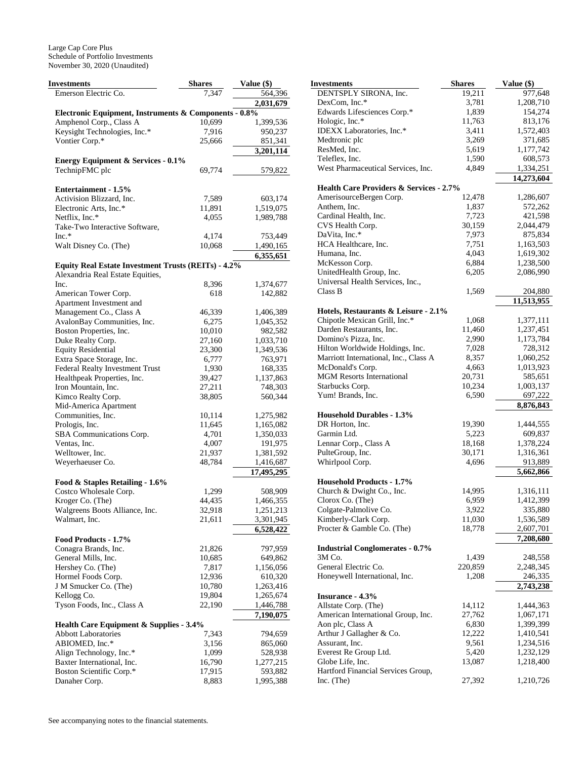Large Cap Core Plus
Schedule of Portfolio Investments
November 30, 2020 (Unaudited)

| Investments | Shares | Value ($) |
|---|---|---|
| Emerson Electric Co. | 7,347 | 564,396 |
| | | **2,031,679** |
| **Electronic Equipment, Instruments & Components - 0.8%** | | |
| Amphenol Corp., Class A | 10,699 | 1,399,536 |
| Keysight Technologies, Inc.* | 7,916 | 950,237 |
| Vontier Corp.* | 25,666 | 851,341 |
| | | **3,201,114** |
| **Energy Equipment & Services - 0.1%** | | |
| TechnipFMC plc | 69,774 | 579,822 |
| **Entertainment - 1.5%** | | |
| Activision Blizzard, Inc. | 7,589 | 603,174 |
| Electronic Arts, Inc.* | 11,891 | 1,519,075 |
| Netflix, Inc.* | 4,055 | 1,989,788 |
| Take-Two Interactive Software, Inc.* | 4,174 | 753,449 |
| Walt Disney Co. (The) | 10,068 | 1,490,165 |
| | | **6,355,651** |
| **Equity Real Estate Investment Trusts (REITs) - 4.2%** | | |
| Alexandria Real Estate Equities, Inc. | 8,396 | 1,374,677 |
| American Tower Corp. | 618 | 142,882 |
| Apartment Investment and Management Co., Class A | 46,339 | 1,406,389 |
| AvalonBay Communities, Inc. | 6,275 | 1,045,352 |
| Boston Properties, Inc. | 10,010 | 982,582 |
| Duke Realty Corp. | 27,160 | 1,033,710 |
| Equity Residential | 23,300 | 1,349,536 |
| Extra Space Storage, Inc. | 6,777 | 763,971 |
| Federal Realty Investment Trust | 1,930 | 168,335 |
| Healthpeak Properties, Inc. | 39,427 | 1,137,863 |
| Iron Mountain, Inc. | 27,211 | 748,303 |
| Kimco Realty Corp. | 38,805 | 560,344 |
| Mid-America Apartment Communities, Inc. | 10,114 | 1,275,982 |
| Prologis, Inc. | 11,645 | 1,165,082 |
| SBA Communications Corp. | 4,701 | 1,350,033 |
| Ventas, Inc. | 4,007 | 191,975 |
| Welltower, Inc. | 21,937 | 1,381,592 |
| Weyerhaeuser Co. | 48,784 | 1,416,687 |
| | | **17,495,295** |
| **Food & Staples Retailing - 1.6%** | | |
| Costco Wholesale Corp. | 1,299 | 508,909 |
| Kroger Co. (The) | 44,435 | 1,466,355 |
| Walgreens Boots Alliance, Inc. | 32,918 | 1,251,213 |
| Walmart, Inc. | 21,611 | 3,301,945 |
| | | **6,528,422** |
| **Food Products - 1.7%** | | |
| Conagra Brands, Inc. | 21,826 | 797,959 |
| General Mills, Inc. | 10,685 | 649,862 |
| Hershey Co. (The) | 7,817 | 1,156,056 |
| Hormel Foods Corp. | 12,936 | 610,320 |
| J M Smucker Co. (The) | 10,780 | 1,263,416 |
| Kellogg Co. | 19,804 | 1,265,674 |
| Tyson Foods, Inc., Class A | 22,190 | 1,446,788 |
| | | **7,190,075** |
| **Health Care Equipment & Supplies - 3.4%** | | |
| Abbott Laboratories | 7,343 | 794,659 |
| ABIOMED, Inc.* | 3,156 | 865,060 |
| Align Technology, Inc.* | 1,099 | 528,938 |
| Baxter International, Inc. | 16,790 | 1,277,215 |
| Boston Scientific Corp.* | 17,915 | 593,882 |
| Danaher Corp. | 8,883 | 1,995,388 |
| DENTSPLY SIRONA, Inc. | 19,211 | 977,648 |
| DexCom, Inc.* | 3,781 | 1,208,710 |
| Edwards Lifesciences Corp.* | 1,839 | 154,274 |
| Hologic, Inc.* | 11,763 | 813,176 |
| IDEXX Laboratories, Inc.* | 3,411 | 1,572,403 |
| Medtronic plc | 3,269 | 371,685 |
| ResMed, Inc. | 5,619 | 1,177,742 |
| Teleflex, Inc. | 1,590 | 608,573 |
| West Pharmaceutical Services, Inc. | 4,849 | 1,334,251 |
| | | **14,273,604** |
| **Health Care Providers & Services - 2.7%** | | |
| AmerisourceBergen Corp. | 12,478 | 1,286,607 |
| Anthem, Inc. | 1,837 | 572,262 |
| Cardinal Health, Inc. | 7,723 | 421,598 |
| CVS Health Corp. | 30,159 | 2,044,479 |
| DaVita, Inc.* | 7,973 | 875,834 |
| HCA Healthcare, Inc. | 7,751 | 1,163,503 |
| Humana, Inc. | 4,043 | 1,619,302 |
| McKesson Corp. | 6,884 | 1,238,500 |
| UnitedHealth Group, Inc. | 6,205 | 2,086,990 |
| Universal Health Services, Inc., Class B | 1,569 | 204,880 |
| | | **11,513,955** |
| **Hotels, Restaurants & Leisure - 2.1%** | | |
| Chipotle Mexican Grill, Inc.* | 1,068 | 1,377,111 |
| Darden Restaurants, Inc. | 11,460 | 1,237,451 |
| Domino's Pizza, Inc. | 2,990 | 1,173,784 |
| Hilton Worldwide Holdings, Inc. | 7,028 | 728,312 |
| Marriott International, Inc., Class A | 8,357 | 1,060,252 |
| McDonald's Corp. | 4,663 | 1,013,923 |
| MGM Resorts International | 20,731 | 585,651 |
| Starbucks Corp. | 10,234 | 1,003,137 |
| Yum! Brands, Inc. | 6,590 | 697,222 |
| | | **8,876,843** |
| **Household Durables - 1.3%** | | |
| DR Horton, Inc. | 19,390 | 1,444,555 |
| Garmin Ltd. | 5,223 | 609,837 |
| Lennar Corp., Class A | 18,168 | 1,378,224 |
| PulteGroup, Inc. | 30,171 | 1,316,361 |
| Whirlpool Corp. | 4,696 | 913,889 |
| | | **5,662,866** |
| **Household Products - 1.7%** | | |
| Church & Dwight Co., Inc. | 14,995 | 1,316,111 |
| Clorox Co. (The) | 6,959 | 1,412,399 |
| Colgate-Palmolive Co. | 3,922 | 335,880 |
| Kimberly-Clark Corp. | 11,030 | 1,536,589 |
| Procter & Gamble Co. (The) | 18,778 | 2,607,701 |
| | | **7,208,680** |
| **Industrial Conglomerates - 0.7%** | | |
| 3M Co. | 1,439 | 248,558 |
| General Electric Co. | 220,859 | 2,248,345 |
| Honeywell International, Inc. | 1,208 | 246,335 |
| | | **2,743,238** |
| **Insurance - 4.3%** | | |
| Allstate Corp. (The) | 14,112 | 1,444,363 |
| American International Group, Inc. | 27,762 | 1,067,171 |
| Aon plc, Class A | 6,830 | 1,399,399 |
| Arthur J Gallagher & Co. | 12,222 | 1,410,541 |
| Assurant, Inc. | 9,561 | 1,234,516 |
| Everest Re Group Ltd. | 5,420 | 1,232,129 |
| Globe Life, Inc. | 13,087 | 1,218,400 |
| Hartford Financial Services Group, Inc. (The) | 27,392 | 1,210,726 |

See accompanying notes to the financial statements.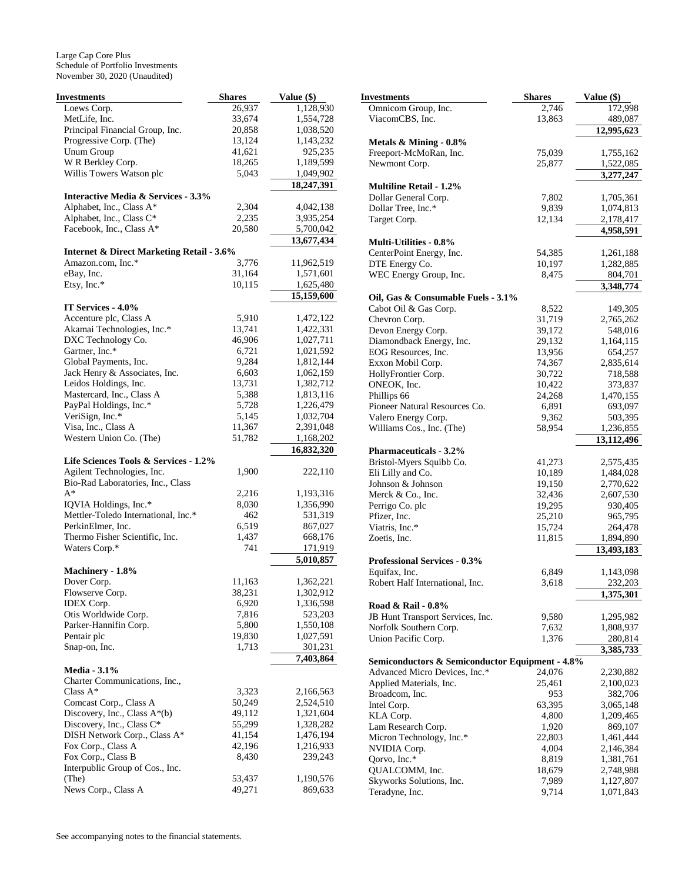Large Cap Core Plus
Schedule of Portfolio Investments
November 30, 2020 (Unaudited)

| Investments | Shares | Value ($) |
|---|---|---|
| Loews Corp. | 26,937 | 1,128,930 |
| MetLife, Inc. | 33,674 | 1,554,728 |
| Principal Financial Group, Inc. | 20,858 | 1,038,520 |
| Progressive Corp. (The) | 13,124 | 1,143,232 |
| Unum Group | 41,621 | 925,235 |
| W R Berkley Corp. | 18,265 | 1,189,599 |
| Willis Towers Watson plc | 5,043 | 1,049,902 |
| | | **18,247,391** |
| **Interactive Media & Services - 3.3%** | | |
| Alphabet, Inc., Class A* | 2,304 | 4,042,138 |
| Alphabet, Inc., Class C* | 2,235 | 3,935,254 |
| Facebook, Inc., Class A* | 20,580 | 5,700,042 |
| | | **13,677,434** |
| **Internet & Direct Marketing Retail - 3.6%** | | |
| Amazon.com, Inc.* | 3,776 | 11,962,519 |
| eBay, Inc. | 31,164 | 1,571,601 |
| Etsy, Inc.* | 10,115 | 1,625,480 |
| | | **15,159,600** |
| **IT Services - 4.0%** | | |
| Accenture plc, Class A | 5,910 | 1,472,122 |
| Akamai Technologies, Inc.* | 13,741 | 1,422,331 |
| DXC Technology Co. | 46,906 | 1,027,711 |
| Gartner, Inc.* | 6,721 | 1,021,592 |
| Global Payments, Inc. | 9,284 | 1,812,144 |
| Jack Henry & Associates, Inc. | 6,603 | 1,062,159 |
| Leidos Holdings, Inc. | 13,731 | 1,382,712 |
| Mastercard, Inc., Class A | 5,388 | 1,813,116 |
| PayPal Holdings, Inc.* | 5,728 | 1,226,479 |
| VeriSign, Inc.* | 5,145 | 1,032,704 |
| Visa, Inc., Class A | 11,367 | 2,391,048 |
| Western Union Co. (The) | 51,782 | 1,168,202 |
| | | **16,832,320** |
| **Life Sciences Tools & Services - 1.2%** | | |
| Agilent Technologies, Inc. | 1,900 | 222,110 |
| Bio-Rad Laboratories, Inc., Class A* | 2,216 | 1,193,316 |
| IQVIA Holdings, Inc.* | 8,030 | 1,356,990 |
| Mettler-Toledo International, Inc.* | 462 | 531,319 |
| PerkinElmer, Inc. | 6,519 | 867,027 |
| Thermo Fisher Scientific, Inc. | 1,437 | 668,176 |
| Waters Corp.* | 741 | 171,919 |
| | | **5,010,857** |
| **Machinery - 1.8%** | | |
| Dover Corp. | 11,163 | 1,362,221 |
| Flowserve Corp. | 38,231 | 1,302,912 |
| IDEX Corp. | 6,920 | 1,336,598 |
| Otis Worldwide Corp. | 7,816 | 523,203 |
| Parker-Hannifin Corp. | 5,800 | 1,550,108 |
| Pentair plc | 19,830 | 1,027,591 |
| Snap-on, Inc. | 1,713 | 301,231 |
| | | **7,403,864** |
| **Media - 3.1%** | | |
| Charter Communications, Inc., Class A* | 3,323 | 2,166,563 |
| Comcast Corp., Class A | 50,249 | 2,524,510 |
| Discovery, Inc., Class A*(b) | 49,112 | 1,321,604 |
| Discovery, Inc., Class C* | 55,299 | 1,328,282 |
| DISH Network Corp., Class A* | 41,154 | 1,476,194 |
| Fox Corp., Class A | 42,196 | 1,216,933 |
| Fox Corp., Class B | 8,430 | 239,243 |
| Interpublic Group of Cos., Inc. (The) | 53,437 | 1,190,576 |
| News Corp., Class A | 49,271 | 869,633 |
| Omnicom Group, Inc. | 2,746 | 172,998 |
| ViacomCBS, Inc. | 13,863 | 489,087 |
| | | **12,995,623** |
| **Metals & Mining - 0.8%** | | |
| Freeport-McMoRan, Inc. | 75,039 | 1,755,162 |
| Newmont Corp. | 25,877 | 1,522,085 |
| | | **3,277,247** |
| **Multiline Retail - 1.2%** | | |
| Dollar General Corp. | 7,802 | 1,705,361 |
| Dollar Tree, Inc.* | 9,839 | 1,074,813 |
| Target Corp. | 12,134 | 2,178,417 |
| | | **4,958,591** |
| **Multi-Utilities - 0.8%** | | |
| CenterPoint Energy, Inc. | 54,385 | 1,261,188 |
| DTE Energy Co. | 10,197 | 1,282,885 |
| WEC Energy Group, Inc. | 8,475 | 804,701 |
| | | **3,348,774** |
| **Oil, Gas & Consumable Fuels - 3.1%** | | |
| Cabot Oil & Gas Corp. | 8,522 | 149,305 |
| Chevron Corp. | 31,719 | 2,765,262 |
| Devon Energy Corp. | 39,172 | 548,016 |
| Diamondback Energy, Inc. | 29,132 | 1,164,115 |
| EOG Resources, Inc. | 13,956 | 654,257 |
| Exxon Mobil Corp. | 74,367 | 2,835,614 |
| HollyFrontier Corp. | 30,722 | 718,588 |
| ONEOK, Inc. | 10,422 | 373,837 |
| Phillips 66 | 24,268 | 1,470,155 |
| Pioneer Natural Resources Co. | 6,891 | 693,097 |
| Valero Energy Corp. | 9,362 | 503,395 |
| Williams Cos., Inc. (The) | 58,954 | 1,236,855 |
| | | **13,112,496** |
| **Pharmaceuticals - 3.2%** | | |
| Bristol-Myers Squibb Co. | 41,273 | 2,575,435 |
| Eli Lilly and Co. | 10,189 | 1,484,028 |
| Johnson & Johnson | 19,150 | 2,770,622 |
| Merck & Co., Inc. | 32,436 | 2,607,530 |
| Perrigo Co. plc | 19,295 | 930,405 |
| Pfizer, Inc. | 25,210 | 965,795 |
| Viatris, Inc.* | 15,724 | 264,478 |
| Zoetis, Inc. | 11,815 | 1,894,890 |
| | | **13,493,183** |
| **Professional Services - 0.3%** | | |
| Equifax, Inc. | 6,849 | 1,143,098 |
| Robert Half International, Inc. | 3,618 | 232,203 |
| | | **1,375,301** |
| **Road & Rail - 0.8%** | | |
| JB Hunt Transport Services, Inc. | 9,580 | 1,295,982 |
| Norfolk Southern Corp. | 7,632 | 1,808,937 |
| Union Pacific Corp. | 1,376 | 280,814 |
| | | **3,385,733** |
| **Semiconductors & Semiconductor Equipment - 4.8%** | | |
| Advanced Micro Devices, Inc.* | 24,076 | 2,230,882 |
| Applied Materials, Inc. | 25,461 | 2,100,023 |
| Broadcom, Inc. | 953 | 382,706 |
| Intel Corp. | 63,395 | 3,065,148 |
| KLA Corp. | 4,800 | 1,209,465 |
| Lam Research Corp. | 1,920 | 869,107 |
| Micron Technology, Inc.* | 22,803 | 1,461,444 |
| NVIDIA Corp. | 4,004 | 2,146,384 |
| Qorvo, Inc.* | 8,819 | 1,381,761 |
| QUALCOMM, Inc. | 18,679 | 2,748,988 |
| Skyworks Solutions, Inc. | 7,989 | 1,127,807 |
| Teradyne, Inc. | 9,714 | 1,071,843 |

See accompanying notes to the financial statements.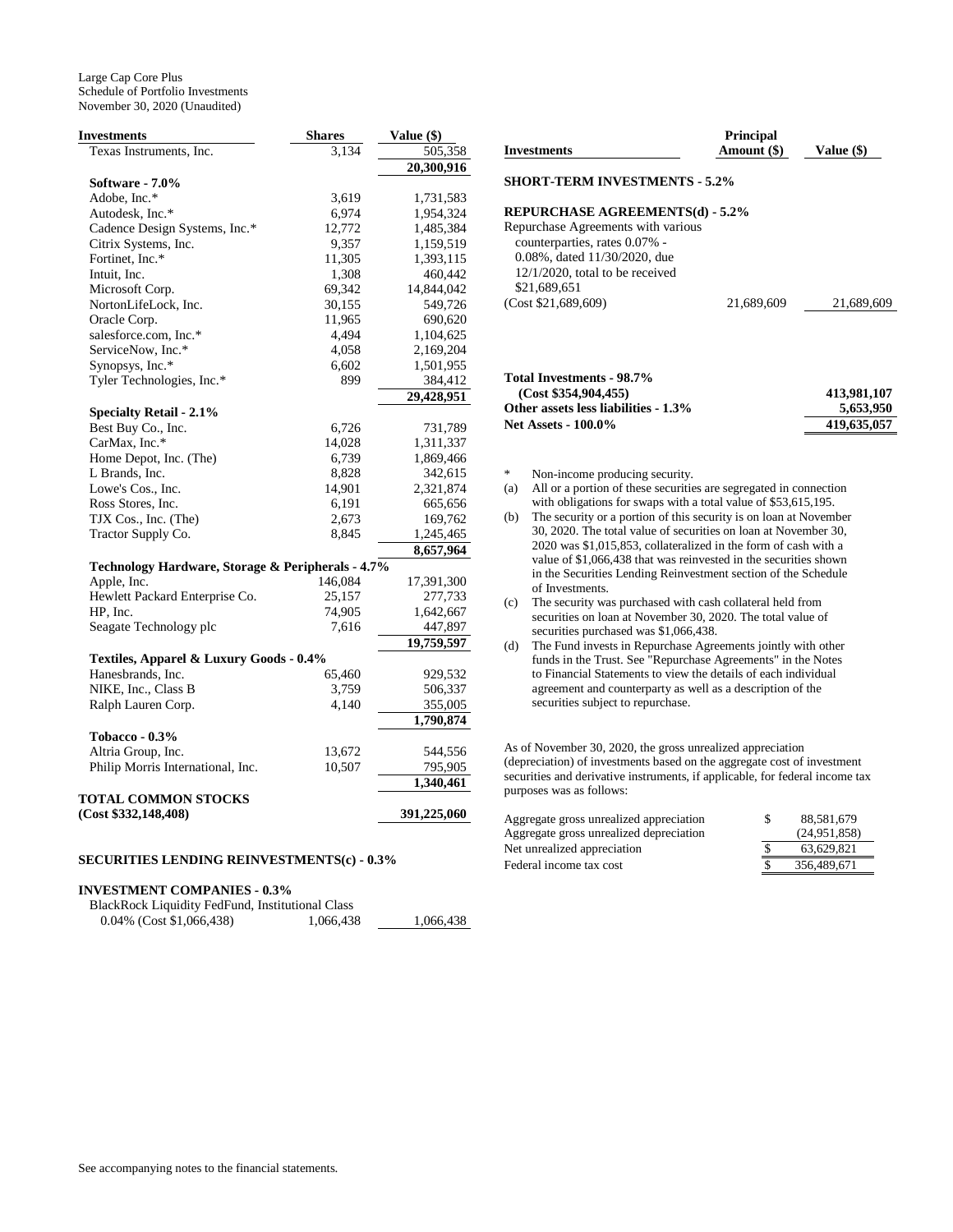Large Cap Core Plus
Schedule of Portfolio Investments
November 30, 2020 (Unaudited)

| Investments | Shares | Value ($) |
|---|---|---|
| Texas Instruments, Inc. | 3,134 | 505,358 |
| | | **20,300,916** |
| **Software - 7.0%** | | |
| Adobe, Inc.* | 3,619 | 1,731,583 |
| Autodesk, Inc.* | 6,974 | 1,954,324 |
| Cadence Design Systems, Inc.* | 12,772 | 1,485,384 |
| Citrix Systems, Inc. | 9,357 | 1,159,519 |
| Fortinet, Inc.* | 11,305 | 1,393,115 |
| Intuit, Inc. | 1,308 | 460,442 |
| Microsoft Corp. | 69,342 | 14,844,042 |
| NortonLifeLock, Inc. | 30,155 | 549,726 |
| Oracle Corp. | 11,965 | 690,620 |
| salesforce.com, Inc.* | 4,494 | 1,104,625 |
| ServiceNow, Inc.* | 4,058 | 2,169,204 |
| Synopsys, Inc.* | 6,602 | 1,501,955 |
| Tyler Technologies, Inc.* | 899 | 384,412 |
| | | **29,428,951** |
| **Specialty Retail - 2.1%** | | |
| Best Buy Co., Inc. | 6,726 | 731,789 |
| CarMax, Inc.* | 14,028 | 1,311,337 |
| Home Depot, Inc. (The) | 6,739 | 1,869,466 |
| L Brands, Inc. | 8,828 | 342,615 |
| Lowe's Cos., Inc. | 14,901 | 2,321,874 |
| Ross Stores, Inc. | 6,191 | 665,656 |
| TJX Cos., Inc. (The) | 2,673 | 169,762 |
| Tractor Supply Co. | 8,845 | 1,245,465 |
| | | **8,657,964** |
| **Technology Hardware, Storage & Peripherals - 4.7%** | | |
| Apple, Inc. | 146,084 | 17,391,300 |
| Hewlett Packard Enterprise Co. | 25,157 | 277,733 |
| HP, Inc. | 74,905 | 1,642,667 |
| Seagate Technology plc | 7,616 | 447,897 |
| | | **19,759,597** |
| **Textiles, Apparel & Luxury Goods - 0.4%** | | |
| Hanesbrands, Inc. | 65,460 | 929,532 |
| NIKE, Inc., Class B | 3,759 | 506,337 |
| Ralph Lauren Corp. | 4,140 | 355,005 |
| | | **1,790,874** |
| **Tobacco - 0.3%** | | |
| Altria Group, Inc. | 13,672 | 544,556 |
| Philip Morris International, Inc. | 10,507 | 795,905 |
| | | **1,340,461** |
| **TOTAL COMMON STOCKS (Cost $332,148,408)** | | **391,225,060** |

**SECURITIES LENDING REINVESTMENTS(c) - 0.3%**

**INVESTMENT COMPANIES - 0.3%**

| Investments | Shares | Value ($) |
|---|---|---|
| BlackRock Liquidity FedFund, Institutional Class 0.04% (Cost $1,066,438) | 1,066,438 | 1,066,438 |

| Investments | Principal Amount ($) | Value ($) |
|---|---|---|
| **SHORT-TERM INVESTMENTS - 5.2%** | | |
| **REPURCHASE AGREEMENTS(d) - 5.2%** | | |
| Repurchase Agreements with various counterparties, rates 0.07% - 0.08%, dated 11/30/2020, due 12/1/2020, total to be received $21,689,651 (Cost $21,689,609) | 21,689,609 | 21,689,609 |

| | |
|---|---|
| **Total Investments - 98.7% (Cost $354,904,455)** | **413,981,107** |
| **Other assets less liabilities - 1.3%** | **5,653,950** |
| **Net Assets - 100.0%** | **419,635,057** |

\* Non-income producing security.

(a) All or a portion of these securities are segregated in connection with obligations for swaps with a total value of $53,615,195.

(b) The security or a portion of this security is on loan at November 30, 2020. The total value of securities on loan at November 30, 2020 was $1,015,853, collateralized in the form of cash with a value of $1,066,438 that was reinvested in the securities shown in the Securities Lending Reinvestment section of the Schedule of Investments.

(c) The security was purchased with cash collateral held from securities on loan at November 30, 2020. The total value of securities purchased was $1,066,438.

(d) The Fund invests in Repurchase Agreements jointly with other funds in the Trust. See "Repurchase Agreements" in the Notes to Financial Statements to view the details of each individual agreement and counterparty as well as a description of the securities subject to repurchase.

As of November 30, 2020, the gross unrealized appreciation (depreciation) of investments based on the aggregate cost of investment securities and derivative instruments, if applicable, for federal income tax purposes was as follows:

| | |
|---|---|
| Aggregate gross unrealized appreciation | $ 88,581,679 |
| Aggregate gross unrealized depreciation | (24,951,858) |
| Net unrealized appreciation | $ 63,629,821 |
| Federal income tax cost | $ 356,489,671 |

See accompanying notes to the financial statements.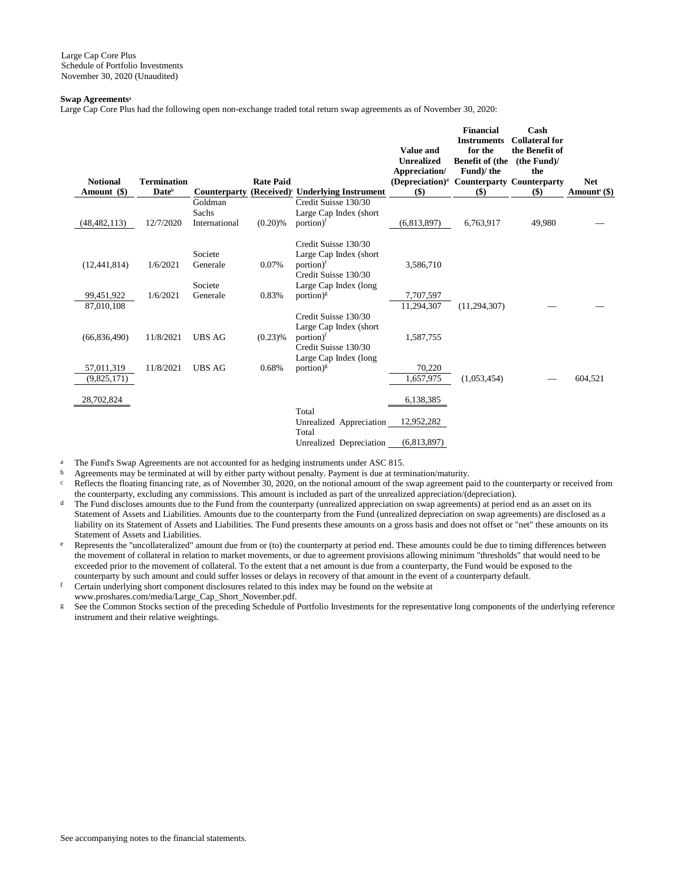Large Cap Core Plus
Schedule of Portfolio Investments
November 30, 2020 (Unaudited)

**Swap Agreements**[a]

Large Cap Core Plus had the following open non-exchange traded total return swap agreements as of November 30, 2020:

| Notional Amount ($) | Termination Date[b] | Counterparty | Rate Paid (Received)[c] | Underlying Instrument | Value and Unrealized Appreciation/ (Depreciation)[d] ($) | Financial Instruments for the Benefit of (the Fund)/ the Counterparty ($) | Cash Collateral for the Benefit of (the Fund)/ the Counterparty ($) | Net Amount[e] ($) |
|---|---|---|---|---|---|---|---|---|
| (48,482,113) | 12/7/2020 | Goldman Sachs International | (0.20)% | Credit Suisse 130/30 Large Cap Index (short portion)[f] | (6,813,897) | 6,763,917 | 49,980 | — |
| (12,441,814) | 1/6/2021 | Societe Generale | 0.07% | Credit Suisse 130/30 Large Cap Index (short portion)[f] | 3,586,710 | | | |
| 99,451,922 | 1/6/2021 | Societe Generale | 0.83% | Credit Suisse 130/30 Large Cap Index (long portion)[g] | 7,707,597 | | | |
| 87,010,108 | | | | | 11,294,307 | (11,294,307) | — | — |
| (66,836,490) | 11/8/2021 | UBS AG | (0.23)% | Credit Suisse 130/30 Large Cap Index (short portion)[f] | 1,587,755 | | | |
| 57,011,319 | 11/8/2021 | UBS AG | 0.68% | Credit Suisse 130/30 Large Cap Index (long portion)[g] | 70,220 | | | |
| (9,825,171) | | | | | 1,657,975 | (1,053,454) | — | 604,521 |
| 28,702,824 | | | | | 6,138,385 | | | |
| | | | | Total Unrealized Appreciation | 12,952,282 | | | |
| | | | | Total Unrealized Depreciation | (6,813,897) | | | |

[a] The Fund's Swap Agreements are not accounted for as hedging instruments under ASC 815.

[b] Agreements may be terminated at will by either party without penalty. Payment is due at termination/maturity.

[c] Reflects the floating financing rate, as of November 30, 2020, on the notional amount of the swap agreement paid to the counterparty or received from the counterparty, excluding any commissions. This amount is included as part of the unrealized appreciation/(depreciation).

[d] The Fund discloses amounts due to the Fund from the counterparty (unrealized appreciation on swap agreements) at period end as an asset on its Statement of Assets and Liabilities. Amounts due to the counterparty from the Fund (unrealized depreciation on swap agreements) are disclosed as a liability on its Statement of Assets and Liabilities. The Fund presents these amounts on a gross basis and does not offset or "net" these amounts on its Statement of Assets and Liabilities.

[e] Represents the "uncollateralized" amount due from or (to) the counterparty at period end. These amounts could be due to timing differences between the movement of collateral in relation to market movements, or due to agreement provisions allowing minimum "thresholds" that would need to be exceeded prior to the movement of collateral. To the extent that a net amount is due from a counterparty, the Fund would be exposed to the counterparty by such amount and could suffer losses or delays in recovery of that amount in the event of a counterparty default.

[f] Certain underlying short component disclosures related to this index may be found on the website at www.proshares.com/media/Large_Cap_Short_November.pdf.

[g] See the Common Stocks section of the preceding Schedule of Portfolio Investments for the representative long components of the underlying reference instrument and their relative weightings.

See accompanying notes to the financial statements.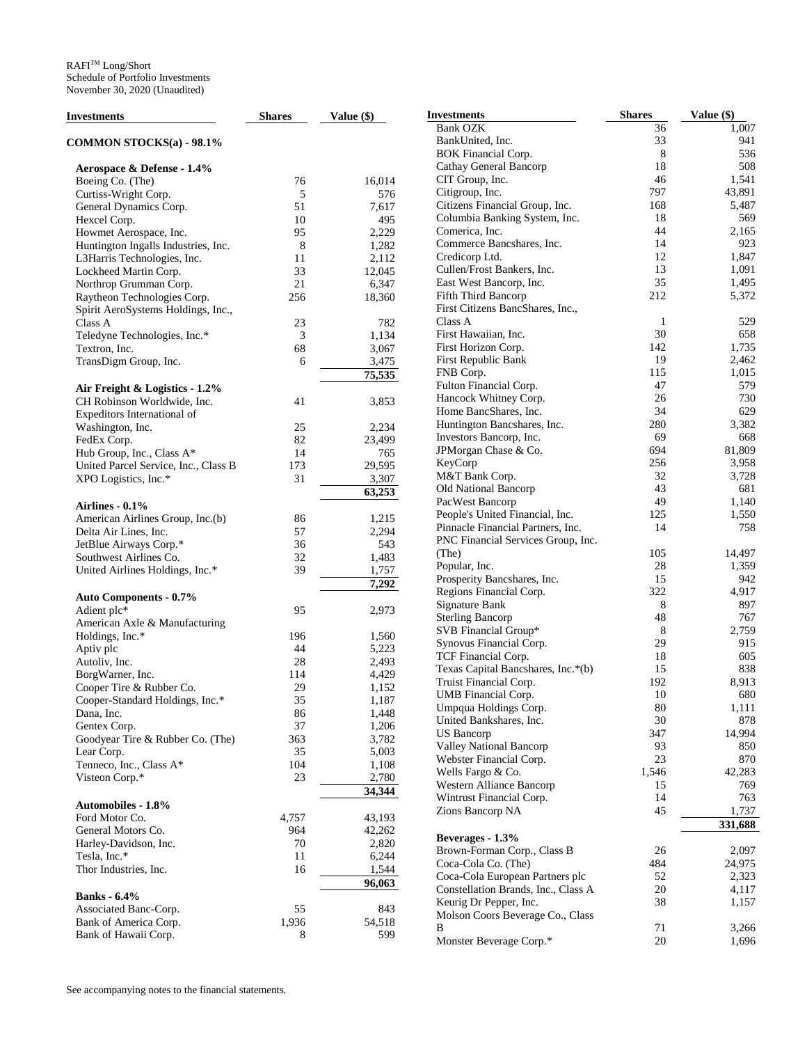RAFI™ Long/Short
Schedule of Portfolio Investments
November 30, 2020 (Unaudited)

| Investments | Shares | Value ($) |
|---|---|---|
| **COMMON STOCKS(a) - 98.1%** | | |
| **Aerospace & Defense - 1.4%** | | |
| Boeing Co. (The) | 76 | 16,014 |
| Curtiss-Wright Corp. | 5 | 576 |
| General Dynamics Corp. | 51 | 7,617 |
| Hexcel Corp. | 10 | 495 |
| Howmet Aerospace, Inc. | 95 | 2,229 |
| Huntington Ingalls Industries, Inc. | 8 | 1,282 |
| L3Harris Technologies, Inc. | 11 | 2,112 |
| Lockheed Martin Corp. | 33 | 12,045 |
| Northrop Grumman Corp. | 21 | 6,347 |
| Raytheon Technologies Corp. | 256 | 18,360 |
| Spirit AeroSystems Holdings, Inc., Class A | 23 | 782 |
| Teledyne Technologies, Inc.* | 3 | 1,134 |
| Textron, Inc. | 68 | 3,067 |
| TransDigm Group, Inc. | 6 | 3,475 |
| | | 75,535 |
| **Air Freight & Logistics - 1.2%** | | |
| CH Robinson Worldwide, Inc. | 41 | 3,853 |
| Expeditors International of Washington, Inc. | 25 | 2,234 |
| FedEx Corp. | 82 | 23,499 |
| Hub Group, Inc., Class A* | 14 | 765 |
| United Parcel Service, Inc., Class B | 173 | 29,595 |
| XPO Logistics, Inc.* | 31 | 3,307 |
| | | 63,253 |
| **Airlines - 0.1%** | | |
| American Airlines Group, Inc.(b) | 86 | 1,215 |
| Delta Air Lines, Inc. | 57 | 2,294 |
| JetBlue Airways Corp.* | 36 | 543 |
| Southwest Airlines Co. | 32 | 1,483 |
| United Airlines Holdings, Inc.* | 39 | 1,757 |
| | | 7,292 |
| **Auto Components - 0.7%** | | |
| Adient plc* | 95 | 2,973 |
| American Axle & Manufacturing Holdings, Inc.* | 196 | 1,560 |
| Aptiv plc | 44 | 5,223 |
| Autoliv, Inc. | 28 | 2,493 |
| BorgWarner, Inc. | 114 | 4,429 |
| Cooper Tire & Rubber Co. | 29 | 1,152 |
| Cooper-Standard Holdings, Inc.* | 35 | 1,187 |
| Dana, Inc. | 86 | 1,448 |
| Gentex Corp. | 37 | 1,206 |
| Goodyear Tire & Rubber Co. (The) | 363 | 3,782 |
| Lear Corp. | 35 | 5,003 |
| Tenneco, Inc., Class A* | 104 | 1,108 |
| Visteon Corp.* | 23 | 2,780 |
| | | 34,344 |
| **Automobiles - 1.8%** | | |
| Ford Motor Co. | 4,757 | 43,193 |
| General Motors Co. | 964 | 42,262 |
| Harley-Davidson, Inc. | 70 | 2,820 |
| Tesla, Inc.* | 11 | 6,244 |
| Thor Industries, Inc. | 16 | 1,544 |
| | | 96,063 |
| **Banks - 6.4%** | | |
| Associated Banc-Corp. | 55 | 843 |
| Bank of America Corp. | 1,936 | 54,518 |
| Bank of Hawaii Corp. | 8 | 599 |
| Bank OZK | 36 | 1,007 |
| BankUnited, Inc. | 33 | 941 |
| BOK Financial Corp. | 8 | 536 |
| Cathay General Bancorp | 18 | 508 |
| CIT Group, Inc. | 46 | 1,541 |
| Citigroup, Inc. | 797 | 43,891 |
| Citizens Financial Group, Inc. | 168 | 5,487 |
| Columbia Banking System, Inc. | 18 | 569 |
| Comerica, Inc. | 44 | 2,165 |
| Commerce Bancshares, Inc. | 14 | 923 |
| Credicorp Ltd. | 12 | 1,847 |
| Cullen/Frost Bankers, Inc. | 13 | 1,091 |
| East West Bancorp, Inc. | 35 | 1,495 |
| Fifth Third Bancorp | 212 | 5,372 |
| First Citizens BancShares, Inc., Class A | 1 | 529 |
| First Hawaiian, Inc. | 30 | 658 |
| First Horizon Corp. | 142 | 1,735 |
| First Republic Bank | 19 | 2,462 |
| FNB Corp. | 115 | 1,015 |
| Fulton Financial Corp. | 47 | 579 |
| Hancock Whitney Corp. | 26 | 730 |
| Home BancShares, Inc. | 34 | 629 |
| Huntington Bancshares, Inc. | 280 | 3,382 |
| Investors Bancorp, Inc. | 69 | 668 |
| JPMorgan Chase & Co. | 694 | 81,809 |
| KeyCorp | 256 | 3,958 |
| M&T Bank Corp. | 32 | 3,728 |
| Old National Bancorp | 43 | 681 |
| PacWest Bancorp | 49 | 1,140 |
| People's United Financial, Inc. | 125 | 1,550 |
| Pinnacle Financial Partners, Inc. | 14 | 758 |
| PNC Financial Services Group, Inc. (The) | 105 | 14,497 |
| Popular, Inc. | 28 | 1,359 |
| Prosperity Bancshares, Inc. | 15 | 942 |
| Regions Financial Corp. | 322 | 4,917 |
| Signature Bank | 8 | 897 |
| Sterling Bancorp | 48 | 767 |
| SVB Financial Group* | 8 | 2,759 |
| Synovus Financial Corp. | 29 | 915 |
| TCF Financial Corp. | 18 | 605 |
| Texas Capital Bancshares, Inc.*(b) | 15 | 838 |
| Truist Financial Corp. | 192 | 8,913 |
| UMB Financial Corp. | 10 | 680 |
| Umpqua Holdings Corp. | 80 | 1,111 |
| United Bankshares, Inc. | 30 | 878 |
| US Bancorp | 347 | 14,994 |
| Valley National Bancorp | 93 | 850 |
| Webster Financial Corp. | 23 | 870 |
| Wells Fargo & Co. | 1,546 | 42,283 |
| Western Alliance Bancorp | 15 | 769 |
| Wintrust Financial Corp. | 14 | 763 |
| Zions Bancorp NA | 45 | 1,737 |
| | | 331,688 |
| **Beverages - 1.3%** | | |
| Brown-Forman Corp., Class B | 26 | 2,097 |
| Coca-Cola Co. (The) | 484 | 24,975 |
| Coca-Cola European Partners plc | 52 | 2,323 |
| Constellation Brands, Inc., Class A | 20 | 4,117 |
| Keurig Dr Pepper, Inc. | 38 | 1,157 |
| Molson Coors Beverage Co., Class B | 71 | 3,266 |
| Monster Beverage Corp.* | 20 | 1,696 |

See accompanying notes to the financial statements.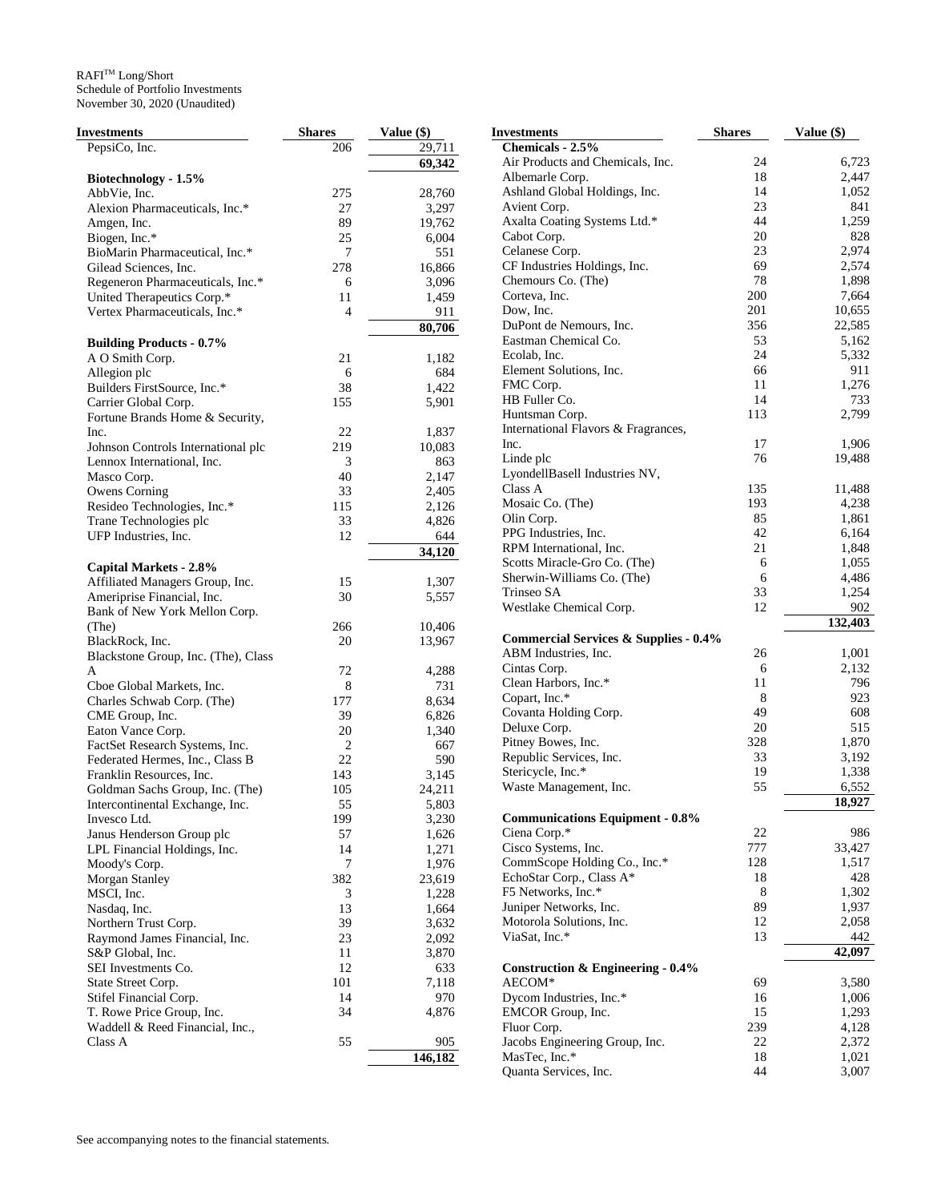RAFI™ Long/Short
Schedule of Portfolio Investments
November 30, 2020 (Unaudited)

| Investments | Shares | Value ($) |
|---|---|---|
| PepsiCo, Inc. | 206 | 29,711 |
| | | 69,342 |
| **Biotechnology - 1.5%** | | |
| AbbVie, Inc. | 275 | 28,760 |
| Alexion Pharmaceuticals, Inc.* | 27 | 3,297 |
| Amgen, Inc. | 89 | 19,762 |
| Biogen, Inc.* | 25 | 6,004 |
| BioMarin Pharmaceutical, Inc.* | 7 | 551 |
| Gilead Sciences, Inc. | 278 | 16,866 |
| Regeneron Pharmaceuticals, Inc.* | 6 | 3,096 |
| United Therapeutics Corp.* | 11 | 1,459 |
| Vertex Pharmaceuticals, Inc.* | 4 | 911 |
| | | 80,706 |
| **Building Products - 0.7%** | | |
| A O Smith Corp. | 21 | 1,182 |
| Allegion plc | 6 | 684 |
| Builders FirstSource, Inc.* | 38 | 1,422 |
| Carrier Global Corp. | 155 | 5,901 |
| Fortune Brands Home & Security, Inc. | 22 | 1,837 |
| Johnson Controls International plc | 219 | 10,083 |
| Lennox International, Inc. | 3 | 863 |
| Masco Corp. | 40 | 2,147 |
| Owens Corning | 33 | 2,405 |
| Resideo Technologies, Inc.* | 115 | 2,126 |
| Trane Technologies plc | 33 | 4,826 |
| UFP Industries, Inc. | 12 | 644 |
| | | 34,120 |
| **Capital Markets - 2.8%** | | |
| Affiliated Managers Group, Inc. | 15 | 1,307 |
| Ameriprise Financial, Inc. | 30 | 5,557 |
| Bank of New York Mellon Corp. (The) | 266 | 10,406 |
| BlackRock, Inc. | 20 | 13,967 |
| Blackstone Group, Inc. (The), Class A | 72 | 4,288 |
| Cboe Global Markets, Inc. | 8 | 731 |
| Charles Schwab Corp. (The) | 177 | 8,634 |
| CME Group, Inc. | 39 | 6,826 |
| Eaton Vance Corp. | 20 | 1,340 |
| FactSet Research Systems, Inc. | 2 | 667 |
| Federated Hermes, Inc., Class B | 22 | 590 |
| Franklin Resources, Inc. | 143 | 3,145 |
| Goldman Sachs Group, Inc. (The) | 105 | 24,211 |
| Intercontinental Exchange, Inc. | 55 | 5,803 |
| Invesco Ltd. | 199 | 3,230 |
| Janus Henderson Group plc | 57 | 1,626 |
| LPL Financial Holdings, Inc. | 14 | 1,271 |
| Moody's Corp. | 7 | 1,976 |
| Morgan Stanley | 382 | 23,619 |
| MSCI, Inc. | 3 | 1,228 |
| Nasdaq, Inc. | 13 | 1,664 |
| Northern Trust Corp. | 39 | 3,632 |
| Raymond James Financial, Inc. | 23 | 2,092 |
| S&P Global, Inc. | 11 | 3,870 |
| SEI Investments Co. | 12 | 633 |
| State Street Corp. | 101 | 7,118 |
| Stifel Financial Corp. | 14 | 970 |
| T. Rowe Price Group, Inc. | 34 | 4,876 |
| Waddell & Reed Financial, Inc., Class A | 55 | 905 |
| | | 146,182 |
| **Chemicals - 2.5%** | | |
| Air Products and Chemicals, Inc. | 24 | 6,723 |
| Albemarle Corp. | 18 | 2,447 |
| Ashland Global Holdings, Inc. | 14 | 1,052 |
| Avient Corp. | 23 | 841 |
| Axalta Coating Systems Ltd.* | 44 | 1,259 |
| Cabot Corp. | 20 | 828 |
| Celanese Corp. | 23 | 2,974 |
| CF Industries Holdings, Inc. | 69 | 2,574 |
| Chemours Co. (The) | 78 | 1,898 |
| Corteva, Inc. | 200 | 7,664 |
| Dow, Inc. | 201 | 10,655 |
| DuPont de Nemours, Inc. | 356 | 22,585 |
| Eastman Chemical Co. | 53 | 5,162 |
| Ecolab, Inc. | 24 | 5,332 |
| Element Solutions, Inc. | 66 | 911 |
| FMC Corp. | 11 | 1,276 |
| HB Fuller Co. | 14 | 733 |
| Huntsman Corp. | 113 | 2,799 |
| International Flavors & Fragrances, Inc. | 17 | 1,906 |
| Linde plc | 76 | 19,488 |
| LyondellBasell Industries NV, Class A | 135 | 11,488 |
| Mosaic Co. (The) | 193 | 4,238 |
| Olin Corp. | 85 | 1,861 |
| PPG Industries, Inc. | 42 | 6,164 |
| RPM International, Inc. | 21 | 1,848 |
| Scotts Miracle-Gro Co. (The) | 6 | 1,055 |
| Sherwin-Williams Co. (The) | 6 | 4,486 |
| Trinseo SA | 33 | 1,254 |
| Westlake Chemical Corp. | 12 | 902 |
| | | 132,403 |
| **Commercial Services & Supplies - 0.4%** | | |
| ABM Industries, Inc. | 26 | 1,001 |
| Cintas Corp. | 6 | 2,132 |
| Clean Harbors, Inc.* | 11 | 796 |
| Copart, Inc.* | 8 | 923 |
| Covanta Holding Corp. | 49 | 608 |
| Deluxe Corp. | 20 | 515 |
| Pitney Bowes, Inc. | 328 | 1,870 |
| Republic Services, Inc. | 33 | 3,192 |
| Stericycle, Inc.* | 19 | 1,338 |
| Waste Management, Inc. | 55 | 6,552 |
| | | 18,927 |
| **Communications Equipment - 0.8%** | | |
| Ciena Corp.* | 22 | 986 |
| Cisco Systems, Inc. | 777 | 33,427 |
| CommScope Holding Co., Inc.* | 128 | 1,517 |
| EchoStar Corp., Class A* | 18 | 428 |
| F5 Networks, Inc.* | 8 | 1,302 |
| Juniper Networks, Inc. | 89 | 1,937 |
| Motorola Solutions, Inc. | 12 | 2,058 |
| ViaSat, Inc.* | 13 | 442 |
| | | 42,097 |
| **Construction & Engineering - 0.4%** | | |
| AECOM* | 69 | 3,580 |
| Dycom Industries, Inc.* | 16 | 1,006 |
| EMCOR Group, Inc. | 15 | 1,293 |
| Fluor Corp. | 239 | 4,128 |
| Jacobs Engineering Group, Inc. | 22 | 2,372 |
| MasTec, Inc.* | 18 | 1,021 |
| Quanta Services, Inc. | 44 | 3,007 |

See accompanying notes to the financial statements.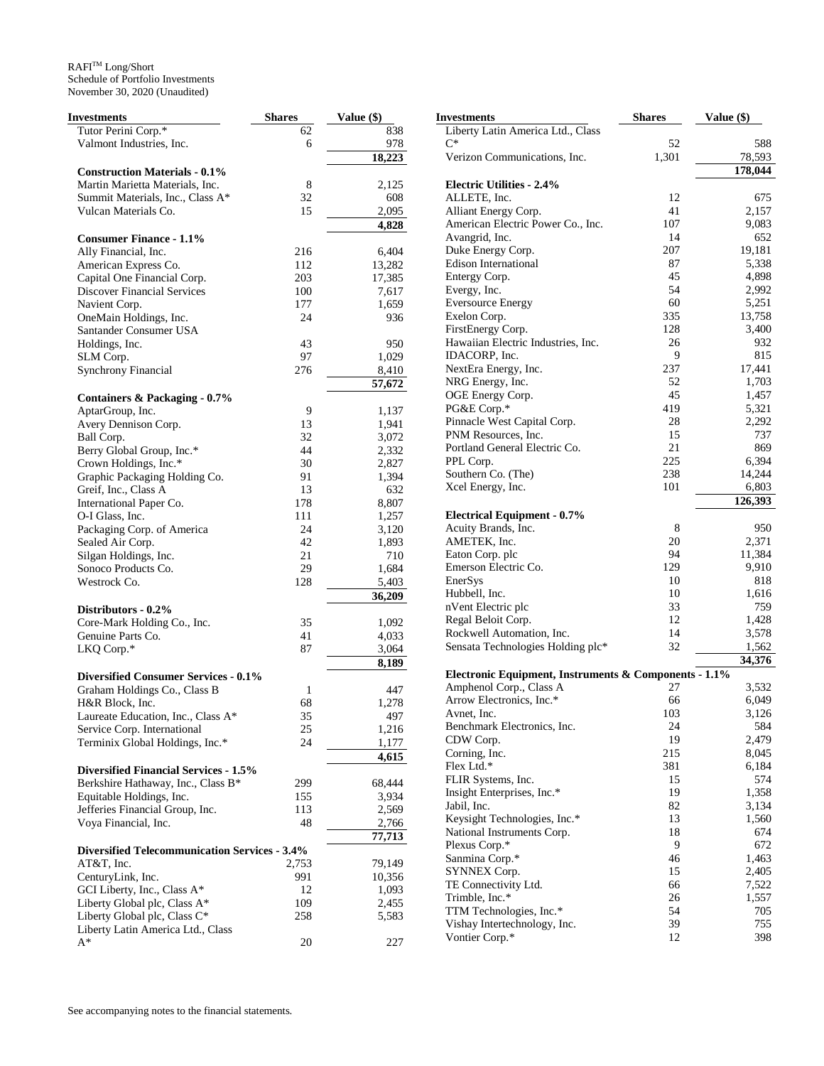RAFI™ Long/Short
Schedule of Portfolio Investments
November 30, 2020 (Unaudited)

| Investments | Shares | Value ($) |
|---|---|---|
| Tutor Perini Corp.* | 62 | 838 |
| Valmont Industries, Inc. | 6 | 978 |
| | | 18,223 |
| **Construction Materials - 0.1%** | | |
| Martin Marietta Materials, Inc. | 8 | 2,125 |
| Summit Materials, Inc., Class A* | 32 | 608 |
| Vulcan Materials Co. | 15 | 2,095 |
| | | 4,828 |
| **Consumer Finance - 1.1%** | | |
| Ally Financial, Inc. | 216 | 6,404 |
| American Express Co. | 112 | 13,282 |
| Capital One Financial Corp. | 203 | 17,385 |
| Discover Financial Services | 100 | 7,617 |
| Navient Corp. | 177 | 1,659 |
| OneMain Holdings, Inc. | 24 | 936 |
| Santander Consumer USA Holdings, Inc. | 43 | 950 |
| SLM Corp. | 97 | 1,029 |
| Synchrony Financial | 276 | 8,410 |
| | | 57,672 |
| **Containers & Packaging - 0.7%** | | |
| AptarGroup, Inc. | 9 | 1,137 |
| Avery Dennison Corp. | 13 | 1,941 |
| Ball Corp. | 32 | 3,072 |
| Berry Global Group, Inc.* | 44 | 2,332 |
| Crown Holdings, Inc.* | 30 | 2,827 |
| Graphic Packaging Holding Co. | 91 | 1,394 |
| Greif, Inc., Class A | 13 | 632 |
| International Paper Co. | 178 | 8,807 |
| O-I Glass, Inc. | 111 | 1,257 |
| Packaging Corp. of America | 24 | 3,120 |
| Sealed Air Corp. | 42 | 1,893 |
| Silgan Holdings, Inc. | 21 | 710 |
| Sonoco Products Co. | 29 | 1,684 |
| Westrock Co. | 128 | 5,403 |
| | | 36,209 |
| **Distributors - 0.2%** | | |
| Core-Mark Holding Co., Inc. | 35 | 1,092 |
| Genuine Parts Co. | 41 | 4,033 |
| LKQ Corp.* | 87 | 3,064 |
| | | 8,189 |
| **Diversified Consumer Services - 0.1%** | | |
| Graham Holdings Co., Class B | 1 | 447 |
| H&R Block, Inc. | 68 | 1,278 |
| Laureate Education, Inc., Class A* | 35 | 497 |
| Service Corp. International | 25 | 1,216 |
| Terminix Global Holdings, Inc.* | 24 | 1,177 |
| | | 4,615 |
| **Diversified Financial Services - 1.5%** | | |
| Berkshire Hathaway, Inc., Class B* | 299 | 68,444 |
| Equitable Holdings, Inc. | 155 | 3,934 |
| Jefferies Financial Group, Inc. | 113 | 2,569 |
| Voya Financial, Inc. | 48 | 2,766 |
| | | 77,713 |
| **Diversified Telecommunication Services - 3.4%** | | |
| AT&T, Inc. | 2,753 | 79,149 |
| CenturyLink, Inc. | 991 | 10,356 |
| GCI Liberty, Inc., Class A* | 12 | 1,093 |
| Liberty Global plc, Class A* | 109 | 2,455 |
| Liberty Global plc, Class C* | 258 | 5,583 |
| Liberty Latin America Ltd., Class A* | 20 | 227 |
| Liberty Latin America Ltd., Class C* | 52 | 588 |
| Verizon Communications, Inc. | 1,301 | 78,593 |
| | | 178,044 |
| **Electric Utilities - 2.4%** | | |
| ALLETE, Inc. | 12 | 675 |
| Alliant Energy Corp. | 41 | 2,157 |
| American Electric Power Co., Inc. | 107 | 9,083 |
| Avangrid, Inc. | 14 | 652 |
| Duke Energy Corp. | 207 | 19,181 |
| Edison International | 87 | 5,338 |
| Entergy Corp. | 45 | 4,898 |
| Evergy, Inc. | 54 | 2,992 |
| Eversource Energy | 60 | 5,251 |
| Exelon Corp. | 335 | 13,758 |
| FirstEnergy Corp. | 128 | 3,400 |
| Hawaiian Electric Industries, Inc. | 26 | 932 |
| IDACORP, Inc. | 9 | 815 |
| NextEra Energy, Inc. | 237 | 17,441 |
| NRG Energy, Inc. | 52 | 1,703 |
| OGE Energy Corp. | 45 | 1,457 |
| PG&E Corp.* | 419 | 5,321 |
| Pinnacle West Capital Corp. | 28 | 2,292 |
| PNM Resources, Inc. | 15 | 737 |
| Portland General Electric Co. | 21 | 869 |
| PPL Corp. | 225 | 6,394 |
| Southern Co. (The) | 238 | 14,244 |
| Xcel Energy, Inc. | 101 | 6,803 |
| | | 126,393 |
| **Electrical Equipment - 0.7%** | | |
| Acuity Brands, Inc. | 8 | 950 |
| AMETEK, Inc. | 20 | 2,371 |
| Eaton Corp. plc | 94 | 11,384 |
| Emerson Electric Co. | 129 | 9,910 |
| EnerSys | 10 | 818 |
| Hubbell, Inc. | 10 | 1,616 |
| nVent Electric plc | 33 | 759 |
| Regal Beloit Corp. | 12 | 1,428 |
| Rockwell Automation, Inc. | 14 | 3,578 |
| Sensata Technologies Holding plc* | 32 | 1,562 |
| | | 34,376 |
| **Electronic Equipment, Instruments & Components - 1.1%** | | |
| Amphenol Corp., Class A | 27 | 3,532 |
| Arrow Electronics, Inc.* | 66 | 6,049 |
| Avnet, Inc. | 103 | 3,126 |
| Benchmark Electronics, Inc. | 24 | 584 |
| CDW Corp. | 19 | 2,479 |
| Corning, Inc. | 215 | 8,045 |
| Flex Ltd.* | 381 | 6,184 |
| FLIR Systems, Inc. | 15 | 574 |
| Insight Enterprises, Inc.* | 19 | 1,358 |
| Jabil, Inc. | 82 | 3,134 |
| Keysight Technologies, Inc.* | 13 | 1,560 |
| National Instruments Corp. | 18 | 674 |
| Plexus Corp.* | 9 | 672 |
| Sanmina Corp.* | 46 | 1,463 |
| SYNNEX Corp. | 15 | 2,405 |
| TE Connectivity Ltd. | 66 | 7,522 |
| Trimble, Inc.* | 26 | 1,557 |
| TTM Technologies, Inc.* | 54 | 705 |
| Vishay Intertechnology, Inc. | 39 | 755 |
| Vontier Corp.* | 12 | 398 |

See accompanying notes to the financial statements.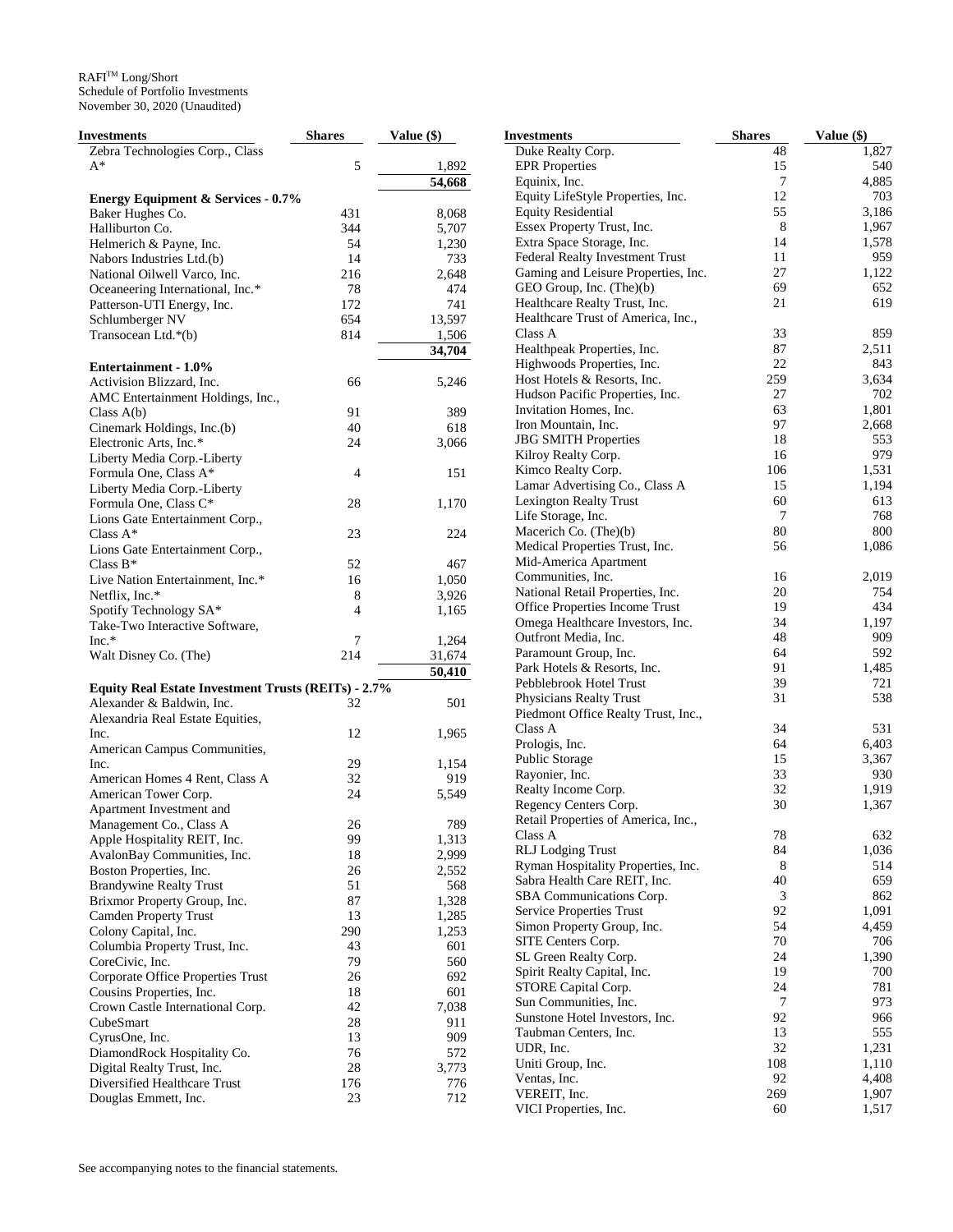RAFI™ Long/Short
Schedule of Portfolio Investments
November 30, 2020 (Unaudited)

| Investments | Shares | Value ($) |
|---|---|---|
| Zebra Technologies Corp., Class A* | 5 | 1,892 |
| | | **54,668** |
| **Energy Equipment & Services - 0.7%** | | |
| Baker Hughes Co. | 431 | 8,068 |
| Halliburton Co. | 344 | 5,707 |
| Helmerich & Payne, Inc. | 54 | 1,230 |
| Nabors Industries Ltd.(b) | 14 | 733 |
| National Oilwell Varco, Inc. | 216 | 2,648 |
| Oceaneering International, Inc.* | 78 | 474 |
| Patterson-UTI Energy, Inc. | 172 | 741 |
| Schlumberger NV | 654 | 13,597 |
| Transocean Ltd.*(b) | 814 | 1,506 |
| | | **34,704** |
| **Entertainment - 1.0%** | | |
| Activision Blizzard, Inc. | 66 | 5,246 |
| AMC Entertainment Holdings, Inc., Class A(b) | 91 | 389 |
| Cinemark Holdings, Inc.(b) | 40 | 618 |
| Electronic Arts, Inc.* | 24 | 3,066 |
| Liberty Media Corp.-Liberty Formula One, Class A* | 4 | 151 |
| Liberty Media Corp.-Liberty Formula One, Class C* | 28 | 1,170 |
| Lions Gate Entertainment Corp., Class A* | 23 | 224 |
| Lions Gate Entertainment Corp., Class B* | 52 | 467 |
| Live Nation Entertainment, Inc.* | 16 | 1,050 |
| Netflix, Inc.* | 8 | 3,926 |
| Spotify Technology SA* | 4 | 1,165 |
| Take-Two Interactive Software, Inc.* | 7 | 1,264 |
| Walt Disney Co. (The) | 214 | 31,674 |
| | | **50,410** |
| **Equity Real Estate Investment Trusts (REITs) - 2.7%** | | |
| Alexander & Baldwin, Inc. | 32 | 501 |
| Alexandria Real Estate Equities, Inc. | 12 | 1,965 |
| American Campus Communities, Inc. | 29 | 1,154 |
| American Homes 4 Rent, Class A | 32 | 919 |
| American Tower Corp. | 24 | 5,549 |
| Apartment Investment and Management Co., Class A | 26 | 789 |
| Apple Hospitality REIT, Inc. | 99 | 1,313 |
| AvalonBay Communities, Inc. | 18 | 2,999 |
| Boston Properties, Inc. | 26 | 2,552 |
| Brandywine Realty Trust | 51 | 568 |
| Brixmor Property Group, Inc. | 87 | 1,328 |
| Camden Property Trust | 13 | 1,285 |
| Colony Capital, Inc. | 290 | 1,253 |
| Columbia Property Trust, Inc. | 43 | 601 |
| CoreCivic, Inc. | 79 | 560 |
| Corporate Office Properties Trust | 26 | 692 |
| Cousins Properties, Inc. | 18 | 601 |
| Crown Castle International Corp. | 42 | 7,038 |
| CubeSmart | 28 | 911 |
| CyrusOne, Inc. | 13 | 909 |
| DiamondRock Hospitality Co. | 76 | 572 |
| Digital Realty Trust, Inc. | 28 | 3,773 |
| Diversified Healthcare Trust | 176 | 776 |
| Douglas Emmett, Inc. | 23 | 712 |
| Duke Realty Corp. | 48 | 1,827 |
| EPR Properties | 15 | 540 |
| Equinix, Inc. | 7 | 4,885 |
| Equity LifeStyle Properties, Inc. | 12 | 703 |
| Equity Residential | 55 | 3,186 |
| Essex Property Trust, Inc. | 8 | 1,967 |
| Extra Space Storage, Inc. | 14 | 1,578 |
| Federal Realty Investment Trust | 11 | 959 |
| Gaming and Leisure Properties, Inc. | 27 | 1,122 |
| GEO Group, Inc. (The)(b) | 69 | 652 |
| Healthcare Realty Trust, Inc. | 21 | 619 |
| Healthcare Trust of America, Inc., Class A | 33 | 859 |
| Healthpeak Properties, Inc. | 87 | 2,511 |
| Highwoods Properties, Inc. | 22 | 843 |
| Host Hotels & Resorts, Inc. | 259 | 3,634 |
| Hudson Pacific Properties, Inc. | 27 | 702 |
| Invitation Homes, Inc. | 63 | 1,801 |
| Iron Mountain, Inc. | 97 | 2,668 |
| JBG SMITH Properties | 18 | 553 |
| Kilroy Realty Corp. | 16 | 979 |
| Kimco Realty Corp. | 106 | 1,531 |
| Lamar Advertising Co., Class A | 15 | 1,194 |
| Lexington Realty Trust | 60 | 613 |
| Life Storage, Inc. | 7 | 768 |
| Macerich Co. (The)(b) | 80 | 800 |
| Medical Properties Trust, Inc. | 56 | 1,086 |
| Mid-America Apartment Communities, Inc. | 16 | 2,019 |
| National Retail Properties, Inc. | 20 | 754 |
| Office Properties Income Trust | 19 | 434 |
| Omega Healthcare Investors, Inc. | 34 | 1,197 |
| Outfront Media, Inc. | 48 | 909 |
| Paramount Group, Inc. | 64 | 592 |
| Park Hotels & Resorts, Inc. | 91 | 1,485 |
| Pebblebrook Hotel Trust | 39 | 721 |
| Physicians Realty Trust | 31 | 538 |
| Piedmont Office Realty Trust, Inc., Class A | 34 | 531 |
| Prologis, Inc. | 64 | 6,403 |
| Public Storage | 15 | 3,367 |
| Rayonier, Inc. | 33 | 930 |
| Realty Income Corp. | 32 | 1,919 |
| Regency Centers Corp. | 30 | 1,367 |
| Retail Properties of America, Inc., Class A | 78 | 632 |
| RLJ Lodging Trust | 84 | 1,036 |
| Ryman Hospitality Properties, Inc. | 8 | 514 |
| Sabra Health Care REIT, Inc. | 40 | 659 |
| SBA Communications Corp. | 3 | 862 |
| Service Properties Trust | 92 | 1,091 |
| Simon Property Group, Inc. | 54 | 4,459 |
| SITE Centers Corp. | 70 | 706 |
| SL Green Realty Corp. | 24 | 1,390 |
| Spirit Realty Capital, Inc. | 19 | 700 |
| STORE Capital Corp. | 24 | 781 |
| Sun Communities, Inc. | 7 | 973 |
| Sunstone Hotel Investors, Inc. | 92 | 966 |
| Taubman Centers, Inc. | 13 | 555 |
| UDR, Inc. | 32 | 1,231 |
| Uniti Group, Inc. | 108 | 1,110 |
| Ventas, Inc. | 92 | 4,408 |
| VEREIT, Inc. | 269 | 1,907 |
| VICI Properties, Inc. | 60 | 1,517 |

See accompanying notes to the financial statements.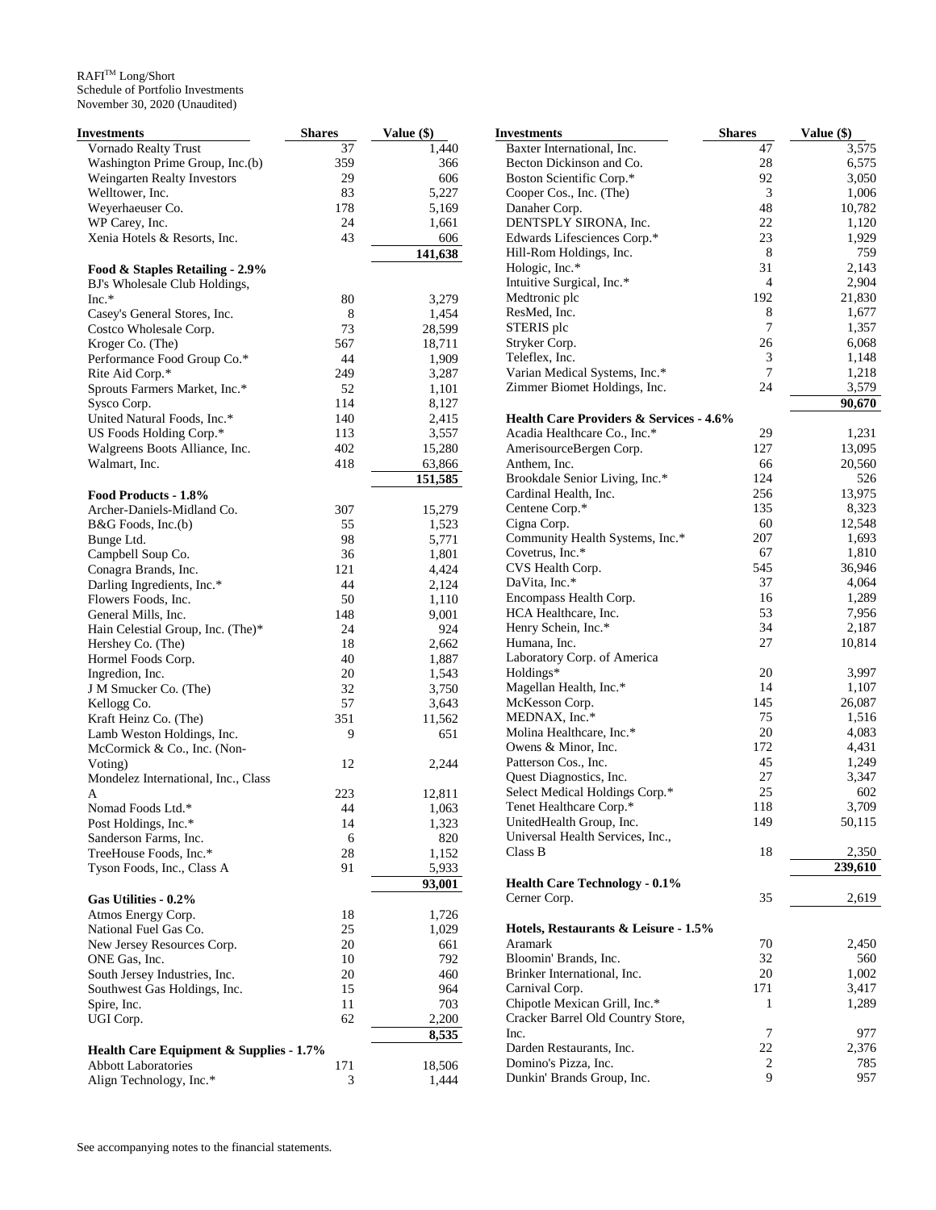RAFI[TM] Long/Short
Schedule of Portfolio Investments
November 30, 2020 (Unaudited)

| Investments | Shares | Value ($) |
|---|---|---|
| Vornado Realty Trust | 37 | 1,440 |
| Washington Prime Group, Inc.(b) | 359 | 366 |
| Weingarten Realty Investors | 29 | 606 |
| Welltower, Inc. | 83 | 5,227 |
| Weyerhaeuser Co. | 178 | 5,169 |
| WP Carey, Inc. | 24 | 1,661 |
| Xenia Hotels & Resorts, Inc. | 43 | 606 |
| | | **141,638** |
| **Food & Staples Retailing - 2.9%** | | |
| BJ's Wholesale Club Holdings, Inc.* | 80 | 3,279 |
| Casey's General Stores, Inc. | 8 | 1,454 |
| Costco Wholesale Corp. | 73 | 28,599 |
| Kroger Co. (The) | 567 | 18,711 |
| Performance Food Group Co.* | 44 | 1,909 |
| Rite Aid Corp.* | 249 | 3,287 |
| Sprouts Farmers Market, Inc.* | 52 | 1,101 |
| Sysco Corp. | 114 | 8,127 |
| United Natural Foods, Inc.* | 140 | 2,415 |
| US Foods Holding Corp.* | 113 | 3,557 |
| Walgreens Boots Alliance, Inc. | 402 | 15,280 |
| Walmart, Inc. | 418 | 63,866 |
| | | **151,585** |
| **Food Products - 1.8%** | | |
| Archer-Daniels-Midland Co. | 307 | 15,279 |
| B&G Foods, Inc.(b) | 55 | 1,523 |
| Bunge Ltd. | 98 | 5,771 |
| Campbell Soup Co. | 36 | 1,801 |
| Conagra Brands, Inc. | 121 | 4,424 |
| Darling Ingredients, Inc.* | 44 | 2,124 |
| Flowers Foods, Inc. | 50 | 1,110 |
| General Mills, Inc. | 148 | 9,001 |
| Hain Celestial Group, Inc. (The)* | 24 | 924 |
| Hershey Co. (The) | 18 | 2,662 |
| Hormel Foods Corp. | 40 | 1,887 |
| Ingredion, Inc. | 20 | 1,543 |
| J M Smucker Co. (The) | 32 | 3,750 |
| Kellogg Co. | 57 | 3,643 |
| Kraft Heinz Co. (The) | 351 | 11,562 |
| Lamb Weston Holdings, Inc. | 9 | 651 |
| McCormick & Co., Inc. (Non-Voting) | 12 | 2,244 |
| Mondelez International, Inc., Class A | 223 | 12,811 |
| Nomad Foods Ltd.* | 44 | 1,063 |
| Post Holdings, Inc.* | 14 | 1,323 |
| Sanderson Farms, Inc. | 6 | 820 |
| TreeHouse Foods, Inc.* | 28 | 1,152 |
| Tyson Foods, Inc., Class A | 91 | 5,933 |
| | | **93,001** |
| **Gas Utilities - 0.2%** | | |
| Atmos Energy Corp. | 18 | 1,726 |
| National Fuel Gas Co. | 25 | 1,029 |
| New Jersey Resources Corp. | 20 | 661 |
| ONE Gas, Inc. | 10 | 792 |
| South Jersey Industries, Inc. | 20 | 460 |
| Southwest Gas Holdings, Inc. | 15 | 964 |
| Spire, Inc. | 11 | 703 |
| UGI Corp. | 62 | 2,200 |
| | | **8,535** |
| **Health Care Equipment & Supplies - 1.7%** | | |
| Abbott Laboratories | 171 | 18,506 |
| Align Technology, Inc.* | 3 | 1,444 |
| Baxter International, Inc. | 47 | 3,575 |
| Becton Dickinson and Co. | 28 | 6,575 |
| Boston Scientific Corp.* | 92 | 3,050 |
| Cooper Cos., Inc. (The) | 3 | 1,006 |
| Danaher Corp. | 48 | 10,782 |
| DENTSPLY SIRONA, Inc. | 22 | 1,120 |
| Edwards Lifesciences Corp.* | 23 | 1,929 |
| Hill-Rom Holdings, Inc. | 8 | 759 |
| Hologic, Inc.* | 31 | 2,143 |
| Intuitive Surgical, Inc.* | 4 | 2,904 |
| Medtronic plc | 192 | 21,830 |
| ResMed, Inc. | 8 | 1,677 |
| STERIS plc | 7 | 1,357 |
| Stryker Corp. | 26 | 6,068 |
| Teleflex, Inc. | 3 | 1,148 |
| Varian Medical Systems, Inc.* | 7 | 1,218 |
| Zimmer Biomet Holdings, Inc. | 24 | 3,579 |
| | | **90,670** |
| **Health Care Providers & Services - 4.6%** | | |
| Acadia Healthcare Co., Inc.* | 29 | 1,231 |
| AmerisourceBergen Corp. | 127 | 13,095 |
| Anthem, Inc. | 66 | 20,560 |
| Brookdale Senior Living, Inc.* | 124 | 526 |
| Cardinal Health, Inc. | 256 | 13,975 |
| Centene Corp.* | 135 | 8,323 |
| Cigna Corp. | 60 | 12,548 |
| Community Health Systems, Inc.* | 207 | 1,693 |
| Covetrus, Inc.* | 67 | 1,810 |
| CVS Health Corp. | 545 | 36,946 |
| DaVita, Inc.* | 37 | 4,064 |
| Encompass Health Corp. | 16 | 1,289 |
| HCA Healthcare, Inc. | 53 | 7,956 |
| Henry Schein, Inc.* | 34 | 2,187 |
| Humana, Inc. | 27 | 10,814 |
| Laboratory Corp. of America Holdings* | 20 | 3,997 |
| Magellan Health, Inc.* | 14 | 1,107 |
| McKesson Corp. | 145 | 26,087 |
| MEDNAX, Inc.* | 75 | 1,516 |
| Molina Healthcare, Inc.* | 20 | 4,083 |
| Owens & Minor, Inc. | 172 | 4,431 |
| Patterson Cos., Inc. | 45 | 1,249 |
| Quest Diagnostics, Inc. | 27 | 3,347 |
| Select Medical Holdings Corp.* | 25 | 602 |
| Tenet Healthcare Corp.* | 118 | 3,709 |
| UnitedHealth Group, Inc. | 149 | 50,115 |
| Universal Health Services, Inc., Class B | 18 | 2,350 |
| | | **239,610** |
| **Health Care Technology - 0.1%** | | |
| Cerner Corp. | 35 | 2,619 |
| **Hotels, Restaurants & Leisure - 1.5%** | | |
| Aramark | 70 | 2,450 |
| Bloomin' Brands, Inc. | 32 | 560 |
| Brinker International, Inc. | 20 | 1,002 |
| Carnival Corp. | 171 | 3,417 |
| Chipotle Mexican Grill, Inc.* | 1 | 1,289 |
| Cracker Barrel Old Country Store, Inc. | 7 | 977 |
| Darden Restaurants, Inc. | 22 | 2,376 |
| Domino's Pizza, Inc. | 2 | 785 |
| Dunkin' Brands Group, Inc. | 9 | 957 |

See accompanying notes to the financial statements.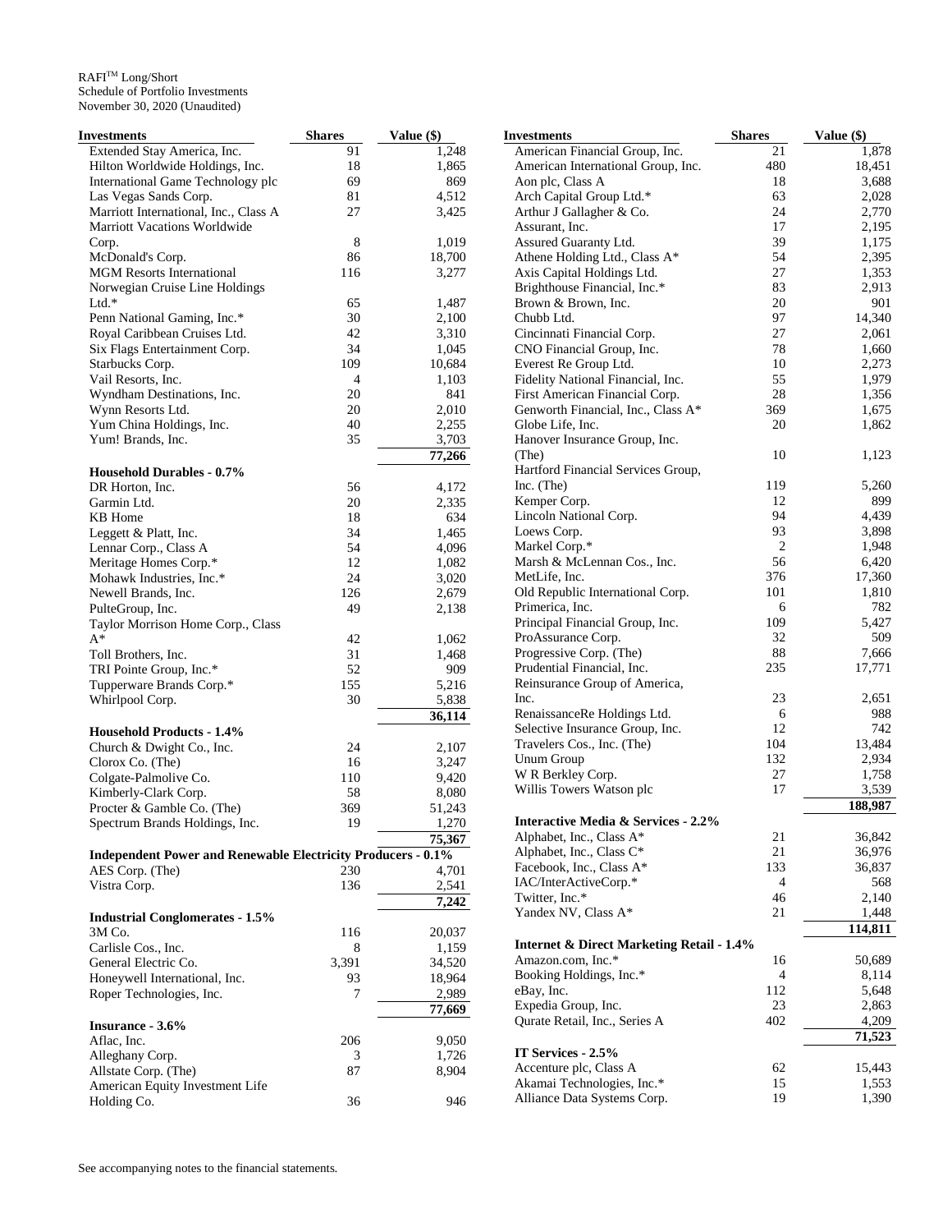RAFI™ Long/Short
Schedule of Portfolio Investments
November 30, 2020 (Unaudited)

| Investments | Shares | Value ($) |
|---|---|---|
| Extended Stay America, Inc. | 91 | 1,248 |
| Hilton Worldwide Holdings, Inc. | 18 | 1,865 |
| International Game Technology plc | 69 | 869 |
| Las Vegas Sands Corp. | 81 | 4,512 |
| Marriott International, Inc., Class A | 27 | 3,425 |
| Marriott Vacations Worldwide Corp. | 8 | 1,019 |
| McDonald's Corp. | 86 | 18,700 |
| MGM Resorts International | 116 | 3,277 |
| Norwegian Cruise Line Holdings Ltd.* | 65 | 1,487 |
| Penn National Gaming, Inc.* | 30 | 2,100 |
| Royal Caribbean Cruises Ltd. | 42 | 3,310 |
| Six Flags Entertainment Corp. | 34 | 1,045 |
| Starbucks Corp. | 109 | 10,684 |
| Vail Resorts, Inc. | 4 | 1,103 |
| Wyndham Destinations, Inc. | 20 | 841 |
| Wynn Resorts Ltd. | 20 | 2,010 |
| Yum China Holdings, Inc. | 40 | 2,255 |
| Yum! Brands, Inc. | 35 | 3,703 |
| | | **77,266** |
| **Household Durables - 0.7%** | | |
| DR Horton, Inc. | 56 | 4,172 |
| Garmin Ltd. | 20 | 2,335 |
| KB Home | 18 | 634 |
| Leggett & Platt, Inc. | 34 | 1,465 |
| Lennar Corp., Class A | 54 | 4,096 |
| Meritage Homes Corp.* | 12 | 1,082 |
| Mohawk Industries, Inc.* | 24 | 3,020 |
| Newell Brands, Inc. | 126 | 2,679 |
| PulteGroup, Inc. | 49 | 2,138 |
| Taylor Morrison Home Corp., Class A* | 42 | 1,062 |
| Toll Brothers, Inc. | 31 | 1,468 |
| TRI Pointe Group, Inc.* | 52 | 909 |
| Tupperware Brands Corp.* | 155 | 5,216 |
| Whirlpool Corp. | 30 | 5,838 |
| | | **36,114** |
| **Household Products - 1.4%** | | |
| Church & Dwight Co., Inc. | 24 | 2,107 |
| Clorox Co. (The) | 16 | 3,247 |
| Colgate-Palmolive Co. | 110 | 9,420 |
| Kimberly-Clark Corp. | 58 | 8,080 |
| Procter & Gamble Co. (The) | 369 | 51,243 |
| Spectrum Brands Holdings, Inc. | 19 | 1,270 |
| | | **75,367** |
| **Independent Power and Renewable Electricity Producers - 0.1%** | | |
| AES Corp. (The) | 230 | 4,701 |
| Vistra Corp. | 136 | 2,541 |
| | | **7,242** |
| **Industrial Conglomerates - 1.5%** | | |
| 3M Co. | 116 | 20,037 |
| Carlisle Cos., Inc. | 8 | 1,159 |
| General Electric Co. | 3,391 | 34,520 |
| Honeywell International, Inc. | 93 | 18,964 |
| Roper Technologies, Inc. | 7 | 2,989 |
| | | **77,669** |
| **Insurance - 3.6%** | | |
| Aflac, Inc. | 206 | 9,050 |
| Alleghany Corp. | 3 | 1,726 |
| Allstate Corp. (The) | 87 | 8,904 |
| American Equity Investment Life Holding Co. | 36 | 946 |
| American Financial Group, Inc. | 21 | 1,878 |
| American International Group, Inc. | 480 | 18,451 |
| Aon plc, Class A | 18 | 3,688 |
| Arch Capital Group Ltd.* | 63 | 2,028 |
| Arthur J Gallagher & Co. | 24 | 2,770 |
| Assurant, Inc. | 17 | 2,195 |
| Assured Guaranty Ltd. | 39 | 1,175 |
| Athene Holding Ltd., Class A* | 54 | 2,395 |
| Axis Capital Holdings Ltd. | 27 | 1,353 |
| Brighthouse Financial, Inc.* | 83 | 2,913 |
| Brown & Brown, Inc. | 20 | 901 |
| Chubb Ltd. | 97 | 14,340 |
| Cincinnati Financial Corp. | 27 | 2,061 |
| CNO Financial Group, Inc. | 78 | 1,660 |
| Everest Re Group Ltd. | 10 | 2,273 |
| Fidelity National Financial, Inc. | 55 | 1,979 |
| First American Financial Corp. | 28 | 1,356 |
| Genworth Financial, Inc., Class A* | 369 | 1,675 |
| Globe Life, Inc. | 20 | 1,862 |
| Hanover Insurance Group, Inc. (The) | 10 | 1,123 |
| Hartford Financial Services Group, Inc. (The) | 119 | 5,260 |
| Kemper Corp. | 12 | 899 |
| Lincoln National Corp. | 94 | 4,439 |
| Loews Corp. | 93 | 3,898 |
| Markel Corp.* | 2 | 1,948 |
| Marsh & McLennan Cos., Inc. | 56 | 6,420 |
| MetLife, Inc. | 376 | 17,360 |
| Old Republic International Corp. | 101 | 1,810 |
| Primerica, Inc. | 6 | 782 |
| Principal Financial Group, Inc. | 109 | 5,427 |
| ProAssurance Corp. | 32 | 509 |
| Progressive Corp. (The) | 88 | 7,666 |
| Prudential Financial, Inc. | 235 | 17,771 |
| Reinsurance Group of America, Inc. | 23 | 2,651 |
| RenaissanceRe Holdings Ltd. | 6 | 988 |
| Selective Insurance Group, Inc. | 12 | 742 |
| Travelers Cos., Inc. (The) | 104 | 13,484 |
| Unum Group | 132 | 2,934 |
| W R Berkley Corp. | 27 | 1,758 |
| Willis Towers Watson plc | 17 | 3,539 |
| | | **188,987** |
| **Interactive Media & Services - 2.2%** | | |
| Alphabet, Inc., Class A* | 21 | 36,842 |
| Alphabet, Inc., Class C* | 21 | 36,976 |
| Facebook, Inc., Class A* | 133 | 36,837 |
| IAC/InterActiveCorp.* | 4 | 568 |
| Twitter, Inc.* | 46 | 2,140 |
| Yandex NV, Class A* | 21 | 1,448 |
| | | **114,811** |
| **Internet & Direct Marketing Retail - 1.4%** | | |
| Amazon.com, Inc.* | 16 | 50,689 |
| Booking Holdings, Inc.* | 4 | 8,114 |
| eBay, Inc. | 112 | 5,648 |
| Expedia Group, Inc. | 23 | 2,863 |
| Qurate Retail, Inc., Series A | 402 | 4,209 |
| | | **71,523** |
| **IT Services - 2.5%** | | |
| Accenture plc, Class A | 62 | 15,443 |
| Akamai Technologies, Inc.* | 15 | 1,553 |
| Alliance Data Systems Corp. | 19 | 1,390 |

See accompanying notes to the financial statements.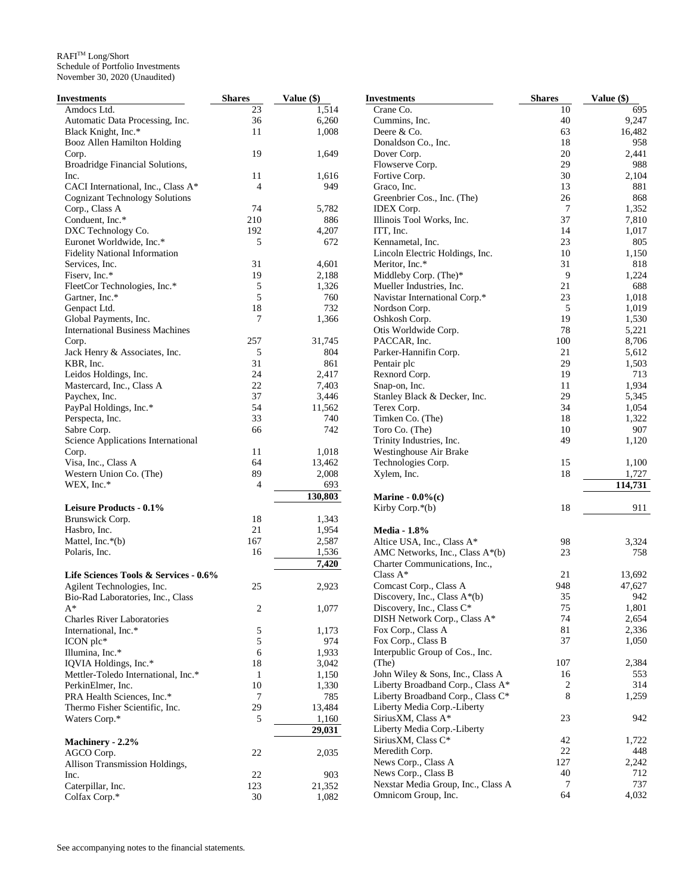RAFI™ Long/Short
Schedule of Portfolio Investments
November 30, 2020 (Unaudited)

| Investments | Shares | Value ($) |
|---|---|---|
| Amdocs Ltd. | 23 | 1,514 |
| Automatic Data Processing, Inc. | 36 | 6,260 |
| Black Knight, Inc.* | 11 | 1,008 |
| Booz Allen Hamilton Holding Corp. | 19 | 1,649 |
| Broadridge Financial Solutions, Inc. | 11 | 1,616 |
| CACI International, Inc., Class A* | 4 | 949 |
| Cognizant Technology Solutions Corp., Class A | 74 | 5,782 |
| Conduent, Inc.* | 210 | 886 |
| DXC Technology Co. | 192 | 4,207 |
| Euronet Worldwide, Inc.* | 5 | 672 |
| Fidelity National Information Services, Inc. | 31 | 4,601 |
| Fiserv, Inc.* | 19 | 2,188 |
| FleetCor Technologies, Inc.* | 5 | 1,326 |
| Gartner, Inc.* | 5 | 760 |
| Genpact Ltd. | 18 | 732 |
| Global Payments, Inc. | 7 | 1,366 |
| International Business Machines Corp. | 257 | 31,745 |
| Jack Henry & Associates, Inc. | 5 | 804 |
| KBR, Inc. | 31 | 861 |
| Leidos Holdings, Inc. | 24 | 2,417 |
| Mastercard, Inc., Class A | 22 | 7,403 |
| Paychex, Inc. | 37 | 3,446 |
| PayPal Holdings, Inc.* | 54 | 11,562 |
| Perspecta, Inc. | 33 | 740 |
| Sabre Corp. | 66 | 742 |
| Science Applications International Corp. | 11 | 1,018 |
| Visa, Inc., Class A | 64 | 13,462 |
| Western Union Co. (The) | 89 | 2,008 |
| WEX, Inc.* | 4 | 693 |
| | | **130,803** |
| **Leisure Products - 0.1%** | | |
| Brunswick Corp. | 18 | 1,343 |
| Hasbro, Inc. | 21 | 1,954 |
| Mattel, Inc.*(b) | 167 | 2,587 |
| Polaris, Inc. | 16 | 1,536 |
| | | **7,420** |
| **Life Sciences Tools & Services - 0.6%** | | |
| Agilent Technologies, Inc. | 25 | 2,923 |
| Bio-Rad Laboratories, Inc., Class A* | 2 | 1,077 |
| Charles River Laboratories International, Inc.* | 5 | 1,173 |
| ICON plc* | 5 | 974 |
| Illumina, Inc.* | 6 | 1,933 |
| IQVIA Holdings, Inc.* | 18 | 3,042 |
| Mettler-Toledo International, Inc.* | 1 | 1,150 |
| PerkinElmer, Inc. | 10 | 1,330 |
| PRA Health Sciences, Inc.* | 7 | 785 |
| Thermo Fisher Scientific, Inc. | 29 | 13,484 |
| Waters Corp.* | 5 | 1,160 |
| | | **29,031** |
| **Machinery - 2.2%** | | |
| AGCO Corp. | 22 | 2,035 |
| Allison Transmission Holdings, Inc. | 22 | 903 |
| Caterpillar, Inc. | 123 | 21,352 |
| Colfax Corp.* | 30 | 1,082 |
| Crane Co. | 10 | 695 |
| Cummins, Inc. | 40 | 9,247 |
| Deere & Co. | 63 | 16,482 |
| Donaldson Co., Inc. | 18 | 958 |
| Dover Corp. | 20 | 2,441 |
| Flowserve Corp. | 29 | 988 |
| Fortive Corp. | 30 | 2,104 |
| Graco, Inc. | 13 | 881 |
| Greenbrier Cos., Inc. (The) | 26 | 868 |
| IDEX Corp. | 7 | 1,352 |
| Illinois Tool Works, Inc. | 37 | 7,810 |
| ITT, Inc. | 14 | 1,017 |
| Kennametal, Inc. | 23 | 805 |
| Lincoln Electric Holdings, Inc. | 10 | 1,150 |
| Meritor, Inc.* | 31 | 818 |
| Middleby Corp. (The)* | 9 | 1,224 |
| Mueller Industries, Inc. | 21 | 688 |
| Navistar International Corp.* | 23 | 1,018 |
| Nordson Corp. | 5 | 1,019 |
| Oshkosh Corp. | 19 | 1,530 |
| Otis Worldwide Corp. | 78 | 5,221 |
| PACCAR, Inc. | 100 | 8,706 |
| Parker-Hannifin Corp. | 21 | 5,612 |
| Pentair plc | 29 | 1,503 |
| Rexnord Corp. | 19 | 713 |
| Snap-on, Inc. | 11 | 1,934 |
| Stanley Black & Decker, Inc. | 29 | 5,345 |
| Terex Corp. | 34 | 1,054 |
| Timken Co. (The) | 18 | 1,322 |
| Toro Co. (The) | 10 | 907 |
| Trinity Industries, Inc. | 49 | 1,120 |
| Westinghouse Air Brake Technologies Corp. | 15 | 1,100 |
| Xylem, Inc. | 18 | 1,727 |
| | | **114,731** |
| **Marine - 0.0%(c)** | | |
| Kirby Corp.*(b) | 18 | 911 |
| **Media - 1.8%** | | |
| Altice USA, Inc., Class A* | 98 | 3,324 |
| AMC Networks, Inc., Class A*(b) | 23 | 758 |
| Charter Communications, Inc., Class A* | 21 | 13,692 |
| Comcast Corp., Class A | 948 | 47,627 |
| Discovery, Inc., Class A*(b) | 35 | 942 |
| Discovery, Inc., Class C* | 75 | 1,801 |
| DISH Network Corp., Class A* | 74 | 2,654 |
| Fox Corp., Class A | 81 | 2,336 |
| Fox Corp., Class B | 37 | 1,050 |
| Interpublic Group of Cos., Inc. (The) | 107 | 2,384 |
| John Wiley & Sons, Inc., Class A | 16 | 553 |
| Liberty Broadband Corp., Class A* | 2 | 314 |
| Liberty Broadband Corp., Class C* | 8 | 1,259 |
| Liberty Media Corp.-Liberty SiriusXM, Class A* | 23 | 942 |
| Liberty Media Corp.-Liberty SiriusXM, Class C* | 42 | 1,722 |
| Meredith Corp. | 22 | 448 |
| News Corp., Class A | 127 | 2,242 |
| News Corp., Class B | 40 | 712 |
| Nexstar Media Group, Inc., Class A | 7 | 737 |
| Omnicom Group, Inc. | 64 | 4,032 |

See accompanying notes to the financial statements.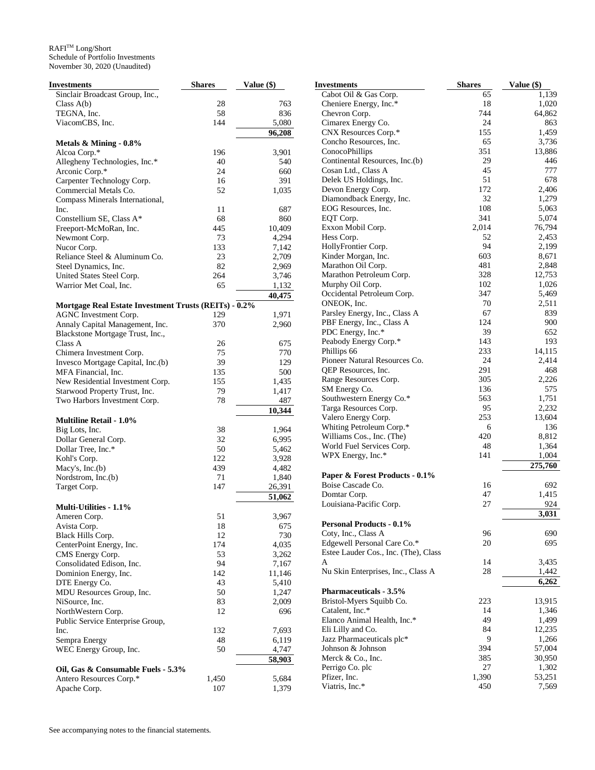RAFI™ Long/Short
Schedule of Portfolio Investments
November 30, 2020 (Unaudited)

| Investments | Shares | Value ($) |
|---|---|---|
| Sinclair Broadcast Group, Inc., Class A(b) | 28 | 763 |
| TEGNA, Inc. | 58 | 836 |
| ViacomCBS, Inc. | 144 | 5,080 |
| | | **96,208** |
| **Metals & Mining - 0.8%** | | |
| Alcoa Corp.* | 196 | 3,901 |
| Allegheny Technologies, Inc.* | 40 | 540 |
| Arconic Corp.* | 24 | 660 |
| Carpenter Technology Corp. | 16 | 391 |
| Commercial Metals Co. | 52 | 1,035 |
| Compass Minerals International, Inc. | 11 | 687 |
| Constellium SE, Class A* | 68 | 860 |
| Freeport-McMoRan, Inc. | 445 | 10,409 |
| Newmont Corp. | 73 | 4,294 |
| Nucor Corp. | 133 | 7,142 |
| Reliance Steel & Aluminum Co. | 23 | 2,709 |
| Steel Dynamics, Inc. | 82 | 2,969 |
| United States Steel Corp. | 264 | 3,746 |
| Warrior Met Coal, Inc. | 65 | 1,132 |
| | | **40,475** |
| **Mortgage Real Estate Investment Trusts (REITs) - 0.2%** | | |
| AGNC Investment Corp. | 129 | 1,971 |
| Annaly Capital Management, Inc. | 370 | 2,960 |
| Blackstone Mortgage Trust, Inc., Class A | 26 | 675 |
| Chimera Investment Corp. | 75 | 770 |
| Invesco Mortgage Capital, Inc.(b) | 39 | 129 |
| MFA Financial, Inc. | 135 | 500 |
| New Residential Investment Corp. | 155 | 1,435 |
| Starwood Property Trust, Inc. | 79 | 1,417 |
| Two Harbors Investment Corp. | 78 | 487 |
| | | **10,344** |
| **Multiline Retail - 1.0%** | | |
| Big Lots, Inc. | 38 | 1,964 |
| Dollar General Corp. | 32 | 6,995 |
| Dollar Tree, Inc.* | 50 | 5,462 |
| Kohl's Corp. | 122 | 3,928 |
| Macy's, Inc.(b) | 439 | 4,482 |
| Nordstrom, Inc.(b) | 71 | 1,840 |
| Target Corp. | 147 | 26,391 |
| | | **51,062** |
| **Multi-Utilities - 1.1%** | | |
| Ameren Corp. | 51 | 3,967 |
| Avista Corp. | 18 | 675 |
| Black Hills Corp. | 12 | 730 |
| CenterPoint Energy, Inc. | 174 | 4,035 |
| CMS Energy Corp. | 53 | 3,262 |
| Consolidated Edison, Inc. | 94 | 7,167 |
| Dominion Energy, Inc. | 142 | 11,146 |
| DTE Energy Co. | 43 | 5,410 |
| MDU Resources Group, Inc. | 50 | 1,247 |
| NiSource, Inc. | 83 | 2,009 |
| NorthWestern Corp. | 12 | 696 |
| Public Service Enterprise Group, Inc. | 132 | 7,693 |
| Sempra Energy | 48 | 6,119 |
| WEC Energy Group, Inc. | 50 | 4,747 |
| | | **58,903** |
| **Oil, Gas & Consumable Fuels - 5.3%** | | |
| Antero Resources Corp.* | 1,450 | 5,684 |
| Apache Corp. | 107 | 1,379 |
| Cabot Oil & Gas Corp. | 65 | 1,139 |
| Cheniere Energy, Inc.* | 18 | 1,020 |
| Chevron Corp. | 744 | 64,862 |
| Cimarex Energy Co. | 24 | 863 |
| CNX Resources Corp.* | 155 | 1,459 |
| Concho Resources, Inc. | 65 | 3,736 |
| ConocoPhillips | 351 | 13,886 |
| Continental Resources, Inc.(b) | 29 | 446 |
| Cosan Ltd., Class A | 45 | 777 |
| Delek US Holdings, Inc. | 51 | 678 |
| Devon Energy Corp. | 172 | 2,406 |
| Diamondback Energy, Inc. | 32 | 1,279 |
| EOG Resources, Inc. | 108 | 5,063 |
| EQT Corp. | 341 | 5,074 |
| Exxon Mobil Corp. | 2,014 | 76,794 |
| Hess Corp. | 52 | 2,453 |
| HollyFrontier Corp. | 94 | 2,199 |
| Kinder Morgan, Inc. | 603 | 8,671 |
| Marathon Oil Corp. | 481 | 2,848 |
| Marathon Petroleum Corp. | 328 | 12,753 |
| Murphy Oil Corp. | 102 | 1,026 |
| Occidental Petroleum Corp. | 347 | 5,469 |
| ONEOK, Inc. | 70 | 2,511 |
| Parsley Energy, Inc., Class A | 67 | 839 |
| PBF Energy, Inc., Class A | 124 | 900 |
| PDC Energy, Inc.* | 39 | 652 |
| Peabody Energy Corp.* | 143 | 193 |
| Phillips 66 | 233 | 14,115 |
| Pioneer Natural Resources Co. | 24 | 2,414 |
| QEP Resources, Inc. | 291 | 468 |
| Range Resources Corp. | 305 | 2,226 |
| SM Energy Co. | 136 | 575 |
| Southwestern Energy Co.* | 563 | 1,751 |
| Targa Resources Corp. | 95 | 2,232 |
| Valero Energy Corp. | 253 | 13,604 |
| Whiting Petroleum Corp.* | 6 | 136 |
| Williams Cos., Inc. (The) | 420 | 8,812 |
| World Fuel Services Corp. | 48 | 1,364 |
| WPX Energy, Inc.* | 141 | 1,004 |
| | | **275,760** |
| **Paper & Forest Products - 0.1%** | | |
| Boise Cascade Co. | 16 | 692 |
| Domtar Corp. | 47 | 1,415 |
| Louisiana-Pacific Corp. | 27 | 924 |
| | | **3,031** |
| **Personal Products - 0.1%** | | |
| Coty, Inc., Class A | 96 | 690 |
| Edgewell Personal Care Co.* | 20 | 695 |
| Estee Lauder Cos., Inc. (The), Class A | 14 | 3,435 |
| Nu Skin Enterprises, Inc., Class A | 28 | 1,442 |
| | | **6,262** |
| **Pharmaceuticals - 3.5%** | | |
| Bristol-Myers Squibb Co. | 223 | 13,915 |
| Catalent, Inc.* | 14 | 1,346 |
| Elanco Animal Health, Inc.* | 49 | 1,499 |
| Eli Lilly and Co. | 84 | 12,235 |
| Jazz Pharmaceuticals plc* | 9 | 1,266 |
| Johnson & Johnson | 394 | 57,004 |
| Merck & Co., Inc. | 385 | 30,950 |
| Perrigo Co. plc | 27 | 1,302 |
| Pfizer, Inc. | 1,390 | 53,251 |
| Viatris, Inc.* | 450 | 7,569 |

See accompanying notes to the financial statements.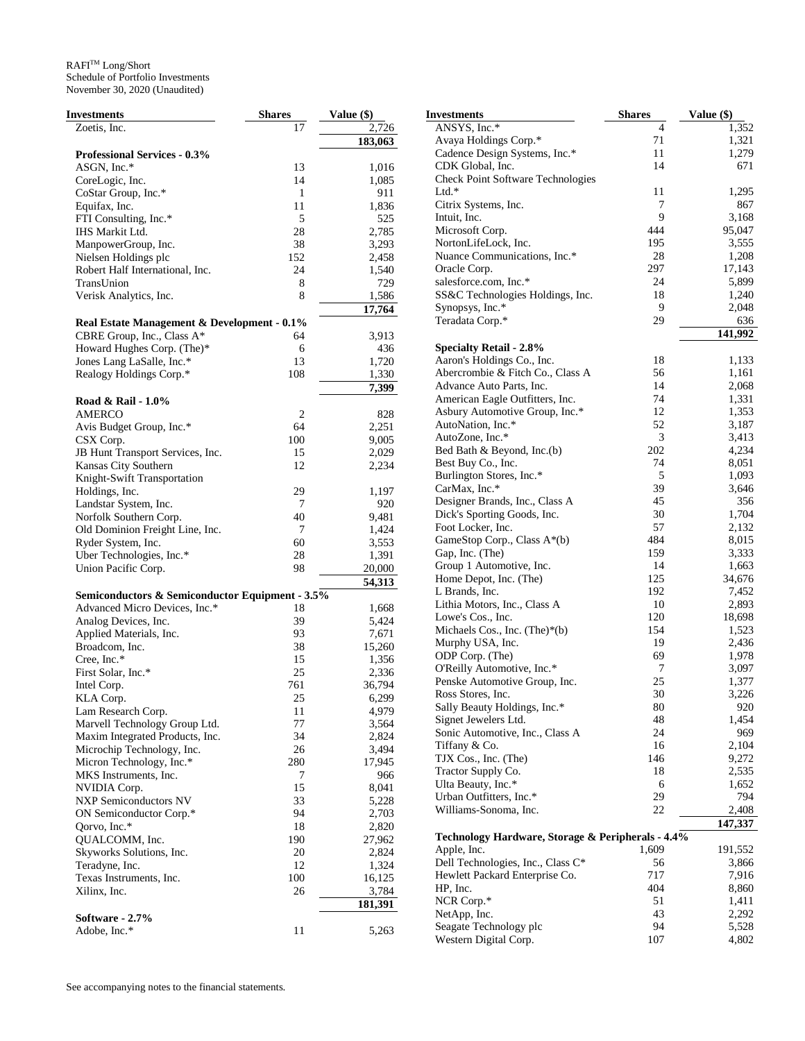RAFI™ Long/Short
Schedule of Portfolio Investments
November 30, 2020 (Unaudited)

| Investments | Shares | Value ($) |
|---|---|---|
| Zoetis, Inc. | 17 | 2,726 |
| | | 183,063 |
| **Professional Services - 0.3%** | | |
| ASGN, Inc.* | 13 | 1,016 |
| CoreLogic, Inc. | 14 | 1,085 |
| CoStar Group, Inc.* | 1 | 911 |
| Equifax, Inc. | 11 | 1,836 |
| FTI Consulting, Inc.* | 5 | 525 |
| IHS Markit Ltd. | 28 | 2,785 |
| ManpowerGroup, Inc. | 38 | 3,293 |
| Nielsen Holdings plc | 152 | 2,458 |
| Robert Half International, Inc. | 24 | 1,540 |
| TransUnion | 8 | 729 |
| Verisk Analytics, Inc. | 8 | 1,586 |
| | | 17,764 |
| **Real Estate Management & Development - 0.1%** | | |
| CBRE Group, Inc., Class A* | 64 | 3,913 |
| Howard Hughes Corp. (The)* | 6 | 436 |
| Jones Lang LaSalle, Inc.* | 13 | 1,720 |
| Realogy Holdings Corp.* | 108 | 1,330 |
| | | 7,399 |
| **Road & Rail - 1.0%** | | |
| AMERCO | 2 | 828 |
| Avis Budget Group, Inc.* | 64 | 2,251 |
| CSX Corp. | 100 | 9,005 |
| JB Hunt Transport Services, Inc. | 15 | 2,029 |
| Kansas City Southern | 12 | 2,234 |
| Knight-Swift Transportation Holdings, Inc. | 29 | 1,197 |
| Landstar System, Inc. | 7 | 920 |
| Norfolk Southern Corp. | 40 | 9,481 |
| Old Dominion Freight Line, Inc. | 7 | 1,424 |
| Ryder System, Inc. | 60 | 3,553 |
| Uber Technologies, Inc.* | 28 | 1,391 |
| Union Pacific Corp. | 98 | 20,000 |
| | | 54,313 |
| **Semiconductors & Semiconductor Equipment - 3.5%** | | |
| Advanced Micro Devices, Inc.* | 18 | 1,668 |
| Analog Devices, Inc. | 39 | 5,424 |
| Applied Materials, Inc. | 93 | 7,671 |
| Broadcom, Inc. | 38 | 15,260 |
| Cree, Inc.* | 15 | 1,356 |
| First Solar, Inc.* | 25 | 2,336 |
| Intel Corp. | 761 | 36,794 |
| KLA Corp. | 25 | 6,299 |
| Lam Research Corp. | 11 | 4,979 |
| Marvell Technology Group Ltd. | 77 | 3,564 |
| Maxim Integrated Products, Inc. | 34 | 2,824 |
| Microchip Technology, Inc. | 26 | 3,494 |
| Micron Technology, Inc.* | 280 | 17,945 |
| MKS Instruments, Inc. | 7 | 966 |
| NVIDIA Corp. | 15 | 8,041 |
| NXP Semiconductors NV | 33 | 5,228 |
| ON Semiconductor Corp.* | 94 | 2,703 |
| Qorvo, Inc.* | 18 | 2,820 |
| QUALCOMM, Inc. | 190 | 27,962 |
| Skyworks Solutions, Inc. | 20 | 2,824 |
| Teradyne, Inc. | 12 | 1,324 |
| Texas Instruments, Inc. | 100 | 16,125 |
| Xilinx, Inc. | 26 | 3,784 |
| | | 181,391 |
| **Software - 2.7%** | | |
| Adobe, Inc.* | 11 | 5,263 |
| ANSYS, Inc.* | 4 | 1,352 |
| Avaya Holdings Corp.* | 71 | 1,321 |
| Cadence Design Systems, Inc.* | 11 | 1,279 |
| CDK Global, Inc. | 14 | 671 |
| Check Point Software Technologies Ltd.* | 11 | 1,295 |
| Citrix Systems, Inc. | 7 | 867 |
| Intuit, Inc. | 9 | 3,168 |
| Microsoft Corp. | 444 | 95,047 |
| NortonLifeLock, Inc. | 195 | 3,555 |
| Nuance Communications, Inc.* | 28 | 1,208 |
| Oracle Corp. | 297 | 17,143 |
| salesforce.com, Inc.* | 24 | 5,899 |
| SS&C Technologies Holdings, Inc. | 18 | 1,240 |
| Synopsys, Inc.* | 9 | 2,048 |
| Teradata Corp.* | 29 | 636 |
| | | 141,992 |
| **Specialty Retail - 2.8%** | | |
| Aaron's Holdings Co., Inc. | 18 | 1,133 |
| Abercrombie & Fitch Co., Class A | 56 | 1,161 |
| Advance Auto Parts, Inc. | 14 | 2,068 |
| American Eagle Outfitters, Inc. | 74 | 1,331 |
| Asbury Automotive Group, Inc.* | 12 | 1,353 |
| AutoNation, Inc.* | 52 | 3,187 |
| AutoZone, Inc.* | 3 | 3,413 |
| Bed Bath & Beyond, Inc.(b) | 202 | 4,234 |
| Best Buy Co., Inc. | 74 | 8,051 |
| Burlington Stores, Inc.* | 5 | 1,093 |
| CarMax, Inc.* | 39 | 3,646 |
| Designer Brands, Inc., Class A | 45 | 356 |
| Dick's Sporting Goods, Inc. | 30 | 1,704 |
| Foot Locker, Inc. | 57 | 2,132 |
| GameStop Corp., Class A*(b) | 484 | 8,015 |
| Gap, Inc. (The) | 159 | 3,333 |
| Group 1 Automotive, Inc. | 14 | 1,663 |
| Home Depot, Inc. (The) | 125 | 34,676 |
| L Brands, Inc. | 192 | 7,452 |
| Lithia Motors, Inc., Class A | 10 | 2,893 |
| Lowe's Cos., Inc. | 120 | 18,698 |
| Michaels Cos., Inc. (The)*(b) | 154 | 1,523 |
| Murphy USA, Inc. | 19 | 2,436 |
| ODP Corp. (The) | 69 | 1,978 |
| O'Reilly Automotive, Inc.* | 7 | 3,097 |
| Penske Automotive Group, Inc. | 25 | 1,377 |
| Ross Stores, Inc. | 30 | 3,226 |
| Sally Beauty Holdings, Inc.* | 80 | 920 |
| Signet Jewelers Ltd. | 48 | 1,454 |
| Sonic Automotive, Inc., Class A | 24 | 969 |
| Tiffany & Co. | 16 | 2,104 |
| TJX Cos., Inc. (The) | 146 | 9,272 |
| Tractor Supply Co. | 18 | 2,535 |
| Ulta Beauty, Inc.* | 6 | 1,652 |
| Urban Outfitters, Inc.* | 29 | 794 |
| Williams-Sonoma, Inc. | 22 | 2,408 |
| | | 147,337 |
| **Technology Hardware, Storage & Peripherals - 4.4%** | | |
| Apple, Inc. | 1,609 | 191,552 |
| Dell Technologies, Inc., Class C* | 56 | 3,866 |
| Hewlett Packard Enterprise Co. | 717 | 7,916 |
| HP, Inc. | 404 | 8,860 |
| NCR Corp.* | 51 | 1,411 |
| NetApp, Inc. | 43 | 2,292 |
| Seagate Technology plc | 94 | 5,528 |
| Western Digital Corp. | 107 | 4,802 |

See accompanying notes to the financial statements.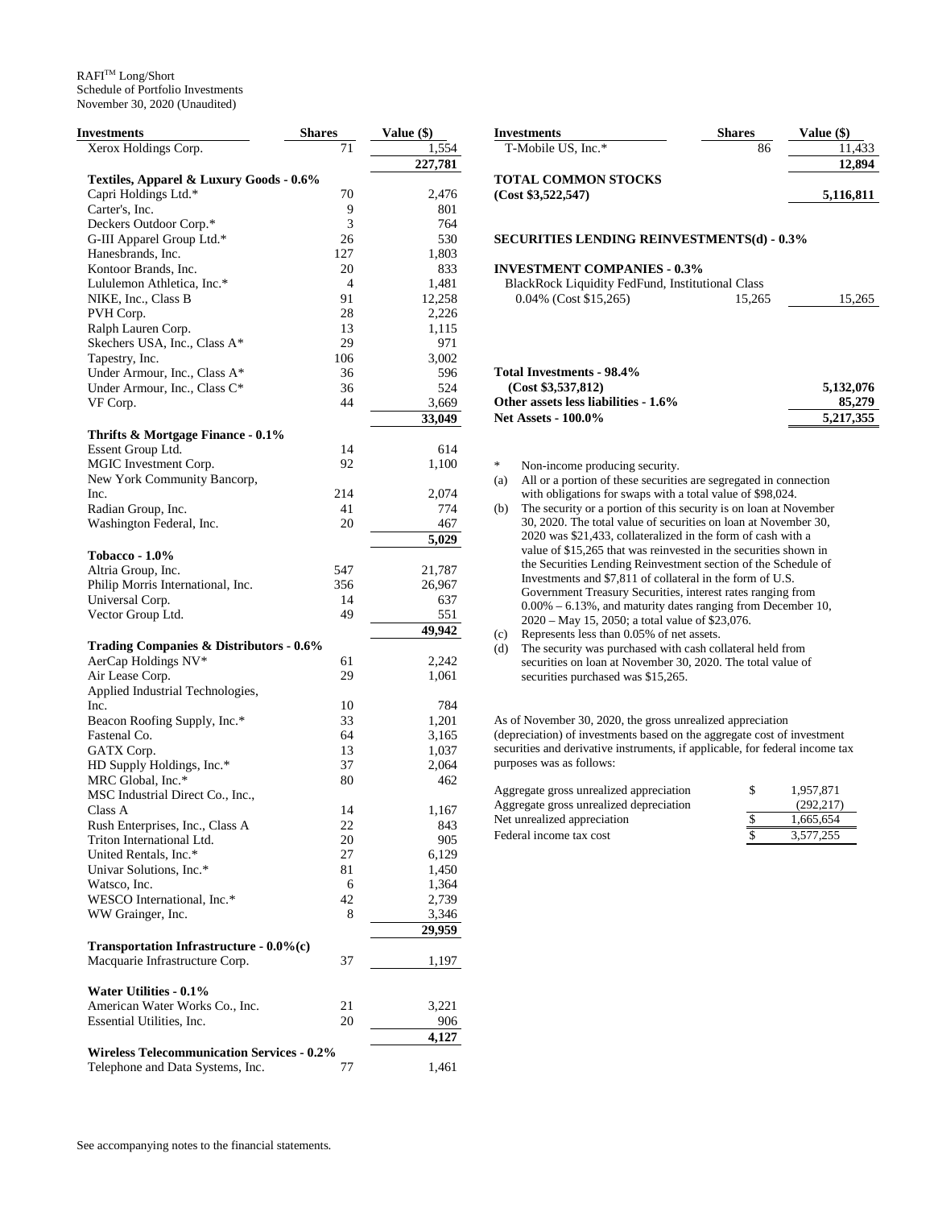RAFI™ Long/Short
Schedule of Portfolio Investments
November 30, 2020 (Unaudited)

| Investments | Shares | Value ($) |
|---|---|---|
| Xerox Holdings Corp. | 71 | 1,554 |
| | | **227,781** |
| **Textiles, Apparel & Luxury Goods - 0.6%** | | |
| Capri Holdings Ltd.* | 70 | 2,476 |
| Carter's, Inc. | 9 | 801 |
| Deckers Outdoor Corp.* | 3 | 764 |
| G-III Apparel Group Ltd.* | 26 | 530 |
| Hanesbrands, Inc. | 127 | 1,803 |
| Kontoor Brands, Inc. | 20 | 833 |
| Lululemon Athletica, Inc.* | 4 | 1,481 |
| NIKE, Inc., Class B | 91 | 12,258 |
| PVH Corp. | 28 | 2,226 |
| Ralph Lauren Corp. | 13 | 1,115 |
| Skechers USA, Inc., Class A* | 29 | 971 |
| Tapestry, Inc. | 106 | 3,002 |
| Under Armour, Inc., Class A* | 36 | 596 |
| Under Armour, Inc., Class C* | 36 | 524 |
| VF Corp. | 44 | 3,669 |
| | | **33,049** |
| **Thrifts & Mortgage Finance - 0.1%** | | |
| Essent Group Ltd. | 14 | 614 |
| MGIC Investment Corp. | 92 | 1,100 |
| New York Community Bancorp, Inc. | 214 | 2,074 |
| Radian Group, Inc. | 41 | 774 |
| Washington Federal, Inc. | 20 | 467 |
| | | **5,029** |
| **Tobacco - 1.0%** | | |
| Altria Group, Inc. | 547 | 21,787 |
| Philip Morris International, Inc. | 356 | 26,967 |
| Universal Corp. | 14 | 637 |
| Vector Group Ltd. | 49 | 551 |
| | | **49,942** |
| **Trading Companies & Distributors - 0.6%** | | |
| AerCap Holdings NV* | 61 | 2,242 |
| Air Lease Corp. | 29 | 1,061 |
| Applied Industrial Technologies, Inc. | 10 | 784 |
| Beacon Roofing Supply, Inc.* | 33 | 1,201 |
| Fastenal Co. | 64 | 3,165 |
| GATX Corp. | 13 | 1,037 |
| HD Supply Holdings, Inc.* | 37 | 2,064 |
| MRC Global, Inc.* | 80 | 462 |
| MSC Industrial Direct Co., Inc., Class A | 14 | 1,167 |
| Rush Enterprises, Inc., Class A | 22 | 843 |
| Triton International Ltd. | 20 | 905 |
| United Rentals, Inc.* | 27 | 6,129 |
| Univar Solutions, Inc.* | 81 | 1,450 |
| Watsco, Inc. | 6 | 1,364 |
| WESCO International, Inc.* | 42 | 2,739 |
| WW Grainger, Inc. | 8 | 3,346 |
| | | **29,959** |
| **Transportation Infrastructure - 0.0%(c)** | | |
| Macquarie Infrastructure Corp. | 37 | 1,197 |
| **Water Utilities - 0.1%** | | |
| American Water Works Co., Inc. | 21 | 3,221 |
| Essential Utilities, Inc. | 20 | 906 |
| | | **4,127** |
| **Wireless Telecommunication Services - 0.2%** | | |
| Telephone and Data Systems, Inc. | 77 | 1,461 |
| T-Mobile US, Inc.* | 86 | 11,433 |
| | | **12,894** |
| **TOTAL COMMON STOCKS (Cost $3,522,547)** | | **5,116,811** |
| **SECURITIES LENDING REINVESTMENTS(d) - 0.3%** | | |
| **INVESTMENT COMPANIES - 0.3%** | | |
| BlackRock Liquidity FedFund, Institutional Class 0.04% (Cost $15,265) | 15,265 | 15,265 |
| **Total Investments - 98.4% (Cost $3,537,812)** | | **5,132,076** |
| **Other assets less liabilities - 1.6%** | | **85,279** |
| **Net Assets - 100.0%** | | **5,217,355** |

\* Non-income producing security.

(a) All or a portion of these securities are segregated in connection with obligations for swaps with a total value of $98,024.

(b) The security or a portion of this security is on loan at November 30, 2020. The total value of securities on loan at November 30, 2020 was $21,433, collateralized in the form of cash with a value of $15,265 that was reinvested in the securities shown in the Securities Lending Reinvestment section of the Schedule of Investments and $7,811 of collateral in the form of U.S. Government Treasury Securities, interest rates ranging from 0.00% – 6.13%, and maturity dates ranging from December 10, 2020 – May 15, 2050; a total value of $23,076.

(c) Represents less than 0.05% of net assets.

(d) The security was purchased with cash collateral held from securities on loan at November 30, 2020. The total value of securities purchased was $15,265.

As of November 30, 2020, the gross unrealized appreciation (depreciation) of investments based on the aggregate cost of investment securities and derivative instruments, if applicable, for federal income tax purposes was as follows:

| | | |
|---|---|---|
| Aggregate gross unrealized appreciation | $ | 1,957,871 |
| Aggregate gross unrealized depreciation | | (292,217) |
| Net unrealized appreciation | $ | 1,665,654 |
| Federal income tax cost | $ | 3,577,255 |

See accompanying notes to the financial statements.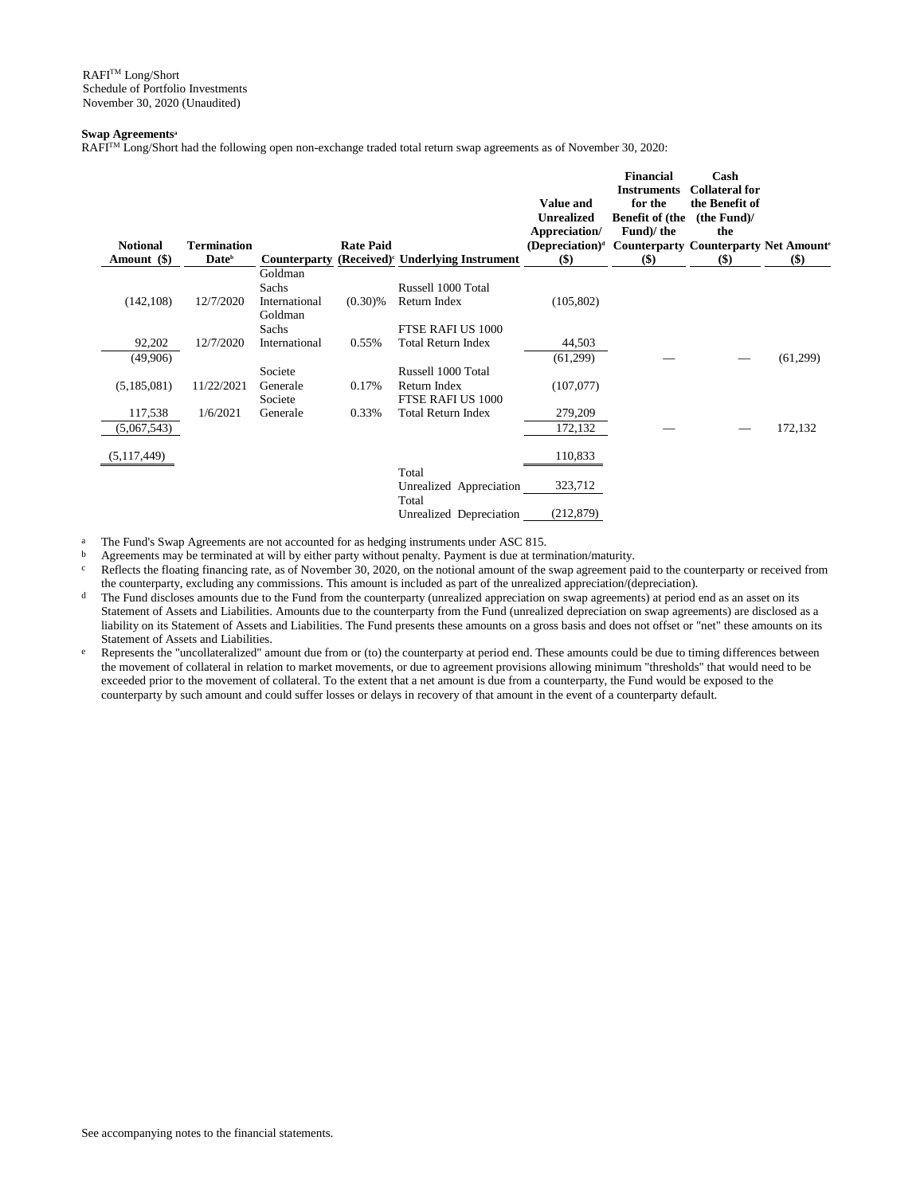RAFI[TM] Long/Short
Schedule of Portfolio Investments
November 30, 2020 (Unaudited)

**Swap Agreements**[a]

RAFI[TM] Long/Short had the following open non-exchange traded total return swap agreements as of November 30, 2020:

| Notional Amount ($) | Termination Date[b] | Counterparty | Rate Paid (Received)[c] | Underlying Instrument | Value and Unrealized Appreciation/ (Depreciation)[d] ($) | Financial Instruments for the Benefit of (the Fund)/ the Counterparty ($) | Cash Collateral for the Benefit of (the Fund)/ the Counterparty ($) | Net Amount[e] ($) |
|---|---|---|---|---|---|---|---|---|
| (142,108) | 12/7/2020 | Goldman Sachs International | (0.30)% | Russell 1000 Total Return Index | (105,802) | | | |
| 92,202 | 12/7/2020 | Goldman Sachs International | 0.55% | FTSE RAFI US 1000 Total Return Index | 44,503 | | | |
| (49,906) | | | | | (61,299) | — | — | (61,299) |
| (5,185,081) | 11/22/2021 | Societe Generale | 0.17% | Russell 1000 Total Return Index | (107,077) | | | |
| 117,538 | 1/6/2021 | Societe Generale | 0.33% | FTSE RAFI US 1000 Total Return Index | 279,209 | | | |
| (5,067,543) | | | | | 172,132 | — | — | 172,132 |
| (5,117,449) | | | | | 110,833 | | | |
| | | | | Total Unrealized Appreciation | 323,712 | | | |
| | | | | Total Unrealized Depreciation | (212,879) | | | |

a The Fund's Swap Agreements are not accounted for as hedging instruments under ASC 815.

b Agreements may be terminated at will by either party without penalty. Payment is due at termination/maturity.

c Reflects the floating financing rate, as of November 30, 2020, on the notional amount of the swap agreement paid to the counterparty or received from the counterparty, excluding any commissions. This amount is included as part of the unrealized appreciation/(depreciation).

d The Fund discloses amounts due to the Fund from the counterparty (unrealized appreciation on swap agreements) at period end as an asset on its Statement of Assets and Liabilities. Amounts due to the counterparty from the Fund (unrealized depreciation on swap agreements) are disclosed as a liability on its Statement of Assets and Liabilities. The Fund presents these amounts on a gross basis and does not offset or "net" these amounts on its Statement of Assets and Liabilities.

e Represents the "uncollateralized" amount due from or (to) the counterparty at period end. These amounts could be due to timing differences between the movement of collateral in relation to market movements, or due to agreement provisions allowing minimum "thresholds" that would need to be exceeded prior to the movement of collateral. To the extent that a net amount is due from a counterparty, the Fund would be exposed to the counterparty by such amount and could suffer losses or delays in recovery of that amount in the event of a counterparty default.

See accompanying notes to the financial statements.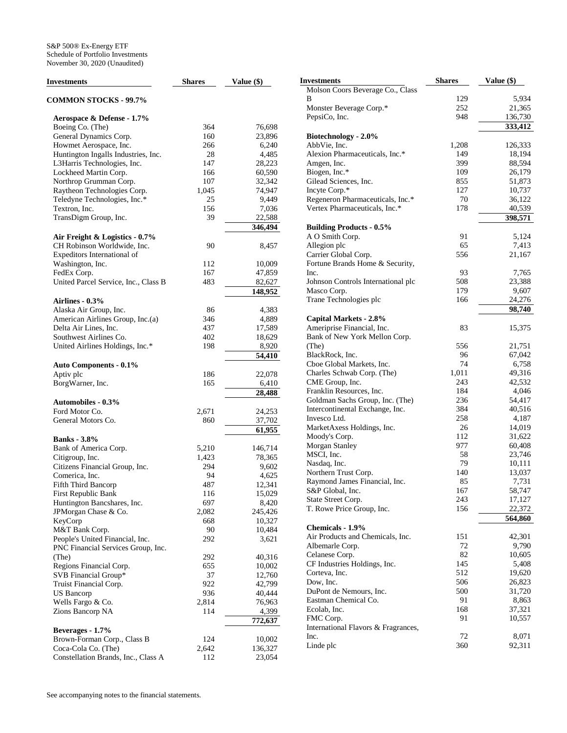S&P 500® Ex-Energy ETF
Schedule of Portfolio Investments
November 30, 2020 (Unaudited)

| Investments | Shares | Value ($) |
|---|---|---|
| **COMMON STOCKS - 99.7%** | | |
| **Aerospace & Defense - 1.7%** | | |
| Boeing Co. (The) | 364 | 76,698 |
| General Dynamics Corp. | 160 | 23,896 |
| Howmet Aerospace, Inc. | 266 | 6,240 |
| Huntington Ingalls Industries, Inc. | 28 | 4,485 |
| L3Harris Technologies, Inc. | 147 | 28,223 |
| Lockheed Martin Corp. | 166 | 60,590 |
| Northrop Grumman Corp. | 107 | 32,342 |
| Raytheon Technologies Corp. | 1,045 | 74,947 |
| Teledyne Technologies, Inc.* | 25 | 9,449 |
| Textron, Inc. | 156 | 7,036 |
| TransDigm Group, Inc. | 39 | 22,588 |
| | | **346,494** |
| **Air Freight & Logistics - 0.7%** | | |
| CH Robinson Worldwide, Inc. | 90 | 8,457 |
| Expeditors International of Washington, Inc. | 112 | 10,009 |
| FedEx Corp. | 167 | 47,859 |
| United Parcel Service, Inc., Class B | 483 | 82,627 |
| | | **148,952** |
| **Airlines - 0.3%** | | |
| Alaska Air Group, Inc. | 86 | 4,383 |
| American Airlines Group, Inc.(a) | 346 | 4,889 |
| Delta Air Lines, Inc. | 437 | 17,589 |
| Southwest Airlines Co. | 402 | 18,629 |
| United Airlines Holdings, Inc.* | 198 | 8,920 |
| | | **54,410** |
| **Auto Components - 0.1%** | | |
| Aptiv plc | 186 | 22,078 |
| BorgWarner, Inc. | 165 | 6,410 |
| | | **28,488** |
| **Automobiles - 0.3%** | | |
| Ford Motor Co. | 2,671 | 24,253 |
| General Motors Co. | 860 | 37,702 |
| | | **61,955** |
| **Banks - 3.8%** | | |
| Bank of America Corp. | 5,210 | 146,714 |
| Citigroup, Inc. | 1,423 | 78,365 |
| Citizens Financial Group, Inc. | 294 | 9,602 |
| Comerica, Inc. | 94 | 4,625 |
| Fifth Third Bancorp | 487 | 12,341 |
| First Republic Bank | 116 | 15,029 |
| Huntington Bancshares, Inc. | 697 | 8,420 |
| JPMorgan Chase & Co. | 2,082 | 245,426 |
| KeyCorp | 668 | 10,327 |
| M&T Bank Corp. | 90 | 10,484 |
| People's United Financial, Inc. | 292 | 3,621 |
| PNC Financial Services Group, Inc. (The) | 292 | 40,316 |
| Regions Financial Corp. | 655 | 10,002 |
| SVB Financial Group* | 37 | 12,760 |
| Truist Financial Corp. | 922 | 42,799 |
| US Bancorp | 936 | 40,444 |
| Wells Fargo & Co. | 2,814 | 76,963 |
| Zions Bancorp NA | 114 | 4,399 |
| | | **772,637** |
| **Beverages - 1.7%** | | |
| Brown-Forman Corp., Class B | 124 | 10,002 |
| Coca-Cola Co. (The) | 2,642 | 136,327 |
| Constellation Brands, Inc., Class A | 112 | 23,054 |
| Molson Coors Beverage Co., Class B | 129 | 5,934 |
| Monster Beverage Corp.* | 252 | 21,365 |
| PepsiCo, Inc. | 948 | 136,730 |
| | | **333,412** |
| **Biotechnology - 2.0%** | | |
| AbbVie, Inc. | 1,208 | 126,333 |
| Alexion Pharmaceuticals, Inc.* | 149 | 18,194 |
| Amgen, Inc. | 399 | 88,594 |
| Biogen, Inc.* | 109 | 26,179 |
| Gilead Sciences, Inc. | 855 | 51,873 |
| Incyte Corp.* | 127 | 10,737 |
| Regeneron Pharmaceuticals, Inc.* | 70 | 36,122 |
| Vertex Pharmaceuticals, Inc.* | 178 | 40,539 |
| | | **398,571** |
| **Building Products - 0.5%** | | |
| A O Smith Corp. | 91 | 5,124 |
| Allegion plc | 65 | 7,413 |
| Carrier Global Corp. | 556 | 21,167 |
| Fortune Brands Home & Security, Inc. | 93 | 7,765 |
| Johnson Controls International plc | 508 | 23,388 |
| Masco Corp. | 179 | 9,607 |
| Trane Technologies plc | 166 | 24,276 |
| | | **98,740** |
| **Capital Markets - 2.8%** | | |
| Ameriprise Financial, Inc. | 83 | 15,375 |
| Bank of New York Mellon Corp. (The) | 556 | 21,751 |
| BlackRock, Inc. | 96 | 67,042 |
| Cboe Global Markets, Inc. | 74 | 6,758 |
| Charles Schwab Corp. (The) | 1,011 | 49,316 |
| CME Group, Inc. | 243 | 42,532 |
| Franklin Resources, Inc. | 184 | 4,046 |
| Goldman Sachs Group, Inc. (The) | 236 | 54,417 |
| Intercontinental Exchange, Inc. | 384 | 40,516 |
| Invesco Ltd. | 258 | 4,187 |
| MarketAxess Holdings, Inc. | 26 | 14,019 |
| Moody's Corp. | 112 | 31,622 |
| Morgan Stanley | 977 | 60,408 |
| MSCI, Inc. | 58 | 23,746 |
| Nasdaq, Inc. | 79 | 10,111 |
| Northern Trust Corp. | 140 | 13,037 |
| Raymond James Financial, Inc. | 85 | 7,731 |
| S&P Global, Inc. | 167 | 58,747 |
| State Street Corp. | 243 | 17,127 |
| T. Rowe Price Group, Inc. | 156 | 22,372 |
| | | **564,860** |
| **Chemicals - 1.9%** | | |
| Air Products and Chemicals, Inc. | 151 | 42,301 |
| Albemarle Corp. | 72 | 9,790 |
| Celanese Corp. | 82 | 10,605 |
| CF Industries Holdings, Inc. | 145 | 5,408 |
| Corteva, Inc. | 512 | 19,620 |
| Dow, Inc. | 506 | 26,823 |
| DuPont de Nemours, Inc. | 500 | 31,720 |
| Eastman Chemical Co. | 91 | 8,863 |
| Ecolab, Inc. | 168 | 37,321 |
| FMC Corp. | 91 | 10,557 |
| International Flavors & Fragrances, Inc. | 72 | 8,071 |
| Linde plc | 360 | 92,311 |

See accompanying notes to the financial statements.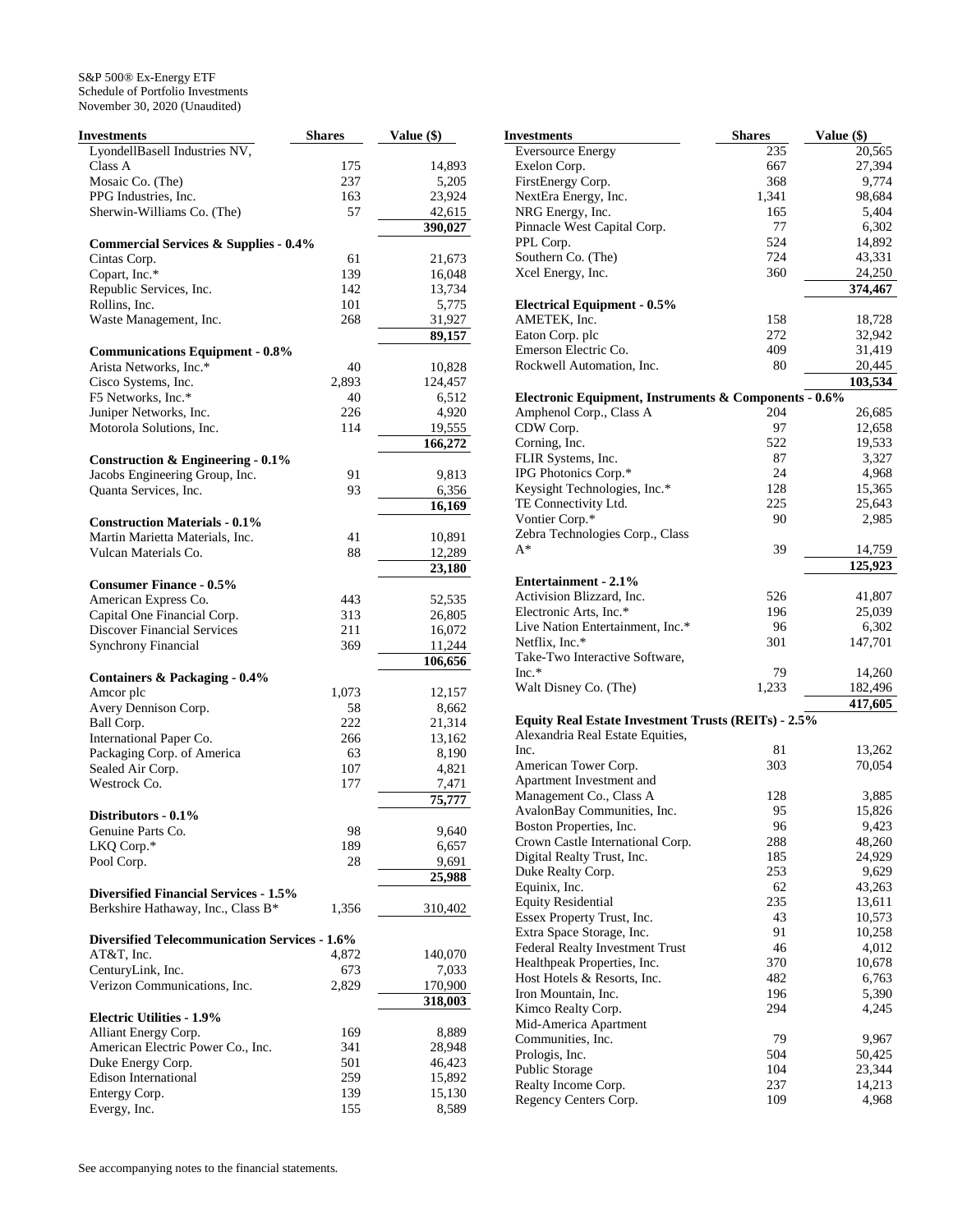S&P 500® Ex-Energy ETF
Schedule of Portfolio Investments
November 30, 2020 (Unaudited)

| Investments | Shares | Value ($) |
|---|---|---|
| LyondellBasell Industries NV, Class A | 175 | 14,893 |
| Mosaic Co. (The) | 237 | 5,205 |
| PPG Industries, Inc. | 163 | 23,924 |
| Sherwin-Williams Co. (The) | 57 | 42,615 |
| | | **390,027** |
| **Commercial Services & Supplies - 0.4%** | | |
| Cintas Corp. | 61 | 21,673 |
| Copart, Inc.* | 139 | 16,048 |
| Republic Services, Inc. | 142 | 13,734 |
| Rollins, Inc. | 101 | 5,775 |
| Waste Management, Inc. | 268 | 31,927 |
| | | **89,157** |
| **Communications Equipment - 0.8%** | | |
| Arista Networks, Inc.* | 40 | 10,828 |
| Cisco Systems, Inc. | 2,893 | 124,457 |
| F5 Networks, Inc.* | 40 | 6,512 |
| Juniper Networks, Inc. | 226 | 4,920 |
| Motorola Solutions, Inc. | 114 | 19,555 |
| | | **166,272** |
| **Construction & Engineering - 0.1%** | | |
| Jacobs Engineering Group, Inc. | 91 | 9,813 |
| Quanta Services, Inc. | 93 | 6,356 |
| | | **16,169** |
| **Construction Materials - 0.1%** | | |
| Martin Marietta Materials, Inc. | 41 | 10,891 |
| Vulcan Materials Co. | 88 | 12,289 |
| | | **23,180** |
| **Consumer Finance - 0.5%** | | |
| American Express Co. | 443 | 52,535 |
| Capital One Financial Corp. | 313 | 26,805 |
| Discover Financial Services | 211 | 16,072 |
| Synchrony Financial | 369 | 11,244 |
| | | **106,656** |
| **Containers & Packaging - 0.4%** | | |
| Amcor plc | 1,073 | 12,157 |
| Avery Dennison Corp. | 58 | 8,662 |
| Ball Corp. | 222 | 21,314 |
| International Paper Co. | 266 | 13,162 |
| Packaging Corp. of America | 63 | 8,190 |
| Sealed Air Corp. | 107 | 4,821 |
| Westrock Co. | 177 | 7,471 |
| | | **75,777** |
| **Distributors - 0.1%** | | |
| Genuine Parts Co. | 98 | 9,640 |
| LKQ Corp.* | 189 | 6,657 |
| Pool Corp. | 28 | 9,691 |
| | | **25,988** |
| **Diversified Financial Services - 1.5%** | | |
| Berkshire Hathaway, Inc., Class B* | 1,356 | 310,402 |
| **Diversified Telecommunication Services - 1.6%** | | |
| AT&T, Inc. | 4,872 | 140,070 |
| CenturyLink, Inc. | 673 | 7,033 |
| Verizon Communications, Inc. | 2,829 | 170,900 |
| | | **318,003** |
| **Electric Utilities - 1.9%** | | |
| Alliant Energy Corp. | 169 | 8,889 |
| American Electric Power Co., Inc. | 341 | 28,948 |
| Duke Energy Corp. | 501 | 46,423 |
| Edison International | 259 | 15,892 |
| Entergy Corp. | 139 | 15,130 |
| Evergy, Inc. | 155 | 8,589 |
| Eversource Energy | 235 | 20,565 |
| Exelon Corp. | 667 | 27,394 |
| FirstEnergy Corp. | 368 | 9,774 |
| NextEra Energy, Inc. | 1,341 | 98,684 |
| NRG Energy, Inc. | 165 | 5,404 |
| Pinnacle West Capital Corp. | 77 | 6,302 |
| PPL Corp. | 524 | 14,892 |
| Southern Co. (The) | 724 | 43,331 |
| Xcel Energy, Inc. | 360 | 24,250 |
| | | **374,467** |
| **Electrical Equipment - 0.5%** | | |
| AMETEK, Inc. | 158 | 18,728 |
| Eaton Corp. plc | 272 | 32,942 |
| Emerson Electric Co. | 409 | 31,419 |
| Rockwell Automation, Inc. | 80 | 20,445 |
| | | **103,534** |
| **Electronic Equipment, Instruments & Components - 0.6%** | | |
| Amphenol Corp., Class A | 204 | 26,685 |
| CDW Corp. | 97 | 12,658 |
| Corning, Inc. | 522 | 19,533 |
| FLIR Systems, Inc. | 87 | 3,327 |
| IPG Photonics Corp.* | 24 | 4,968 |
| Keysight Technologies, Inc.* | 128 | 15,365 |
| TE Connectivity Ltd. | 225 | 25,643 |
| Vontier Corp.* | 90 | 2,985 |
| Zebra Technologies Corp., Class A* | 39 | 14,759 |
| | | **125,923** |
| **Entertainment - 2.1%** | | |
| Activision Blizzard, Inc. | 526 | 41,807 |
| Electronic Arts, Inc.* | 196 | 25,039 |
| Live Nation Entertainment, Inc.* | 96 | 6,302 |
| Netflix, Inc.* | 301 | 147,701 |
| Take-Two Interactive Software, Inc.* | 79 | 14,260 |
| Walt Disney Co. (The) | 1,233 | 182,496 |
| | | **417,605** |
| **Equity Real Estate Investment Trusts (REITs) - 2.5%** | | |
| Alexandria Real Estate Equities, Inc. | 81 | 13,262 |
| American Tower Corp. | 303 | 70,054 |
| Apartment Investment and Management Co., Class A | 128 | 3,885 |
| AvalonBay Communities, Inc. | 95 | 15,826 |
| Boston Properties, Inc. | 96 | 9,423 |
| Crown Castle International Corp. | 288 | 48,260 |
| Digital Realty Trust, Inc. | 185 | 24,929 |
| Duke Realty Corp. | 253 | 9,629 |
| Equinix, Inc. | 62 | 43,263 |
| Equity Residential | 235 | 13,611 |
| Essex Property Trust, Inc. | 43 | 10,573 |
| Extra Space Storage, Inc. | 91 | 10,258 |
| Federal Realty Investment Trust | 46 | 4,012 |
| Healthpeak Properties, Inc. | 370 | 10,678 |
| Host Hotels & Resorts, Inc. | 482 | 6,763 |
| Iron Mountain, Inc. | 196 | 5,390 |
| Kimco Realty Corp. | 294 | 4,245 |
| Mid-America Apartment Communities, Inc. | 79 | 9,967 |
| Prologis, Inc. | 504 | 50,425 |
| Public Storage | 104 | 23,344 |
| Realty Income Corp. | 237 | 14,213 |
| Regency Centers Corp. | 109 | 4,968 |

See accompanying notes to the financial statements.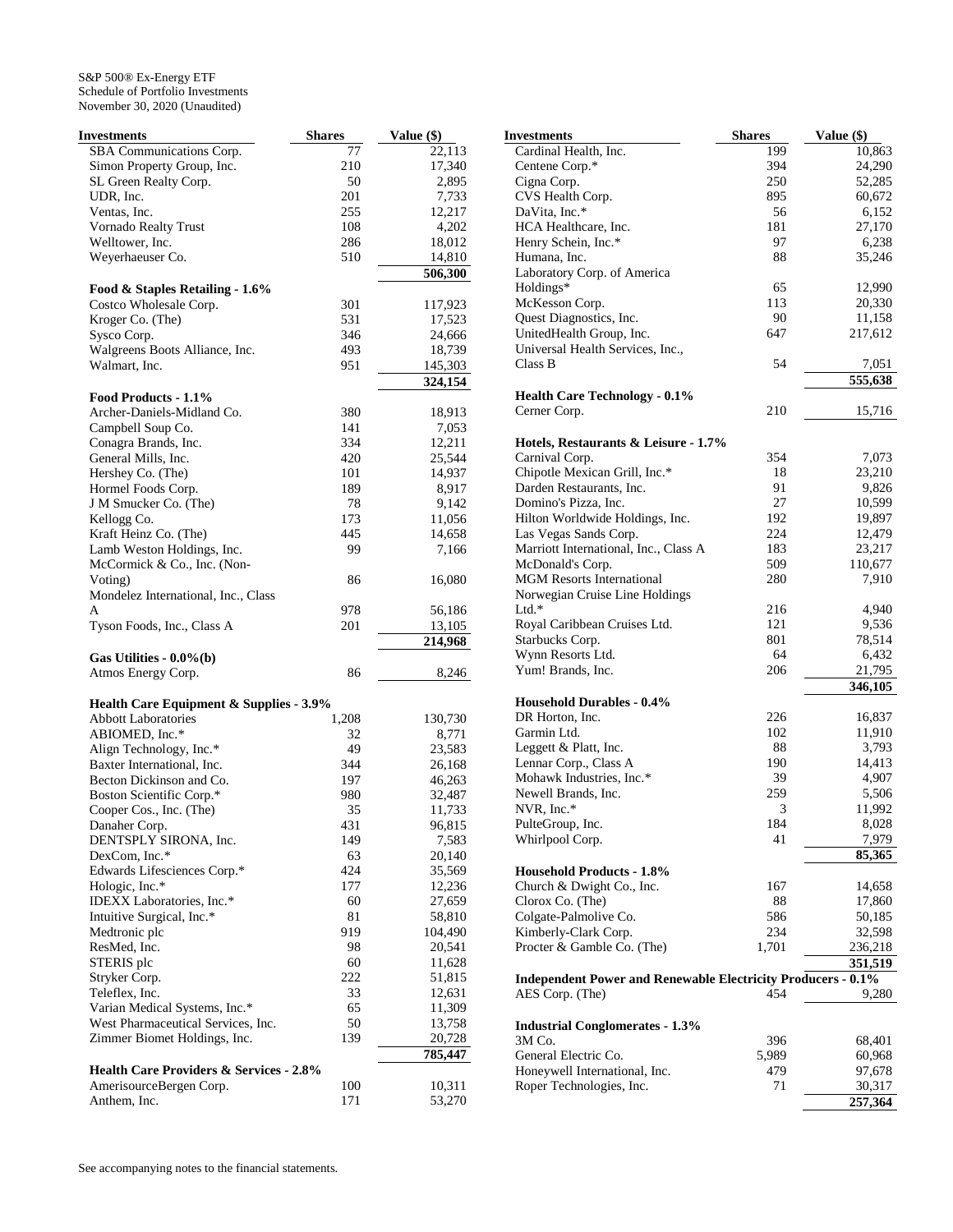S&P 500® Ex-Energy ETF
Schedule of Portfolio Investments
November 30, 2020 (Unaudited)

| Investments | Shares | Value ($) |
|---|---|---|
| SBA Communications Corp. | 77 | 22,113 |
| Simon Property Group, Inc. | 210 | 17,340 |
| SL Green Realty Corp. | 50 | 2,895 |
| UDR, Inc. | 201 | 7,733 |
| Ventas, Inc. | 255 | 12,217 |
| Vornado Realty Trust | 108 | 4,202 |
| Welltower, Inc. | 286 | 18,012 |
| Weyerhaeuser Co. | 510 | 14,810 |
| | | **506,300** |
| **Food & Staples Retailing - 1.6%** | | |
| Costco Wholesale Corp. | 301 | 117,923 |
| Kroger Co. (The) | 531 | 17,523 |
| Sysco Corp. | 346 | 24,666 |
| Walgreens Boots Alliance, Inc. | 493 | 18,739 |
| Walmart, Inc. | 951 | 145,303 |
| | | **324,154** |
| **Food Products - 1.1%** | | |
| Archer-Daniels-Midland Co. | 380 | 18,913 |
| Campbell Soup Co. | 141 | 7,053 |
| Conagra Brands, Inc. | 334 | 12,211 |
| General Mills, Inc. | 420 | 25,544 |
| Hershey Co. (The) | 101 | 14,937 |
| Hormel Foods Corp. | 189 | 8,917 |
| J M Smucker Co. (The) | 78 | 9,142 |
| Kellogg Co. | 173 | 11,056 |
| Kraft Heinz Co. (The) | 445 | 14,658 |
| Lamb Weston Holdings, Inc. | 99 | 7,166 |
| McCormick & Co., Inc. (Non-Voting) | 86 | 16,080 |
| Mondelez International, Inc., Class A | 978 | 56,186 |
| Tyson Foods, Inc., Class A | 201 | 13,105 |
| | | **214,968** |
| **Gas Utilities - 0.0%(b)** | | |
| Atmos Energy Corp. | 86 | 8,246 |
| **Health Care Equipment & Supplies - 3.9%** | | |
| Abbott Laboratories | 1,208 | 130,730 |
| ABIOMED, Inc.* | 32 | 8,771 |
| Align Technology, Inc.* | 49 | 23,583 |
| Baxter International, Inc. | 344 | 26,168 |
| Becton Dickinson and Co. | 197 | 46,263 |
| Boston Scientific Corp.* | 980 | 32,487 |
| Cooper Cos., Inc. (The) | 35 | 11,733 |
| Danaher Corp. | 431 | 96,815 |
| DENTSPLY SIRONA, Inc. | 149 | 7,583 |
| DexCom, Inc.* | 63 | 20,140 |
| Edwards Lifesciences Corp.* | 424 | 35,569 |
| Hologic, Inc.* | 177 | 12,236 |
| IDEXX Laboratories, Inc.* | 60 | 27,659 |
| Intuitive Surgical, Inc.* | 81 | 58,810 |
| Medtronic plc | 919 | 104,490 |
| ResMed, Inc. | 98 | 20,541 |
| STERIS plc | 60 | 11,628 |
| Stryker Corp. | 222 | 51,815 |
| Teleflex, Inc. | 33 | 12,631 |
| Varian Medical Systems, Inc.* | 65 | 11,309 |
| West Pharmaceutical Services, Inc. | 50 | 13,758 |
| Zimmer Biomet Holdings, Inc. | 139 | 20,728 |
| | | **785,447** |
| **Health Care Providers & Services - 2.8%** | | |
| AmerisourceBergen Corp. | 100 | 10,311 |
| Anthem, Inc. | 171 | 53,270 |
| Cardinal Health, Inc. | 199 | 10,863 |
| Centene Corp.* | 394 | 24,290 |
| Cigna Corp. | 250 | 52,285 |
| CVS Health Corp. | 895 | 60,672 |
| DaVita, Inc.* | 56 | 6,152 |
| HCA Healthcare, Inc. | 181 | 27,170 |
| Henry Schein, Inc.* | 97 | 6,238 |
| Humana, Inc. | 88 | 35,246 |
| Laboratory Corp. of America Holdings* | 65 | 12,990 |
| McKesson Corp. | 113 | 20,330 |
| Quest Diagnostics, Inc. | 90 | 11,158 |
| UnitedHealth Group, Inc. | 647 | 217,612 |
| Universal Health Services, Inc., Class B | 54 | 7,051 |
| | | **555,638** |
| **Health Care Technology - 0.1%** | | |
| Cerner Corp. | 210 | 15,716 |
| **Hotels, Restaurants & Leisure - 1.7%** | | |
| Carnival Corp. | 354 | 7,073 |
| Chipotle Mexican Grill, Inc.* | 18 | 23,210 |
| Darden Restaurants, Inc. | 91 | 9,826 |
| Domino's Pizza, Inc. | 27 | 10,599 |
| Hilton Worldwide Holdings, Inc. | 192 | 19,897 |
| Las Vegas Sands Corp. | 224 | 12,479 |
| Marriott International, Inc., Class A | 183 | 23,217 |
| McDonald's Corp. | 509 | 110,677 |
| MGM Resorts International | 280 | 7,910 |
| Norwegian Cruise Line Holdings Ltd.* | 216 | 4,940 |
| Royal Caribbean Cruises Ltd. | 121 | 9,536 |
| Starbucks Corp. | 801 | 78,514 |
| Wynn Resorts Ltd. | 64 | 6,432 |
| Yum! Brands, Inc. | 206 | 21,795 |
| | | **346,105** |
| **Household Durables - 0.4%** | | |
| DR Horton, Inc. | 226 | 16,837 |
| Garmin Ltd. | 102 | 11,910 |
| Leggett & Platt, Inc. | 88 | 3,793 |
| Lennar Corp., Class A | 190 | 14,413 |
| Mohawk Industries, Inc.* | 39 | 4,907 |
| Newell Brands, Inc. | 259 | 5,506 |
| NVR, Inc.* | 3 | 11,992 |
| PulteGroup, Inc. | 184 | 8,028 |
| Whirlpool Corp. | 41 | 7,979 |
| | | **85,365** |
| **Household Products - 1.8%** | | |
| Church & Dwight Co., Inc. | 167 | 14,658 |
| Clorox Co. (The) | 88 | 17,860 |
| Colgate-Palmolive Co. | 586 | 50,185 |
| Kimberly-Clark Corp. | 234 | 32,598 |
| Procter & Gamble Co. (The) | 1,701 | 236,218 |
| | | **351,519** |
| **Independent Power and Renewable Electricity Producers - 0.1%** | | |
| AES Corp. (The) | 454 | 9,280 |
| **Industrial Conglomerates - 1.3%** | | |
| 3M Co. | 396 | 68,401 |
| General Electric Co. | 5,989 | 60,968 |
| Honeywell International, Inc. | 479 | 97,678 |
| Roper Technologies, Inc. | 71 | 30,317 |
| | | **257,364** |

See accompanying notes to the financial statements.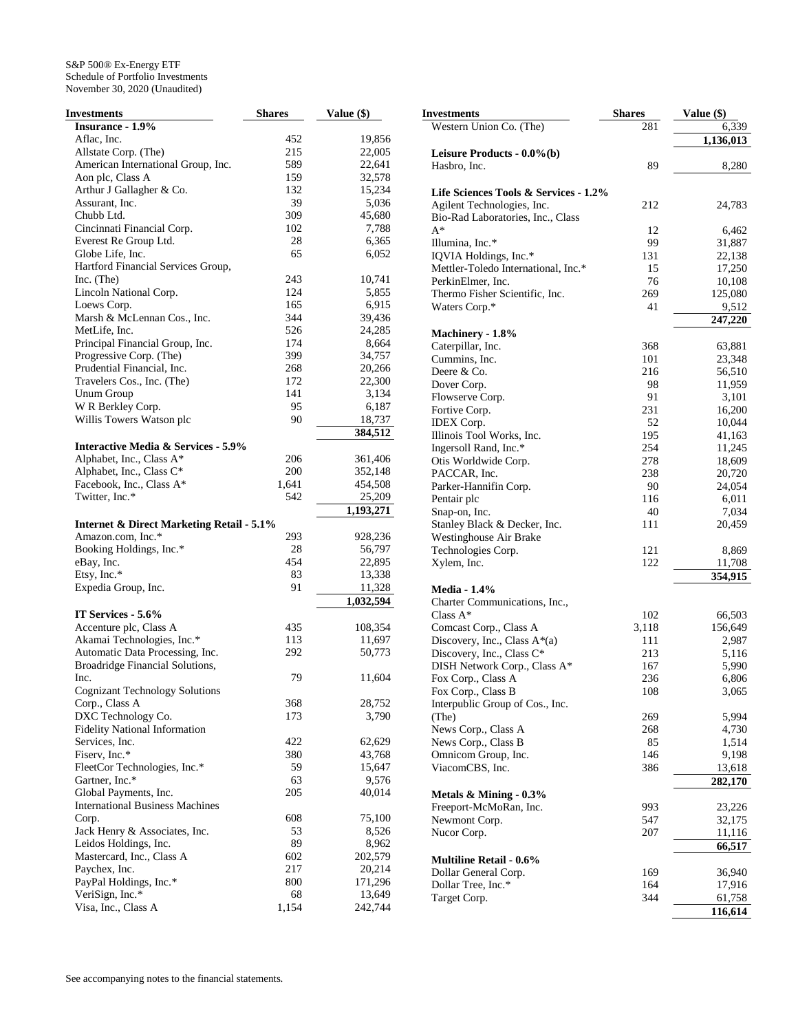S&P 500® Ex-Energy ETF
Schedule of Portfolio Investments
November 30, 2020 (Unaudited)

| Investments | Shares | Value ($) |
|---|---|---|
| **Insurance - 1.9%** | | |
| Aflac, Inc. | 452 | 19,856 |
| Allstate Corp. (The) | 215 | 22,005 |
| American International Group, Inc. | 589 | 22,641 |
| Aon plc, Class A | 159 | 32,578 |
| Arthur J Gallagher & Co. | 132 | 15,234 |
| Assurant, Inc. | 39 | 5,036 |
| Chubb Ltd. | 309 | 45,680 |
| Cincinnati Financial Corp. | 102 | 7,788 |
| Everest Re Group Ltd. | 28 | 6,365 |
| Globe Life, Inc. | 65 | 6,052 |
| Hartford Financial Services Group, Inc. (The) | 243 | 10,741 |
| Lincoln National Corp. | 124 | 5,855 |
| Loews Corp. | 165 | 6,915 |
| Marsh & McLennan Cos., Inc. | 344 | 39,436 |
| MetLife, Inc. | 526 | 24,285 |
| Principal Financial Group, Inc. | 174 | 8,664 |
| Progressive Corp. (The) | 399 | 34,757 |
| Prudential Financial, Inc. | 268 | 20,266 |
| Travelers Cos., Inc. (The) | 172 | 22,300 |
| Unum Group | 141 | 3,134 |
| W R Berkley Corp. | 95 | 6,187 |
| Willis Towers Watson plc | 90 | 18,737 |
| | | **384,512** |
| **Interactive Media & Services - 5.9%** | | |
| Alphabet, Inc., Class A* | 206 | 361,406 |
| Alphabet, Inc., Class C* | 200 | 352,148 |
| Facebook, Inc., Class A* | 1,641 | 454,508 |
| Twitter, Inc.* | 542 | 25,209 |
| | | **1,193,271** |
| **Internet & Direct Marketing Retail - 5.1%** | | |
| Amazon.com, Inc.* | 293 | 928,236 |
| Booking Holdings, Inc.* | 28 | 56,797 |
| eBay, Inc. | 454 | 22,895 |
| Etsy, Inc.* | 83 | 13,338 |
| Expedia Group, Inc. | 91 | 11,328 |
| | | **1,032,594** |
| **IT Services - 5.6%** | | |
| Accenture plc, Class A | 435 | 108,354 |
| Akamai Technologies, Inc.* | 113 | 11,697 |
| Automatic Data Processing, Inc. | 292 | 50,773 |
| Broadridge Financial Solutions, Inc. | 79 | 11,604 |
| Cognizant Technology Solutions Corp., Class A | 368 | 28,752 |
| DXC Technology Co. | 173 | 3,790 |
| Fidelity National Information Services, Inc. | 422 | 62,629 |
| Fiserv, Inc.* | 380 | 43,768 |
| FleetCor Technologies, Inc.* | 59 | 15,647 |
| Gartner, Inc.* | 63 | 9,576 |
| Global Payments, Inc. | 205 | 40,014 |
| International Business Machines Corp. | 608 | 75,100 |
| Jack Henry & Associates, Inc. | 53 | 8,526 |
| Leidos Holdings, Inc. | 89 | 8,962 |
| Mastercard, Inc., Class A | 602 | 202,579 |
| Paychex, Inc. | 217 | 20,214 |
| PayPal Holdings, Inc.* | 800 | 171,296 |
| VeriSign, Inc.* | 68 | 13,649 |
| Visa, Inc., Class A | 1,154 | 242,744 |
| Western Union Co. (The) | 281 | 6,339 |
| | | **1,136,013** |
| **Leisure Products - 0.0%(b)** | | |
| Hasbro, Inc. | 89 | 8,280 |
| **Life Sciences Tools & Services - 1.2%** | | |
| Agilent Technologies, Inc. | 212 | 24,783 |
| Bio-Rad Laboratories, Inc., Class A* | 12 | 6,462 |
| Illumina, Inc.* | 99 | 31,887 |
| IQVIA Holdings, Inc.* | 131 | 22,138 |
| Mettler-Toledo International, Inc.* | 15 | 17,250 |
| PerkinElmer, Inc. | 76 | 10,108 |
| Thermo Fisher Scientific, Inc. | 269 | 125,080 |
| Waters Corp.* | 41 | 9,512 |
| | | **247,220** |
| **Machinery - 1.8%** | | |
| Caterpillar, Inc. | 368 | 63,881 |
| Cummins, Inc. | 101 | 23,348 |
| Deere & Co. | 216 | 56,510 |
| Dover Corp. | 98 | 11,959 |
| Flowserve Corp. | 91 | 3,101 |
| Fortive Corp. | 231 | 16,200 |
| IDEX Corp. | 52 | 10,044 |
| Illinois Tool Works, Inc. | 195 | 41,163 |
| Ingersoll Rand, Inc.* | 254 | 11,245 |
| Otis Worldwide Corp. | 278 | 18,609 |
| PACCAR, Inc. | 238 | 20,720 |
| Parker-Hannifin Corp. | 90 | 24,054 |
| Pentair plc | 116 | 6,011 |
| Snap-on, Inc. | 40 | 7,034 |
| Stanley Black & Decker, Inc. | 111 | 20,459 |
| Westinghouse Air Brake Technologies Corp. | 121 | 8,869 |
| Xylem, Inc. | 122 | 11,708 |
| | | **354,915** |
| **Media - 1.4%** | | |
| Charter Communications, Inc., Class A* | 102 | 66,503 |
| Comcast Corp., Class A | 3,118 | 156,649 |
| Discovery, Inc., Class A*(a) | 111 | 2,987 |
| Discovery, Inc., Class C* | 213 | 5,116 |
| DISH Network Corp., Class A* | 167 | 5,990 |
| Fox Corp., Class A | 236 | 6,806 |
| Fox Corp., Class B | 108 | 3,065 |
| Interpublic Group of Cos., Inc. (The) | 269 | 5,994 |
| News Corp., Class A | 268 | 4,730 |
| News Corp., Class B | 85 | 1,514 |
| Omnicom Group, Inc. | 146 | 9,198 |
| ViacomCBS, Inc. | 386 | 13,618 |
| | | **282,170** |
| **Metals & Mining - 0.3%** | | |
| Freeport-McMoRan, Inc. | 993 | 23,226 |
| Newmont Corp. | 547 | 32,175 |
| Nucor Corp. | 207 | 11,116 |
| | | **66,517** |
| **Multiline Retail - 0.6%** | | |
| Dollar General Corp. | 169 | 36,940 |
| Dollar Tree, Inc.* | 164 | 17,916 |
| Target Corp. | 344 | 61,758 |
| | | **116,614** |

See accompanying notes to the financial statements.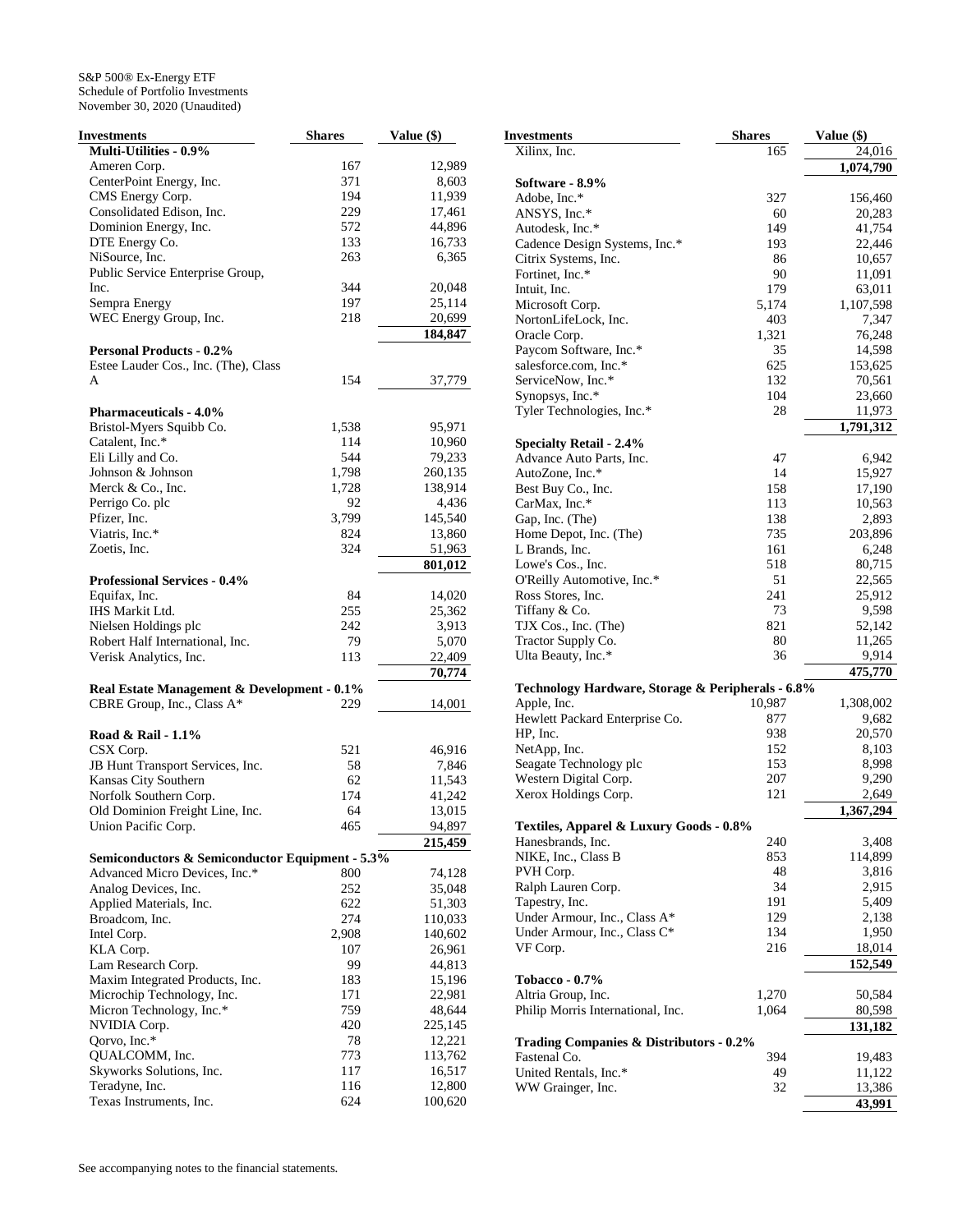S&P 500® Ex-Energy ETF
Schedule of Portfolio Investments
November 30, 2020 (Unaudited)

| Investments | Shares | Value ($) |
|---|---|---|
| **Multi-Utilities - 0.9%** | | |
| Ameren Corp. | 167 | 12,989 |
| CenterPoint Energy, Inc. | 371 | 8,603 |
| CMS Energy Corp. | 194 | 11,939 |
| Consolidated Edison, Inc. | 229 | 17,461 |
| Dominion Energy, Inc. | 572 | 44,896 |
| DTE Energy Co. | 133 | 16,733 |
| NiSource, Inc. | 263 | 6,365 |
| Public Service Enterprise Group, Inc. | 344 | 20,048 |
| Sempra Energy | 197 | 25,114 |
| WEC Energy Group, Inc. | 218 | 20,699 |
| | | **184,847** |
| **Personal Products - 0.2%** | | |
| Estee Lauder Cos., Inc. (The), Class A | 154 | 37,779 |
| **Pharmaceuticals - 4.0%** | | |
| Bristol-Myers Squibb Co. | 1,538 | 95,971 |
| Catalent, Inc.* | 114 | 10,960 |
| Eli Lilly and Co. | 544 | 79,233 |
| Johnson & Johnson | 1,798 | 260,135 |
| Merck & Co., Inc. | 1,728 | 138,914 |
| Perrigo Co. plc | 92 | 4,436 |
| Pfizer, Inc. | 3,799 | 145,540 |
| Viatris, Inc.* | 824 | 13,860 |
| Zoetis, Inc. | 324 | 51,963 |
| | | **801,012** |
| **Professional Services - 0.4%** | | |
| Equifax, Inc. | 84 | 14,020 |
| IHS Markit Ltd. | 255 | 25,362 |
| Nielsen Holdings plc | 242 | 3,913 |
| Robert Half International, Inc. | 79 | 5,070 |
| Verisk Analytics, Inc. | 113 | 22,409 |
| | | **70,774** |
| **Real Estate Management & Development - 0.1%** | | |
| CBRE Group, Inc., Class A* | 229 | 14,001 |
| **Road & Rail - 1.1%** | | |
| CSX Corp. | 521 | 46,916 |
| JB Hunt Transport Services, Inc. | 58 | 7,846 |
| Kansas City Southern | 62 | 11,543 |
| Norfolk Southern Corp. | 174 | 41,242 |
| Old Dominion Freight Line, Inc. | 64 | 13,015 |
| Union Pacific Corp. | 465 | 94,897 |
| | | **215,459** |
| **Semiconductors & Semiconductor Equipment - 5.3%** | | |
| Advanced Micro Devices, Inc.* | 800 | 74,128 |
| Analog Devices, Inc. | 252 | 35,048 |
| Applied Materials, Inc. | 622 | 51,303 |
| Broadcom, Inc. | 274 | 110,033 |
| Intel Corp. | 2,908 | 140,602 |
| KLA Corp. | 107 | 26,961 |
| Lam Research Corp. | 99 | 44,813 |
| Maxim Integrated Products, Inc. | 183 | 15,196 |
| Microchip Technology, Inc. | 171 | 22,981 |
| Micron Technology, Inc.* | 759 | 48,644 |
| NVIDIA Corp. | 420 | 225,145 |
| Qorvo, Inc.* | 78 | 12,221 |
| QUALCOMM, Inc. | 773 | 113,762 |
| Skyworks Solutions, Inc. | 117 | 16,517 |
| Teradyne, Inc. | 116 | 12,800 |
| Texas Instruments, Inc. | 624 | 100,620 |
| Xilinx, Inc. | 165 | 24,016 |
| | | **1,074,790** |
| **Software - 8.9%** | | |
| Adobe, Inc.* | 327 | 156,460 |
| ANSYS, Inc.* | 60 | 20,283 |
| Autodesk, Inc.* | 149 | 41,754 |
| Cadence Design Systems, Inc.* | 193 | 22,446 |
| Citrix Systems, Inc. | 86 | 10,657 |
| Fortinet, Inc.* | 90 | 11,091 |
| Intuit, Inc. | 179 | 63,011 |
| Microsoft Corp. | 5,174 | 1,107,598 |
| NortonLifeLock, Inc. | 403 | 7,347 |
| Oracle Corp. | 1,321 | 76,248 |
| Paycom Software, Inc.* | 35 | 14,598 |
| salesforce.com, Inc.* | 625 | 153,625 |
| ServiceNow, Inc.* | 132 | 70,561 |
| Synopsys, Inc.* | 104 | 23,660 |
| Tyler Technologies, Inc.* | 28 | 11,973 |
| | | **1,791,312** |
| **Specialty Retail - 2.4%** | | |
| Advance Auto Parts, Inc. | 47 | 6,942 |
| AutoZone, Inc.* | 14 | 15,927 |
| Best Buy Co., Inc. | 158 | 17,190 |
| CarMax, Inc.* | 113 | 10,563 |
| Gap, Inc. (The) | 138 | 2,893 |
| Home Depot, Inc. (The) | 735 | 203,896 |
| L Brands, Inc. | 161 | 6,248 |
| Lowe's Cos., Inc. | 518 | 80,715 |
| O'Reilly Automotive, Inc.* | 51 | 22,565 |
| Ross Stores, Inc. | 241 | 25,912 |
| Tiffany & Co. | 73 | 9,598 |
| TJX Cos., Inc. (The) | 821 | 52,142 |
| Tractor Supply Co. | 80 | 11,265 |
| Ulta Beauty, Inc.* | 36 | 9,914 |
| | | **475,770** |
| **Technology Hardware, Storage & Peripherals - 6.8%** | | |
| Apple, Inc. | 10,987 | 1,308,002 |
| Hewlett Packard Enterprise Co. | 877 | 9,682 |
| HP, Inc. | 938 | 20,570 |
| NetApp, Inc. | 152 | 8,103 |
| Seagate Technology plc | 153 | 8,998 |
| Western Digital Corp. | 207 | 9,290 |
| Xerox Holdings Corp. | 121 | 2,649 |
| | | **1,367,294** |
| **Textiles, Apparel & Luxury Goods - 0.8%** | | |
| Hanesbrands, Inc. | 240 | 3,408 |
| NIKE, Inc., Class B | 853 | 114,899 |
| PVH Corp. | 48 | 3,816 |
| Ralph Lauren Corp. | 34 | 2,915 |
| Tapestry, Inc. | 191 | 5,409 |
| Under Armour, Inc., Class A* | 129 | 2,138 |
| Under Armour, Inc., Class C* | 134 | 1,950 |
| VF Corp. | 216 | 18,014 |
| | | **152,549** |
| **Tobacco - 0.7%** | | |
| Altria Group, Inc. | 1,270 | 50,584 |
| Philip Morris International, Inc. | 1,064 | 80,598 |
| | | **131,182** |
| **Trading Companies & Distributors - 0.2%** | | |
| Fastenal Co. | 394 | 19,483 |
| United Rentals, Inc.* | 49 | 11,122 |
| WW Grainger, Inc. | 32 | 13,386 |
| | | **43,991** |

See accompanying notes to the financial statements.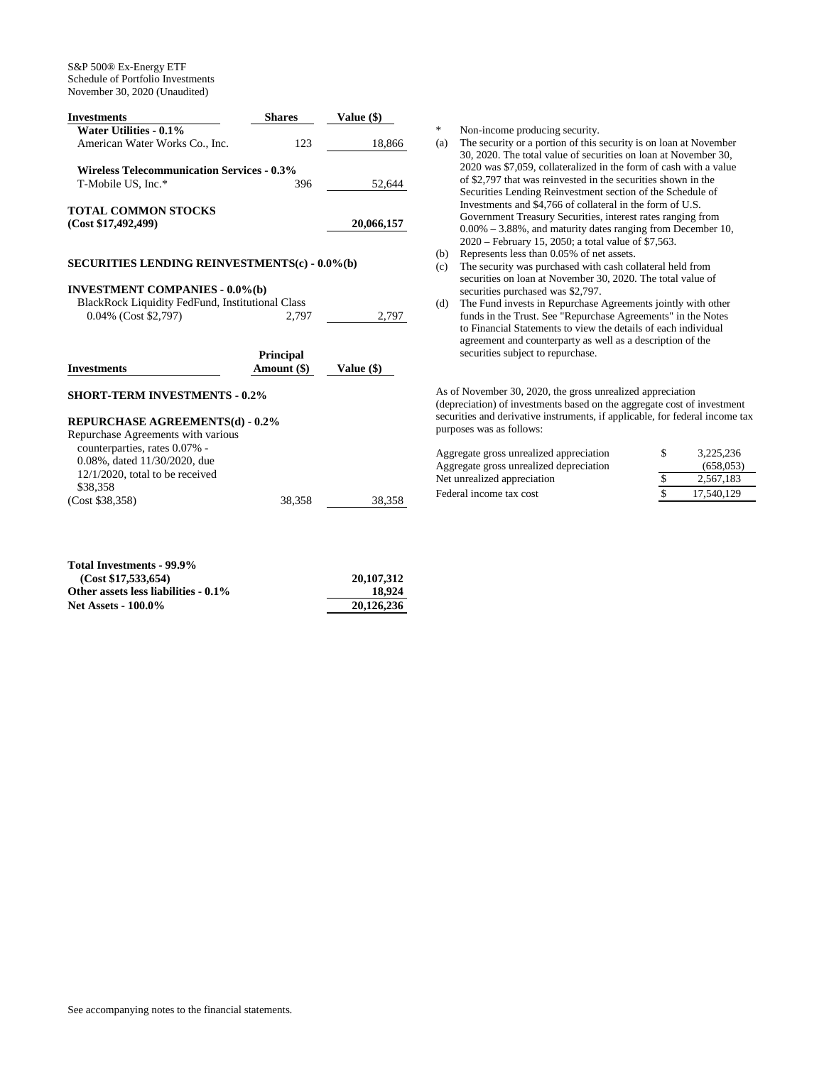S&P 500® Ex-Energy ETF
Schedule of Portfolio Investments
November 30, 2020 (Unaudited)

| Investments | Shares | Value ($) |
|---|---|---|
| **Water Utilities - 0.1%** | | |
| American Water Works Co., Inc. | 123 | 18,866 |
| **Wireless Telecommunication Services - 0.3%** | | |
| T-Mobile US, Inc.* | 396 | 52,644 |
| **TOTAL COMMON STOCKS (Cost $17,492,499)** | | **20,066,157** |
| | | |
| **SECURITIES LENDING REINVESTMENTS(c) - 0.0%(b)** | | |
| **INVESTMENT COMPANIES - 0.0%(b)** | | |
| BlackRock Liquidity FedFund, Institutional Class 0.04% (Cost $2,797) | 2,797 | 2,797 |

| Investments | Principal Amount ($) | Value ($) |
|---|---|---|
| **SHORT-TERM INVESTMENTS - 0.2%** | | |
| **REPURCHASE AGREEMENTS(d) - 0.2%** | | |
| Repurchase Agreements with various counterparties, rates 0.07% - 0.08%, dated 11/30/2020, due 12/1/2020, total to be received $38,358 (Cost $38,358) | 38,358 | 38,358 |

| | |
|---|---|
| **Total Investments - 99.9% (Cost $17,533,654)** | **20,107,312** |
| **Other assets less liabilities - 0.1%** | **18,924** |
| **Net Assets - 100.0%** | **20,126,236** |

\* Non-income producing security.

(a) The security or a portion of this security is on loan at November 30, 2020. The total value of securities on loan at November 30, 2020 was $7,059, collateralized in the form of cash with a value of $2,797 that was reinvested in the securities shown in the Securities Lending Reinvestment section of the Schedule of Investments and $4,766 of collateral in the form of U.S. Government Treasury Securities, interest rates ranging from 0.00% – 3.88%, and maturity dates ranging from December 10, 2020 – February 15, 2050; a total value of $7,563.

(b) Represents less than 0.05% of net assets.

(c) The security was purchased with cash collateral held from securities on loan at November 30, 2020. The total value of securities purchased was $2,797.

(d) The Fund invests in Repurchase Agreements jointly with other funds in the Trust. See "Repurchase Agreements" in the Notes to Financial Statements to view the details of each individual agreement and counterparty as well as a description of the securities subject to repurchase.

As of November 30, 2020, the gross unrealized appreciation (depreciation) of investments based on the aggregate cost of investment securities and derivative instruments, if applicable, for federal income tax purposes was as follows:

| | | |
|---|---|---|
| Aggregate gross unrealized appreciation | $ | 3,225,236 |
| Aggregate gross unrealized depreciation | | (658,053) |
| Net unrealized appreciation | $ | 2,567,183 |
| Federal income tax cost | $ | 17,540,129 |

See accompanying notes to the financial statements.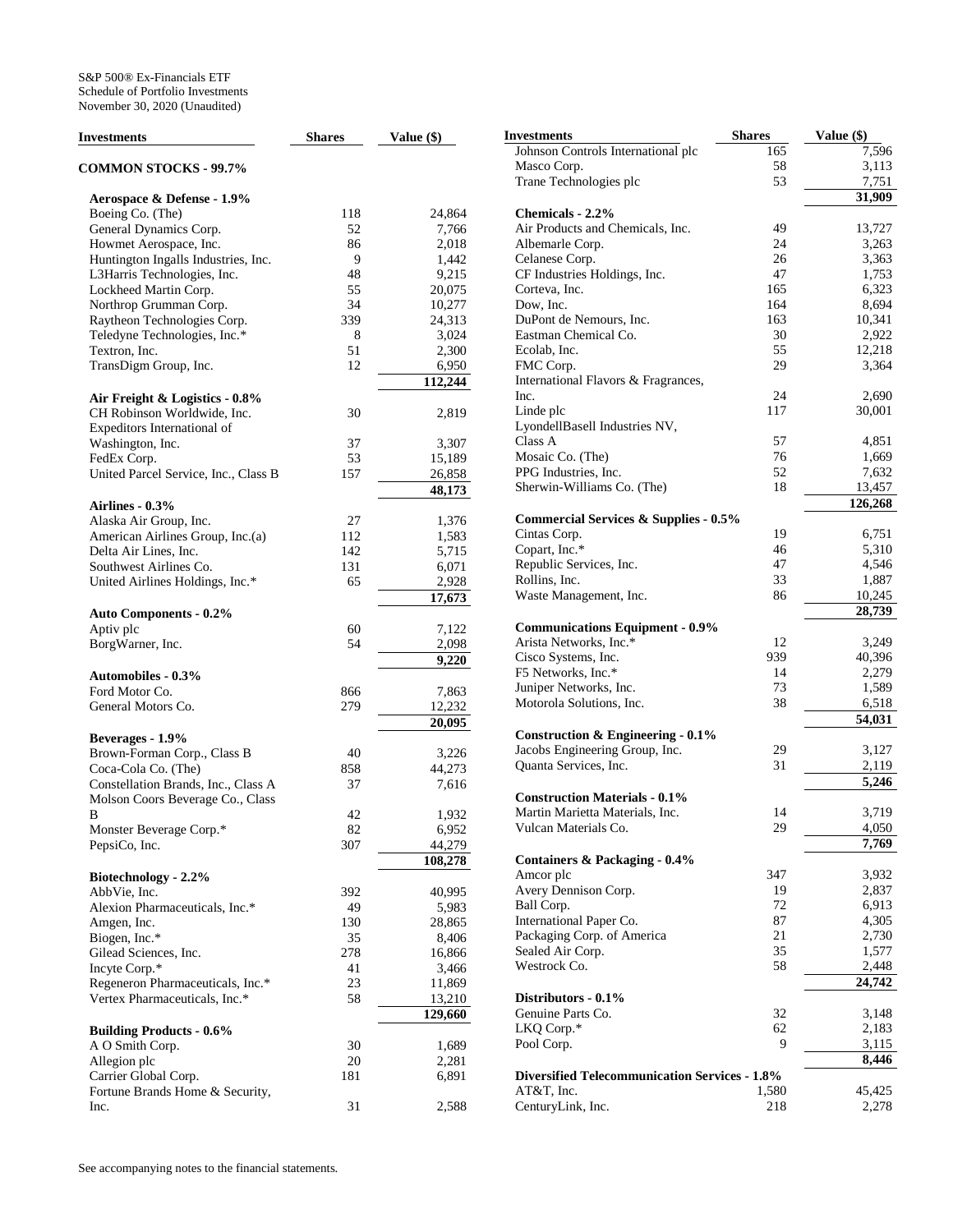S&P 500® Ex-Financials ETF
Schedule of Portfolio Investments
November 30, 2020 (Unaudited)

| Investments | Shares | Value ($) |
|---|---|---|
| **COMMON STOCKS - 99.7%** | | |
| **Aerospace & Defense - 1.9%** | | |
| Boeing Co. (The) | 118 | 24,864 |
| General Dynamics Corp. | 52 | 7,766 |
| Howmet Aerospace, Inc. | 86 | 2,018 |
| Huntington Ingalls Industries, Inc. | 9 | 1,442 |
| L3Harris Technologies, Inc. | 48 | 9,215 |
| Lockheed Martin Corp. | 55 | 20,075 |
| Northrop Grumman Corp. | 34 | 10,277 |
| Raytheon Technologies Corp. | 339 | 24,313 |
| Teledyne Technologies, Inc.* | 8 | 3,024 |
| Textron, Inc. | 51 | 2,300 |
| TransDigm Group, Inc. | 12 | 6,950 |
| | | **112,244** |
| **Air Freight & Logistics - 0.8%** | | |
| CH Robinson Worldwide, Inc. | 30 | 2,819 |
| Expeditors International of Washington, Inc. | 37 | 3,307 |
| FedEx Corp. | 53 | 15,189 |
| United Parcel Service, Inc., Class B | 157 | 26,858 |
| | | **48,173** |
| **Airlines - 0.3%** | | |
| Alaska Air Group, Inc. | 27 | 1,376 |
| American Airlines Group, Inc.(a) | 112 | 1,583 |
| Delta Air Lines, Inc. | 142 | 5,715 |
| Southwest Airlines Co. | 131 | 6,071 |
| United Airlines Holdings, Inc.* | 65 | 2,928 |
| | | **17,673** |
| **Auto Components - 0.2%** | | |
| Aptiv plc | 60 | 7,122 |
| BorgWarner, Inc. | 54 | 2,098 |
| | | **9,220** |
| **Automobiles - 0.3%** | | |
| Ford Motor Co. | 866 | 7,863 |
| General Motors Co. | 279 | 12,232 |
| | | **20,095** |
| **Beverages - 1.9%** | | |
| Brown-Forman Corp., Class B | 40 | 3,226 |
| Coca-Cola Co. (The) | 858 | 44,273 |
| Constellation Brands, Inc., Class A | 37 | 7,616 |
| Molson Coors Beverage Co., Class B | 42 | 1,932 |
| Monster Beverage Corp.* | 82 | 6,952 |
| PepsiCo, Inc. | 307 | 44,279 |
| | | **108,278** |
| **Biotechnology - 2.2%** | | |
| AbbVie, Inc. | 392 | 40,995 |
| Alexion Pharmaceuticals, Inc.* | 49 | 5,983 |
| Amgen, Inc. | 130 | 28,865 |
| Biogen, Inc.* | 35 | 8,406 |
| Gilead Sciences, Inc. | 278 | 16,866 |
| Incyte Corp.* | 41 | 3,466 |
| Regeneron Pharmaceuticals, Inc.* | 23 | 11,869 |
| Vertex Pharmaceuticals, Inc.* | 58 | 13,210 |
| | | **129,660** |
| **Building Products - 0.6%** | | |
| A O Smith Corp. | 30 | 1,689 |
| Allegion plc | 20 | 2,281 |
| Carrier Global Corp. | 181 | 6,891 |
| Fortune Brands Home & Security, Inc. | 31 | 2,588 |
| Johnson Controls International plc | 165 | 7,596 |
| Masco Corp. | 58 | 3,113 |
| Trane Technologies plc | 53 | 7,751 |
| | | **31,909** |
| **Chemicals - 2.2%** | | |
| Air Products and Chemicals, Inc. | 49 | 13,727 |
| Albemarle Corp. | 24 | 3,263 |
| Celanese Corp. | 26 | 3,363 |
| CF Industries Holdings, Inc. | 47 | 1,753 |
| Corteva, Inc. | 165 | 6,323 |
| Dow, Inc. | 164 | 8,694 |
| DuPont de Nemours, Inc. | 163 | 10,341 |
| Eastman Chemical Co. | 30 | 2,922 |
| Ecolab, Inc. | 55 | 12,218 |
| FMC Corp. | 29 | 3,364 |
| International Flavors & Fragrances, Inc. | 24 | 2,690 |
| Linde plc | 117 | 30,001 |
| LyondellBasell Industries NV, Class A | 57 | 4,851 |
| Mosaic Co. (The) | 76 | 1,669 |
| PPG Industries, Inc. | 52 | 7,632 |
| Sherwin-Williams Co. (The) | 18 | 13,457 |
| | | **126,268** |
| **Commercial Services & Supplies - 0.5%** | | |
| Cintas Corp. | 19 | 6,751 |
| Copart, Inc.* | 46 | 5,310 |
| Republic Services, Inc. | 47 | 4,546 |
| Rollins, Inc. | 33 | 1,887 |
| Waste Management, Inc. | 86 | 10,245 |
| | | **28,739** |
| **Communications Equipment - 0.9%** | | |
| Arista Networks, Inc.* | 12 | 3,249 |
| Cisco Systems, Inc. | 939 | 40,396 |
| F5 Networks, Inc.* | 14 | 2,279 |
| Juniper Networks, Inc. | 73 | 1,589 |
| Motorola Solutions, Inc. | 38 | 6,518 |
| | | **54,031** |
| **Construction & Engineering - 0.1%** | | |
| Jacobs Engineering Group, Inc. | 29 | 3,127 |
| Quanta Services, Inc. | 31 | 2,119 |
| | | **5,246** |
| **Construction Materials - 0.1%** | | |
| Martin Marietta Materials, Inc. | 14 | 3,719 |
| Vulcan Materials Co. | 29 | 4,050 |
| | | **7,769** |
| **Containers & Packaging - 0.4%** | | |
| Amcor plc | 347 | 3,932 |
| Avery Dennison Corp. | 19 | 2,837 |
| Ball Corp. | 72 | 6,913 |
| International Paper Co. | 87 | 4,305 |
| Packaging Corp. of America | 21 | 2,730 |
| Sealed Air Corp. | 35 | 1,577 |
| Westrock Co. | 58 | 2,448 |
| | | **24,742** |
| **Distributors - 0.1%** | | |
| Genuine Parts Co. | 32 | 3,148 |
| LKQ Corp.* | 62 | 2,183 |
| Pool Corp. | 9 | 3,115 |
| | | **8,446** |
| **Diversified Telecommunication Services - 1.8%** | | |
| AT&T, Inc. | 1,580 | 45,425 |
| CenturyLink, Inc. | 218 | 2,278 |

See accompanying notes to the financial statements.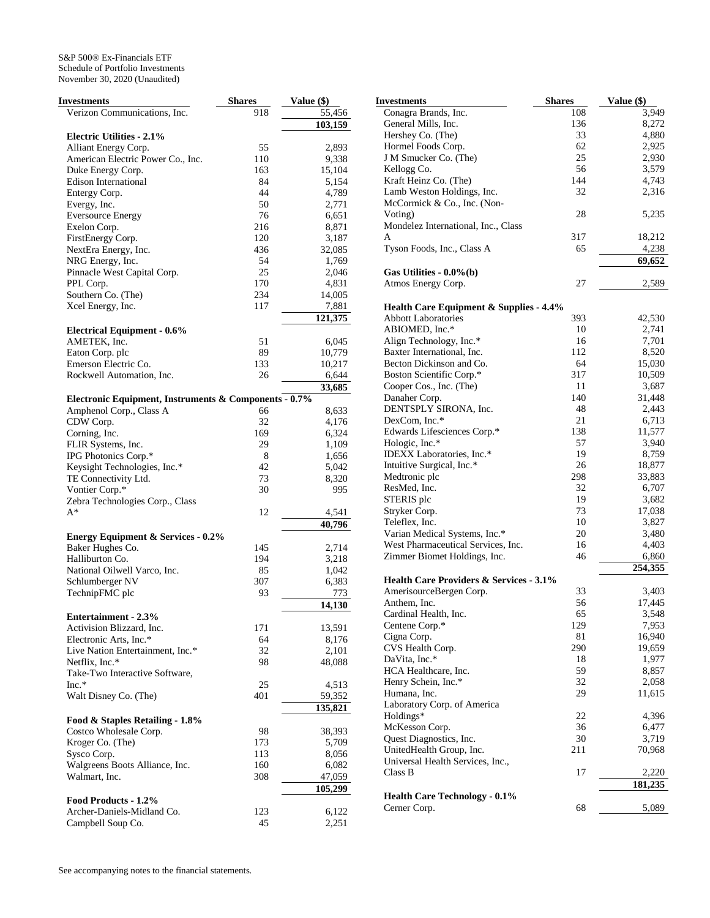S&P 500® Ex-Financials ETF
Schedule of Portfolio Investments
November 30, 2020 (Unaudited)

| Investments | Shares | Value ($) |
|---|---|---|
| Verizon Communications, Inc. | 918 | 55,456 |
| | | 103,159 |
| **Electric Utilities - 2.1%** | | |
| Alliant Energy Corp. | 55 | 2,893 |
| American Electric Power Co., Inc. | 110 | 9,338 |
| Duke Energy Corp. | 163 | 15,104 |
| Edison International | 84 | 5,154 |
| Entergy Corp. | 44 | 4,789 |
| Evergy, Inc. | 50 | 2,771 |
| Eversource Energy | 76 | 6,651 |
| Exelon Corp. | 216 | 8,871 |
| FirstEnergy Corp. | 120 | 3,187 |
| NextEra Energy, Inc. | 436 | 32,085 |
| NRG Energy, Inc. | 54 | 1,769 |
| Pinnacle West Capital Corp. | 25 | 2,046 |
| PPL Corp. | 170 | 4,831 |
| Southern Co. (The) | 234 | 14,005 |
| Xcel Energy, Inc. | 117 | 7,881 |
| | | 121,375 |
| **Electrical Equipment - 0.6%** | | |
| AMETEK, Inc. | 51 | 6,045 |
| Eaton Corp. plc | 89 | 10,779 |
| Emerson Electric Co. | 133 | 10,217 |
| Rockwell Automation, Inc. | 26 | 6,644 |
| | | 33,685 |
| **Electronic Equipment, Instruments & Components - 0.7%** | | |
| Amphenol Corp., Class A | 66 | 8,633 |
| CDW Corp. | 32 | 4,176 |
| Corning, Inc. | 169 | 6,324 |
| FLIR Systems, Inc. | 29 | 1,109 |
| IPG Photonics Corp.* | 8 | 1,656 |
| Keysight Technologies, Inc.* | 42 | 5,042 |
| TE Connectivity Ltd. | 73 | 8,320 |
| Vontier Corp.* | 30 | 995 |
| Zebra Technologies Corp., Class A* | 12 | 4,541 |
| | | 40,796 |
| **Energy Equipment & Services - 0.2%** | | |
| Baker Hughes Co. | 145 | 2,714 |
| Halliburton Co. | 194 | 3,218 |
| National Oilwell Varco, Inc. | 85 | 1,042 |
| Schlumberger NV | 307 | 6,383 |
| TechnipFMC plc | 93 | 773 |
| | | 14,130 |
| **Entertainment - 2.3%** | | |
| Activision Blizzard, Inc. | 171 | 13,591 |
| Electronic Arts, Inc.* | 64 | 8,176 |
| Live Nation Entertainment, Inc.* | 32 | 2,101 |
| Netflix, Inc.* | 98 | 48,088 |
| Take-Two Interactive Software, Inc.* | 25 | 4,513 |
| Walt Disney Co. (The) | 401 | 59,352 |
| | | 135,821 |
| **Food & Staples Retailing - 1.8%** | | |
| Costco Wholesale Corp. | 98 | 38,393 |
| Kroger Co. (The) | 173 | 5,709 |
| Sysco Corp. | 113 | 8,056 |
| Walgreens Boots Alliance, Inc. | 160 | 6,082 |
| Walmart, Inc. | 308 | 47,059 |
| | | 105,299 |
| **Food Products - 1.2%** | | |
| Archer-Daniels-Midland Co. | 123 | 6,122 |
| Campbell Soup Co. | 45 | 2,251 |
| Conagra Brands, Inc. | 108 | 3,949 |
| General Mills, Inc. | 136 | 8,272 |
| Hershey Co. (The) | 33 | 4,880 |
| Hormel Foods Corp. | 62 | 2,925 |
| J M Smucker Co. (The) | 25 | 2,930 |
| Kellogg Co. | 56 | 3,579 |
| Kraft Heinz Co. (The) | 144 | 4,743 |
| Lamb Weston Holdings, Inc. | 32 | 2,316 |
| McCormick & Co., Inc. (Non-Voting) | 28 | 5,235 |
| Mondelez International, Inc., Class A | 317 | 18,212 |
| Tyson Foods, Inc., Class A | 65 | 4,238 |
| | | 69,652 |
| **Gas Utilities - 0.0%(b)** | | |
| Atmos Energy Corp. | 27 | 2,589 |
| **Health Care Equipment & Supplies - 4.4%** | | |
| Abbott Laboratories | 393 | 42,530 |
| ABIOMED, Inc.* | 10 | 2,741 |
| Align Technology, Inc.* | 16 | 7,701 |
| Baxter International, Inc. | 112 | 8,520 |
| Becton Dickinson and Co. | 64 | 15,030 |
| Boston Scientific Corp.* | 317 | 10,509 |
| Cooper Cos., Inc. (The) | 11 | 3,687 |
| Danaher Corp. | 140 | 31,448 |
| DENTSPLY SIRONA, Inc. | 48 | 2,443 |
| DexCom, Inc.* | 21 | 6,713 |
| Edwards Lifesciences Corp.* | 138 | 11,577 |
| Hologic, Inc.* | 57 | 3,940 |
| IDEXX Laboratories, Inc.* | 19 | 8,759 |
| Intuitive Surgical, Inc.* | 26 | 18,877 |
| Medtronic plc | 298 | 33,883 |
| ResMed, Inc. | 32 | 6,707 |
| STERIS plc | 19 | 3,682 |
| Stryker Corp. | 73 | 17,038 |
| Teleflex, Inc. | 10 | 3,827 |
| Varian Medical Systems, Inc.* | 20 | 3,480 |
| West Pharmaceutical Services, Inc. | 16 | 4,403 |
| Zimmer Biomet Holdings, Inc. | 46 | 6,860 |
| | | 254,355 |
| **Health Care Providers & Services - 3.1%** | | |
| AmerisourceBergen Corp. | 33 | 3,403 |
| Anthem, Inc. | 56 | 17,445 |
| Cardinal Health, Inc. | 65 | 3,548 |
| Centene Corp.* | 129 | 7,953 |
| Cigna Corp. | 81 | 16,940 |
| CVS Health Corp. | 290 | 19,659 |
| DaVita, Inc.* | 18 | 1,977 |
| HCA Healthcare, Inc. | 59 | 8,857 |
| Henry Schein, Inc.* | 32 | 2,058 |
| Humana, Inc. | 29 | 11,615 |
| Laboratory Corp. of America Holdings* | 22 | 4,396 |
| McKesson Corp. | 36 | 6,477 |
| Quest Diagnostics, Inc. | 30 | 3,719 |
| UnitedHealth Group, Inc. | 211 | 70,968 |
| Universal Health Services, Inc., Class B | 17 | 2,220 |
| | | 181,235 |
| **Health Care Technology - 0.1%** | | |
| Cerner Corp. | 68 | 5,089 |

See accompanying notes to the financial statements.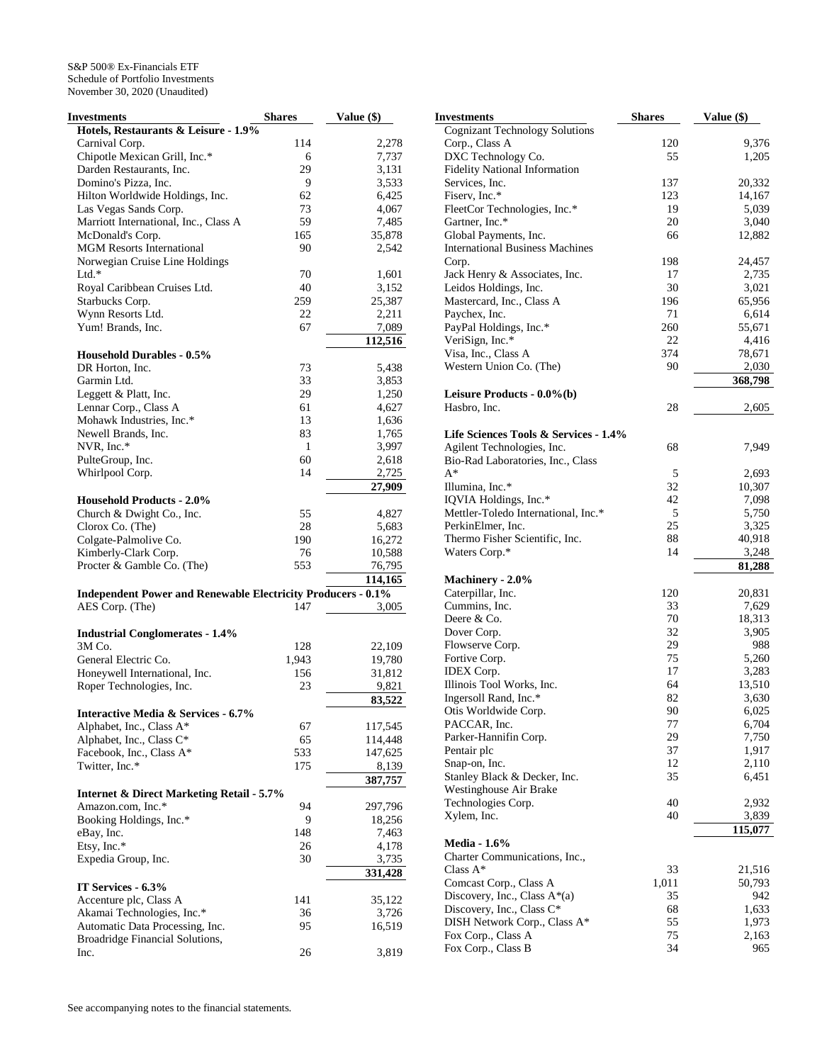S&P 500® Ex-Financials ETF
Schedule of Portfolio Investments
November 30, 2020 (Unaudited)

| Investments | Shares | Value ($) |
|---|---|---|
| **Hotels, Restaurants & Leisure - 1.9%** | | |
| Carnival Corp. | 114 | 2,278 |
| Chipotle Mexican Grill, Inc.* | 6 | 7,737 |
| Darden Restaurants, Inc. | 29 | 3,131 |
| Domino's Pizza, Inc. | 9 | 3,533 |
| Hilton Worldwide Holdings, Inc. | 62 | 6,425 |
| Las Vegas Sands Corp. | 73 | 4,067 |
| Marriott International, Inc., Class A | 59 | 7,485 |
| McDonald's Corp. | 165 | 35,878 |
| MGM Resorts International | 90 | 2,542 |
| Norwegian Cruise Line Holdings Ltd.* | 70 | 1,601 |
| Royal Caribbean Cruises Ltd. | 40 | 3,152 |
| Starbucks Corp. | 259 | 25,387 |
| Wynn Resorts Ltd. | 22 | 2,211 |
| Yum! Brands, Inc. | 67 | 7,089 |
| | | 112,516 |
| **Household Durables - 0.5%** | | |
| DR Horton, Inc. | 73 | 5,438 |
| Garmin Ltd. | 33 | 3,853 |
| Leggett & Platt, Inc. | 29 | 1,250 |
| Lennar Corp., Class A | 61 | 4,627 |
| Mohawk Industries, Inc.* | 13 | 1,636 |
| Newell Brands, Inc. | 83 | 1,765 |
| NVR, Inc.* | 1 | 3,997 |
| PulteGroup, Inc. | 60 | 2,618 |
| Whirlpool Corp. | 14 | 2,725 |
| | | 27,909 |
| **Household Products - 2.0%** | | |
| Church & Dwight Co., Inc. | 55 | 4,827 |
| Clorox Co. (The) | 28 | 5,683 |
| Colgate-Palmolive Co. | 190 | 16,272 |
| Kimberly-Clark Corp. | 76 | 10,588 |
| Procter & Gamble Co. (The) | 553 | 76,795 |
| | | 114,165 |
| **Independent Power and Renewable Electricity Producers - 0.1%** | | |
| AES Corp. (The) | 147 | 3,005 |
| **Industrial Conglomerates - 1.4%** | | |
| 3M Co. | 128 | 22,109 |
| General Electric Co. | 1,943 | 19,780 |
| Honeywell International, Inc. | 156 | 31,812 |
| Roper Technologies, Inc. | 23 | 9,821 |
| | | 83,522 |
| **Interactive Media & Services - 6.7%** | | |
| Alphabet, Inc., Class A* | 67 | 117,545 |
| Alphabet, Inc., Class C* | 65 | 114,448 |
| Facebook, Inc., Class A* | 533 | 147,625 |
| Twitter, Inc.* | 175 | 8,139 |
| | | 387,757 |
| **Internet & Direct Marketing Retail - 5.7%** | | |
| Amazon.com, Inc.* | 94 | 297,796 |
| Booking Holdings, Inc.* | 9 | 18,256 |
| eBay, Inc. | 148 | 7,463 |
| Etsy, Inc.* | 26 | 4,178 |
| Expedia Group, Inc. | 30 | 3,735 |
| | | 331,428 |
| **IT Services - 6.3%** | | |
| Accenture plc, Class A | 141 | 35,122 |
| Akamai Technologies, Inc.* | 36 | 3,726 |
| Automatic Data Processing, Inc. | 95 | 16,519 |
| Broadridge Financial Solutions, Inc. | 26 | 3,819 |
| Cognizant Technology Solutions Corp., Class A | 120 | 9,376 |
| DXC Technology Co. | 55 | 1,205 |
| Fidelity National Information Services, Inc. | 137 | 20,332 |
| Fiserv, Inc.* | 123 | 14,167 |
| FleetCor Technologies, Inc.* | 19 | 5,039 |
| Gartner, Inc.* | 20 | 3,040 |
| Global Payments, Inc. | 66 | 12,882 |
| International Business Machines Corp. | 198 | 24,457 |
| Jack Henry & Associates, Inc. | 17 | 2,735 |
| Leidos Holdings, Inc. | 30 | 3,021 |
| Mastercard, Inc., Class A | 196 | 65,956 |
| Paychex, Inc. | 71 | 6,614 |
| PayPal Holdings, Inc.* | 260 | 55,671 |
| VeriSign, Inc.* | 22 | 4,416 |
| Visa, Inc., Class A | 374 | 78,671 |
| Western Union Co. (The) | 90 | 2,030 |
| | | 368,798 |
| **Leisure Products - 0.0%(b)** | | |
| Hasbro, Inc. | 28 | 2,605 |
| **Life Sciences Tools & Services - 1.4%** | | |
| Agilent Technologies, Inc. | 68 | 7,949 |
| Bio-Rad Laboratories, Inc., Class A* | 5 | 2,693 |
| Illumina, Inc.* | 32 | 10,307 |
| IQVIA Holdings, Inc.* | 42 | 7,098 |
| Mettler-Toledo International, Inc.* | 5 | 5,750 |
| PerkinElmer, Inc. | 25 | 3,325 |
| Thermo Fisher Scientific, Inc. | 88 | 40,918 |
| Waters Corp.* | 14 | 3,248 |
| | | 81,288 |
| **Machinery - 2.0%** | | |
| Caterpillar, Inc. | 120 | 20,831 |
| Cummins, Inc. | 33 | 7,629 |
| Deere & Co. | 70 | 18,313 |
| Dover Corp. | 32 | 3,905 |
| Flowserve Corp. | 29 | 988 |
| Fortive Corp. | 75 | 5,260 |
| IDEX Corp. | 17 | 3,283 |
| Illinois Tool Works, Inc. | 64 | 13,510 |
| Ingersoll Rand, Inc.* | 82 | 3,630 |
| Otis Worldwide Corp. | 90 | 6,025 |
| PACCAR, Inc. | 77 | 6,704 |
| Parker-Hannifin Corp. | 29 | 7,750 |
| Pentair plc | 37 | 1,917 |
| Snap-on, Inc. | 12 | 2,110 |
| Stanley Black & Decker, Inc. | 35 | 6,451 |
| Westinghouse Air Brake Technologies Corp. | 40 | 2,932 |
| Xylem, Inc. | 40 | 3,839 |
| | | 115,077 |
| **Media - 1.6%** | | |
| Charter Communications, Inc., Class A* | 33 | 21,516 |
| Comcast Corp., Class A | 1,011 | 50,793 |
| Discovery, Inc., Class A*(a) | 35 | 942 |
| Discovery, Inc., Class C* | 68 | 1,633 |
| DISH Network Corp., Class A* | 55 | 1,973 |
| Fox Corp., Class A | 75 | 2,163 |
| Fox Corp., Class B | 34 | 965 |

See accompanying notes to the financial statements.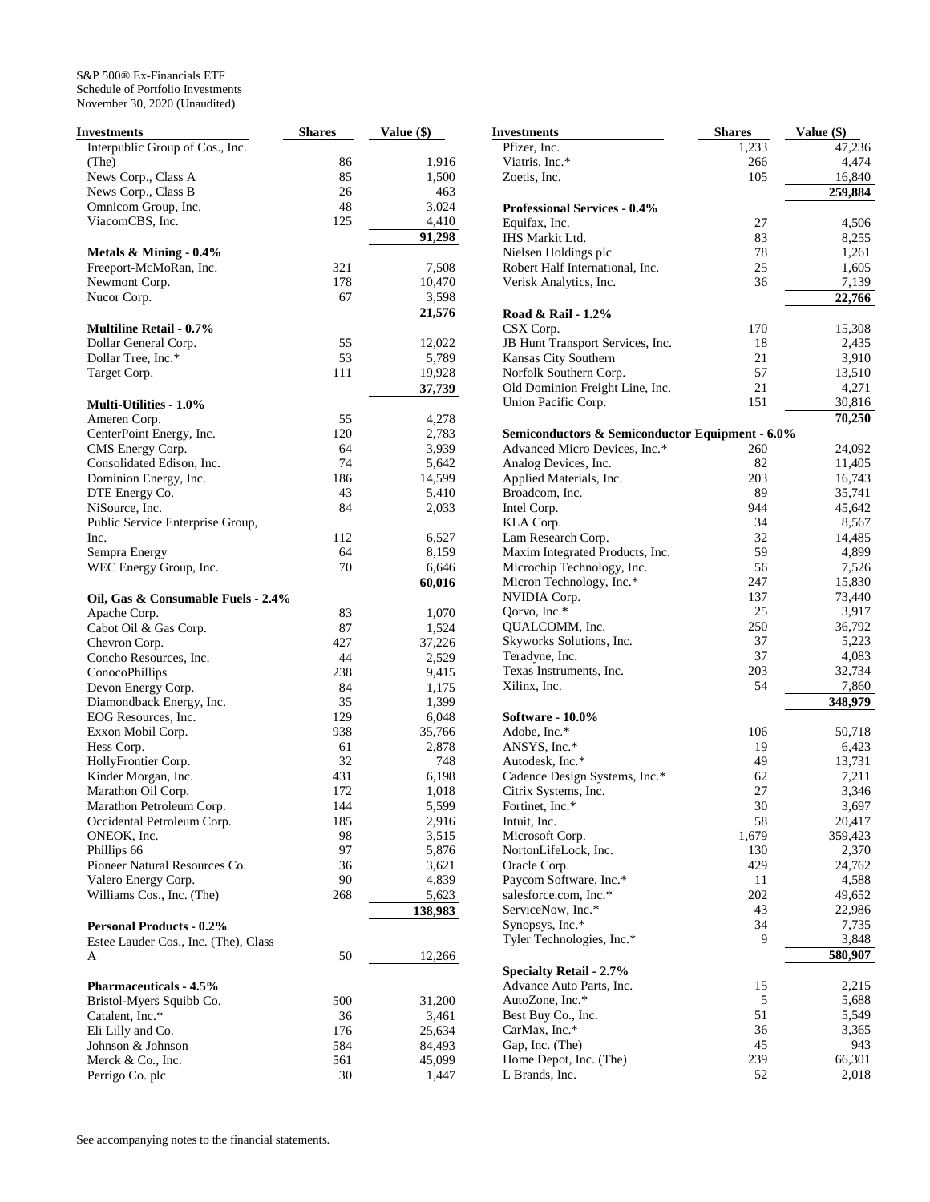S&P 500® Ex-Financials ETF
Schedule of Portfolio Investments
November 30, 2020 (Unaudited)

| Investments | Shares | Value ($) |
|---|---|---|
| Interpublic Group of Cos., Inc. (The) | 86 | 1,916 |
| News Corp., Class A | 85 | 1,500 |
| News Corp., Class B | 26 | 463 |
| Omnicom Group, Inc. | 48 | 3,024 |
| ViacomCBS, Inc. | 125 | 4,410 |
| | | **91,298** |
| **Metals & Mining - 0.4%** | | |
| Freeport-McMoRan, Inc. | 321 | 7,508 |
| Newmont Corp. | 178 | 10,470 |
| Nucor Corp. | 67 | 3,598 |
| | | **21,576** |
| **Multiline Retail - 0.7%** | | |
| Dollar General Corp. | 55 | 12,022 |
| Dollar Tree, Inc.* | 53 | 5,789 |
| Target Corp. | 111 | 19,928 |
| | | **37,739** |
| **Multi-Utilities - 1.0%** | | |
| Ameren Corp. | 55 | 4,278 |
| CenterPoint Energy, Inc. | 120 | 2,783 |
| CMS Energy Corp. | 64 | 3,939 |
| Consolidated Edison, Inc. | 74 | 5,642 |
| Dominion Energy, Inc. | 186 | 14,599 |
| DTE Energy Co. | 43 | 5,410 |
| NiSource, Inc. | 84 | 2,033 |
| Public Service Enterprise Group, Inc. | 112 | 6,527 |
| Sempra Energy | 64 | 8,159 |
| WEC Energy Group, Inc. | 70 | 6,646 |
| | | **60,016** |
| **Oil, Gas & Consumable Fuels - 2.4%** | | |
| Apache Corp. | 83 | 1,070 |
| Cabot Oil & Gas Corp. | 87 | 1,524 |
| Chevron Corp. | 427 | 37,226 |
| Concho Resources, Inc. | 44 | 2,529 |
| ConocoPhillips | 238 | 9,415 |
| Devon Energy Corp. | 84 | 1,175 |
| Diamondback Energy, Inc. | 35 | 1,399 |
| EOG Resources, Inc. | 129 | 6,048 |
| Exxon Mobil Corp. | 938 | 35,766 |
| Hess Corp. | 61 | 2,878 |
| HollyFrontier Corp. | 32 | 748 |
| Kinder Morgan, Inc. | 431 | 6,198 |
| Marathon Oil Corp. | 172 | 1,018 |
| Marathon Petroleum Corp. | 144 | 5,599 |
| Occidental Petroleum Corp. | 185 | 2,916 |
| ONEOK, Inc. | 98 | 3,515 |
| Phillips 66 | 97 | 5,876 |
| Pioneer Natural Resources Co. | 36 | 3,621 |
| Valero Energy Corp. | 90 | 4,839 |
| Williams Cos., Inc. (The) | 268 | 5,623 |
| | | **138,983** |
| **Personal Products - 0.2%** | | |
| Estee Lauder Cos., Inc. (The), Class A | 50 | 12,266 |
| **Pharmaceuticals - 4.5%** | | |
| Bristol-Myers Squibb Co. | 500 | 31,200 |
| Catalent, Inc.* | 36 | 3,461 |
| Eli Lilly and Co. | 176 | 25,634 |
| Johnson & Johnson | 584 | 84,493 |
| Merck & Co., Inc. | 561 | 45,099 |
| Perrigo Co. plc | 30 | 1,447 |
| Pfizer, Inc. | 1,233 | 47,236 |
| Viatris, Inc.* | 266 | 4,474 |
| Zoetis, Inc. | 105 | 16,840 |
| | | **259,884** |
| **Professional Services - 0.4%** | | |
| Equifax, Inc. | 27 | 4,506 |
| IHS Markit Ltd. | 83 | 8,255 |
| Nielsen Holdings plc | 78 | 1,261 |
| Robert Half International, Inc. | 25 | 1,605 |
| Verisk Analytics, Inc. | 36 | 7,139 |
| | | **22,766** |
| **Road & Rail - 1.2%** | | |
| CSX Corp. | 170 | 15,308 |
| JB Hunt Transport Services, Inc. | 18 | 2,435 |
| Kansas City Southern | 21 | 3,910 |
| Norfolk Southern Corp. | 57 | 13,510 |
| Old Dominion Freight Line, Inc. | 21 | 4,271 |
| Union Pacific Corp. | 151 | 30,816 |
| | | **70,250** |
| **Semiconductors & Semiconductor Equipment - 6.0%** | | |
| Advanced Micro Devices, Inc.* | 260 | 24,092 |
| Analog Devices, Inc. | 82 | 11,405 |
| Applied Materials, Inc. | 203 | 16,743 |
| Broadcom, Inc. | 89 | 35,741 |
| Intel Corp. | 944 | 45,642 |
| KLA Corp. | 34 | 8,567 |
| Lam Research Corp. | 32 | 14,485 |
| Maxim Integrated Products, Inc. | 59 | 4,899 |
| Microchip Technology, Inc. | 56 | 7,526 |
| Micron Technology, Inc.* | 247 | 15,830 |
| NVIDIA Corp. | 137 | 73,440 |
| Qorvo, Inc.* | 25 | 3,917 |
| QUALCOMM, Inc. | 250 | 36,792 |
| Skyworks Solutions, Inc. | 37 | 5,223 |
| Teradyne, Inc. | 37 | 4,083 |
| Texas Instruments, Inc. | 203 | 32,734 |
| Xilinx, Inc. | 54 | 7,860 |
| | | **348,979** |
| **Software - 10.0%** | | |
| Adobe, Inc.* | 106 | 50,718 |
| ANSYS, Inc.* | 19 | 6,423 |
| Autodesk, Inc.* | 49 | 13,731 |
| Cadence Design Systems, Inc.* | 62 | 7,211 |
| Citrix Systems, Inc. | 27 | 3,346 |
| Fortinet, Inc.* | 30 | 3,697 |
| Intuit, Inc. | 58 | 20,417 |
| Microsoft Corp. | 1,679 | 359,423 |
| NortonLifeLock, Inc. | 130 | 2,370 |
| Oracle Corp. | 429 | 24,762 |
| Paycom Software, Inc.* | 11 | 4,588 |
| salesforce.com, Inc.* | 202 | 49,652 |
| ServiceNow, Inc.* | 43 | 22,986 |
| Synopsys, Inc.* | 34 | 7,735 |
| Tyler Technologies, Inc.* | 9 | 3,848 |
| | | **580,907** |
| **Specialty Retail - 2.7%** | | |
| Advance Auto Parts, Inc. | 15 | 2,215 |
| AutoZone, Inc.* | 5 | 5,688 |
| Best Buy Co., Inc. | 51 | 5,549 |
| CarMax, Inc.* | 36 | 3,365 |
| Gap, Inc. (The) | 45 | 943 |
| Home Depot, Inc. (The) | 239 | 66,301 |
| L Brands, Inc. | 52 | 2,018 |

See accompanying notes to the financial statements.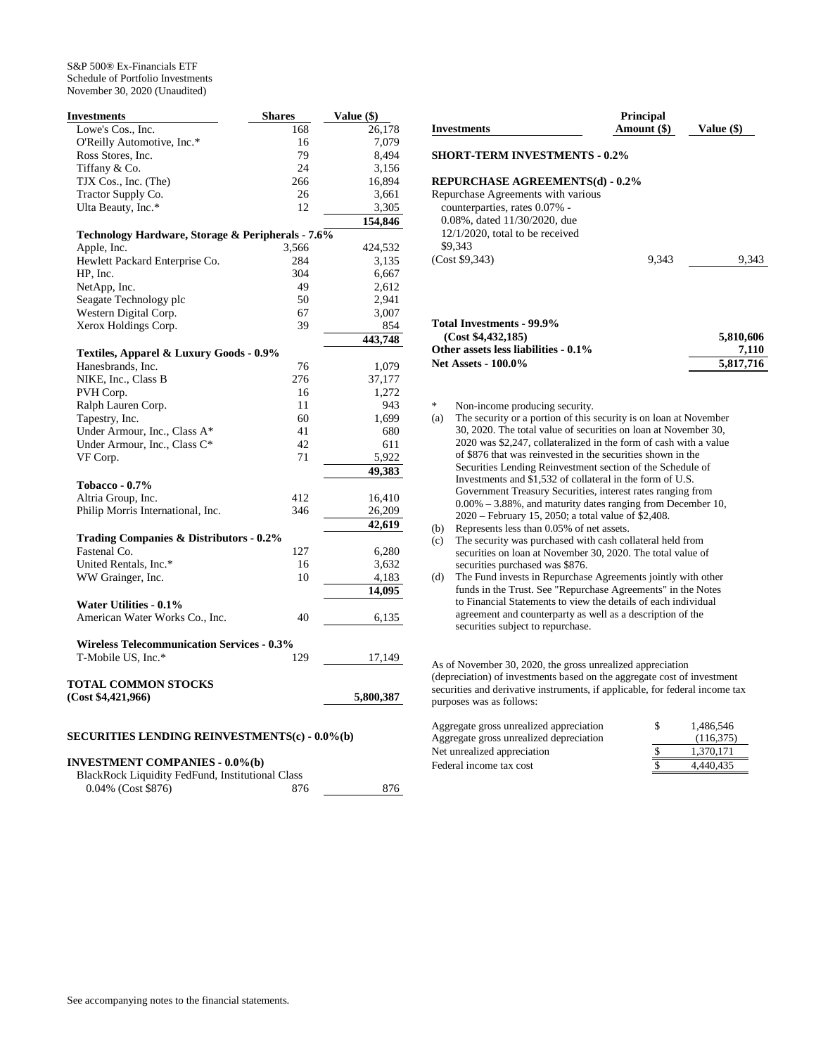S&P 500® Ex-Financials ETF
Schedule of Portfolio Investments
November 30, 2020 (Unaudited)

| Investments | Shares | Value ($) |
|---|---|---|
| Lowe's Cos., Inc. | 168 | 26,178 |
| O'Reilly Automotive, Inc.* | 16 | 7,079 |
| Ross Stores, Inc. | 79 | 8,494 |
| Tiffany & Co. | 24 | 3,156 |
| TJX Cos., Inc. (The) | 266 | 16,894 |
| Tractor Supply Co. | 26 | 3,661 |
| Ulta Beauty, Inc.* | 12 | 3,305 |
| | | **154,846** |
| **Technology Hardware, Storage & Peripherals - 7.6%** | | |
| Apple, Inc. | 3,566 | 424,532 |
| Hewlett Packard Enterprise Co. | 284 | 3,135 |
| HP, Inc. | 304 | 6,667 |
| NetApp, Inc. | 49 | 2,612 |
| Seagate Technology plc | 50 | 2,941 |
| Western Digital Corp. | 67 | 3,007 |
| Xerox Holdings Corp. | 39 | 854 |
| | | **443,748** |
| **Textiles, Apparel & Luxury Goods - 0.9%** | | |
| Hanesbrands, Inc. | 76 | 1,079 |
| NIKE, Inc., Class B | 276 | 37,177 |
| PVH Corp. | 16 | 1,272 |
| Ralph Lauren Corp. | 11 | 943 |
| Tapestry, Inc. | 60 | 1,699 |
| Under Armour, Inc., Class A* | 41 | 680 |
| Under Armour, Inc., Class C* | 42 | 611 |
| VF Corp. | 71 | 5,922 |
| | | **49,383** |
| **Tobacco - 0.7%** | | |
| Altria Group, Inc. | 412 | 16,410 |
| Philip Morris International, Inc. | 346 | 26,209 |
| | | **42,619** |
| **Trading Companies & Distributors - 0.2%** | | |
| Fastenal Co. | 127 | 6,280 |
| United Rentals, Inc.* | 16 | 3,632 |
| WW Grainger, Inc. | 10 | 4,183 |
| | | **14,095** |
| **Water Utilities - 0.1%** | | |
| American Water Works Co., Inc. | 40 | 6,135 |
| **Wireless Telecommunication Services - 0.3%** | | |
| T-Mobile US, Inc.* | 129 | 17,149 |
| **TOTAL COMMON STOCKS (Cost $4,421,966)** | | **5,800,387** |

**SECURITIES LENDING REINVESTMENTS(c) - 0.0%(b)**

| Investments | Shares | Value ($) |
|---|---|---|
| **INVESTMENT COMPANIES - 0.0%(b)** | | |
| BlackRock Liquidity FedFund, Institutional Class 0.04% (Cost $876) | 876 | 876 |

| Investments | Principal Amount ($) | Value ($) |
|---|---|---|
| **SHORT-TERM INVESTMENTS - 0.2%** | | |
| **REPURCHASE AGREEMENTS(d) - 0.2%** | | |
| Repurchase Agreements with various counterparties, rates 0.07% - 0.08%, dated 11/30/2020, due 12/1/2020, total to be received $9,343 (Cost $9,343) | 9,343 | 9,343 |

| | |
|---|---|
| **Total Investments - 99.9% (Cost $4,432,185)** | **5,810,606** |
| **Other assets less liabilities - 0.1%** | **7,110** |
| **Net Assets - 100.0%** | **5,817,716** |

\* Non-income producing security.

(a) The security or a portion of this security is on loan at November 30, 2020. The total value of securities on loan at November 30, 2020 was $2,247, collateralized in the form of cash with a value of $876 that was reinvested in the securities shown in the Securities Lending Reinvestment section of the Schedule of Investments and $1,532 of collateral in the form of U.S. Government Treasury Securities, interest rates ranging from 0.00% – 3.88%, and maturity dates ranging from December 10, 2020 – February 15, 2050; a total value of $2,408.

(b) Represents less than 0.05% of net assets.

(c) The security was purchased with cash collateral held from securities on loan at November 30, 2020. The total value of securities purchased was $876.

(d) The Fund invests in Repurchase Agreements jointly with other funds in the Trust. See "Repurchase Agreements" in the Notes to Financial Statements to view the details of each individual agreement and counterparty as well as a description of the securities subject to repurchase.

As of November 30, 2020, the gross unrealized appreciation (depreciation) of investments based on the aggregate cost of investment securities and derivative instruments, if applicable, for federal income tax purposes was as follows:

| | |
|---|---|
| Aggregate gross unrealized appreciation | $ 1,486,546 |
| Aggregate gross unrealized depreciation | (116,375) |
| Net unrealized appreciation | $ 1,370,171 |
| Federal income tax cost | $ 4,440,435 |

See accompanying notes to the financial statements.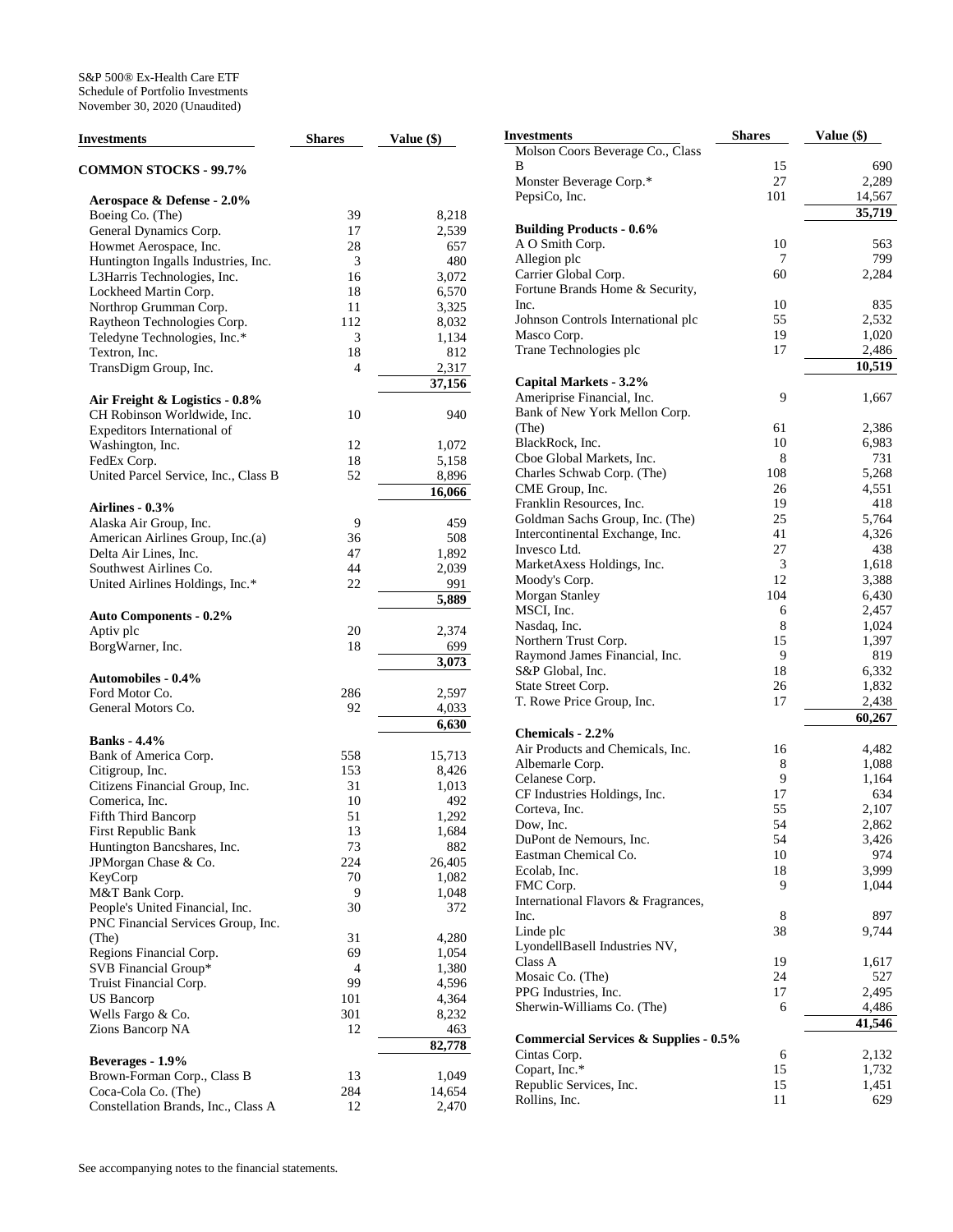S&P 500® Ex-Health Care ETF
Schedule of Portfolio Investments
November 30, 2020 (Unaudited)

| Investments | Shares | Value ($) |
|---|---|---|
| **COMMON STOCKS - 99.7%** | | |
| **Aerospace & Defense - 2.0%** | | |
| Boeing Co. (The) | 39 | 8,218 |
| General Dynamics Corp. | 17 | 2,539 |
| Howmet Aerospace, Inc. | 28 | 657 |
| Huntington Ingalls Industries, Inc. | 3 | 480 |
| L3Harris Technologies, Inc. | 16 | 3,072 |
| Lockheed Martin Corp. | 18 | 6,570 |
| Northrop Grumman Corp. | 11 | 3,325 |
| Raytheon Technologies Corp. | 112 | 8,032 |
| Teledyne Technologies, Inc.* | 3 | 1,134 |
| Textron, Inc. | 18 | 812 |
| TransDigm Group, Inc. | 4 | 2,317 |
| | | **37,156** |
| **Air Freight & Logistics - 0.8%** | | |
| CH Robinson Worldwide, Inc. | 10 | 940 |
| Expeditors International of Washington, Inc. | 12 | 1,072 |
| FedEx Corp. | 18 | 5,158 |
| United Parcel Service, Inc., Class B | 52 | 8,896 |
| | | **16,066** |
| **Airlines - 0.3%** | | |
| Alaska Air Group, Inc. | 9 | 459 |
| American Airlines Group, Inc.(a) | 36 | 508 |
| Delta Air Lines, Inc. | 47 | 1,892 |
| Southwest Airlines Co. | 44 | 2,039 |
| United Airlines Holdings, Inc.* | 22 | 991 |
| | | **5,889** |
| **Auto Components - 0.2%** | | |
| Aptiv plc | 20 | 2,374 |
| BorgWarner, Inc. | 18 | 699 |
| | | **3,073** |
| **Automobiles - 0.4%** | | |
| Ford Motor Co. | 286 | 2,597 |
| General Motors Co. | 92 | 4,033 |
| | | **6,630** |
| **Banks - 4.4%** | | |
| Bank of America Corp. | 558 | 15,713 |
| Citigroup, Inc. | 153 | 8,426 |
| Citizens Financial Group, Inc. | 31 | 1,013 |
| Comerica, Inc. | 10 | 492 |
| Fifth Third Bancorp | 51 | 1,292 |
| First Republic Bank | 13 | 1,684 |
| Huntington Bancshares, Inc. | 73 | 882 |
| JPMorgan Chase & Co. | 224 | 26,405 |
| KeyCorp | 70 | 1,082 |
| M&T Bank Corp. | 9 | 1,048 |
| People's United Financial, Inc. | 30 | 372 |
| PNC Financial Services Group, Inc. (The) | 31 | 4,280 |
| Regions Financial Corp. | 69 | 1,054 |
| SVB Financial Group* | 4 | 1,380 |
| Truist Financial Corp. | 99 | 4,596 |
| US Bancorp | 101 | 4,364 |
| Wells Fargo & Co. | 301 | 8,232 |
| Zions Bancorp NA | 12 | 463 |
| | | **82,778** |
| **Beverages - 1.9%** | | |
| Brown-Forman Corp., Class B | 13 | 1,049 |
| Coca-Cola Co. (The) | 284 | 14,654 |
| Constellation Brands, Inc., Class A | 12 | 2,470 |
| Molson Coors Beverage Co., Class B | 15 | 690 |
| Monster Beverage Corp.* | 27 | 2,289 |
| PepsiCo, Inc. | 101 | 14,567 |
| | | **35,719** |
| **Building Products - 0.6%** | | |
| A O Smith Corp. | 10 | 563 |
| Allegion plc | 7 | 799 |
| Carrier Global Corp. | 60 | 2,284 |
| Fortune Brands Home & Security, Inc. | 10 | 835 |
| Johnson Controls International plc | 55 | 2,532 |
| Masco Corp. | 19 | 1,020 |
| Trane Technologies plc | 17 | 2,486 |
| | | **10,519** |
| **Capital Markets - 3.2%** | | |
| Ameriprise Financial, Inc. | 9 | 1,667 |
| Bank of New York Mellon Corp. (The) | 61 | 2,386 |
| BlackRock, Inc. | 10 | 6,983 |
| Cboe Global Markets, Inc. | 8 | 731 |
| Charles Schwab Corp. (The) | 108 | 5,268 |
| CME Group, Inc. | 26 | 4,551 |
| Franklin Resources, Inc. | 19 | 418 |
| Goldman Sachs Group, Inc. (The) | 25 | 5,764 |
| Intercontinental Exchange, Inc. | 41 | 4,326 |
| Invesco Ltd. | 27 | 438 |
| MarketAxess Holdings, Inc. | 3 | 1,618 |
| Moody's Corp. | 12 | 3,388 |
| Morgan Stanley | 104 | 6,430 |
| MSCI, Inc. | 6 | 2,457 |
| Nasdaq, Inc. | 8 | 1,024 |
| Northern Trust Corp. | 15 | 1,397 |
| Raymond James Financial, Inc. | 9 | 819 |
| S&P Global, Inc. | 18 | 6,332 |
| State Street Corp. | 26 | 1,832 |
| T. Rowe Price Group, Inc. | 17 | 2,438 |
| | | **60,267** |
| **Chemicals - 2.2%** | | |
| Air Products and Chemicals, Inc. | 16 | 4,482 |
| Albemarle Corp. | 8 | 1,088 |
| Celanese Corp. | 9 | 1,164 |
| CF Industries Holdings, Inc. | 17 | 634 |
| Corteva, Inc. | 55 | 2,107 |
| Dow, Inc. | 54 | 2,862 |
| DuPont de Nemours, Inc. | 54 | 3,426 |
| Eastman Chemical Co. | 10 | 974 |
| Ecolab, Inc. | 18 | 3,999 |
| FMC Corp. | 9 | 1,044 |
| International Flavors & Fragrances, Inc. | 8 | 897 |
| Linde plc | 38 | 9,744 |
| LyondellBasell Industries NV, Class A | 19 | 1,617 |
| Mosaic Co. (The) | 24 | 527 |
| PPG Industries, Inc. | 17 | 2,495 |
| Sherwin-Williams Co. (The) | 6 | 4,486 |
| | | **41,546** |
| **Commercial Services & Supplies - 0.5%** | | |
| Cintas Corp. | 6 | 2,132 |
| Copart, Inc.* | 15 | 1,732 |
| Republic Services, Inc. | 15 | 1,451 |
| Rollins, Inc. | 11 | 629 |

See accompanying notes to the financial statements.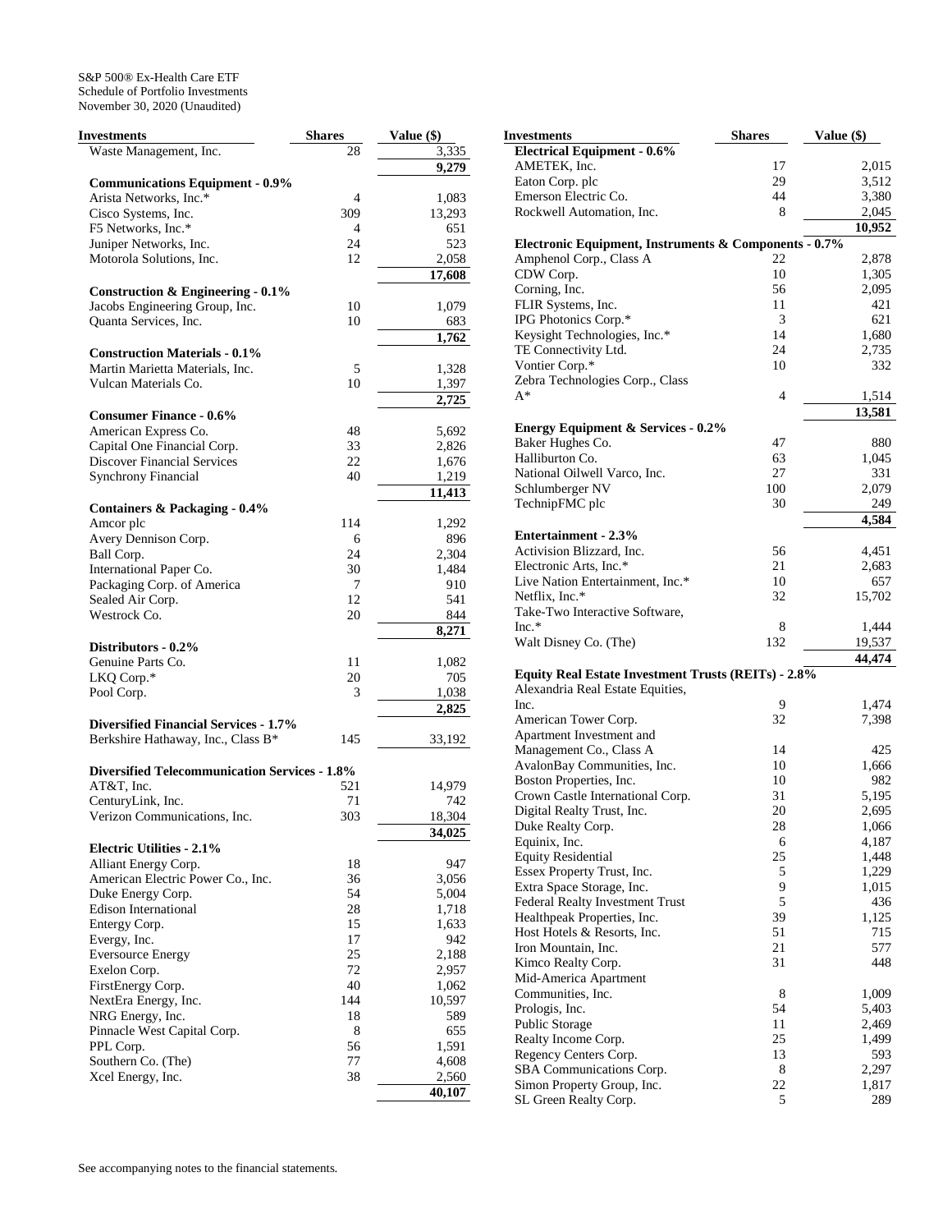S&P 500® Ex-Health Care ETF
Schedule of Portfolio Investments
November 30, 2020 (Unaudited)

| Investments | Shares | Value ($) |
|---|---|---|
| Waste Management, Inc. | 28 | 3,335 |
| | | **9,279** |
| **Communications Equipment - 0.9%** | | |
| Arista Networks, Inc.* | 4 | 1,083 |
| Cisco Systems, Inc. | 309 | 13,293 |
| F5 Networks, Inc.* | 4 | 651 |
| Juniper Networks, Inc. | 24 | 523 |
| Motorola Solutions, Inc. | 12 | 2,058 |
| | | **17,608** |
| **Construction & Engineering - 0.1%** | | |
| Jacobs Engineering Group, Inc. | 10 | 1,079 |
| Quanta Services, Inc. | 10 | 683 |
| | | **1,762** |
| **Construction Materials - 0.1%** | | |
| Martin Marietta Materials, Inc. | 5 | 1,328 |
| Vulcan Materials Co. | 10 | 1,397 |
| | | **2,725** |
| **Consumer Finance - 0.6%** | | |
| American Express Co. | 48 | 5,692 |
| Capital One Financial Corp. | 33 | 2,826 |
| Discover Financial Services | 22 | 1,676 |
| Synchrony Financial | 40 | 1,219 |
| | | **11,413** |
| **Containers & Packaging - 0.4%** | | |
| Amcor plc | 114 | 1,292 |
| Avery Dennison Corp. | 6 | 896 |
| Ball Corp. | 24 | 2,304 |
| International Paper Co. | 30 | 1,484 |
| Packaging Corp. of America | 7 | 910 |
| Sealed Air Corp. | 12 | 541 |
| Westrock Co. | 20 | 844 |
| | | **8,271** |
| **Distributors - 0.2%** | | |
| Genuine Parts Co. | 11 | 1,082 |
| LKQ Corp.* | 20 | 705 |
| Pool Corp. | 3 | 1,038 |
| | | **2,825** |
| **Diversified Financial Services - 1.7%** | | |
| Berkshire Hathaway, Inc., Class B* | 145 | 33,192 |
| **Diversified Telecommunication Services - 1.8%** | | |
| AT&T, Inc. | 521 | 14,979 |
| CenturyLink, Inc. | 71 | 742 |
| Verizon Communications, Inc. | 303 | 18,304 |
| | | **34,025** |
| **Electric Utilities - 2.1%** | | |
| Alliant Energy Corp. | 18 | 947 |
| American Electric Power Co., Inc. | 36 | 3,056 |
| Duke Energy Corp. | 54 | 5,004 |
| Edison International | 28 | 1,718 |
| Entergy Corp. | 15 | 1,633 |
| Evergy, Inc. | 17 | 942 |
| Eversource Energy | 25 | 2,188 |
| Exelon Corp. | 72 | 2,957 |
| FirstEnergy Corp. | 40 | 1,062 |
| NextEra Energy, Inc. | 144 | 10,597 |
| NRG Energy, Inc. | 18 | 589 |
| Pinnacle West Capital Corp. | 8 | 655 |
| PPL Corp. | 56 | 1,591 |
| Southern Co. (The) | 77 | 4,608 |
| Xcel Energy, Inc. | 38 | 2,560 |
| | | **40,107** |
| **Electrical Equipment - 0.6%** | | |
| AMETEK, Inc. | 17 | 2,015 |
| Eaton Corp. plc | 29 | 3,512 |
| Emerson Electric Co. | 44 | 3,380 |
| Rockwell Automation, Inc. | 8 | 2,045 |
| | | **10,952** |
| **Electronic Equipment, Instruments & Components - 0.7%** | | |
| Amphenol Corp., Class A | 22 | 2,878 |
| CDW Corp. | 10 | 1,305 |
| Corning, Inc. | 56 | 2,095 |
| FLIR Systems, Inc. | 11 | 421 |
| IPG Photonics Corp.* | 3 | 621 |
| Keysight Technologies, Inc.* | 14 | 1,680 |
| TE Connectivity Ltd. | 24 | 2,735 |
| Vontier Corp.* | 10 | 332 |
| Zebra Technologies Corp., Class A* | 4 | 1,514 |
| | | **13,581** |
| **Energy Equipment & Services - 0.2%** | | |
| Baker Hughes Co. | 47 | 880 |
| Halliburton Co. | 63 | 1,045 |
| National Oilwell Varco, Inc. | 27 | 331 |
| Schlumberger NV | 100 | 2,079 |
| TechnipFMC plc | 30 | 249 |
| | | **4,584** |
| **Entertainment - 2.3%** | | |
| Activision Blizzard, Inc. | 56 | 4,451 |
| Electronic Arts, Inc.* | 21 | 2,683 |
| Live Nation Entertainment, Inc.* | 10 | 657 |
| Netflix, Inc.* | 32 | 15,702 |
| Take-Two Interactive Software, Inc.* | 8 | 1,444 |
| Walt Disney Co. (The) | 132 | 19,537 |
| | | **44,474** |
| **Equity Real Estate Investment Trusts (REITs) - 2.8%** | | |
| Alexandria Real Estate Equities, Inc. | 9 | 1,474 |
| American Tower Corp. | 32 | 7,398 |
| Apartment Investment and Management Co., Class A | 14 | 425 |
| AvalonBay Communities, Inc. | 10 | 1,666 |
| Boston Properties, Inc. | 10 | 982 |
| Crown Castle International Corp. | 31 | 5,195 |
| Digital Realty Trust, Inc. | 20 | 2,695 |
| Duke Realty Corp. | 28 | 1,066 |
| Equinix, Inc. | 6 | 4,187 |
| Equity Residential | 25 | 1,448 |
| Essex Property Trust, Inc. | 5 | 1,229 |
| Extra Space Storage, Inc. | 9 | 1,015 |
| Federal Realty Investment Trust | 5 | 436 |
| Healthpeak Properties, Inc. | 39 | 1,125 |
| Host Hotels & Resorts, Inc. | 51 | 715 |
| Iron Mountain, Inc. | 21 | 577 |
| Kimco Realty Corp. | 31 | 448 |
| Mid-America Apartment Communities, Inc. | 8 | 1,009 |
| Prologis, Inc. | 54 | 5,403 |
| Public Storage | 11 | 2,469 |
| Realty Income Corp. | 25 | 1,499 |
| Regency Centers Corp. | 13 | 593 |
| SBA Communications Corp. | 8 | 2,297 |
| Simon Property Group, Inc. | 22 | 1,817 |
| SL Green Realty Corp. | 5 | 289 |

See accompanying notes to the financial statements.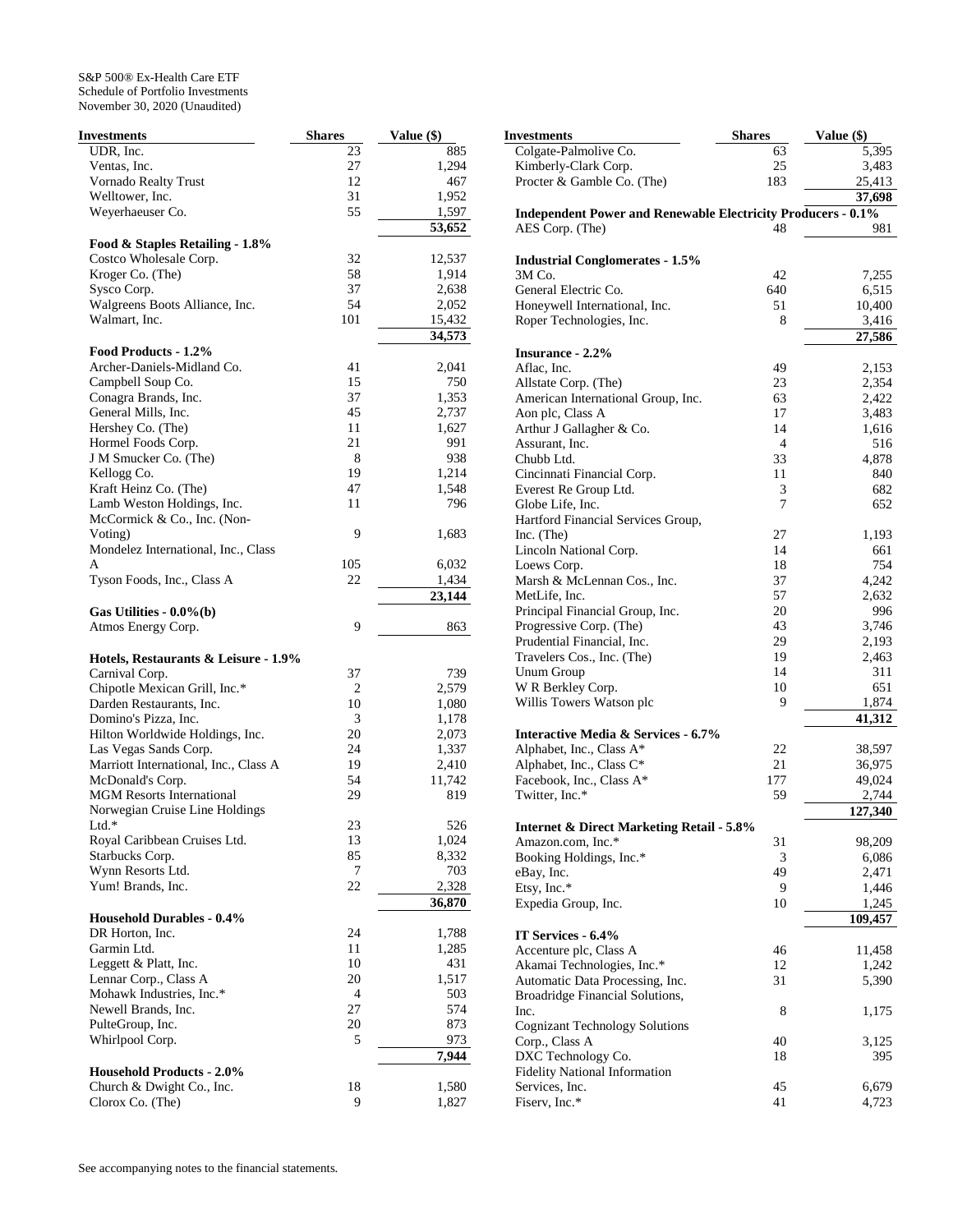S&P 500® Ex-Health Care ETF
Schedule of Portfolio Investments
November 30, 2020 (Unaudited)

| Investments | Shares | Value ($) |
|---|---|---|
| UDR, Inc. | 23 | 885 |
| Ventas, Inc. | 27 | 1,294 |
| Vornado Realty Trust | 12 | 467 |
| Welltower, Inc. | 31 | 1,952 |
| Weyerhaeuser Co. | 55 | 1,597 |
| | | **53,652** |
| **Food & Staples Retailing - 1.8%** | | |
| Costco Wholesale Corp. | 32 | 12,537 |
| Kroger Co. (The) | 58 | 1,914 |
| Sysco Corp. | 37 | 2,638 |
| Walgreens Boots Alliance, Inc. | 54 | 2,052 |
| Walmart, Inc. | 101 | 15,432 |
| | | **34,573** |
| **Food Products - 1.2%** | | |
| Archer-Daniels-Midland Co. | 41 | 2,041 |
| Campbell Soup Co. | 15 | 750 |
| Conagra Brands, Inc. | 37 | 1,353 |
| General Mills, Inc. | 45 | 2,737 |
| Hershey Co. (The) | 11 | 1,627 |
| Hormel Foods Corp. | 21 | 991 |
| J M Smucker Co. (The) | 8 | 938 |
| Kellogg Co. | 19 | 1,214 |
| Kraft Heinz Co. (The) | 47 | 1,548 |
| Lamb Weston Holdings, Inc. | 11 | 796 |
| McCormick & Co., Inc. (Non-Voting) | 9 | 1,683 |
| Mondelez International, Inc., Class A | 105 | 6,032 |
| Tyson Foods, Inc., Class A | 22 | 1,434 |
| | | **23,144** |
| **Gas Utilities - 0.0%(b)** | | |
| Atmos Energy Corp. | 9 | 863 |
| **Hotels, Restaurants & Leisure - 1.9%** | | |
| Carnival Corp. | 37 | 739 |
| Chipotle Mexican Grill, Inc.* | 2 | 2,579 |
| Darden Restaurants, Inc. | 10 | 1,080 |
| Domino's Pizza, Inc. | 3 | 1,178 |
| Hilton Worldwide Holdings, Inc. | 20 | 2,073 |
| Las Vegas Sands Corp. | 24 | 1,337 |
| Marriott International, Inc., Class A | 19 | 2,410 |
| McDonald's Corp. | 54 | 11,742 |
| MGM Resorts International | 29 | 819 |
| Norwegian Cruise Line Holdings Ltd.* | 23 | 526 |
| Royal Caribbean Cruises Ltd. | 13 | 1,024 |
| Starbucks Corp. | 85 | 8,332 |
| Wynn Resorts Ltd. | 7 | 703 |
| Yum! Brands, Inc. | 22 | 2,328 |
| | | **36,870** |
| **Household Durables - 0.4%** | | |
| DR Horton, Inc. | 24 | 1,788 |
| Garmin Ltd. | 11 | 1,285 |
| Leggett & Platt, Inc. | 10 | 431 |
| Lennar Corp., Class A | 20 | 1,517 |
| Mohawk Industries, Inc.* | 4 | 503 |
| Newell Brands, Inc. | 27 | 574 |
| PulteGroup, Inc. | 20 | 873 |
| Whirlpool Corp. | 5 | 973 |
| | | **7,944** |
| **Household Products - 2.0%** | | |
| Church & Dwight Co., Inc. | 18 | 1,580 |
| Clorox Co. (The) | 9 | 1,827 |
| Colgate-Palmolive Co. | 63 | 5,395 |
| Kimberly-Clark Corp. | 25 | 3,483 |
| Procter & Gamble Co. (The) | 183 | 25,413 |
| | | **37,698** |
| **Independent Power and Renewable Electricity Producers - 0.1%** | | |
| AES Corp. (The) | 48 | 981 |
| **Industrial Conglomerates - 1.5%** | | |
| 3M Co. | 42 | 7,255 |
| General Electric Co. | 640 | 6,515 |
| Honeywell International, Inc. | 51 | 10,400 |
| Roper Technologies, Inc. | 8 | 3,416 |
| | | **27,586** |
| **Insurance - 2.2%** | | |
| Aflac, Inc. | 49 | 2,153 |
| Allstate Corp. (The) | 23 | 2,354 |
| American International Group, Inc. | 63 | 2,422 |
| Aon plc, Class A | 17 | 3,483 |
| Arthur J Gallagher & Co. | 14 | 1,616 |
| Assurant, Inc. | 4 | 516 |
| Chubb Ltd. | 33 | 4,878 |
| Cincinnati Financial Corp. | 11 | 840 |
| Everest Re Group Ltd. | 3 | 682 |
| Globe Life, Inc. | 7 | 652 |
| Hartford Financial Services Group, Inc. (The) | 27 | 1,193 |
| Lincoln National Corp. | 14 | 661 |
| Loews Corp. | 18 | 754 |
| Marsh & McLennan Cos., Inc. | 37 | 4,242 |
| MetLife, Inc. | 57 | 2,632 |
| Principal Financial Group, Inc. | 20 | 996 |
| Progressive Corp. (The) | 43 | 3,746 |
| Prudential Financial, Inc. | 29 | 2,193 |
| Travelers Cos., Inc. (The) | 19 | 2,463 |
| Unum Group | 14 | 311 |
| W R Berkley Corp. | 10 | 651 |
| Willis Towers Watson plc | 9 | 1,874 |
| | | **41,312** |
| **Interactive Media & Services - 6.7%** | | |
| Alphabet, Inc., Class A* | 22 | 38,597 |
| Alphabet, Inc., Class C* | 21 | 36,975 |
| Facebook, Inc., Class A* | 177 | 49,024 |
| Twitter, Inc.* | 59 | 2,744 |
| | | **127,340** |
| **Internet & Direct Marketing Retail - 5.8%** | | |
| Amazon.com, Inc.* | 31 | 98,209 |
| Booking Holdings, Inc.* | 3 | 6,086 |
| eBay, Inc. | 49 | 2,471 |
| Etsy, Inc.* | 9 | 1,446 |
| Expedia Group, Inc. | 10 | 1,245 |
| | | **109,457** |
| **IT Services - 6.4%** | | |
| Accenture plc, Class A | 46 | 11,458 |
| Akamai Technologies, Inc.* | 12 | 1,242 |
| Automatic Data Processing, Inc. | 31 | 5,390 |
| Broadridge Financial Solutions, Inc. | 8 | 1,175 |
| Cognizant Technology Solutions Corp., Class A | 40 | 3,125 |
| DXC Technology Co. | 18 | 395 |
| Fidelity National Information Services, Inc. | 45 | 6,679 |
| Fiserv, Inc.* | 41 | 4,723 |

See accompanying notes to the financial statements.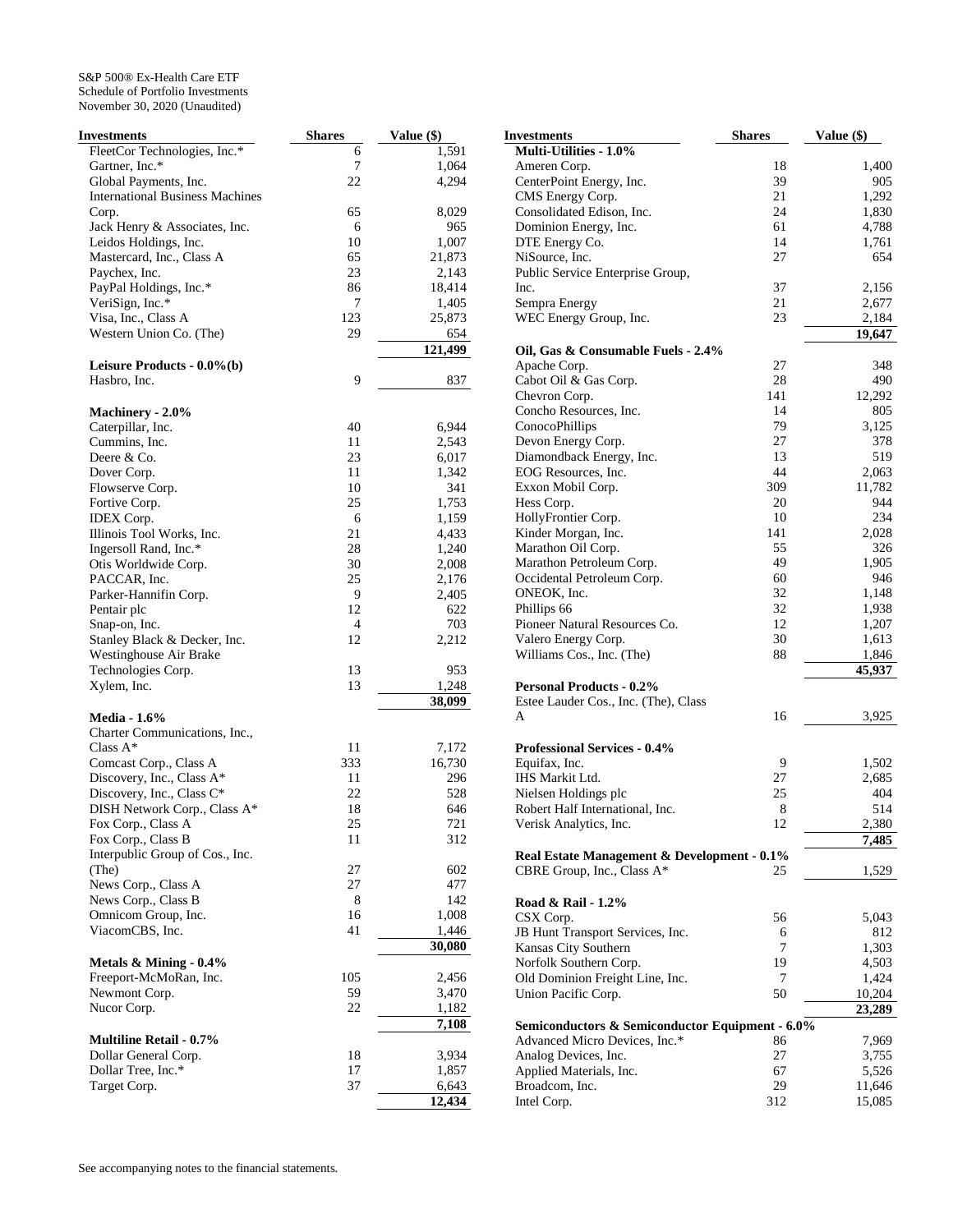S&P 500® Ex-Health Care ETF
Schedule of Portfolio Investments
November 30, 2020 (Unaudited)

| Investments | Shares | Value ($) |
|---|---|---|
| FleetCor Technologies, Inc.* | 6 | 1,591 |
| Gartner, Inc.* | 7 | 1,064 |
| Global Payments, Inc. | 22 | 4,294 |
| International Business Machines Corp. | 65 | 8,029 |
| Jack Henry & Associates, Inc. | 6 | 965 |
| Leidos Holdings, Inc. | 10 | 1,007 |
| Mastercard, Inc., Class A | 65 | 21,873 |
| Paychex, Inc. | 23 | 2,143 |
| PayPal Holdings, Inc.* | 86 | 18,414 |
| VeriSign, Inc.* | 7 | 1,405 |
| Visa, Inc., Class A | 123 | 25,873 |
| Western Union Co. (The) | 29 | 654 |
| | | **121,499** |
| **Leisure Products - 0.0%(b)** | | |
| Hasbro, Inc. | 9 | 837 |
| **Machinery - 2.0%** | | |
| Caterpillar, Inc. | 40 | 6,944 |
| Cummins, Inc. | 11 | 2,543 |
| Deere & Co. | 23 | 6,017 |
| Dover Corp. | 11 | 1,342 |
| Flowserve Corp. | 10 | 341 |
| Fortive Corp. | 25 | 1,753 |
| IDEX Corp. | 6 | 1,159 |
| Illinois Tool Works, Inc. | 21 | 4,433 |
| Ingersoll Rand, Inc.* | 28 | 1,240 |
| Otis Worldwide Corp. | 30 | 2,008 |
| PACCAR, Inc. | 25 | 2,176 |
| Parker-Hannifin Corp. | 9 | 2,405 |
| Pentair plc | 12 | 622 |
| Snap-on, Inc. | 4 | 703 |
| Stanley Black & Decker, Inc. | 12 | 2,212 |
| Westinghouse Air Brake Technologies Corp. | 13 | 953 |
| Xylem, Inc. | 13 | 1,248 |
| | | **38,099** |
| **Media - 1.6%** | | |
| Charter Communications, Inc., Class A* | 11 | 7,172 |
| Comcast Corp., Class A | 333 | 16,730 |
| Discovery, Inc., Class A* | 11 | 296 |
| Discovery, Inc., Class C* | 22 | 528 |
| DISH Network Corp., Class A* | 18 | 646 |
| Fox Corp., Class A | 25 | 721 |
| Fox Corp., Class B | 11 | 312 |
| Interpublic Group of Cos., Inc. (The) | 27 | 602 |
| News Corp., Class A | 27 | 477 |
| News Corp., Class B | 8 | 142 |
| Omnicom Group, Inc. | 16 | 1,008 |
| ViacomCBS, Inc. | 41 | 1,446 |
| | | **30,080** |
| **Metals & Mining - 0.4%** | | |
| Freeport-McMoRan, Inc. | 105 | 2,456 |
| Newmont Corp. | 59 | 3,470 |
| Nucor Corp. | 22 | 1,182 |
| | | **7,108** |
| **Multiline Retail - 0.7%** | | |
| Dollar General Corp. | 18 | 3,934 |
| Dollar Tree, Inc.* | 17 | 1,857 |
| Target Corp. | 37 | 6,643 |
| | | **12,434** |
| **Multi-Utilities - 1.0%** | | |
| Ameren Corp. | 18 | 1,400 |
| CenterPoint Energy, Inc. | 39 | 905 |
| CMS Energy Corp. | 21 | 1,292 |
| Consolidated Edison, Inc. | 24 | 1,830 |
| Dominion Energy, Inc. | 61 | 4,788 |
| DTE Energy Co. | 14 | 1,761 |
| NiSource, Inc. | 27 | 654 |
| Public Service Enterprise Group, Inc. | 37 | 2,156 |
| Sempra Energy | 21 | 2,677 |
| WEC Energy Group, Inc. | 23 | 2,184 |
| | | **19,647** |
| **Oil, Gas & Consumable Fuels - 2.4%** | | |
| Apache Corp. | 27 | 348 |
| Cabot Oil & Gas Corp. | 28 | 490 |
| Chevron Corp. | 141 | 12,292 |
| Concho Resources, Inc. | 14 | 805 |
| ConocoPhillips | 79 | 3,125 |
| Devon Energy Corp. | 27 | 378 |
| Diamondback Energy, Inc. | 13 | 519 |
| EOG Resources, Inc. | 44 | 2,063 |
| Exxon Mobil Corp. | 309 | 11,782 |
| Hess Corp. | 20 | 944 |
| HollyFrontier Corp. | 10 | 234 |
| Kinder Morgan, Inc. | 141 | 2,028 |
| Marathon Oil Corp. | 55 | 326 |
| Marathon Petroleum Corp. | 49 | 1,905 |
| Occidental Petroleum Corp. | 60 | 946 |
| ONEOK, Inc. | 32 | 1,148 |
| Phillips 66 | 32 | 1,938 |
| Pioneer Natural Resources Co. | 12 | 1,207 |
| Valero Energy Corp. | 30 | 1,613 |
| Williams Cos., Inc. (The) | 88 | 1,846 |
| | | **45,937** |
| **Personal Products - 0.2%** | | |
| Estee Lauder Cos., Inc. (The), Class A | 16 | 3,925 |
| **Professional Services - 0.4%** | | |
| Equifax, Inc. | 9 | 1,502 |
| IHS Markit Ltd. | 27 | 2,685 |
| Nielsen Holdings plc | 25 | 404 |
| Robert Half International, Inc. | 8 | 514 |
| Verisk Analytics, Inc. | 12 | 2,380 |
| | | **7,485** |
| **Real Estate Management & Development - 0.1%** | | |
| CBRE Group, Inc., Class A* | 25 | 1,529 |
| **Road & Rail - 1.2%** | | |
| CSX Corp. | 56 | 5,043 |
| JB Hunt Transport Services, Inc. | 6 | 812 |
| Kansas City Southern | 7 | 1,303 |
| Norfolk Southern Corp. | 19 | 4,503 |
| Old Dominion Freight Line, Inc. | 7 | 1,424 |
| Union Pacific Corp. | 50 | 10,204 |
| | | **23,289** |
| **Semiconductors & Semiconductor Equipment - 6.0%** | | |
| Advanced Micro Devices, Inc.* | 86 | 7,969 |
| Analog Devices, Inc. | 27 | 3,755 |
| Applied Materials, Inc. | 67 | 5,526 |
| Broadcom, Inc. | 29 | 11,646 |
| Intel Corp. | 312 | 15,085 |

See accompanying notes to the financial statements.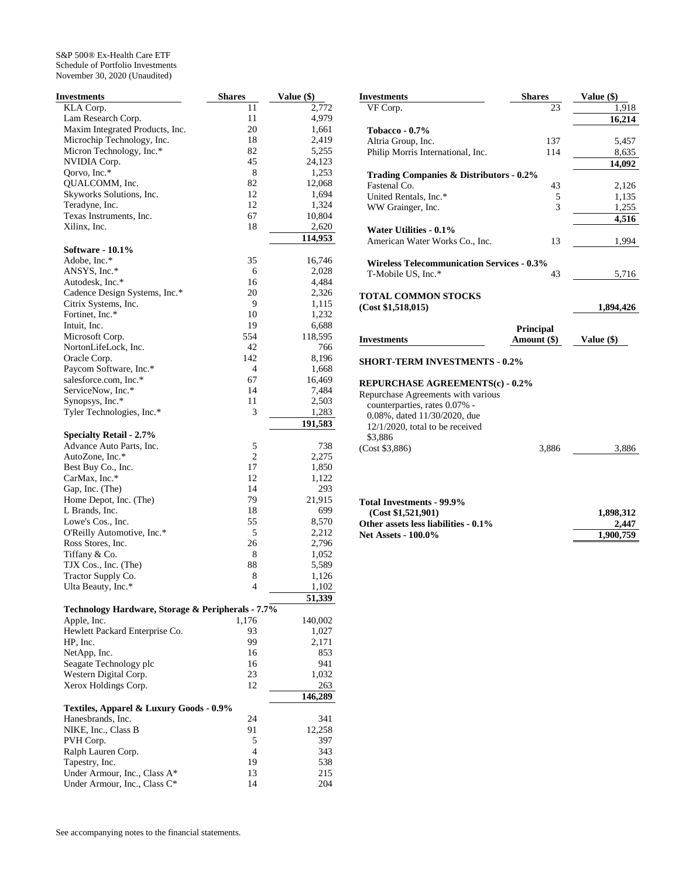S&P 500® Ex-Health Care ETF
Schedule of Portfolio Investments
November 30, 2020 (Unaudited)

| Investments | Shares | Value ($) |
|---|---|---|
| KLA Corp. | 11 | 2,772 |
| Lam Research Corp. | 11 | 4,979 |
| Maxim Integrated Products, Inc. | 20 | 1,661 |
| Microchip Technology, Inc. | 18 | 2,419 |
| Micron Technology, Inc.* | 82 | 5,255 |
| NVIDIA Corp. | 45 | 24,123 |
| Qorvo, Inc.* | 8 | 1,253 |
| QUALCOMM, Inc. | 82 | 12,068 |
| Skyworks Solutions, Inc. | 12 | 1,694 |
| Teradyne, Inc. | 12 | 1,324 |
| Texas Instruments, Inc. | 67 | 10,804 |
| Xilinx, Inc. | 18 | 2,620 |
| | | **114,953** |
| **Software - 10.1%** | | |
| Adobe, Inc.* | 35 | 16,746 |
| ANSYS, Inc.* | 6 | 2,028 |
| Autodesk, Inc.* | 16 | 4,484 |
| Cadence Design Systems, Inc.* | 20 | 2,326 |
| Citrix Systems, Inc. | 9 | 1,115 |
| Fortinet, Inc.* | 10 | 1,232 |
| Intuit, Inc. | 19 | 6,688 |
| Microsoft Corp. | 554 | 118,595 |
| NortonLifeLock, Inc. | 42 | 766 |
| Oracle Corp. | 142 | 8,196 |
| Paycom Software, Inc.* | 4 | 1,668 |
| salesforce.com, Inc.* | 67 | 16,469 |
| ServiceNow, Inc.* | 14 | 7,484 |
| Synopsys, Inc.* | 11 | 2,503 |
| Tyler Technologies, Inc.* | 3 | 1,283 |
| | | **191,583** |
| **Specialty Retail - 2.7%** | | |
| Advance Auto Parts, Inc. | 5 | 738 |
| AutoZone, Inc.* | 2 | 2,275 |
| Best Buy Co., Inc. | 17 | 1,850 |
| CarMax, Inc.* | 12 | 1,122 |
| Gap, Inc. (The) | 14 | 293 |
| Home Depot, Inc. (The) | 79 | 21,915 |
| L Brands, Inc. | 18 | 699 |
| Lowe's Cos., Inc. | 55 | 8,570 |
| O'Reilly Automotive, Inc.* | 5 | 2,212 |
| Ross Stores, Inc. | 26 | 2,796 |
| Tiffany & Co. | 8 | 1,052 |
| TJX Cos., Inc. (The) | 88 | 5,589 |
| Tractor Supply Co. | 8 | 1,126 |
| Ulta Beauty, Inc.* | 4 | 1,102 |
| | | **51,339** |
| **Technology Hardware, Storage & Peripherals - 7.7%** | | |
| Apple, Inc. | 1,176 | 140,002 |
| Hewlett Packard Enterprise Co. | 93 | 1,027 |
| HP, Inc. | 99 | 2,171 |
| NetApp, Inc. | 16 | 853 |
| Seagate Technology plc | 16 | 941 |
| Western Digital Corp. | 23 | 1,032 |
| Xerox Holdings Corp. | 12 | 263 |
| | | **146,289** |
| **Textiles, Apparel & Luxury Goods - 0.9%** | | |
| Hanesbrands, Inc. | 24 | 341 |
| NIKE, Inc., Class B | 91 | 12,258 |
| PVH Corp. | 5 | 397 |
| Ralph Lauren Corp. | 4 | 343 |
| Tapestry, Inc. | 19 | 538 |
| Under Armour, Inc., Class A* | 13 | 215 |
| Under Armour, Inc., Class C* | 14 | 204 |
| VF Corp. | 23 | 1,918 |
| | | **16,214** |
| **Tobacco - 0.7%** | | |
| Altria Group, Inc. | 137 | 5,457 |
| Philip Morris International, Inc. | 114 | 8,635 |
| | | **14,092** |
| **Trading Companies & Distributors - 0.2%** | | |
| Fastenal Co. | 43 | 2,126 |
| United Rentals, Inc.* | 5 | 1,135 |
| WW Grainger, Inc. | 3 | 1,255 |
| | | **4,516** |
| **Water Utilities - 0.1%** | | |
| American Water Works Co., Inc. | 13 | 1,994 |
| **Wireless Telecommunication Services - 0.3%** | | |
| T-Mobile US, Inc.* | 43 | 5,716 |
| **TOTAL COMMON STOCKS (Cost $1,518,015)** | | **1,894,426** |

| Investments | Principal Amount ($) | Value ($) |
|---|---|---|
| **SHORT-TERM INVESTMENTS - 0.2%** | | |
| **REPURCHASE AGREEMENTS(c) - 0.2%** | | |
| Repurchase Agreements with various counterparties, rates 0.07% - 0.08%, dated 11/30/2020, due 12/1/2020, total to be received $3,886 (Cost $3,886) | 3,886 | 3,886 |

| | |
|---|---|
| **Total Investments - 99.9% (Cost $1,521,901)** | **1,898,312** |
| **Other assets less liabilities - 0.1%** | **2,447** |
| **Net Assets - 100.0%** | **1,900,759** |

See accompanying notes to the financial statements.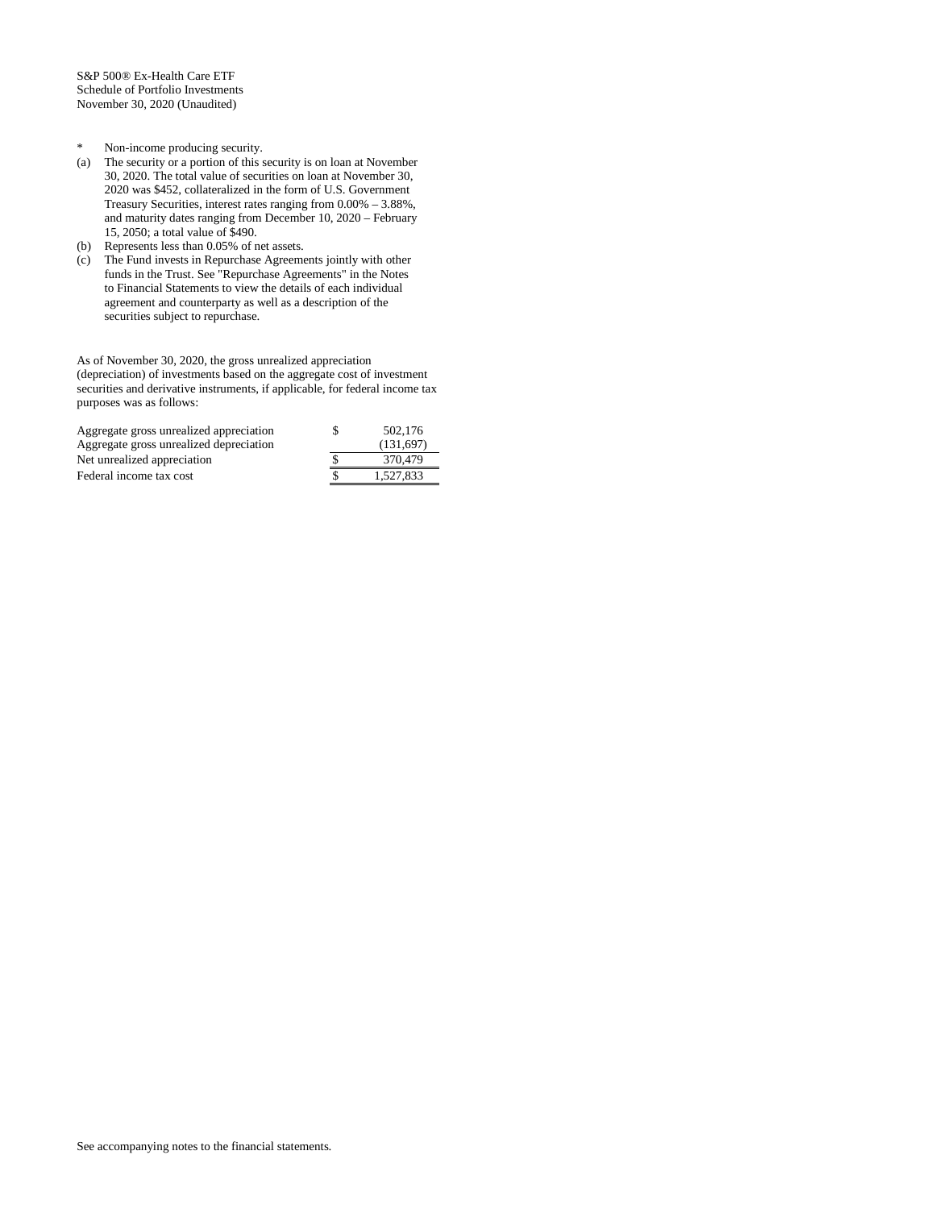S&P 500® Ex-Health Care ETF
Schedule of Portfolio Investments
November 30, 2020 (Unaudited)

- \* Non-income producing security.
- (a) The security or a portion of this security is on loan at November 30, 2020. The total value of securities on loan at November 30, 2020 was $452, collateralized in the form of U.S. Government Treasury Securities, interest rates ranging from 0.00% – 3.88%, and maturity dates ranging from December 10, 2020 – February 15, 2050; a total value of $490.
- (b) Represents less than 0.05% of net assets.
- (c) The Fund invests in Repurchase Agreements jointly with other funds in the Trust. See "Repurchase Agreements" in the Notes to Financial Statements to view the details of each individual agreement and counterparty as well as a description of the securities subject to repurchase.

As of November 30, 2020, the gross unrealized appreciation (depreciation) of investments based on the aggregate cost of investment securities and derivative instruments, if applicable, for federal income tax purposes was as follows:

| | | |
|---|---|---|
| Aggregate gross unrealized appreciation | $ | 502,176 |
| Aggregate gross unrealized depreciation | | (131,697) |
| Net unrealized appreciation | $ | 370,479 |
| Federal income tax cost | $ | 1,527,833 |

See accompanying notes to the financial statements.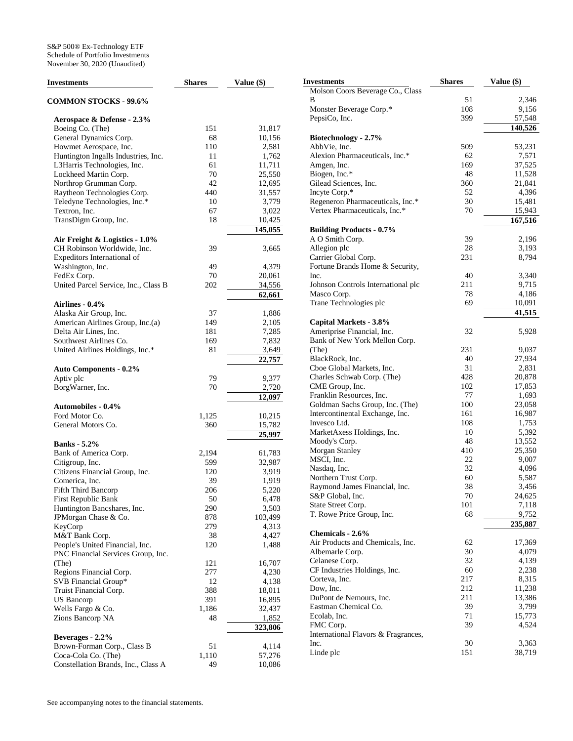S&P 500® Ex-Technology ETF
Schedule of Portfolio Investments
November 30, 2020 (Unaudited)

| Investments | Shares | Value ($) |
|---|---|---|
| **COMMON STOCKS - 99.6%** | | |
| **Aerospace & Defense - 2.3%** | | |
| Boeing Co. (The) | 151 | 31,817 |
| General Dynamics Corp. | 68 | 10,156 |
| Howmet Aerospace, Inc. | 110 | 2,581 |
| Huntington Ingalls Industries, Inc. | 11 | 1,762 |
| L3Harris Technologies, Inc. | 61 | 11,711 |
| Lockheed Martin Corp. | 70 | 25,550 |
| Northrop Grumman Corp. | 42 | 12,695 |
| Raytheon Technologies Corp. | 440 | 31,557 |
| Teledyne Technologies, Inc.* | 10 | 3,779 |
| Textron, Inc. | 67 | 3,022 |
| TransDigm Group, Inc. | 18 | 10,425 |
| | | **145,055** |
| **Air Freight & Logistics - 1.0%** | | |
| CH Robinson Worldwide, Inc. | 39 | 3,665 |
| Expeditors International of Washington, Inc. | 49 | 4,379 |
| FedEx Corp. | 70 | 20,061 |
| United Parcel Service, Inc., Class B | 202 | 34,556 |
| | | **62,661** |
| **Airlines - 0.4%** | | |
| Alaska Air Group, Inc. | 37 | 1,886 |
| American Airlines Group, Inc.(a) | 149 | 2,105 |
| Delta Air Lines, Inc. | 181 | 7,285 |
| Southwest Airlines Co. | 169 | 7,832 |
| United Airlines Holdings, Inc.* | 81 | 3,649 |
| | | **22,757** |
| **Auto Components - 0.2%** | | |
| Aptiv plc | 79 | 9,377 |
| BorgWarner, Inc. | 70 | 2,720 |
| | | **12,097** |
| **Automobiles - 0.4%** | | |
| Ford Motor Co. | 1,125 | 10,215 |
| General Motors Co. | 360 | 15,782 |
| | | **25,997** |
| **Banks - 5.2%** | | |
| Bank of America Corp. | 2,194 | 61,783 |
| Citigroup, Inc. | 599 | 32,987 |
| Citizens Financial Group, Inc. | 120 | 3,919 |
| Comerica, Inc. | 39 | 1,919 |
| Fifth Third Bancorp | 206 | 5,220 |
| First Republic Bank | 50 | 6,478 |
| Huntington Bancshares, Inc. | 290 | 3,503 |
| JPMorgan Chase & Co. | 878 | 103,499 |
| KeyCorp | 279 | 4,313 |
| M&T Bank Corp. | 38 | 4,427 |
| People's United Financial, Inc. | 120 | 1,488 |
| PNC Financial Services Group, Inc. (The) | 121 | 16,707 |
| Regions Financial Corp. | 277 | 4,230 |
| SVB Financial Group* | 12 | 4,138 |
| Truist Financial Corp. | 388 | 18,011 |
| US Bancorp | 391 | 16,895 |
| Wells Fargo & Co. | 1,186 | 32,437 |
| Zions Bancorp NA | 48 | 1,852 |
| | | **323,806** |
| **Beverages - 2.2%** | | |
| Brown-Forman Corp., Class B | 51 | 4,114 |
| Coca-Cola Co. (The) | 1,110 | 57,276 |
| Constellation Brands, Inc., Class A | 49 | 10,086 |
| Molson Coors Beverage Co., Class B | 51 | 2,346 |
| Monster Beverage Corp.* | 108 | 9,156 |
| PepsiCo, Inc. | 399 | 57,548 |
| | | **140,526** |
| **Biotechnology - 2.7%** | | |
| AbbVie, Inc. | 509 | 53,231 |
| Alexion Pharmaceuticals, Inc.* | 62 | 7,571 |
| Amgen, Inc. | 169 | 37,525 |
| Biogen, Inc.* | 48 | 11,528 |
| Gilead Sciences, Inc. | 360 | 21,841 |
| Incyte Corp.* | 52 | 4,396 |
| Regeneron Pharmaceuticals, Inc.* | 30 | 15,481 |
| Vertex Pharmaceuticals, Inc.* | 70 | 15,943 |
| | | **167,516** |
| **Building Products - 0.7%** | | |
| A O Smith Corp. | 39 | 2,196 |
| Allegion plc | 28 | 3,193 |
| Carrier Global Corp. | 231 | 8,794 |
| Fortune Brands Home & Security, Inc. | 40 | 3,340 |
| Johnson Controls International plc | 211 | 9,715 |
| Masco Corp. | 78 | 4,186 |
| Trane Technologies plc | 69 | 10,091 |
| | | **41,515** |
| **Capital Markets - 3.8%** | | |
| Ameriprise Financial, Inc. | 32 | 5,928 |
| Bank of New York Mellon Corp. (The) | 231 | 9,037 |
| BlackRock, Inc. | 40 | 27,934 |
| Cboe Global Markets, Inc. | 31 | 2,831 |
| Charles Schwab Corp. (The) | 428 | 20,878 |
| CME Group, Inc. | 102 | 17,853 |
| Franklin Resources, Inc. | 77 | 1,693 |
| Goldman Sachs Group, Inc. (The) | 100 | 23,058 |
| Intercontinental Exchange, Inc. | 161 | 16,987 |
| Invesco Ltd. | 108 | 1,753 |
| MarketAxess Holdings, Inc. | 10 | 5,392 |
| Moody's Corp. | 48 | 13,552 |
| Morgan Stanley | 410 | 25,350 |
| MSCI, Inc. | 22 | 9,007 |
| Nasdaq, Inc. | 32 | 4,096 |
| Northern Trust Corp. | 60 | 5,587 |
| Raymond James Financial, Inc. | 38 | 3,456 |
| S&P Global, Inc. | 70 | 24,625 |
| State Street Corp. | 101 | 7,118 |
| T. Rowe Price Group, Inc. | 68 | 9,752 |
| | | **235,887** |
| **Chemicals - 2.6%** | | |
| Air Products and Chemicals, Inc. | 62 | 17,369 |
| Albemarle Corp. | 30 | 4,079 |
| Celanese Corp. | 32 | 4,139 |
| CF Industries Holdings, Inc. | 60 | 2,238 |
| Corteva, Inc. | 217 | 8,315 |
| Dow, Inc. | 212 | 11,238 |
| DuPont de Nemours, Inc. | 211 | 13,386 |
| Eastman Chemical Co. | 39 | 3,799 |
| Ecolab, Inc. | 71 | 15,773 |
| FMC Corp. | 39 | 4,524 |
| International Flavors & Fragrances, Inc. | 30 | 3,363 |
| Linde plc | 151 | 38,719 |

See accompanying notes to the financial statements.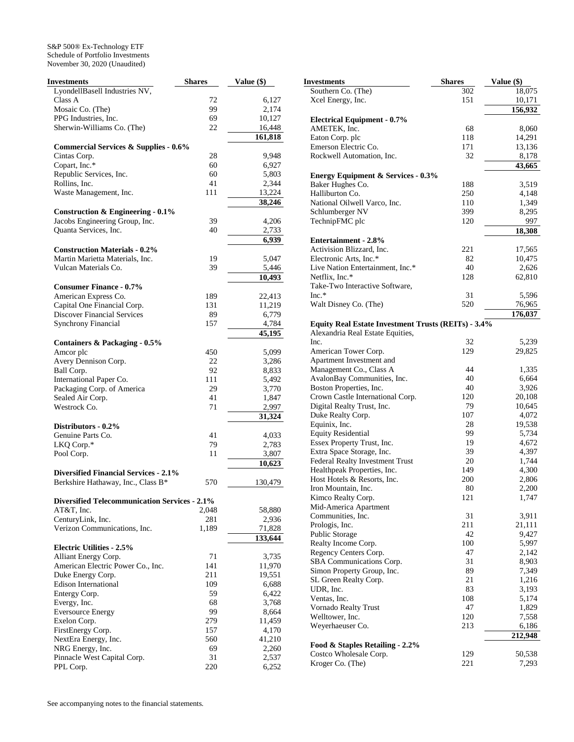S&P 500® Ex-Technology ETF
Schedule of Portfolio Investments
November 30, 2020 (Unaudited)

| Investments | Shares | Value ($) |
|---|---|---|
| LyondellBasell Industries NV, Class A | 72 | 6,127 |
| Mosaic Co. (The) | 99 | 2,174 |
| PPG Industries, Inc. | 69 | 10,127 |
| Sherwin-Williams Co. (The) | 22 | 16,448 |
| | | 161,818 |
| **Commercial Services & Supplies - 0.6%** | | |
| Cintas Corp. | 28 | 9,948 |
| Copart, Inc.* | 60 | 6,927 |
| Republic Services, Inc. | 60 | 5,803 |
| Rollins, Inc. | 41 | 2,344 |
| Waste Management, Inc. | 111 | 13,224 |
| | | 38,246 |
| **Construction & Engineering - 0.1%** | | |
| Jacobs Engineering Group, Inc. | 39 | 4,206 |
| Quanta Services, Inc. | 40 | 2,733 |
| | | 6,939 |
| **Construction Materials - 0.2%** | | |
| Martin Marietta Materials, Inc. | 19 | 5,047 |
| Vulcan Materials Co. | 39 | 5,446 |
| | | 10,493 |
| **Consumer Finance - 0.7%** | | |
| American Express Co. | 189 | 22,413 |
| Capital One Financial Corp. | 131 | 11,219 |
| Discover Financial Services | 89 | 6,779 |
| Synchrony Financial | 157 | 4,784 |
| | | 45,195 |
| **Containers & Packaging - 0.5%** | | |
| Amcor plc | 450 | 5,099 |
| Avery Dennison Corp. | 22 | 3,286 |
| Ball Corp. | 92 | 8,833 |
| International Paper Co. | 111 | 5,492 |
| Packaging Corp. of America | 29 | 3,770 |
| Sealed Air Corp. | 41 | 1,847 |
| Westrock Co. | 71 | 2,997 |
| | | 31,324 |
| **Distributors - 0.2%** | | |
| Genuine Parts Co. | 41 | 4,033 |
| LKQ Corp.* | 79 | 2,783 |
| Pool Corp. | 11 | 3,807 |
| | | 10,623 |
| **Diversified Financial Services - 2.1%** | | |
| Berkshire Hathaway, Inc., Class B* | 570 | 130,479 |
| **Diversified Telecommunication Services - 2.1%** | | |
| AT&T, Inc. | 2,048 | 58,880 |
| CenturyLink, Inc. | 281 | 2,936 |
| Verizon Communications, Inc. | 1,189 | 71,828 |
| | | 133,644 |
| **Electric Utilities - 2.5%** | | |
| Alliant Energy Corp. | 71 | 3,735 |
| American Electric Power Co., Inc. | 141 | 11,970 |
| Duke Energy Corp. | 211 | 19,551 |
| Edison International | 109 | 6,688 |
| Entergy Corp. | 59 | 6,422 |
| Evergy, Inc. | 68 | 3,768 |
| Eversource Energy | 99 | 8,664 |
| Exelon Corp. | 279 | 11,459 |
| FirstEnergy Corp. | 157 | 4,170 |
| NextEra Energy, Inc. | 560 | 41,210 |
| NRG Energy, Inc. | 69 | 2,260 |
| Pinnacle West Capital Corp. | 31 | 2,537 |
| PPL Corp. | 220 | 6,252 |
| Southern Co. (The) | 302 | 18,075 |
| Xcel Energy, Inc. | 151 | 10,171 |
| | | 156,932 |
| **Electrical Equipment - 0.7%** | | |
| AMETEK, Inc. | 68 | 8,060 |
| Eaton Corp. plc | 118 | 14,291 |
| Emerson Electric Co. | 171 | 13,136 |
| Rockwell Automation, Inc. | 32 | 8,178 |
| | | 43,665 |
| **Energy Equipment & Services - 0.3%** | | |
| Baker Hughes Co. | 188 | 3,519 |
| Halliburton Co. | 250 | 4,148 |
| National Oilwell Varco, Inc. | 110 | 1,349 |
| Schlumberger NV | 399 | 8,295 |
| TechnipFMC plc | 120 | 997 |
| | | 18,308 |
| **Entertainment - 2.8%** | | |
| Activision Blizzard, Inc. | 221 | 17,565 |
| Electronic Arts, Inc.* | 82 | 10,475 |
| Live Nation Entertainment, Inc.* | 40 | 2,626 |
| Netflix, Inc.* | 128 | 62,810 |
| Take-Two Interactive Software, Inc.* | 31 | 5,596 |
| Walt Disney Co. (The) | 520 | 76,965 |
| | | 176,037 |
| **Equity Real Estate Investment Trusts (REITs) - 3.4%** | | |
| Alexandria Real Estate Equities, Inc. | 32 | 5,239 |
| American Tower Corp. | 129 | 29,825 |
| Apartment Investment and Management Co., Class A | 44 | 1,335 |
| AvalonBay Communities, Inc. | 40 | 6,664 |
| Boston Properties, Inc. | 40 | 3,926 |
| Crown Castle International Corp. | 120 | 20,108 |
| Digital Realty Trust, Inc. | 79 | 10,645 |
| Duke Realty Corp. | 107 | 4,072 |
| Equinix, Inc. | 28 | 19,538 |
| Equity Residential | 99 | 5,734 |
| Essex Property Trust, Inc. | 19 | 4,672 |
| Extra Space Storage, Inc. | 39 | 4,397 |
| Federal Realty Investment Trust | 20 | 1,744 |
| Healthpeak Properties, Inc. | 149 | 4,300 |
| Host Hotels & Resorts, Inc. | 200 | 2,806 |
| Iron Mountain, Inc. | 80 | 2,200 |
| Kimco Realty Corp. | 121 | 1,747 |
| Mid-America Apartment Communities, Inc. | 31 | 3,911 |
| Prologis, Inc. | 211 | 21,111 |
| Public Storage | 42 | 9,427 |
| Realty Income Corp. | 100 | 5,997 |
| Regency Centers Corp. | 47 | 2,142 |
| SBA Communications Corp. | 31 | 8,903 |
| Simon Property Group, Inc. | 89 | 7,349 |
| SL Green Realty Corp. | 21 | 1,216 |
| UDR, Inc. | 83 | 3,193 |
| Ventas, Inc. | 108 | 5,174 |
| Vornado Realty Trust | 47 | 1,829 |
| Welltower, Inc. | 120 | 7,558 |
| Weyerhaeuser Co. | 213 | 6,186 |
| | | 212,948 |
| **Food & Staples Retailing - 2.2%** | | |
| Costco Wholesale Corp. | 129 | 50,538 |
| Kroger Co. (The) | 221 | 7,293 |

See accompanying notes to the financial statements.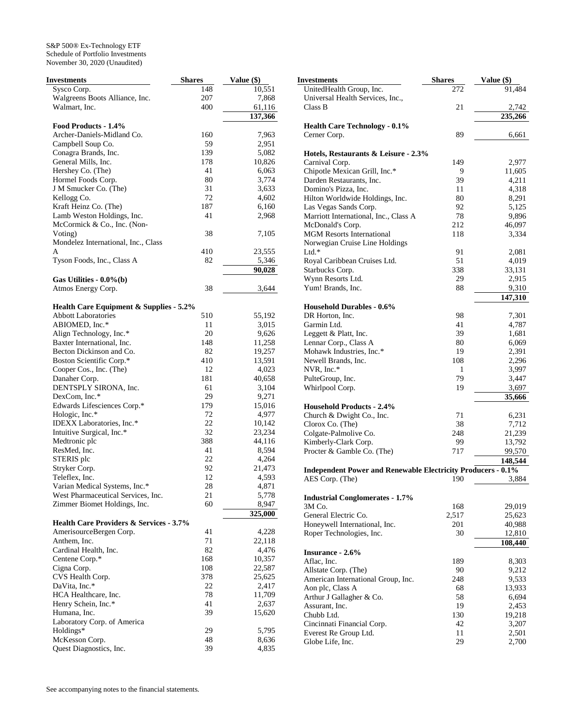S&P 500® Ex-Technology ETF
Schedule of Portfolio Investments
November 30, 2020 (Unaudited)

| Investments | Shares | Value ($) |
|---|---|---|
| Sysco Corp. | 148 | 10,551 |
| Walgreens Boots Alliance, Inc. | 207 | 7,868 |
| Walmart, Inc. | 400 | 61,116 |
| | | 137,366 |
| **Food Products - 1.4%** | | |
| Archer-Daniels-Midland Co. | 160 | 7,963 |
| Campbell Soup Co. | 59 | 2,951 |
| Conagra Brands, Inc. | 139 | 5,082 |
| General Mills, Inc. | 178 | 10,826 |
| Hershey Co. (The) | 41 | 6,063 |
| Hormel Foods Corp. | 80 | 3,774 |
| J M Smucker Co. (The) | 31 | 3,633 |
| Kellogg Co. | 72 | 4,602 |
| Kraft Heinz Co. (The) | 187 | 6,160 |
| Lamb Weston Holdings, Inc. | 41 | 2,968 |
| McCormick & Co., Inc. (Non-Voting) | 38 | 7,105 |
| Mondelez International, Inc., Class A | 410 | 23,555 |
| Tyson Foods, Inc., Class A | 82 | 5,346 |
| | | 90,028 |
| **Gas Utilities - 0.0%(b)** | | |
| Atmos Energy Corp. | 38 | 3,644 |
| **Health Care Equipment & Supplies - 5.2%** | | |
| Abbott Laboratories | 510 | 55,192 |
| ABIOMED, Inc.* | 11 | 3,015 |
| Align Technology, Inc.* | 20 | 9,626 |
| Baxter International, Inc. | 148 | 11,258 |
| Becton Dickinson and Co. | 82 | 19,257 |
| Boston Scientific Corp.* | 410 | 13,591 |
| Cooper Cos., Inc. (The) | 12 | 4,023 |
| Danaher Corp. | 181 | 40,658 |
| DENTSPLY SIRONA, Inc. | 61 | 3,104 |
| DexCom, Inc.* | 29 | 9,271 |
| Edwards Lifesciences Corp.* | 179 | 15,016 |
| Hologic, Inc.* | 72 | 4,977 |
| IDEXX Laboratories, Inc.* | 22 | 10,142 |
| Intuitive Surgical, Inc.* | 32 | 23,234 |
| Medtronic plc | 388 | 44,116 |
| ResMed, Inc. | 41 | 8,594 |
| STERIS plc | 22 | 4,264 |
| Stryker Corp. | 92 | 21,473 |
| Teleflex, Inc. | 12 | 4,593 |
| Varian Medical Systems, Inc.* | 28 | 4,871 |
| West Pharmaceutical Services, Inc. | 21 | 5,778 |
| Zimmer Biomet Holdings, Inc. | 60 | 8,947 |
| | | 325,000 |
| **Health Care Providers & Services - 3.7%** | | |
| AmerisourceBergen Corp. | 41 | 4,228 |
| Anthem, Inc. | 71 | 22,118 |
| Cardinal Health, Inc. | 82 | 4,476 |
| Centene Corp.* | 168 | 10,357 |
| Cigna Corp. | 108 | 22,587 |
| CVS Health Corp. | 378 | 25,625 |
| DaVita, Inc.* | 22 | 2,417 |
| HCA Healthcare, Inc. | 78 | 11,709 |
| Henry Schein, Inc.* | 41 | 2,637 |
| Humana, Inc. | 39 | 15,620 |
| Laboratory Corp. of America Holdings* | 29 | 5,795 |
| McKesson Corp. | 48 | 8,636 |
| Quest Diagnostics, Inc. | 39 | 4,835 |
| UnitedHealth Group, Inc. | 272 | 91,484 |
| Universal Health Services, Inc., Class B | 21 | 2,742 |
| | | 235,266 |
| **Health Care Technology - 0.1%** | | |
| Cerner Corp. | 89 | 6,661 |
| **Hotels, Restaurants & Leisure - 2.3%** | | |
| Carnival Corp. | 149 | 2,977 |
| Chipotle Mexican Grill, Inc.* | 9 | 11,605 |
| Darden Restaurants, Inc. | 39 | 4,211 |
| Domino's Pizza, Inc. | 11 | 4,318 |
| Hilton Worldwide Holdings, Inc. | 80 | 8,291 |
| Las Vegas Sands Corp. | 92 | 5,125 |
| Marriott International, Inc., Class A | 78 | 9,896 |
| McDonald's Corp. | 212 | 46,097 |
| MGM Resorts International | 118 | 3,334 |
| Norwegian Cruise Line Holdings Ltd.* | 91 | 2,081 |
| Royal Caribbean Cruises Ltd. | 51 | 4,019 |
| Starbucks Corp. | 338 | 33,131 |
| Wynn Resorts Ltd. | 29 | 2,915 |
| Yum! Brands, Inc. | 88 | 9,310 |
| | | 147,310 |
| **Household Durables - 0.6%** | | |
| DR Horton, Inc. | 98 | 7,301 |
| Garmin Ltd. | 41 | 4,787 |
| Leggett & Platt, Inc. | 39 | 1,681 |
| Lennar Corp., Class A | 80 | 6,069 |
| Mohawk Industries, Inc.* | 19 | 2,391 |
| Newell Brands, Inc. | 108 | 2,296 |
| NVR, Inc.* | 1 | 3,997 |
| PulteGroup, Inc. | 79 | 3,447 |
| Whirlpool Corp. | 19 | 3,697 |
| | | 35,666 |
| **Household Products - 2.4%** | | |
| Church & Dwight Co., Inc. | 71 | 6,231 |
| Clorox Co. (The) | 38 | 7,712 |
| Colgate-Palmolive Co. | 248 | 21,239 |
| Kimberly-Clark Corp. | 99 | 13,792 |
| Procter & Gamble Co. (The) | 717 | 99,570 |
| | | 148,544 |
| **Independent Power and Renewable Electricity Producers - 0.1%** | | |
| AES Corp. (The) | 190 | 3,884 |
| **Industrial Conglomerates - 1.7%** | | |
| 3M Co. | 168 | 29,019 |
| General Electric Co. | 2,517 | 25,623 |
| Honeywell International, Inc. | 201 | 40,988 |
| Roper Technologies, Inc. | 30 | 12,810 |
| | | 108,440 |
| **Insurance - 2.6%** | | |
| Aflac, Inc. | 189 | 8,303 |
| Allstate Corp. (The) | 90 | 9,212 |
| American International Group, Inc. | 248 | 9,533 |
| Aon plc, Class A | 68 | 13,933 |
| Arthur J Gallagher & Co. | 58 | 6,694 |
| Assurant, Inc. | 19 | 2,453 |
| Chubb Ltd. | 130 | 19,218 |
| Cincinnati Financial Corp. | 42 | 3,207 |
| Everest Re Group Ltd. | 11 | 2,501 |
| Globe Life, Inc. | 29 | 2,700 |

See accompanying notes to the financial statements.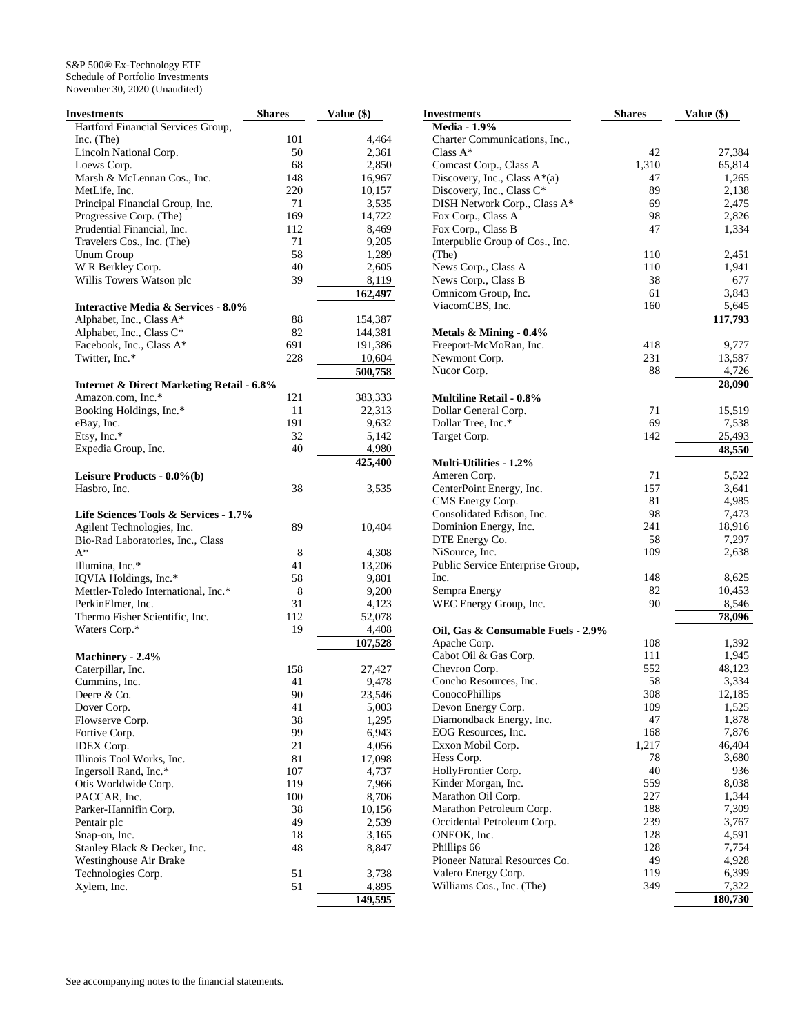S&P 500® Ex-Technology ETF
Schedule of Portfolio Investments
November 30, 2020 (Unaudited)

| Investments | Shares | Value ($) |
|---|---|---|
| Hartford Financial Services Group, Inc. (The) | 101 | 4,464 |
| Lincoln National Corp. | 50 | 2,361 |
| Loews Corp. | 68 | 2,850 |
| Marsh & McLennan Cos., Inc. | 148 | 16,967 |
| MetLife, Inc. | 220 | 10,157 |
| Principal Financial Group, Inc. | 71 | 3,535 |
| Progressive Corp. (The) | 169 | 14,722 |
| Prudential Financial, Inc. | 112 | 8,469 |
| Travelers Cos., Inc. (The) | 71 | 9,205 |
| Unum Group | 58 | 1,289 |
| W R Berkley Corp. | 40 | 2,605 |
| Willis Towers Watson plc | 39 | 8,119 |
| | | 162,497 |
| **Interactive Media & Services - 8.0%** | | |
| Alphabet, Inc., Class A* | 88 | 154,387 |
| Alphabet, Inc., Class C* | 82 | 144,381 |
| Facebook, Inc., Class A* | 691 | 191,386 |
| Twitter, Inc.* | 228 | 10,604 |
| | | 500,758 |
| **Internet & Direct Marketing Retail - 6.8%** | | |
| Amazon.com, Inc.* | 121 | 383,333 |
| Booking Holdings, Inc.* | 11 | 22,313 |
| eBay, Inc. | 191 | 9,632 |
| Etsy, Inc.* | 32 | 5,142 |
| Expedia Group, Inc. | 40 | 4,980 |
| | | 425,400 |
| **Leisure Products - 0.0%(b)** | | |
| Hasbro, Inc. | 38 | 3,535 |
| **Life Sciences Tools & Services - 1.7%** | | |
| Agilent Technologies, Inc. | 89 | 10,404 |
| Bio-Rad Laboratories, Inc., Class A* | 8 | 4,308 |
| Illumina, Inc.* | 41 | 13,206 |
| IQVIA Holdings, Inc.* | 58 | 9,801 |
| Mettler-Toledo International, Inc.* | 8 | 9,200 |
| PerkinElmer, Inc. | 31 | 4,123 |
| Thermo Fisher Scientific, Inc. | 112 | 52,078 |
| Waters Corp.* | 19 | 4,408 |
| | | 107,528 |
| **Machinery - 2.4%** | | |
| Caterpillar, Inc. | 158 | 27,427 |
| Cummins, Inc. | 41 | 9,478 |
| Deere & Co. | 90 | 23,546 |
| Dover Corp. | 41 | 5,003 |
| Flowserve Corp. | 38 | 1,295 |
| Fortive Corp. | 99 | 6,943 |
| IDEX Corp. | 21 | 4,056 |
| Illinois Tool Works, Inc. | 81 | 17,098 |
| Ingersoll Rand, Inc.* | 107 | 4,737 |
| Otis Worldwide Corp. | 119 | 7,966 |
| PACCAR, Inc. | 100 | 8,706 |
| Parker-Hannifin Corp. | 38 | 10,156 |
| Pentair plc | 49 | 2,539 |
| Snap-on, Inc. | 18 | 3,165 |
| Stanley Black & Decker, Inc. | 48 | 8,847 |
| Westinghouse Air Brake Technologies Corp. | 51 | 3,738 |
| Xylem, Inc. | 51 | 4,895 |
| | | 149,595 |
| **Media - 1.9%** | | |
| Charter Communications, Inc., Class A* | 42 | 27,384 |
| Comcast Corp., Class A | 1,310 | 65,814 |
| Discovery, Inc., Class A*(a) | 47 | 1,265 |
| Discovery, Inc., Class C* | 89 | 2,138 |
| DISH Network Corp., Class A* | 69 | 2,475 |
| Fox Corp., Class A | 98 | 2,826 |
| Fox Corp., Class B | 47 | 1,334 |
| Interpublic Group of Cos., Inc. (The) | 110 | 2,451 |
| News Corp., Class A | 110 | 1,941 |
| News Corp., Class B | 38 | 677 |
| Omnicom Group, Inc. | 61 | 3,843 |
| ViacomCBS, Inc. | 160 | 5,645 |
| | | 117,793 |
| **Metals & Mining - 0.4%** | | |
| Freeport-McMoRan, Inc. | 418 | 9,777 |
| Newmont Corp. | 231 | 13,587 |
| Nucor Corp. | 88 | 4,726 |
| | | 28,090 |
| **Multiline Retail - 0.8%** | | |
| Dollar General Corp. | 71 | 15,519 |
| Dollar Tree, Inc.* | 69 | 7,538 |
| Target Corp. | 142 | 25,493 |
| | | 48,550 |
| **Multi-Utilities - 1.2%** | | |
| Ameren Corp. | 71 | 5,522 |
| CenterPoint Energy, Inc. | 157 | 3,641 |
| CMS Energy Corp. | 81 | 4,985 |
| Consolidated Edison, Inc. | 98 | 7,473 |
| Dominion Energy, Inc. | 241 | 18,916 |
| DTE Energy Co. | 58 | 7,297 |
| NiSource, Inc. | 109 | 2,638 |
| Public Service Enterprise Group, Inc. | 148 | 8,625 |
| Sempra Energy | 82 | 10,453 |
| WEC Energy Group, Inc. | 90 | 8,546 |
| | | 78,096 |
| **Oil, Gas & Consumable Fuels - 2.9%** | | |
| Apache Corp. | 108 | 1,392 |
| Cabot Oil & Gas Corp. | 111 | 1,945 |
| Chevron Corp. | 552 | 48,123 |
| Concho Resources, Inc. | 58 | 3,334 |
| ConocoPhillips | 308 | 12,185 |
| Devon Energy Corp. | 109 | 1,525 |
| Diamondback Energy, Inc. | 47 | 1,878 |
| EOG Resources, Inc. | 168 | 7,876 |
| Exxon Mobil Corp. | 1,217 | 46,404 |
| Hess Corp. | 78 | 3,680 |
| HollyFrontier Corp. | 40 | 936 |
| Kinder Morgan, Inc. | 559 | 8,038 |
| Marathon Oil Corp. | 227 | 1,344 |
| Marathon Petroleum Corp. | 188 | 7,309 |
| Occidental Petroleum Corp. | 239 | 3,767 |
| ONEOK, Inc. | 128 | 4,591 |
| Phillips 66 | 128 | 7,754 |
| Pioneer Natural Resources Co. | 49 | 4,928 |
| Valero Energy Corp. | 119 | 6,399 |
| Williams Cos., Inc. (The) | 349 | 7,322 |
| | | 180,730 |

See accompanying notes to the financial statements.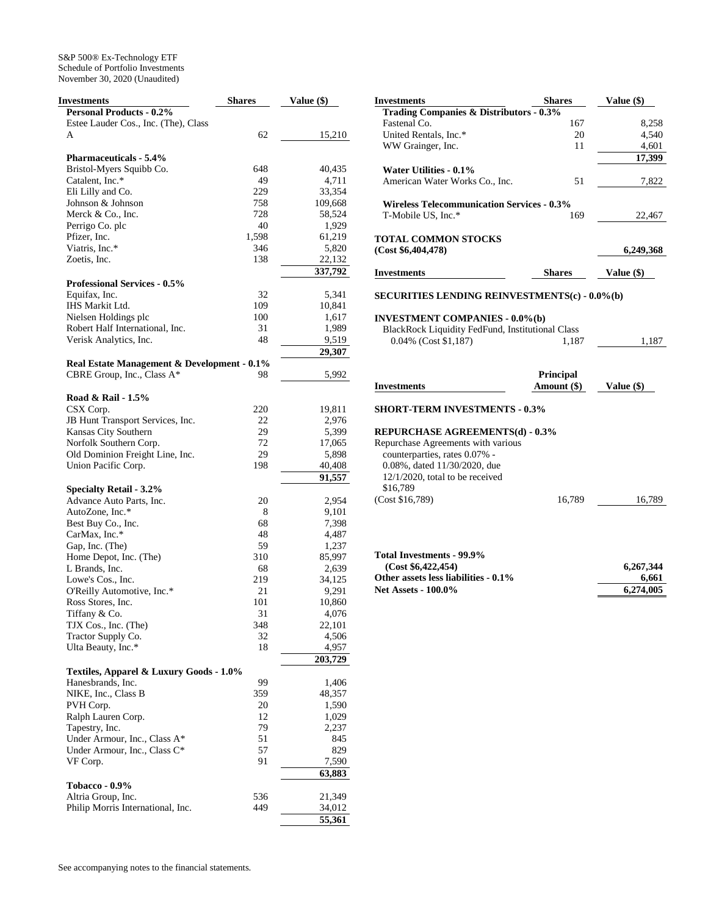S&P 500® Ex-Technology ETF
Schedule of Portfolio Investments
November 30, 2020 (Unaudited)

| Investments | Shares | Value ($) |
|---|---|---|
| **Personal Products - 0.2%** | | |
| Estee Lauder Cos., Inc. (The), Class A | 62 | 15,210 |
| **Pharmaceuticals - 5.4%** | | |
| Bristol-Myers Squibb Co. | 648 | 40,435 |
| Catalent, Inc.* | 49 | 4,711 |
| Eli Lilly and Co. | 229 | 33,354 |
| Johnson & Johnson | 758 | 109,668 |
| Merck & Co., Inc. | 728 | 58,524 |
| Perrigo Co. plc | 40 | 1,929 |
| Pfizer, Inc. | 1,598 | 61,219 |
| Viatris, Inc.* | 346 | 5,820 |
| Zoetis, Inc. | 138 | 22,132 |
| | | **337,792** |
| **Professional Services - 0.5%** | | |
| Equifax, Inc. | 32 | 5,341 |
| IHS Markit Ltd. | 109 | 10,841 |
| Nielsen Holdings plc | 100 | 1,617 |
| Robert Half International, Inc. | 31 | 1,989 |
| Verisk Analytics, Inc. | 48 | 9,519 |
| | | **29,307** |
| **Real Estate Management & Development - 0.1%** | | |
| CBRE Group, Inc., Class A* | 98 | 5,992 |
| **Road & Rail - 1.5%** | | |
| CSX Corp. | 220 | 19,811 |
| JB Hunt Transport Services, Inc. | 22 | 2,976 |
| Kansas City Southern | 29 | 5,399 |
| Norfolk Southern Corp. | 72 | 17,065 |
| Old Dominion Freight Line, Inc. | 29 | 5,898 |
| Union Pacific Corp. | 198 | 40,408 |
| | | **91,557** |
| **Specialty Retail - 3.2%** | | |
| Advance Auto Parts, Inc. | 20 | 2,954 |
| AutoZone, Inc.* | 8 | 9,101 |
| Best Buy Co., Inc. | 68 | 7,398 |
| CarMax, Inc.* | 48 | 4,487 |
| Gap, Inc. (The) | 59 | 1,237 |
| Home Depot, Inc. (The) | 310 | 85,997 |
| L Brands, Inc. | 68 | 2,639 |
| Lowe's Cos., Inc. | 219 | 34,125 |
| O'Reilly Automotive, Inc.* | 21 | 9,291 |
| Ross Stores, Inc. | 101 | 10,860 |
| Tiffany & Co. | 31 | 4,076 |
| TJX Cos., Inc. (The) | 348 | 22,101 |
| Tractor Supply Co. | 32 | 4,506 |
| Ulta Beauty, Inc.* | 18 | 4,957 |
| | | **203,729** |
| **Textiles, Apparel & Luxury Goods - 1.0%** | | |
| Hanesbrands, Inc. | 99 | 1,406 |
| NIKE, Inc., Class B | 359 | 48,357 |
| PVH Corp. | 20 | 1,590 |
| Ralph Lauren Corp. | 12 | 1,029 |
| Tapestry, Inc. | 79 | 2,237 |
| Under Armour, Inc., Class A* | 51 | 845 |
| Under Armour, Inc., Class C* | 57 | 829 |
| VF Corp. | 91 | 7,590 |
| | | **63,883** |
| **Tobacco - 0.9%** | | |
| Altria Group, Inc. | 536 | 21,349 |
| Philip Morris International, Inc. | 449 | 34,012 |
| | | **55,361** |
| **Trading Companies & Distributors - 0.3%** | | |
| Fastenal Co. | 167 | 8,258 |
| United Rentals, Inc.* | 20 | 4,540 |
| WW Grainger, Inc. | 11 | 4,601 |
| | | **17,399** |
| **Water Utilities - 0.1%** | | |
| American Water Works Co., Inc. | 51 | 7,822 |
| **Wireless Telecommunication Services - 0.3%** | | |
| T-Mobile US, Inc.* | 169 | 22,467 |
| **TOTAL COMMON STOCKS (Cost $6,404,478)** | | **6,249,368** |

| Investments | Shares | Value ($) |
|---|---|---|
| **SECURITIES LENDING REINVESTMENTS(c) - 0.0%(b)** | | |
| **INVESTMENT COMPANIES - 0.0%(b)** | | |
| BlackRock Liquidity FedFund, Institutional Class 0.04% (Cost $1,187) | 1,187 | 1,187 |

| Investments | Principal Amount ($) | Value ($) |
|---|---|---|
| **SHORT-TERM INVESTMENTS - 0.3%** | | |
| **REPURCHASE AGREEMENTS(d) - 0.3%** | | |
| Repurchase Agreements with various counterparties, rates 0.07% - 0.08%, dated 11/30/2020, due 12/1/2020, total to be received $16,789 (Cost $16,789) | 16,789 | 16,789 |

| | |
|---|---|
| **Total Investments - 99.9% (Cost $6,422,454)** | **6,267,344** |
| **Other assets less liabilities - 0.1%** | **6,661** |
| **Net Assets - 100.0%** | **6,274,005** |

See accompanying notes to the financial statements.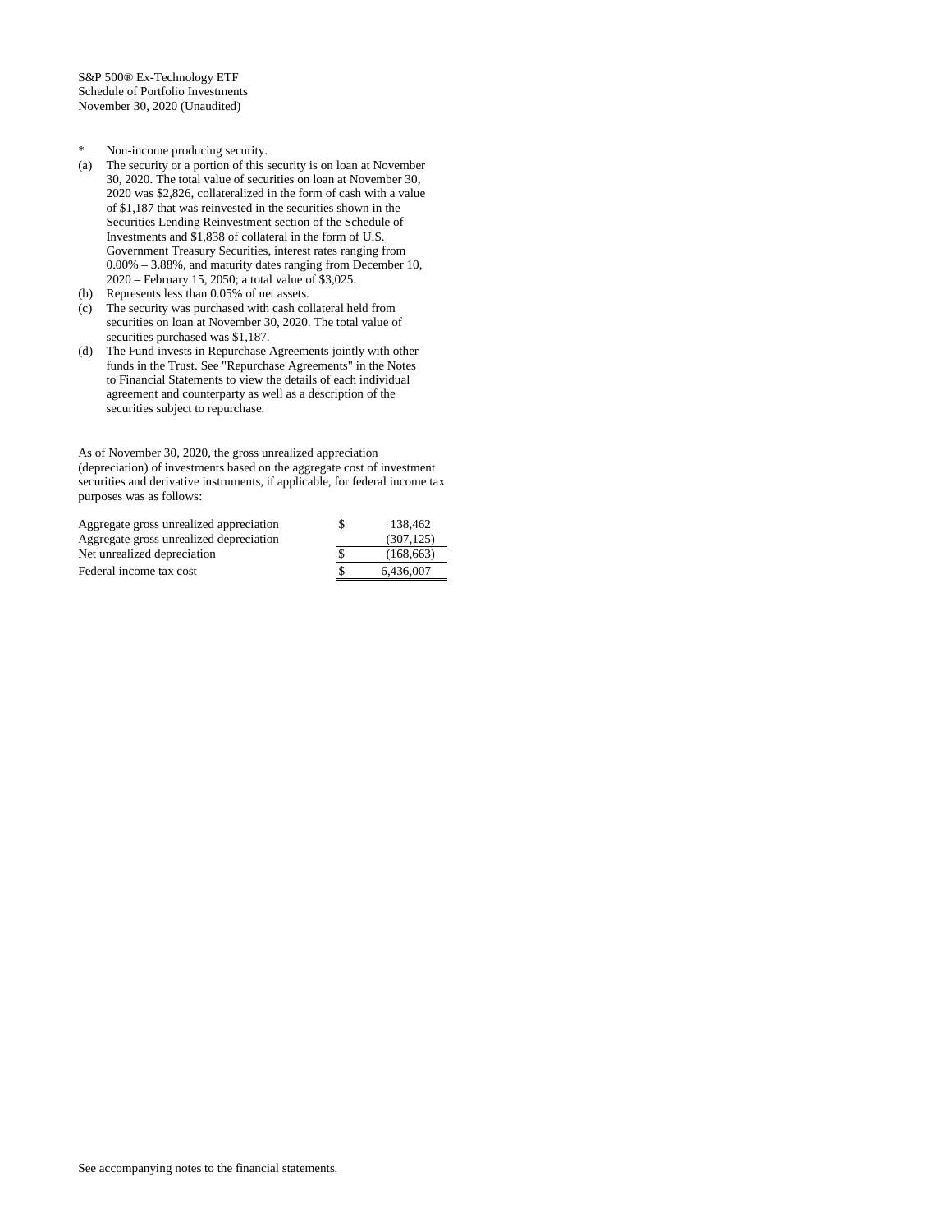S&P 500® Ex-Technology ETF
Schedule of Portfolio Investments
November 30, 2020 (Unaudited)

- \* Non-income producing security.
- (a) The security or a portion of this security is on loan at November 30, 2020. The total value of securities on loan at November 30, 2020 was $2,826, collateralized in the form of cash with a value of $1,187 that was reinvested in the securities shown in the Securities Lending Reinvestment section of the Schedule of Investments and $1,838 of collateral in the form of U.S. Government Treasury Securities, interest rates ranging from 0.00% – 3.88%, and maturity dates ranging from December 10, 2020 – February 15, 2050; a total value of $3,025.
- (b) Represents less than 0.05% of net assets.
- (c) The security was purchased with cash collateral held from securities on loan at November 30, 2020. The total value of securities purchased was $1,187.
- (d) The Fund invests in Repurchase Agreements jointly with other funds in the Trust. See "Repurchase Agreements" in the Notes to Financial Statements to view the details of each individual agreement and counterparty as well as a description of the securities subject to repurchase.

As of November 30, 2020, the gross unrealized appreciation (depreciation) of investments based on the aggregate cost of investment securities and derivative instruments, if applicable, for federal income tax purposes was as follows:

| | | |
|---|---|---|
| Aggregate gross unrealized appreciation | $ | 138,462 |
| Aggregate gross unrealized depreciation | | (307,125) |
| Net unrealized depreciation | $ | (168,663) |
| Federal income tax cost | $ | 6,436,007 |

See accompanying notes to the financial statements.